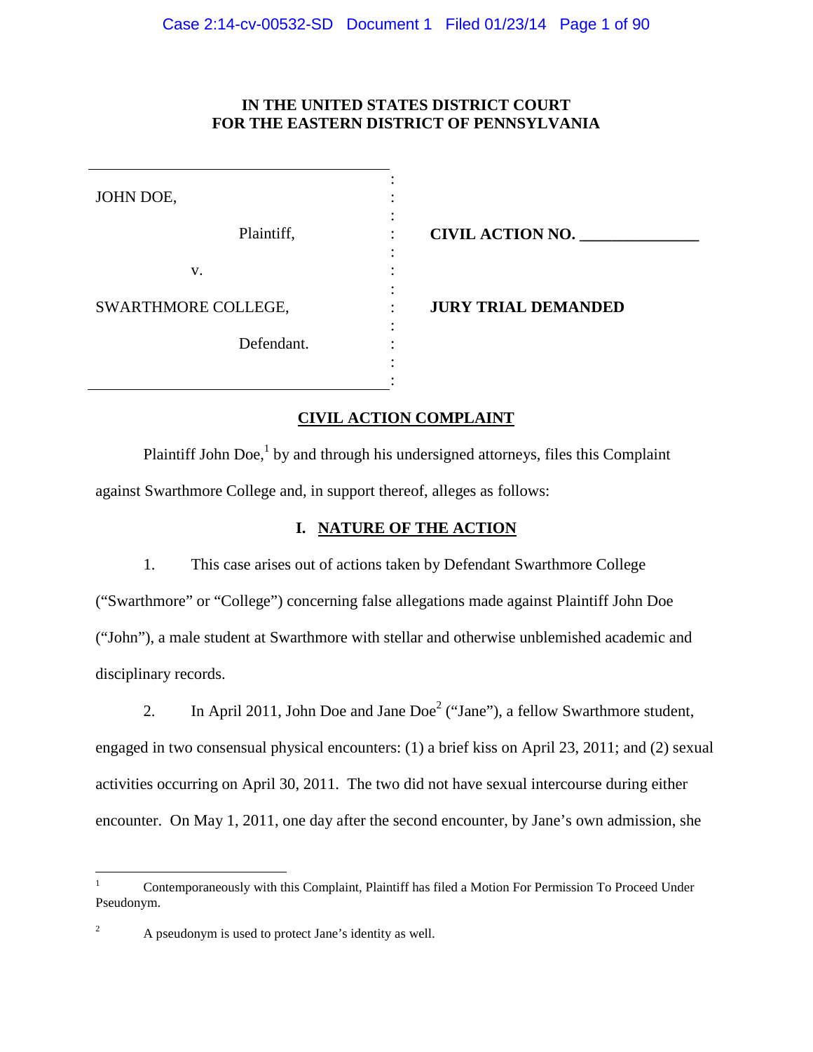**IN THE UNITED STATES DISTRICT COURT**
**FOR THE EASTERN DISTRICT OF PENNSYLVANIA**

| | | |
|---|---|---|
| JOHN DOE,<br><br>Plaintiff,<br><br>v.<br><br>SWARTHMORE COLLEGE,<br><br>Defendant. | : | **CIVIL ACTION NO. \_\_\_\_\_\_\_\_\_\_\_\_\_\_\_**<br><br>**JURY TRIAL DEMANDED** |

## CIVIL ACTION COMPLAINT

Plaintiff John Doe,[1] by and through his undersigned attorneys, files this Complaint against Swarthmore College and, in support thereof, alleges as follows:

### I. NATURE OF THE ACTION

1. This case arises out of actions taken by Defendant Swarthmore College ("Swarthmore" or "College") concerning false allegations made against Plaintiff John Doe ("John"), a male student at Swarthmore with stellar and otherwise unblemished academic and disciplinary records.

2. In April 2011, John Doe and Jane Doe[2] ("Jane"), a fellow Swarthmore student, engaged in two consensual physical encounters: (1) a brief kiss on April 23, 2011; and (2) sexual activities occurring on April 30, 2011. The two did not have sexual intercourse during either encounter. On May 1, 2011, one day after the second encounter, by Jane's own admission, she

---

[1] Contemporaneously with this Complaint, Plaintiff has filed a Motion For Permission To Proceed Under Pseudonym.

[2] A pseudonym is used to protect Jane's identity as well.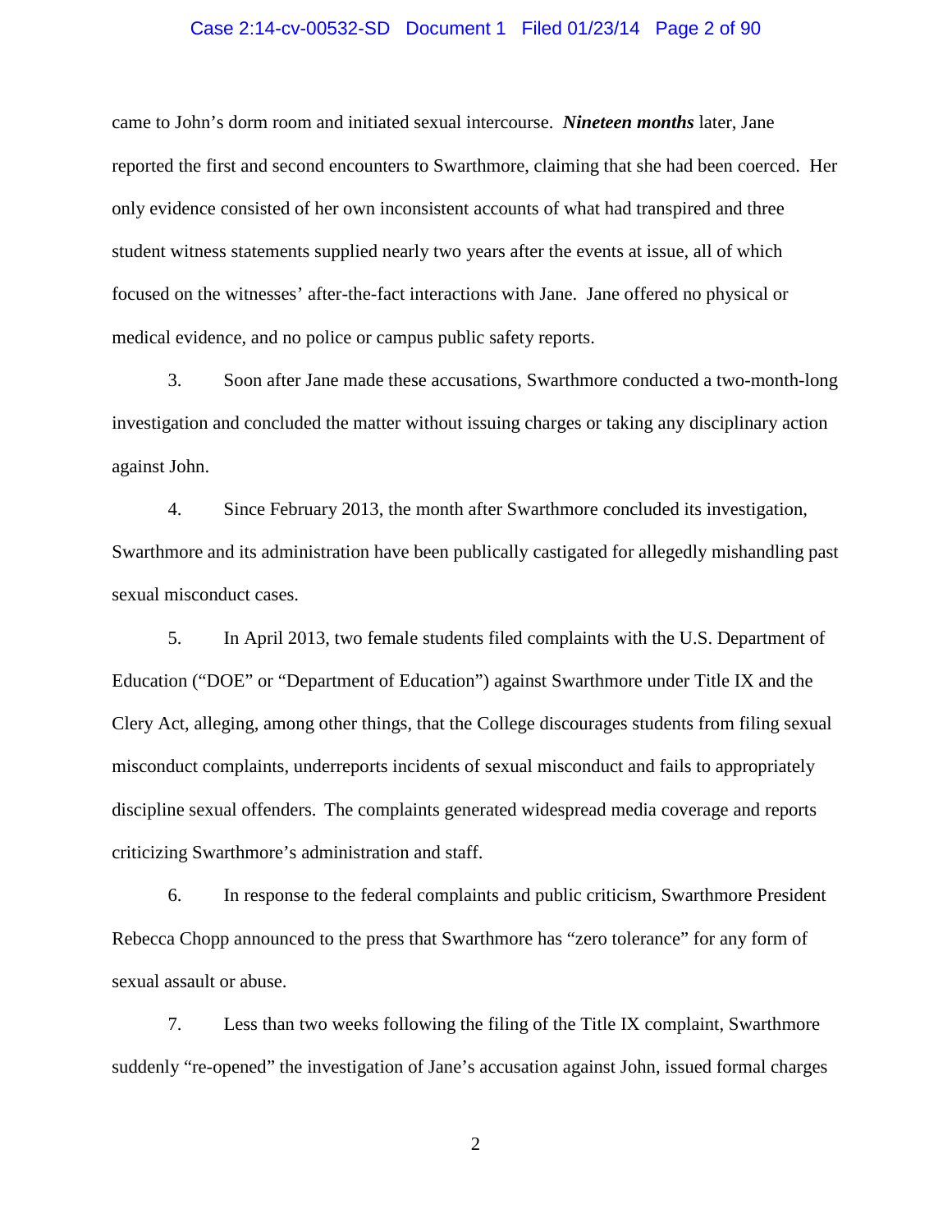came to John's dorm room and initiated sexual intercourse. ***Nineteen months*** later, Jane reported the first and second encounters to Swarthmore, claiming that she had been coerced. Her only evidence consisted of her own inconsistent accounts of what had transpired and three student witness statements supplied nearly two years after the events at issue, all of which focused on the witnesses' after-the-fact interactions with Jane. Jane offered no physical or medical evidence, and no police or campus public safety reports.

3. Soon after Jane made these accusations, Swarthmore conducted a two-month-long investigation and concluded the matter without issuing charges or taking any disciplinary action against John.

4. Since February 2013, the month after Swarthmore concluded its investigation, Swarthmore and its administration have been publically castigated for allegedly mishandling past sexual misconduct cases.

5. In April 2013, two female students filed complaints with the U.S. Department of Education ("DOE" or "Department of Education") against Swarthmore under Title IX and the Clery Act, alleging, among other things, that the College discourages students from filing sexual misconduct complaints, underreports incidents of sexual misconduct and fails to appropriately discipline sexual offenders. The complaints generated widespread media coverage and reports criticizing Swarthmore's administration and staff.

6. In response to the federal complaints and public criticism, Swarthmore President Rebecca Chopp announced to the press that Swarthmore has "zero tolerance" for any form of sexual assault or abuse.

7. Less than two weeks following the filing of the Title IX complaint, Swarthmore suddenly "re-opened" the investigation of Jane's accusation against John, issued formal charges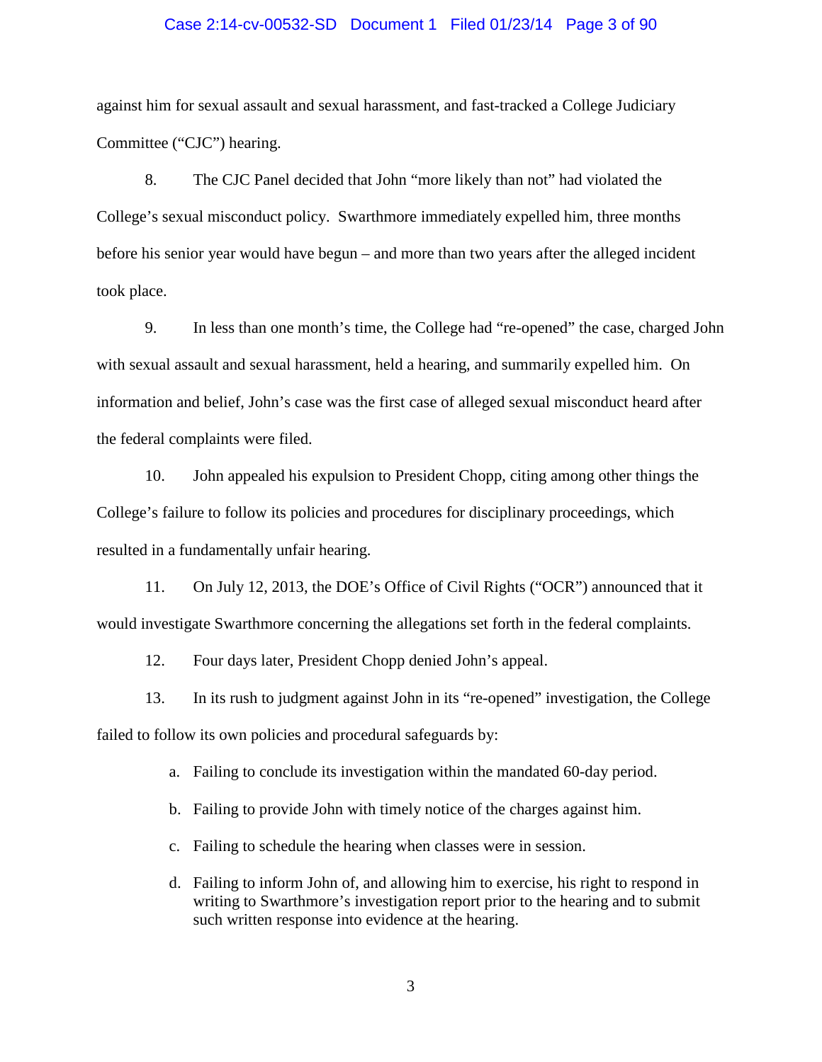against him for sexual assault and sexual harassment, and fast-tracked a College Judiciary Committee ("CJC") hearing.

8. The CJC Panel decided that John "more likely than not" had violated the College's sexual misconduct policy. Swarthmore immediately expelled him, three months before his senior year would have begun – and more than two years after the alleged incident took place.

9. In less than one month's time, the College had "re-opened" the case, charged John with sexual assault and sexual harassment, held a hearing, and summarily expelled him. On information and belief, John's case was the first case of alleged sexual misconduct heard after the federal complaints were filed.

10. John appealed his expulsion to President Chopp, citing among other things the College's failure to follow its policies and procedures for disciplinary proceedings, which resulted in a fundamentally unfair hearing.

11. On July 12, 2013, the DOE's Office of Civil Rights ("OCR") announced that it would investigate Swarthmore concerning the allegations set forth in the federal complaints.

12. Four days later, President Chopp denied John's appeal.

13. In its rush to judgment against John in its "re-opened" investigation, the College failed to follow its own policies and procedural safeguards by:

a. Failing to conclude its investigation within the mandated 60-day period.

b. Failing to provide John with timely notice of the charges against him.

c. Failing to schedule the hearing when classes were in session.

d. Failing to inform John of, and allowing him to exercise, his right to respond in writing to Swarthmore's investigation report prior to the hearing and to submit such written response into evidence at the hearing.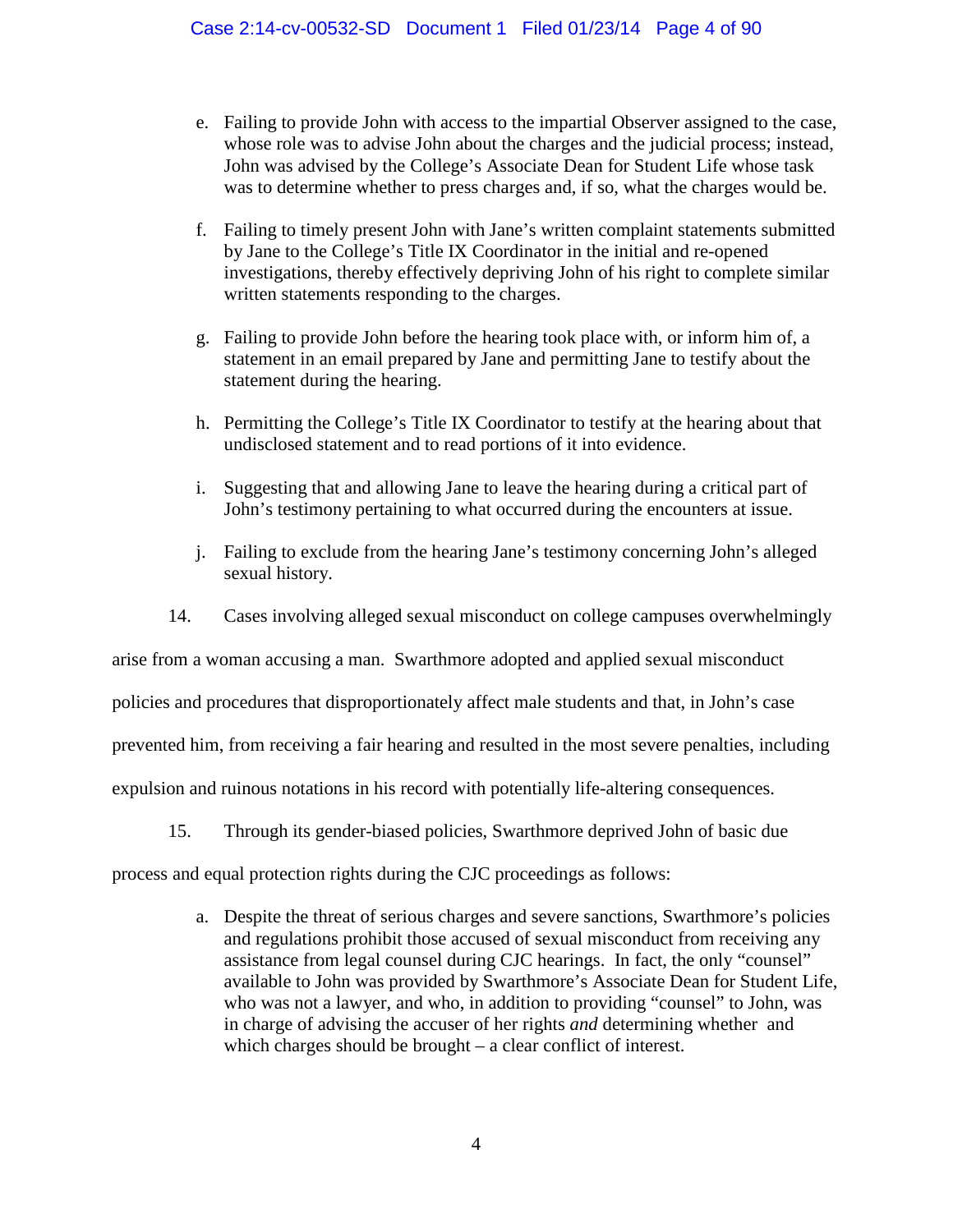e. Failing to provide John with access to the impartial Observer assigned to the case, whose role was to advise John about the charges and the judicial process; instead, John was advised by the College's Associate Dean for Student Life whose task was to determine whether to press charges and, if so, what the charges would be.

f. Failing to timely present John with Jane's written complaint statements submitted by Jane to the College's Title IX Coordinator in the initial and re-opened investigations, thereby effectively depriving John of his right to complete similar written statements responding to the charges.

g. Failing to provide John before the hearing took place with, or inform him of, a statement in an email prepared by Jane and permitting Jane to testify about the statement during the hearing.

h. Permitting the College's Title IX Coordinator to testify at the hearing about that undisclosed statement and to read portions of it into evidence.

i. Suggesting that and allowing Jane to leave the hearing during a critical part of John's testimony pertaining to what occurred during the encounters at issue.

j. Failing to exclude from the hearing Jane's testimony concerning John's alleged sexual history.

14. Cases involving alleged sexual misconduct on college campuses overwhelmingly arise from a woman accusing a man. Swarthmore adopted and applied sexual misconduct policies and procedures that disproportionately affect male students and that, in John's case prevented him, from receiving a fair hearing and resulted in the most severe penalties, including expulsion and ruinous notations in his record with potentially life-altering consequences.

15. Through its gender-biased policies, Swarthmore deprived John of basic due process and equal protection rights during the CJC proceedings as follows:

a. Despite the threat of serious charges and severe sanctions, Swarthmore's policies and regulations prohibit those accused of sexual misconduct from receiving any assistance from legal counsel during CJC hearings. In fact, the only "counsel" available to John was provided by Swarthmore's Associate Dean for Student Life, who was not a lawyer, and who, in addition to providing "counsel" to John, was in charge of advising the accuser of her rights *and* determining whether and which charges should be brought – a clear conflict of interest.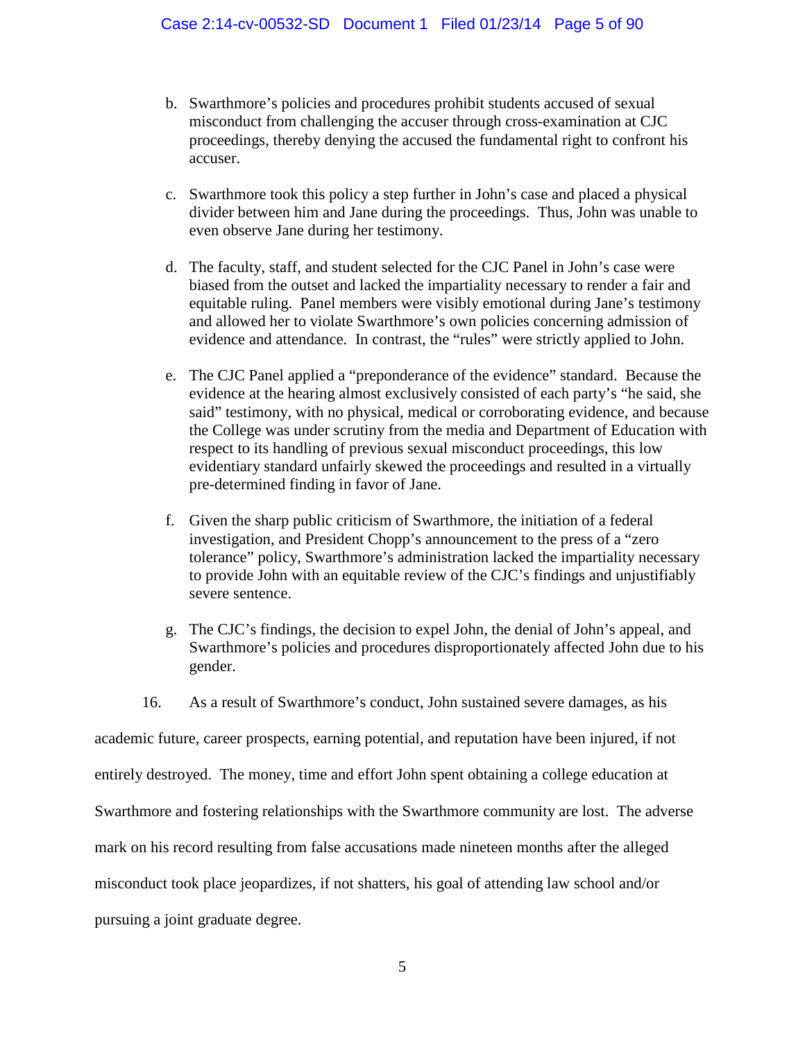b. Swarthmore's policies and procedures prohibit students accused of sexual misconduct from challenging the accuser through cross-examination at CJC proceedings, thereby denying the accused the fundamental right to confront his accuser.

c. Swarthmore took this policy a step further in John's case and placed a physical divider between him and Jane during the proceedings. Thus, John was unable to even observe Jane during her testimony.

d. The faculty, staff, and student selected for the CJC Panel in John's case were biased from the outset and lacked the impartiality necessary to render a fair and equitable ruling. Panel members were visibly emotional during Jane's testimony and allowed her to violate Swarthmore's own policies concerning admission of evidence and attendance. In contrast, the "rules" were strictly applied to John.

e. The CJC Panel applied a "preponderance of the evidence" standard. Because the evidence at the hearing almost exclusively consisted of each party's "he said, she said" testimony, with no physical, medical or corroborating evidence, and because the College was under scrutiny from the media and Department of Education with respect to its handling of previous sexual misconduct proceedings, this low evidentiary standard unfairly skewed the proceedings and resulted in a virtually pre-determined finding in favor of Jane.

f. Given the sharp public criticism of Swarthmore, the initiation of a federal investigation, and President Chopp's announcement to the press of a "zero tolerance" policy, Swarthmore's administration lacked the impartiality necessary to provide John with an equitable review of the CJC's findings and unjustifiably severe sentence.

g. The CJC's findings, the decision to expel John, the denial of John's appeal, and Swarthmore's policies and procedures disproportionately affected John due to his gender.

16. As a result of Swarthmore's conduct, John sustained severe damages, as his academic future, career prospects, earning potential, and reputation have been injured, if not entirely destroyed. The money, time and effort John spent obtaining a college education at Swarthmore and fostering relationships with the Swarthmore community are lost. The adverse mark on his record resulting from false accusations made nineteen months after the alleged misconduct took place jeopardizes, if not shatters, his goal of attending law school and/or pursuing a joint graduate degree.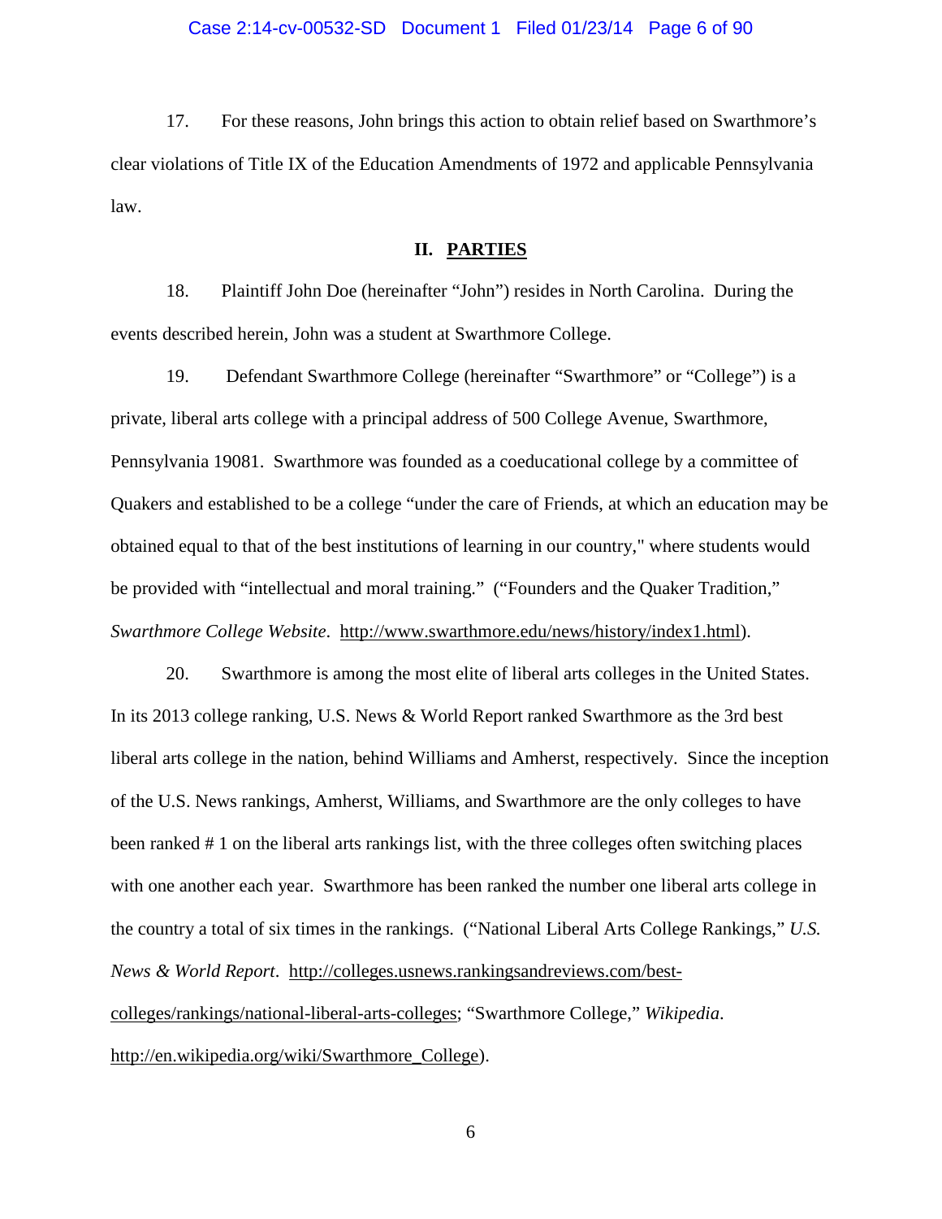17. For these reasons, John brings this action to obtain relief based on Swarthmore's clear violations of Title IX of the Education Amendments of 1972 and applicable Pennsylvania law.

## II. PARTIES

18. Plaintiff John Doe (hereinafter "John") resides in North Carolina. During the events described herein, John was a student at Swarthmore College.

19. Defendant Swarthmore College (hereinafter "Swarthmore" or "College") is a private, liberal arts college with a principal address of 500 College Avenue, Swarthmore, Pennsylvania 19081. Swarthmore was founded as a coeducational college by a committee of Quakers and established to be a college "under the care of Friends, at which an education may be obtained equal to that of the best institutions of learning in our country," where students would be provided with "intellectual and moral training." ("Founders and the Quaker Tradition," *Swarthmore College Website*. http://www.swarthmore.edu/news/history/index1.html).

20. Swarthmore is among the most elite of liberal arts colleges in the United States. In its 2013 college ranking, U.S. News & World Report ranked Swarthmore as the 3rd best liberal arts college in the nation, behind Williams and Amherst, respectively. Since the inception of the U.S. News rankings, Amherst, Williams, and Swarthmore are the only colleges to have been ranked # 1 on the liberal arts rankings list, with the three colleges often switching places with one another each year. Swarthmore has been ranked the number one liberal arts college in the country a total of six times in the rankings. ("National Liberal Arts College Rankings," *U.S. News & World Report*. http://colleges.usnews.rankingsandreviews.com/best-colleges/rankings/national-liberal-arts-colleges; "Swarthmore College," *Wikipedia*. http://en.wikipedia.org/wiki/Swarthmore_College).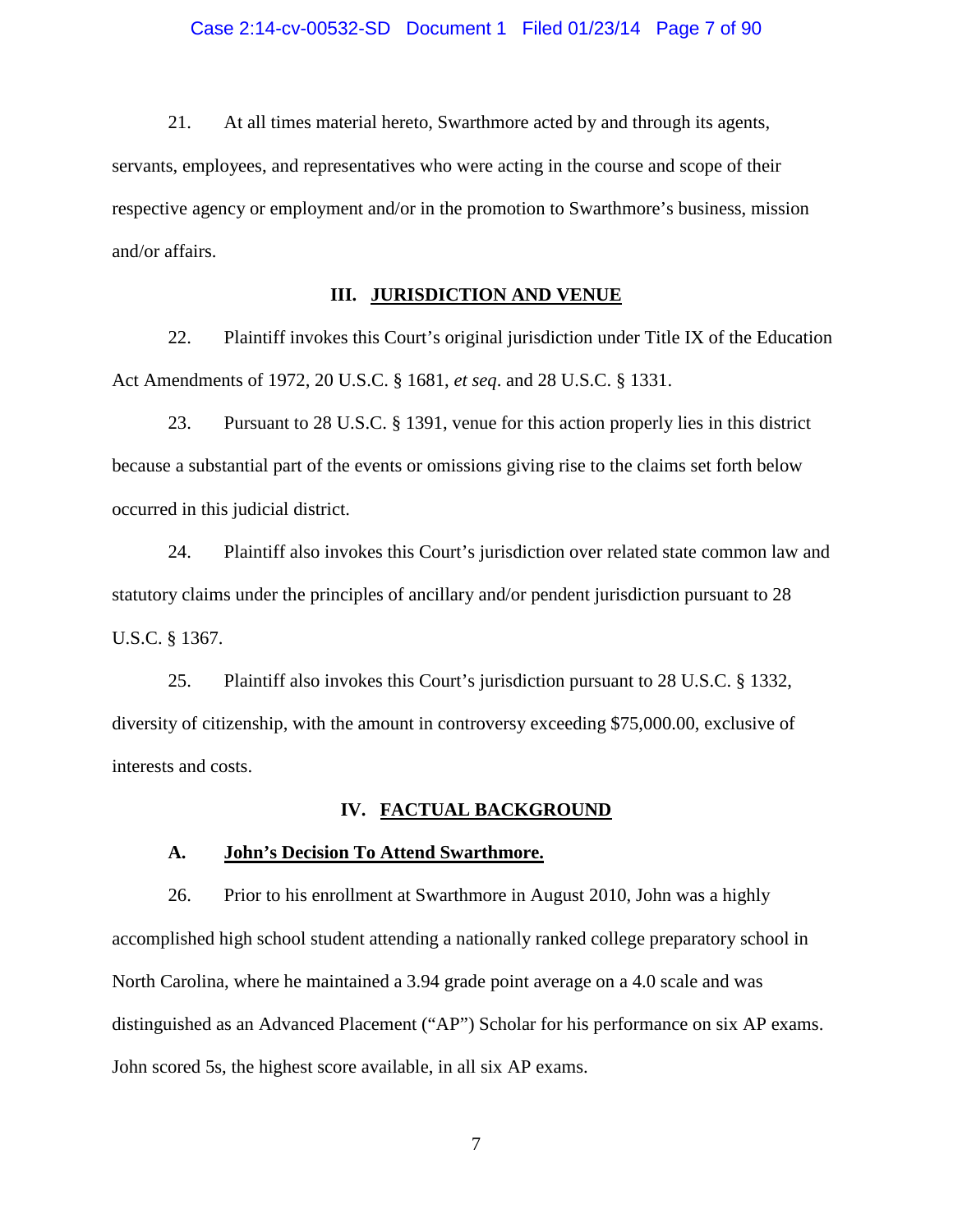21. At all times material hereto, Swarthmore acted by and through its agents, servants, employees, and representatives who were acting in the course and scope of their respective agency or employment and/or in the promotion to Swarthmore's business, mission and/or affairs.

## III. JURISDICTION AND VENUE

22. Plaintiff invokes this Court's original jurisdiction under Title IX of the Education Act Amendments of 1972, 20 U.S.C. § 1681, *et seq*. and 28 U.S.C. § 1331.

23. Pursuant to 28 U.S.C. § 1391, venue for this action properly lies in this district because a substantial part of the events or omissions giving rise to the claims set forth below occurred in this judicial district.

24. Plaintiff also invokes this Court's jurisdiction over related state common law and statutory claims under the principles of ancillary and/or pendent jurisdiction pursuant to 28 U.S.C. § 1367.

25. Plaintiff also invokes this Court's jurisdiction pursuant to 28 U.S.C. § 1332, diversity of citizenship, with the amount in controversy exceeding $75,000.00, exclusive of interests and costs.

## IV. FACTUAL BACKGROUND

### A. John's Decision To Attend Swarthmore.

26. Prior to his enrollment at Swarthmore in August 2010, John was a highly accomplished high school student attending a nationally ranked college preparatory school in North Carolina, where he maintained a 3.94 grade point average on a 4.0 scale and was distinguished as an Advanced Placement ("AP") Scholar for his performance on six AP exams. John scored 5s, the highest score available, in all six AP exams.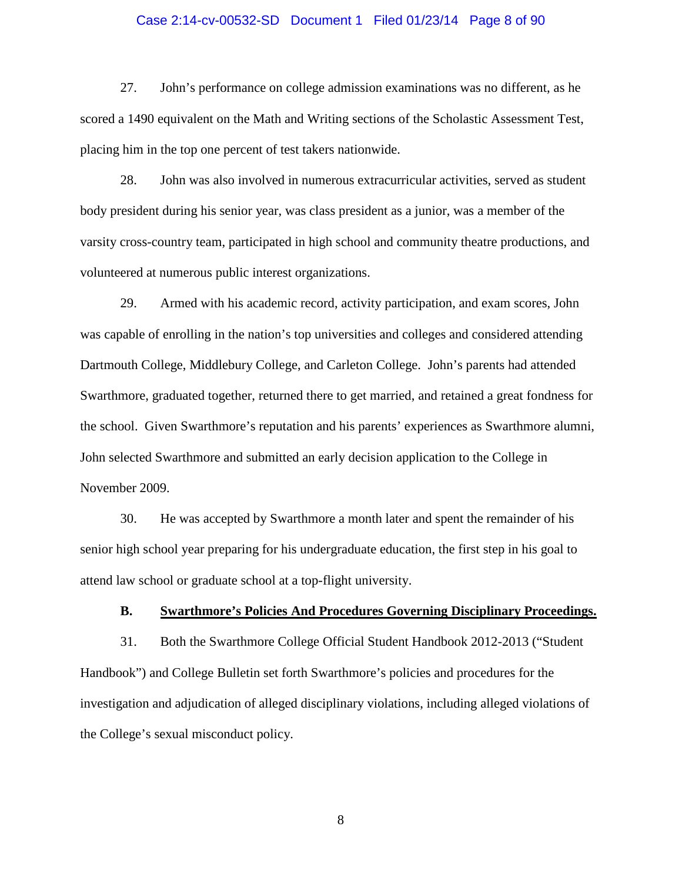27. John's performance on college admission examinations was no different, as he scored a 1490 equivalent on the Math and Writing sections of the Scholastic Assessment Test, placing him in the top one percent of test takers nationwide.

28. John was also involved in numerous extracurricular activities, served as student body president during his senior year, was class president as a junior, was a member of the varsity cross-country team, participated in high school and community theatre productions, and volunteered at numerous public interest organizations.

29. Armed with his academic record, activity participation, and exam scores, John was capable of enrolling in the nation's top universities and colleges and considered attending Dartmouth College, Middlebury College, and Carleton College. John's parents had attended Swarthmore, graduated together, returned there to get married, and retained a great fondness for the school. Given Swarthmore's reputation and his parents' experiences as Swarthmore alumni, John selected Swarthmore and submitted an early decision application to the College in November 2009.

30. He was accepted by Swarthmore a month later and spent the remainder of his senior high school year preparing for his undergraduate education, the first step in his goal to attend law school or graduate school at a top-flight university.

### B. <u>Swarthmore's Policies And Procedures Governing Disciplinary Proceedings.</u>

31. Both the Swarthmore College Official Student Handbook 2012-2013 ("Student Handbook") and College Bulletin set forth Swarthmore's policies and procedures for the investigation and adjudication of alleged disciplinary violations, including alleged violations of the College's sexual misconduct policy.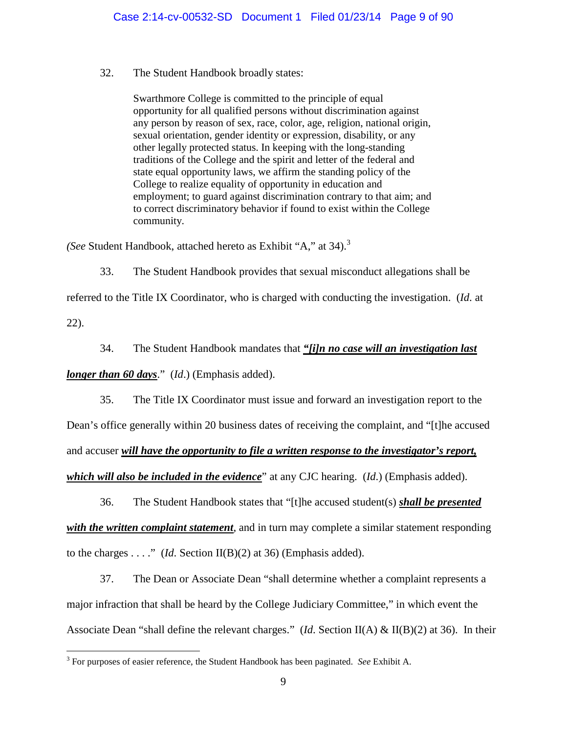32. The Student Handbook broadly states:

> Swarthmore College is committed to the principle of equal opportunity for all qualified persons without discrimination against any person by reason of sex, race, color, age, religion, national origin, sexual orientation, gender identity or expression, disability, or any other legally protected status. In keeping with the long-standing traditions of the College and the spirit and letter of the federal and state equal opportunity laws, we affirm the standing policy of the College to realize equality of opportunity in education and employment; to guard against discrimination contrary to that aim; and to correct discriminatory behavior if found to exist within the College community.

*(See* Student Handbook, attached hereto as Exhibit "A," at 34).[3]

33. The Student Handbook provides that sexual misconduct allegations shall be referred to the Title IX Coordinator, who is charged with conducting the investigation. (*Id*. at 22).

34. The Student Handbook mandates that ***"[i]n no case will an investigation last longer than 60 days***." (*Id*.) (Emphasis added).

35. The Title IX Coordinator must issue and forward an investigation report to the Dean's office generally within 20 business dates of receiving the complaint, and "[t]he accused and accuser ***will have the opportunity to file a written response to the investigator's report, which will also be included in the evidence***" at any CJC hearing. (*Id*.) (Emphasis added).

36. The Student Handbook states that "[t]he accused student(s) ***shall be presented with the written complaint statement***, and in turn may complete a similar statement responding to the charges . . . ." (*Id*. Section II(B)(2) at 36) (Emphasis added).

37. The Dean or Associate Dean "shall determine whether a complaint represents a major infraction that shall be heard by the College Judiciary Committee," in which event the Associate Dean "shall define the relevant charges." (*Id*. Section II(A) & II(B)(2) at 36). In their

[3] For purposes of easier reference, the Student Handbook has been paginated. *See* Exhibit A.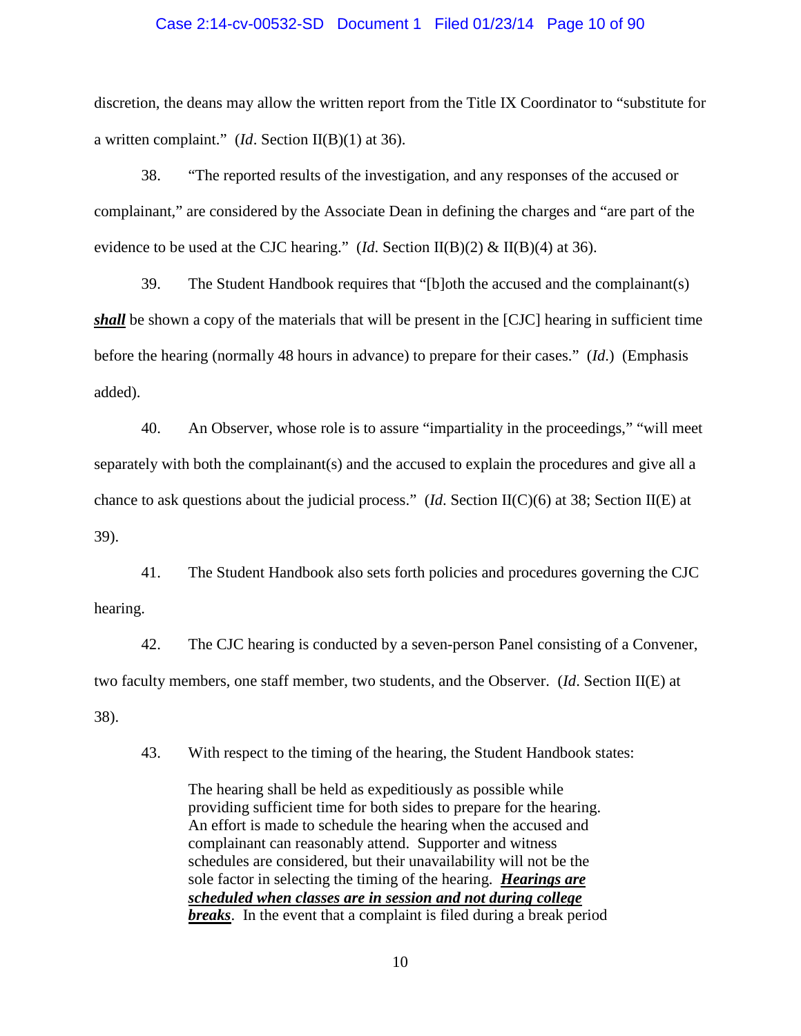discretion, the deans may allow the written report from the Title IX Coordinator to "substitute for a written complaint." (*Id*. Section II(B)(1) at 36).

38. "The reported results of the investigation, and any responses of the accused or complainant," are considered by the Associate Dean in defining the charges and "are part of the evidence to be used at the CJC hearing." (*Id*. Section II(B)(2) & II(B)(4) at 36).

39. The Student Handbook requires that "[b]oth the accused and the complainant(s) ***<u>shall</u>*** be shown a copy of the materials that will be present in the [CJC] hearing in sufficient time before the hearing (normally 48 hours in advance) to prepare for their cases." (*Id*.) (Emphasis added).

40. An Observer, whose role is to assure "impartiality in the proceedings," "will meet separately with both the complainant(s) and the accused to explain the procedures and give all a chance to ask questions about the judicial process." (*Id*. Section II(C)(6) at 38; Section II(E) at 39).

41. The Student Handbook also sets forth policies and procedures governing the CJC hearing.

42. The CJC hearing is conducted by a seven-person Panel consisting of a Convener, two faculty members, one staff member, two students, and the Observer. (*Id*. Section II(E) at 38).

43. With respect to the timing of the hearing, the Student Handbook states:

> The hearing shall be held as expeditiously as possible while providing sufficient time for both sides to prepare for the hearing. An effort is made to schedule the hearing when the accused and complainant can reasonably attend. Supporter and witness schedules are considered, but their unavailability will not be the sole factor in selecting the timing of the hearing. ***<u>Hearings are scheduled when classes are in session and not during college breaks</u>***. In the event that a complaint is filed during a break period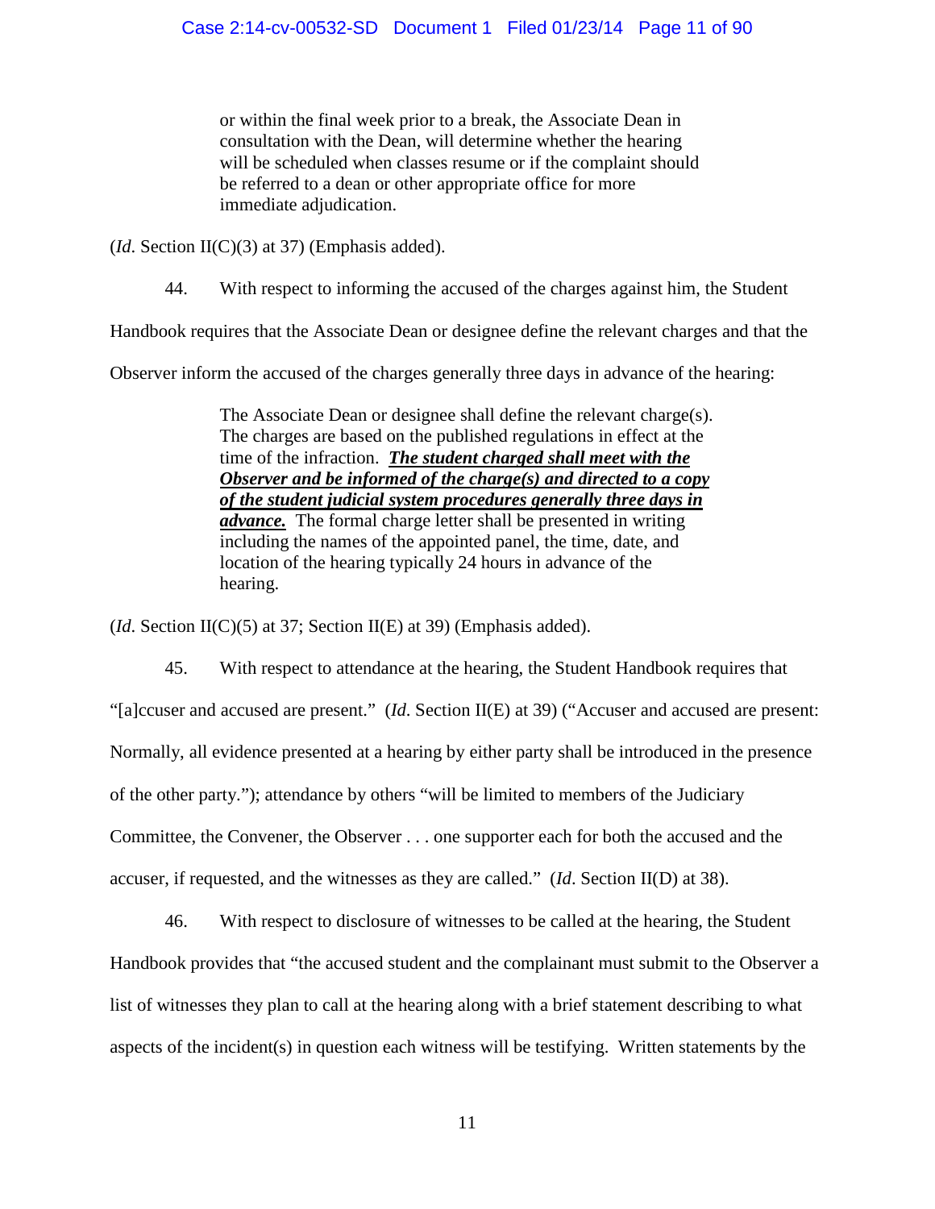> or within the final week prior to a break, the Associate Dean in consultation with the Dean, will determine whether the hearing will be scheduled when classes resume or if the complaint should be referred to a dean or other appropriate office for more immediate adjudication.

(*Id*. Section II(C)(3) at 37) (Emphasis added).

44. With respect to informing the accused of the charges against him, the Student Handbook requires that the Associate Dean or designee define the relevant charges and that the Observer inform the accused of the charges generally three days in advance of the hearing:

> The Associate Dean or designee shall define the relevant charge(s). The charges are based on the published regulations in effect at the time of the infraction. ***The student charged shall meet with the Observer and be informed of the charge(s) and directed to a copy of the student judicial system procedures generally three days in advance.*** The formal charge letter shall be presented in writing including the names of the appointed panel, the time, date, and location of the hearing typically 24 hours in advance of the hearing.

(*Id*. Section II(C)(5) at 37; Section II(E) at 39) (Emphasis added).

45. With respect to attendance at the hearing, the Student Handbook requires that "[a]ccuser and accused are present." (*Id*. Section II(E) at 39) ("Accuser and accused are present: Normally, all evidence presented at a hearing by either party shall be introduced in the presence of the other party."); attendance by others "will be limited to members of the Judiciary Committee, the Convener, the Observer . . . one supporter each for both the accused and the accuser, if requested, and the witnesses as they are called." (*Id*. Section II(D) at 38).

46. With respect to disclosure of witnesses to be called at the hearing, the Student Handbook provides that "the accused student and the complainant must submit to the Observer a list of witnesses they plan to call at the hearing along with a brief statement describing to what aspects of the incident(s) in question each witness will be testifying. Written statements by the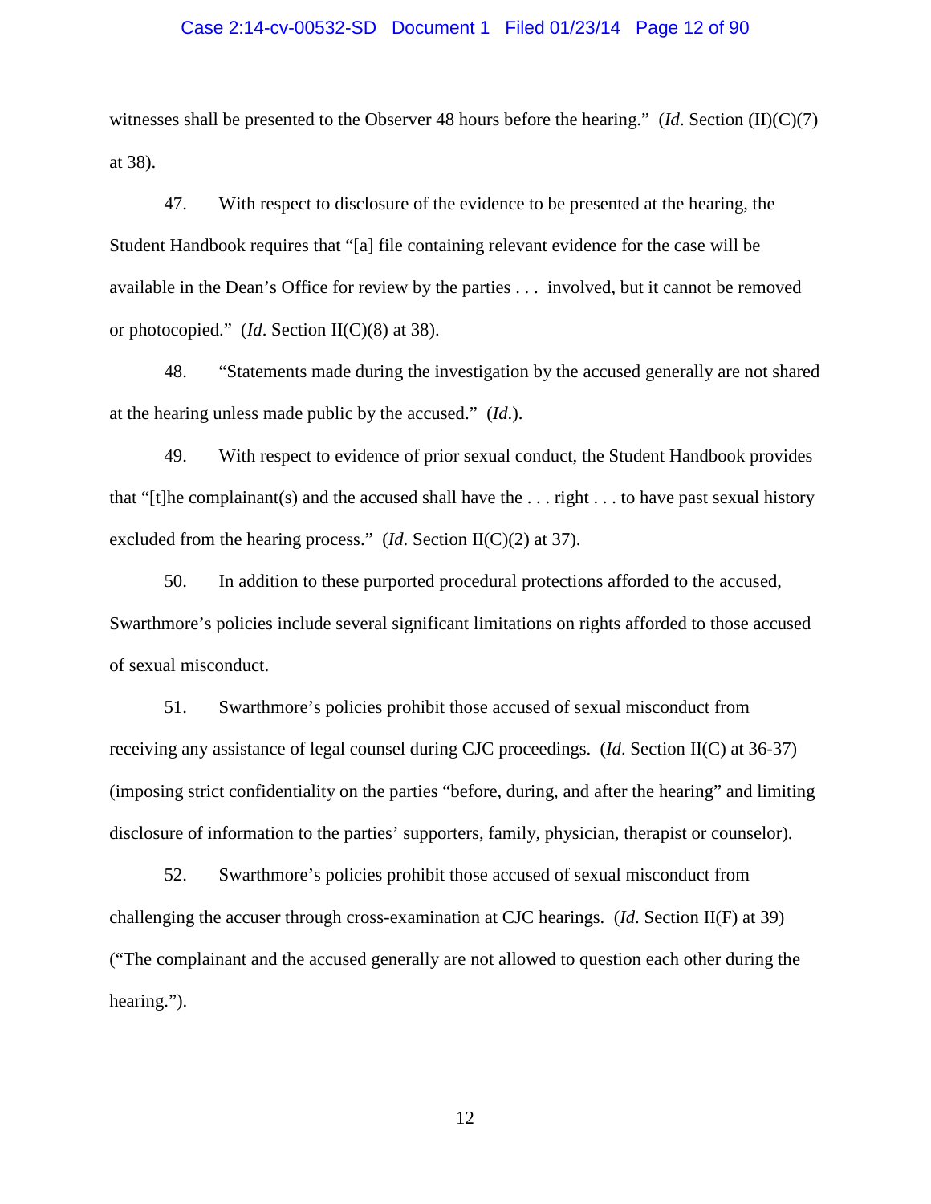witnesses shall be presented to the Observer 48 hours before the hearing." (*Id*. Section (II)(C)(7) at 38).

47. With respect to disclosure of the evidence to be presented at the hearing, the Student Handbook requires that "[a] file containing relevant evidence for the case will be available in the Dean's Office for review by the parties . . . involved, but it cannot be removed or photocopied." (*Id*. Section II(C)(8) at 38).

48. "Statements made during the investigation by the accused generally are not shared at the hearing unless made public by the accused." (*Id*.).

49. With respect to evidence of prior sexual conduct, the Student Handbook provides that "[t]he complainant(s) and the accused shall have the . . . right . . . to have past sexual history excluded from the hearing process." (*Id*. Section II(C)(2) at 37).

50. In addition to these purported procedural protections afforded to the accused, Swarthmore's policies include several significant limitations on rights afforded to those accused of sexual misconduct.

51. Swarthmore's policies prohibit those accused of sexual misconduct from receiving any assistance of legal counsel during CJC proceedings. (*Id*. Section II(C) at 36-37) (imposing strict confidentiality on the parties "before, during, and after the hearing" and limiting disclosure of information to the parties' supporters, family, physician, therapist or counselor).

52. Swarthmore's policies prohibit those accused of sexual misconduct from challenging the accuser through cross-examination at CJC hearings. (*Id*. Section II(F) at 39) ("The complainant and the accused generally are not allowed to question each other during the hearing.").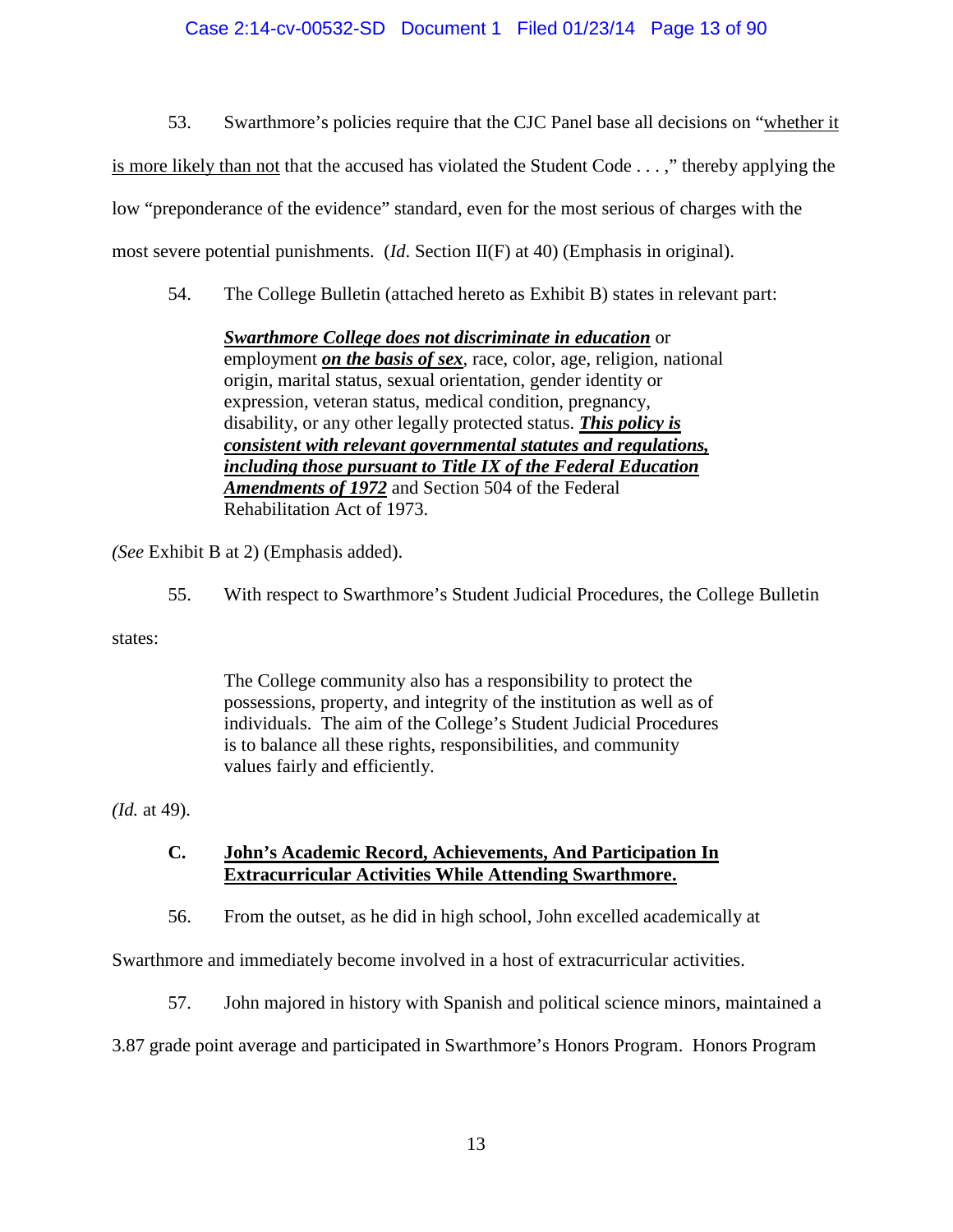53. Swarthmore's policies require that the CJC Panel base all decisions on "<u>whether it is more likely than not</u> that the accused has violated the Student Code . . . ," thereby applying the low "preponderance of the evidence" standard, even for the most serious of charges with the most severe potential punishments. (*Id*. Section II(F) at 40) (Emphasis in original).

54. The College Bulletin (attached hereto as Exhibit B) states in relevant part:

> ***<u>Swarthmore College does not discriminate in education</u>*** or employment ***<u>on the basis of sex</u>***, race, color, age, religion, national origin, marital status, sexual orientation, gender identity or expression, veteran status, medical condition, pregnancy, disability, or any other legally protected status. ***<u>This policy is consistent with relevant governmental statutes and regulations, including those pursuant to Title IX of the Federal Education Amendments of 1972</u>*** and Section 504 of the Federal Rehabilitation Act of 1973.

*(See* Exhibit B at 2) (Emphasis added).

55. With respect to Swarthmore's Student Judicial Procedures, the College Bulletin states:

> The College community also has a responsibility to protect the possessions, property, and integrity of the institution as well as of individuals. The aim of the College's Student Judicial Procedures is to balance all these rights, responsibilities, and community values fairly and efficiently.

*(Id.* at 49).

### C. <u>John's Academic Record, Achievements, And Participation In Extracurricular Activities While Attending Swarthmore.</u>

56. From the outset, as he did in high school, John excelled academically at Swarthmore and immediately become involved in a host of extracurricular activities.

57. John majored in history with Spanish and political science minors, maintained a 3.87 grade point average and participated in Swarthmore's Honors Program. Honors Program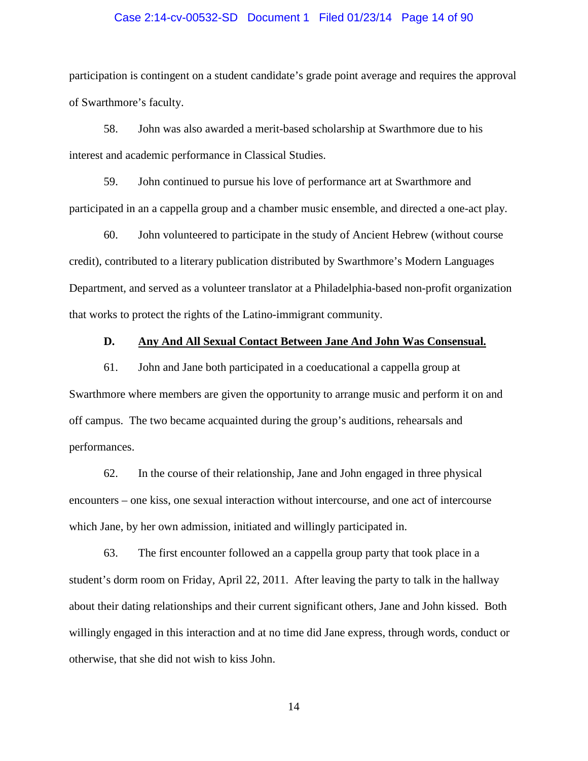participation is contingent on a student candidate's grade point average and requires the approval of Swarthmore's faculty.

58. John was also awarded a merit-based scholarship at Swarthmore due to his interest and academic performance in Classical Studies.

59. John continued to pursue his love of performance art at Swarthmore and participated in an a cappella group and a chamber music ensemble, and directed a one-act play.

60. John volunteered to participate in the study of Ancient Hebrew (without course credit), contributed to a literary publication distributed by Swarthmore's Modern Languages Department, and served as a volunteer translator at a Philadelphia-based non-profit organization that works to protect the rights of the Latino-immigrant community.

**D. <u>Any And All Sexual Contact Between Jane And John Was Consensual.</u>**

61. John and Jane both participated in a coeducational a cappella group at Swarthmore where members are given the opportunity to arrange music and perform it on and off campus. The two became acquainted during the group's auditions, rehearsals and performances.

62. In the course of their relationship, Jane and John engaged in three physical encounters – one kiss, one sexual interaction without intercourse, and one act of intercourse which Jane, by her own admission, initiated and willingly participated in.

63. The first encounter followed an a cappella group party that took place in a student's dorm room on Friday, April 22, 2011. After leaving the party to talk in the hallway about their dating relationships and their current significant others, Jane and John kissed. Both willingly engaged in this interaction and at no time did Jane express, through words, conduct or otherwise, that she did not wish to kiss John.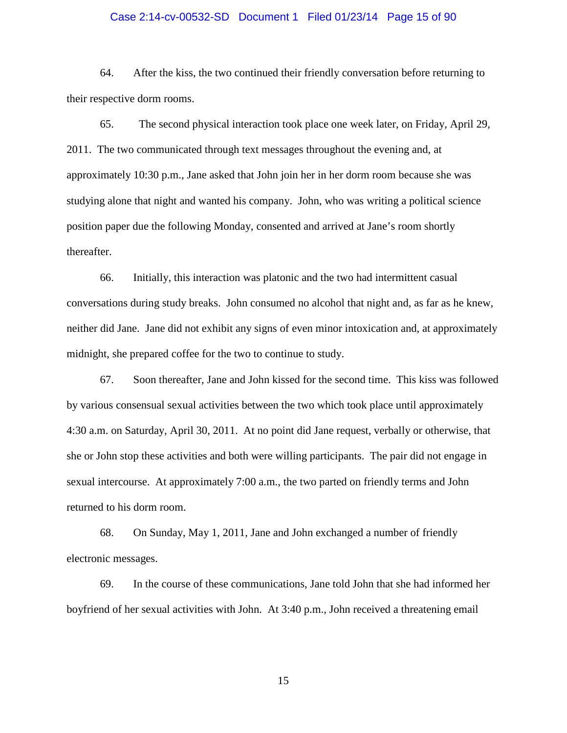64. After the kiss, the two continued their friendly conversation before returning to their respective dorm rooms.

65. The second physical interaction took place one week later, on Friday, April 29, 2011. The two communicated through text messages throughout the evening and, at approximately 10:30 p.m., Jane asked that John join her in her dorm room because she was studying alone that night and wanted his company. John, who was writing a political science position paper due the following Monday, consented and arrived at Jane's room shortly thereafter.

66. Initially, this interaction was platonic and the two had intermittent casual conversations during study breaks. John consumed no alcohol that night and, as far as he knew, neither did Jane. Jane did not exhibit any signs of even minor intoxication and, at approximately midnight, she prepared coffee for the two to continue to study.

67. Soon thereafter, Jane and John kissed for the second time. This kiss was followed by various consensual sexual activities between the two which took place until approximately 4:30 a.m. on Saturday, April 30, 2011. At no point did Jane request, verbally or otherwise, that she or John stop these activities and both were willing participants. The pair did not engage in sexual intercourse. At approximately 7:00 a.m., the two parted on friendly terms and John returned to his dorm room.

68. On Sunday, May 1, 2011, Jane and John exchanged a number of friendly electronic messages.

69. In the course of these communications, Jane told John that she had informed her boyfriend of her sexual activities with John. At 3:40 p.m., John received a threatening email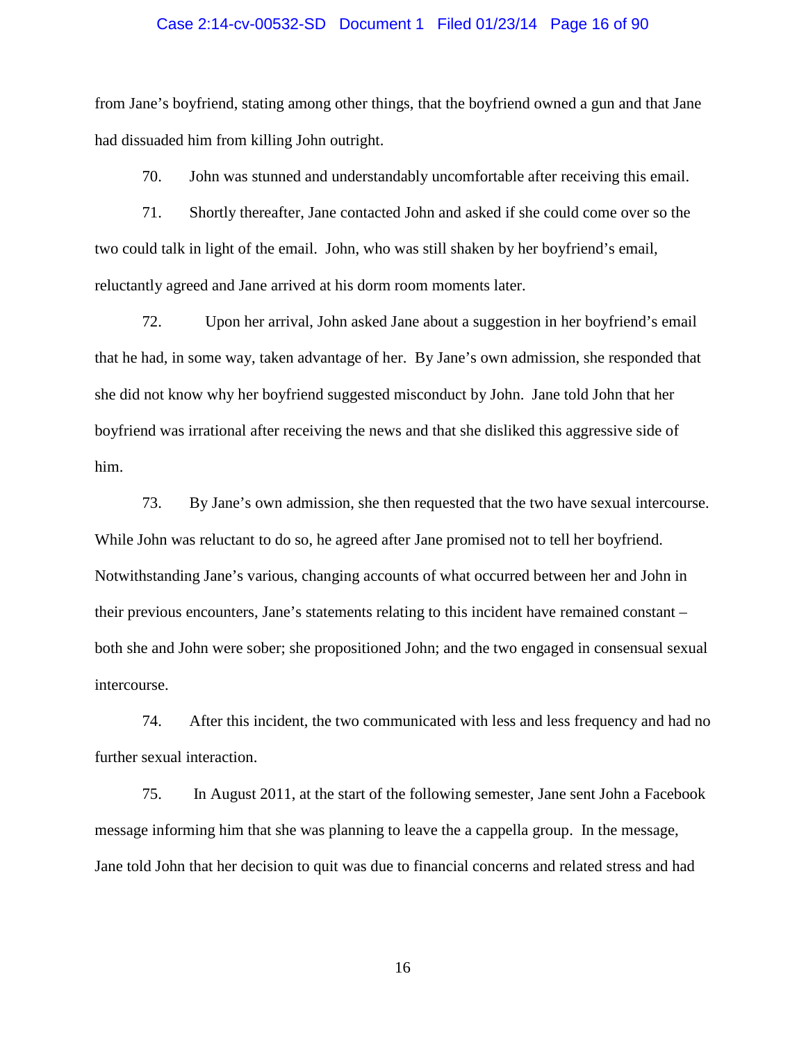from Jane's boyfriend, stating among other things, that the boyfriend owned a gun and that Jane had dissuaded him from killing John outright.

70. John was stunned and understandably uncomfortable after receiving this email.

71. Shortly thereafter, Jane contacted John and asked if she could come over so the two could talk in light of the email. John, who was still shaken by her boyfriend's email, reluctantly agreed and Jane arrived at his dorm room moments later.

72. Upon her arrival, John asked Jane about a suggestion in her boyfriend's email that he had, in some way, taken advantage of her. By Jane's own admission, she responded that she did not know why her boyfriend suggested misconduct by John. Jane told John that her boyfriend was irrational after receiving the news and that she disliked this aggressive side of him.

73. By Jane's own admission, she then requested that the two have sexual intercourse. While John was reluctant to do so, he agreed after Jane promised not to tell her boyfriend. Notwithstanding Jane's various, changing accounts of what occurred between her and John in their previous encounters, Jane's statements relating to this incident have remained constant – both she and John were sober; she propositioned John; and the two engaged in consensual sexual intercourse.

74. After this incident, the two communicated with less and less frequency and had no further sexual interaction.

75. In August 2011, at the start of the following semester, Jane sent John a Facebook message informing him that she was planning to leave the a cappella group. In the message, Jane told John that her decision to quit was due to financial concerns and related stress and had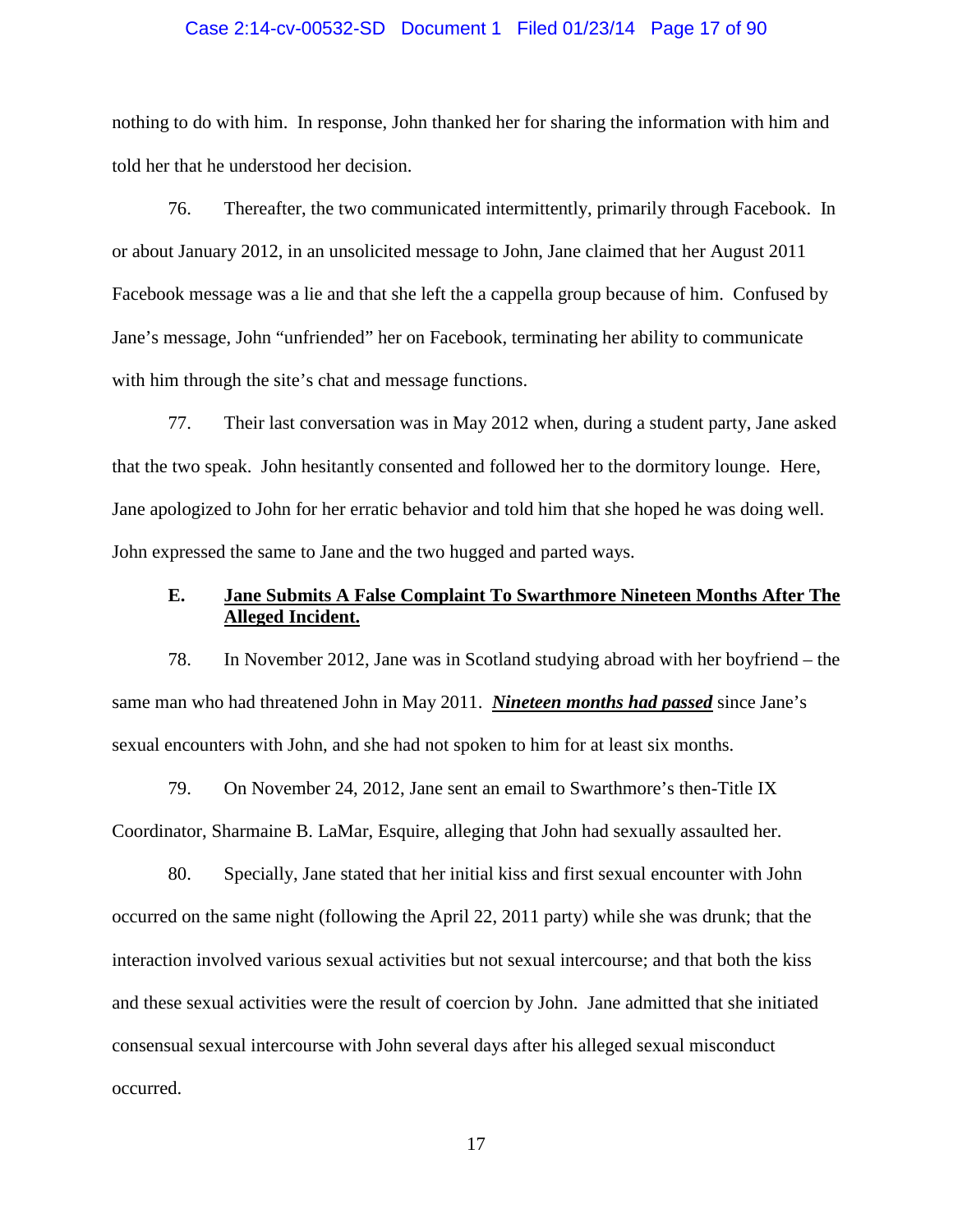nothing to do with him. In response, John thanked her for sharing the information with him and told her that he understood her decision.

76. Thereafter, the two communicated intermittently, primarily through Facebook. In or about January 2012, in an unsolicited message to John, Jane claimed that her August 2011 Facebook message was a lie and that she left the a cappella group because of him. Confused by Jane's message, John "unfriended" her on Facebook, terminating her ability to communicate with him through the site's chat and message functions.

77. Their last conversation was in May 2012 when, during a student party, Jane asked that the two speak. John hesitantly consented and followed her to the dormitory lounge. Here, Jane apologized to John for her erratic behavior and told him that she hoped he was doing well. John expressed the same to Jane and the two hugged and parted ways.

### E. Jane Submits A False Complaint To Swarthmore Nineteen Months After The Alleged Incident.

78. In November 2012, Jane was in Scotland studying abroad with her boyfriend – the same man who had threatened John in May 2011. ***Nineteen months had passed*** since Jane's sexual encounters with John, and she had not spoken to him for at least six months.

79. On November 24, 2012, Jane sent an email to Swarthmore's then-Title IX Coordinator, Sharmaine B. LaMar, Esquire, alleging that John had sexually assaulted her.

80. Specially, Jane stated that her initial kiss and first sexual encounter with John occurred on the same night (following the April 22, 2011 party) while she was drunk; that the interaction involved various sexual activities but not sexual intercourse; and that both the kiss and these sexual activities were the result of coercion by John. Jane admitted that she initiated consensual sexual intercourse with John several days after his alleged sexual misconduct occurred.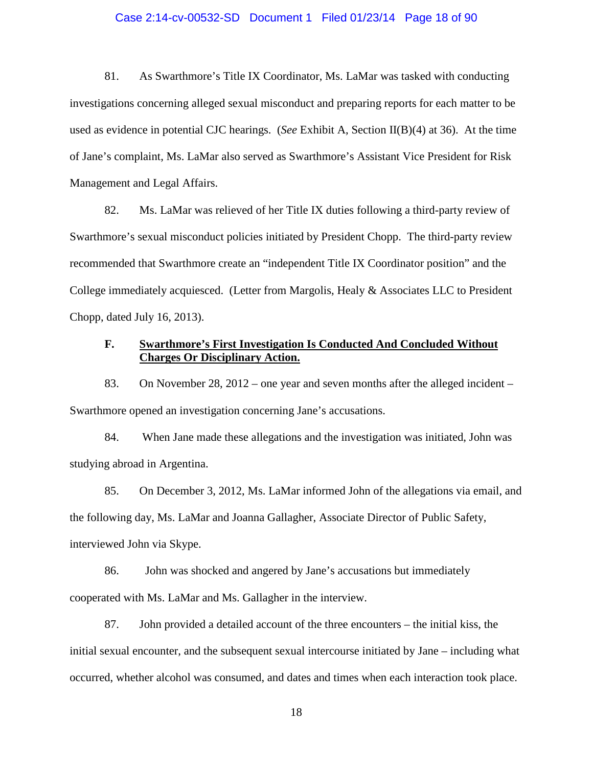81. As Swarthmore's Title IX Coordinator, Ms. LaMar was tasked with conducting investigations concerning alleged sexual misconduct and preparing reports for each matter to be used as evidence in potential CJC hearings. (*See* Exhibit A, Section II(B)(4) at 36). At the time of Jane's complaint, Ms. LaMar also served as Swarthmore's Assistant Vice President for Risk Management and Legal Affairs.

82. Ms. LaMar was relieved of her Title IX duties following a third-party review of Swarthmore's sexual misconduct policies initiated by President Chopp. The third-party review recommended that Swarthmore create an "independent Title IX Coordinator position" and the College immediately acquiesced. (Letter from Margolis, Healy & Associates LLC to President Chopp, dated July 16, 2013).

### F. <u>Swarthmore's First Investigation Is Conducted And Concluded Without Charges Or Disciplinary Action.</u>

83. On November 28, 2012 – one year and seven months after the alleged incident – Swarthmore opened an investigation concerning Jane's accusations.

84. When Jane made these allegations and the investigation was initiated, John was studying abroad in Argentina.

85. On December 3, 2012, Ms. LaMar informed John of the allegations via email, and the following day, Ms. LaMar and Joanna Gallagher, Associate Director of Public Safety, interviewed John via Skype.

86. John was shocked and angered by Jane's accusations but immediately cooperated with Ms. LaMar and Ms. Gallagher in the interview.

87. John provided a detailed account of the three encounters – the initial kiss, the initial sexual encounter, and the subsequent sexual intercourse initiated by Jane – including what occurred, whether alcohol was consumed, and dates and times when each interaction took place.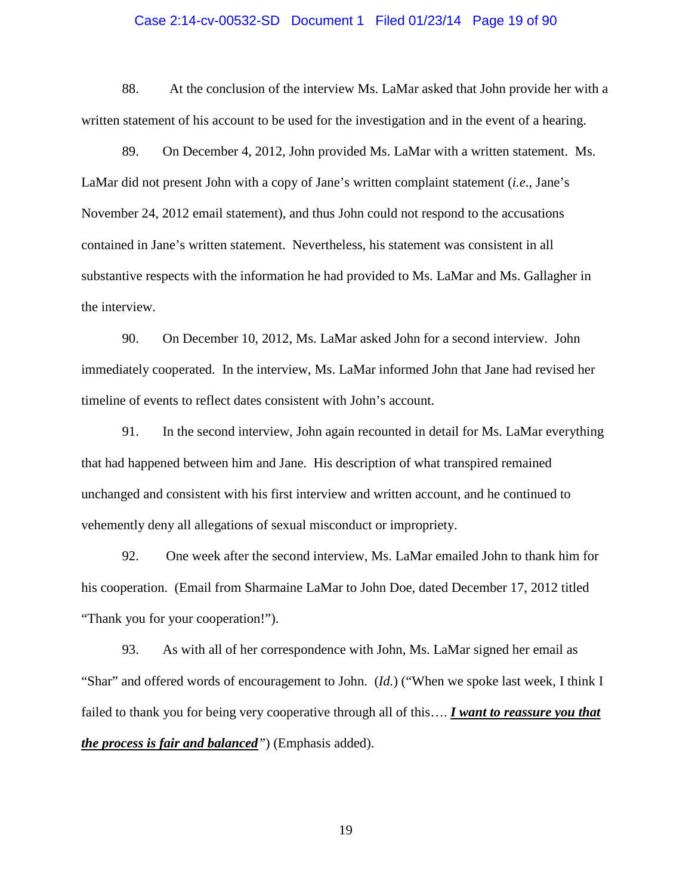88. At the conclusion of the interview Ms. LaMar asked that John provide her with a written statement of his account to be used for the investigation and in the event of a hearing.

89. On December 4, 2012, John provided Ms. LaMar with a written statement. Ms. LaMar did not present John with a copy of Jane's written complaint statement (*i.e*., Jane's November 24, 2012 email statement), and thus John could not respond to the accusations contained in Jane's written statement. Nevertheless, his statement was consistent in all substantive respects with the information he had provided to Ms. LaMar and Ms. Gallagher in the interview.

90. On December 10, 2012, Ms. LaMar asked John for a second interview. John immediately cooperated. In the interview, Ms. LaMar informed John that Jane had revised her timeline of events to reflect dates consistent with John's account.

91. In the second interview, John again recounted in detail for Ms. LaMar everything that had happened between him and Jane. His description of what transpired remained unchanged and consistent with his first interview and written account, and he continued to vehemently deny all allegations of sexual misconduct or impropriety.

92. One week after the second interview, Ms. LaMar emailed John to thank him for his cooperation. (Email from Sharmaine LaMar to John Doe, dated December 17, 2012 titled "Thank you for your cooperation!").

93. As with all of her correspondence with John, Ms. LaMar signed her email as "Shar" and offered words of encouragement to John. (*Id.*) ("When we spoke last week, I think I failed to thank you for being very cooperative through all of this…. ***<u>I want to reassure you that the process is fair and balanced</u>***") (Emphasis added).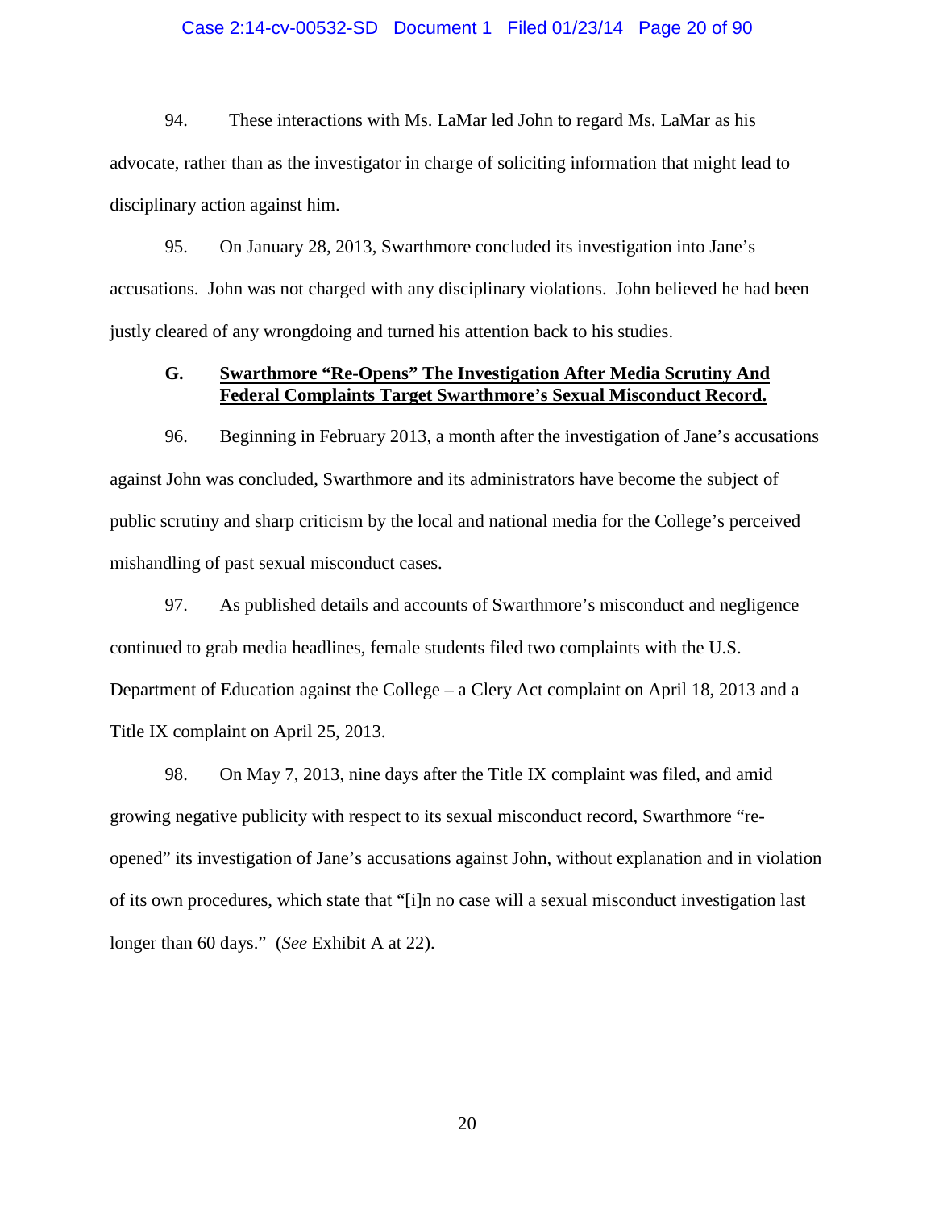94. These interactions with Ms. LaMar led John to regard Ms. LaMar as his advocate, rather than as the investigator in charge of soliciting information that might lead to disciplinary action against him.

95. On January 28, 2013, Swarthmore concluded its investigation into Jane's accusations. John was not charged with any disciplinary violations. John believed he had been justly cleared of any wrongdoing and turned his attention back to his studies.

### G. Swarthmore "Re-Opens" The Investigation After Media Scrutiny And Federal Complaints Target Swarthmore's Sexual Misconduct Record.

96. Beginning in February 2013, a month after the investigation of Jane's accusations against John was concluded, Swarthmore and its administrators have become the subject of public scrutiny and sharp criticism by the local and national media for the College's perceived mishandling of past sexual misconduct cases.

97. As published details and accounts of Swarthmore's misconduct and negligence continued to grab media headlines, female students filed two complaints with the U.S. Department of Education against the College – a Clery Act complaint on April 18, 2013 and a Title IX complaint on April 25, 2013.

98. On May 7, 2013, nine days after the Title IX complaint was filed, and amid growing negative publicity with respect to its sexual misconduct record, Swarthmore "re-opened" its investigation of Jane's accusations against John, without explanation and in violation of its own procedures, which state that "[i]n no case will a sexual misconduct investigation last longer than 60 days." (*See* Exhibit A at 22).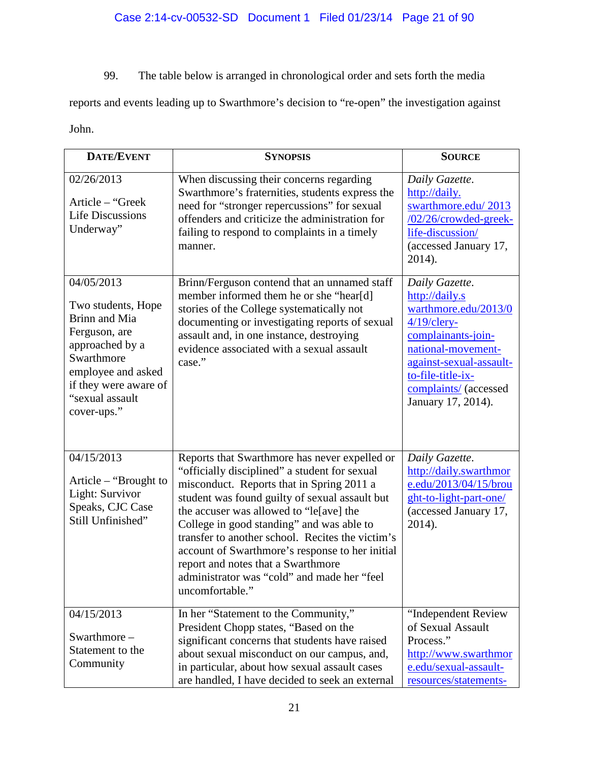99. The table below is arranged in chronological order and sets forth the media reports and events leading up to Swarthmore's decision to "re-open" the investigation against John.

| **DATE/EVENT** | **SYNOPSIS** | **SOURCE** |
|---|---|---|
| 02/26/2013<br><br>Article – "Greek Life Discussions Underway" | When discussing their concerns regarding Swarthmore's fraternities, students express the need for "stronger repercussions" for sexual offenders and criticize the administration for failing to respond to complaints in a timely manner. | *Daily Gazette*. http://daily.swarthmore.edu/ 2013 /02/26/crowded-greek-life-discussion/ (accessed January 17, 2014). |
| 04/05/2013<br><br>Two students, Hope Brinn and Mia Ferguson, are approached by a Swarthmore employee and asked if they were aware of "sexual assault cover-ups." | Brinn/Ferguson contend that an unnamed staff member informed them he or she "hear[d] stories of the College systematically not documenting or investigating reports of sexual assault and, in one instance, destroying evidence associated with a sexual assault case." | *Daily Gazette*. http://daily.swarthmore.edu/2013/04/19/clery-complainants-join-national-movement-against-sexual-assault-to-file-title-ix-complaints/ (accessed January 17, 2014). |
| 04/15/2013<br><br>Article – "Brought to Light: Survivor Speaks, CJC Case Still Unfinished" | Reports that Swarthmore has never expelled or "officially disciplined" a student for sexual misconduct. Reports that in Spring 2011 a student was found guilty of sexual assault but the accuser was allowed to "le[ave] the College in good standing" and was able to transfer to another school. Recites the victim's account of Swarthmore's response to her initial report and notes that a Swarthmore administrator was "cold" and made her "feel uncomfortable." | *Daily Gazette*. http://daily.swarthmore.edu/2013/04/15/brought-to-light-part-one/ (accessed January 17, 2014). |
| 04/15/2013<br><br>Swarthmore – Statement to the Community | In her "Statement to the Community," President Chopp states, "Based on the significant concerns that students have raised about sexual misconduct on our campus, and, in particular, about how sexual assault cases are handled, I have decided to seek an external | "Independent Review of Sexual Assault Process." http://www.swarthmore.edu/sexual-assault-resources/statements- |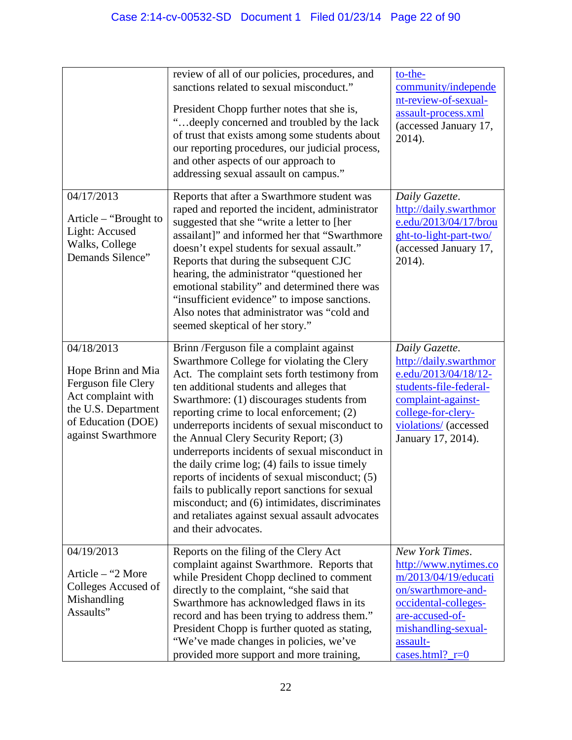| | | |
|---|---|---|
| | review of all of our policies, procedures, and sanctions related to sexual misconduct." President Chopp further notes that she is, "…deeply concerned and troubled by the lack of trust that exists among some students about our reporting procedures, our judicial process, and other aspects of our approach to addressing sexual assault on campus." | to-the-community/independent-review-of-sexual-assault-process.xml (accessed January 17, 2014). |
| 04/17/2013 Article – "Brought to Light: Accused Walks, College Demands Silence" | Reports that after a Swarthmore student was raped and reported the incident, administrator suggested that she "write a letter to [her assailant]" and informed her that "Swarthmore doesn't expel students for sexual assault." Reports that during the subsequent CJC hearing, the administrator "questioned her emotional stability" and determined there was "insufficient evidence" to impose sanctions. Also notes that administrator was "cold and seemed skeptical of her story." | *Daily Gazette*. http://daily.swarthmore.edu/2013/04/17/brought-to-light-part-two/ (accessed January 17, 2014). |
| 04/18/2013 Hope Brinn and Mia Ferguson file Clery Act complaint with the U.S. Department of Education (DOE) against Swarthmore | Brinn /Ferguson file a complaint against Swarthmore College for violating the Clery Act. The complaint sets forth testimony from ten additional students and alleges that Swarthmore: (1) discourages students from reporting crime to local enforcement; (2) underreports incidents of sexual misconduct to the Annual Clery Security Report; (3) underreports incidents of sexual misconduct in the daily crime log; (4) fails to issue timely reports of incidents of sexual misconduct; (5) fails to publically report sanctions for sexual misconduct; and (6) intimidates, discriminates and retaliates against sexual assault advocates and their advocates. | *Daily Gazette*. http://daily.swarthmore.edu/2013/04/18/12-students-file-federal-complaint-against-college-for-clery-violations/ (accessed January 17, 2014). |
| 04/19/2013 Article – "2 More Colleges Accused of Mishandling Assaults" | Reports on the filing of the Clery Act complaint against Swarthmore. Reports that while President Chopp declined to comment directly to the complaint, "she said that Swarthmore has acknowledged flaws in its record and has been trying to address them." President Chopp is further quoted as stating, "We've made changes in policies, we've provided more support and more training, | *New York Times*. http://www.nytimes.com/2013/04/19/education/swarthmore-and-occidental-colleges-are-accused-of-mishandling-sexual-assault-cases.html?_r=0 |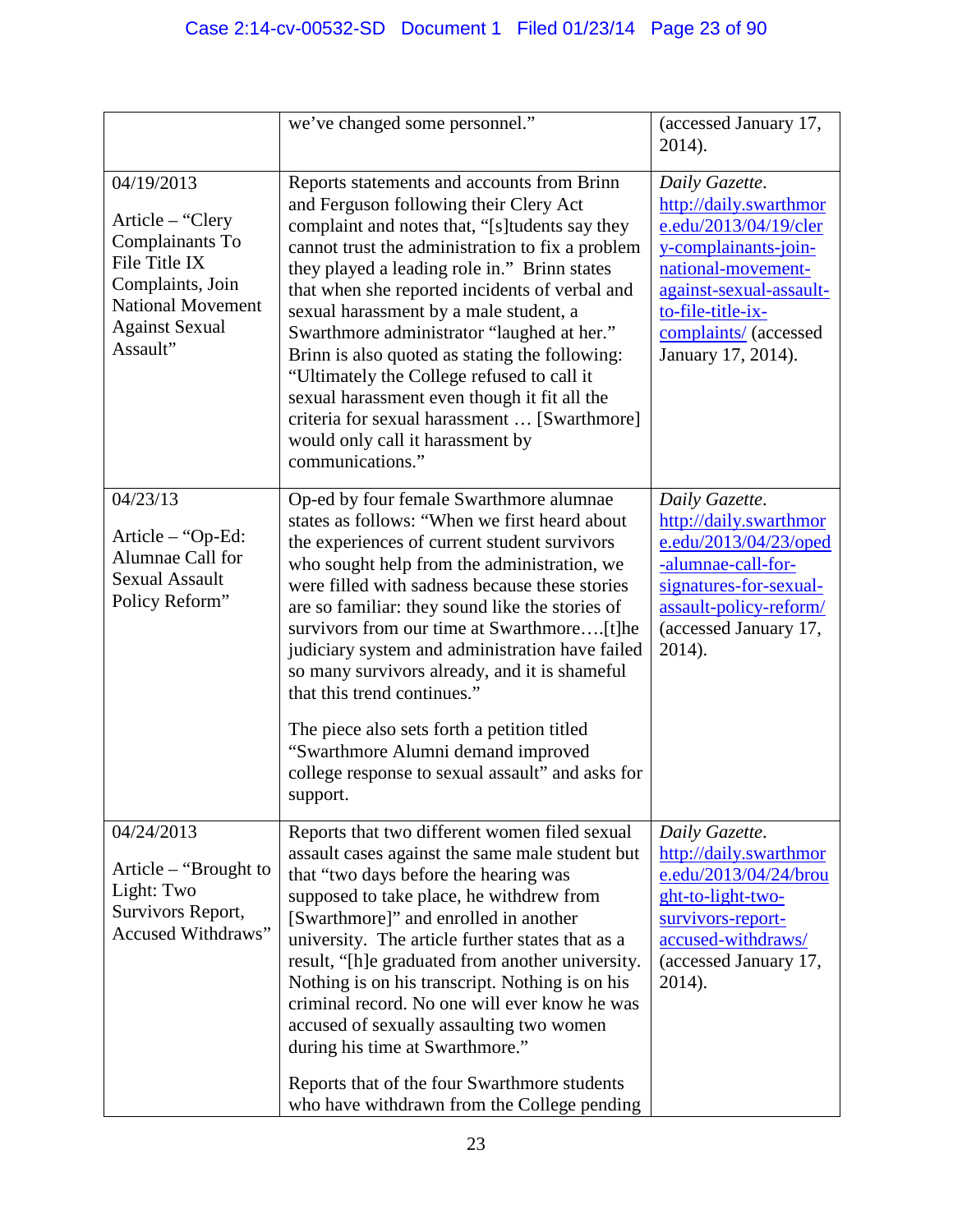| | | |
|---|---|---|
| | we've changed some personnel." | (accessed January 17, 2014). |
| 04/19/2013<br><br>Article – "Clery Complainants To File Title IX Complaints, Join National Movement Against Sexual Assault" | Reports statements and accounts from Brinn and Ferguson following their Clery Act complaint and notes that, "[s]tudents say they cannot trust the administration to fix a problem they played a leading role in." Brinn states that when she reported incidents of verbal and sexual harassment by a male student, a Swarthmore administrator "laughed at her." Brinn is also quoted as stating the following: "Ultimately the College refused to call it sexual harassment even though it fit all the criteria for sexual harassment … [Swarthmore] would only call it harassment by communications." | *Daily Gazette*. http://daily.swarthmore.edu/2013/04/19/clery-complainants-join-national-movement-against-sexual-assault-to-file-title-ix-complaints/ (accessed January 17, 2014). |
| 04/23/13<br><br>Article – "Op-Ed: Alumnae Call for Sexual Assault Policy Reform" | Op-ed by four female Swarthmore alumnae states as follows: "When we first heard about the experiences of current student survivors who sought help from the administration, we were filled with sadness because these stories are so familiar: they sound like the stories of survivors from our time at Swarthmore….[t]he judiciary system and administration have failed so many survivors already, and it is shameful that this trend continues."<br><br>The piece also sets forth a petition titled "Swarthmore Alumni demand improved college response to sexual assault" and asks for support. | *Daily Gazette*. http://daily.swarthmore.edu/2013/04/23/oped-alumnae-call-for-signatures-for-sexual-assault-policy-reform/ (accessed January 17, 2014). |
| 04/24/2013<br><br>Article – "Brought to Light: Two Survivors Report, Accused Withdraws" | Reports that two different women filed sexual assault cases against the same male student but that "two days before the hearing was supposed to take place, he withdrew from [Swarthmore]" and enrolled in another university. The article further states that as a result, "[h]e graduated from another university. Nothing is on his transcript. Nothing is on his criminal record. No one will ever know he was accused of sexually assaulting two women during his time at Swarthmore."<br><br>Reports that of the four Swarthmore students who have withdrawn from the College pending | *Daily Gazette*. http://daily.swarthmore.edu/2013/04/24/brought-to-light-two-survivors-report-accused-withdraws/ (accessed January 17, 2014). |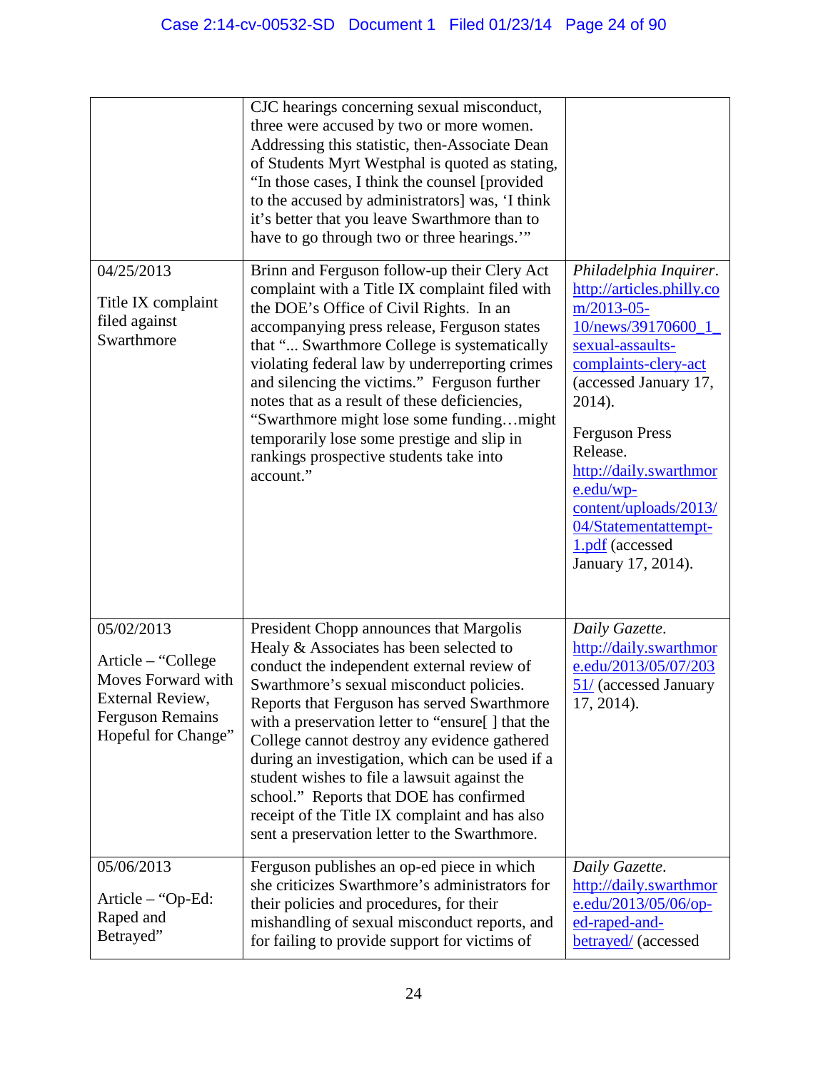| | | |
|---|---|---|
| | CJC hearings concerning sexual misconduct, three were accused by two or more women. Addressing this statistic, then-Associate Dean of Students Myrt Westphal is quoted as stating, "In those cases, I think the counsel [provided to the accused by administrators] was, 'I think it's better that you leave Swarthmore than to have to go through two or three hearings.'" | |
| 04/25/2013<br><br>Title IX complaint filed against Swarthmore | Brinn and Ferguson follow-up their Clery Act complaint with a Title IX complaint filed with the DOE's Office of Civil Rights. In an accompanying press release, Ferguson states that "... Swarthmore College is systematically violating federal law by underreporting crimes and silencing the victims." Ferguson further notes that as a result of these deficiencies, "Swarthmore might lose some funding…might temporarily lose some prestige and slip in rankings prospective students take into account." | *Philadelphia Inquirer*. http://articles.philly.com/2013-05-10/news/39170600_1_sexual-assaults-complaints-clery-act (accessed January 17, 2014).<br><br>Ferguson Press Release. http://daily.swarthmore.edu/wp-content/uploads/2013/04/Statementattempt-1.pdf (accessed January 17, 2014). |
| 05/02/2013<br><br>Article – "College Moves Forward with External Review, Ferguson Remains Hopeful for Change" | President Chopp announces that Margolis Healy & Associates has been selected to conduct the independent external review of Swarthmore's sexual misconduct policies. Reports that Ferguson has served Swarthmore with a preservation letter to "ensure[ ] that the College cannot destroy any evidence gathered during an investigation, which can be used if a student wishes to file a lawsuit against the school." Reports that DOE has confirmed receipt of the Title IX complaint and has also sent a preservation letter to the Swarthmore. | *Daily Gazette*. http://daily.swarthmore.edu/2013/05/07/20351/ (accessed January 17, 2014). |
| 05/06/2013<br><br>Article – "Op-Ed: Raped and Betrayed" | Ferguson publishes an op-ed piece in which she criticizes Swarthmore's administrators for their policies and procedures, for their mishandling of sexual misconduct reports, and for failing to provide support for victims of | *Daily Gazette*. http://daily.swarthmore.edu/2013/05/06/op-ed-raped-and-betrayed/ (accessed |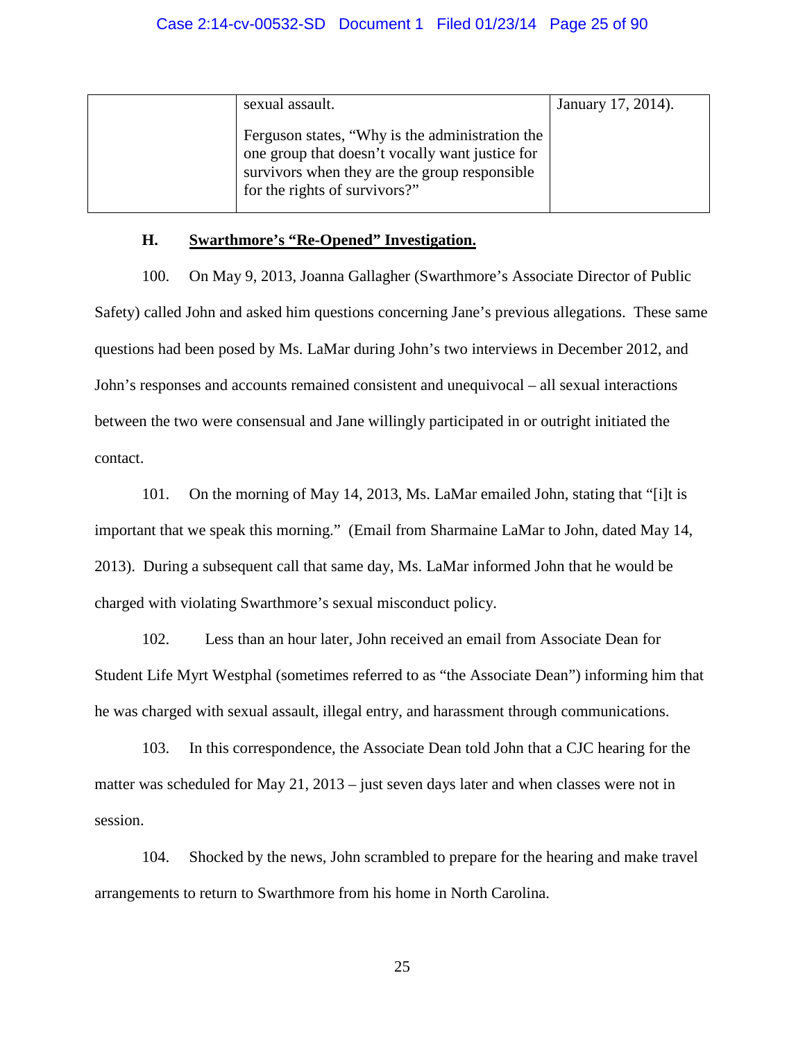| | sexual assault.<br><br>Ferguson states, "Why is the administration the one group that doesn't vocally want justice for survivors when they are the group responsible for the rights of survivors?" | January 17, 2014). |
|---|---|---|

## H. Swarthmore's "Re-Opened" Investigation.

100. On May 9, 2013, Joanna Gallagher (Swarthmore's Associate Director of Public Safety) called John and asked him questions concerning Jane's previous allegations. These same questions had been posed by Ms. LaMar during John's two interviews in December 2012, and John's responses and accounts remained consistent and unequivocal – all sexual interactions between the two were consensual and Jane willingly participated in or outright initiated the contact.

101. On the morning of May 14, 2013, Ms. LaMar emailed John, stating that "[i]t is important that we speak this morning." (Email from Sharmaine LaMar to John, dated May 14, 2013). During a subsequent call that same day, Ms. LaMar informed John that he would be charged with violating Swarthmore's sexual misconduct policy.

102. Less than an hour later, John received an email from Associate Dean for Student Life Myrt Westphal (sometimes referred to as "the Associate Dean") informing him that he was charged with sexual assault, illegal entry, and harassment through communications.

103. In this correspondence, the Associate Dean told John that a CJC hearing for the matter was scheduled for May 21, 2013 – just seven days later and when classes were not in session.

104. Shocked by the news, John scrambled to prepare for the hearing and make travel arrangements to return to Swarthmore from his home in North Carolina.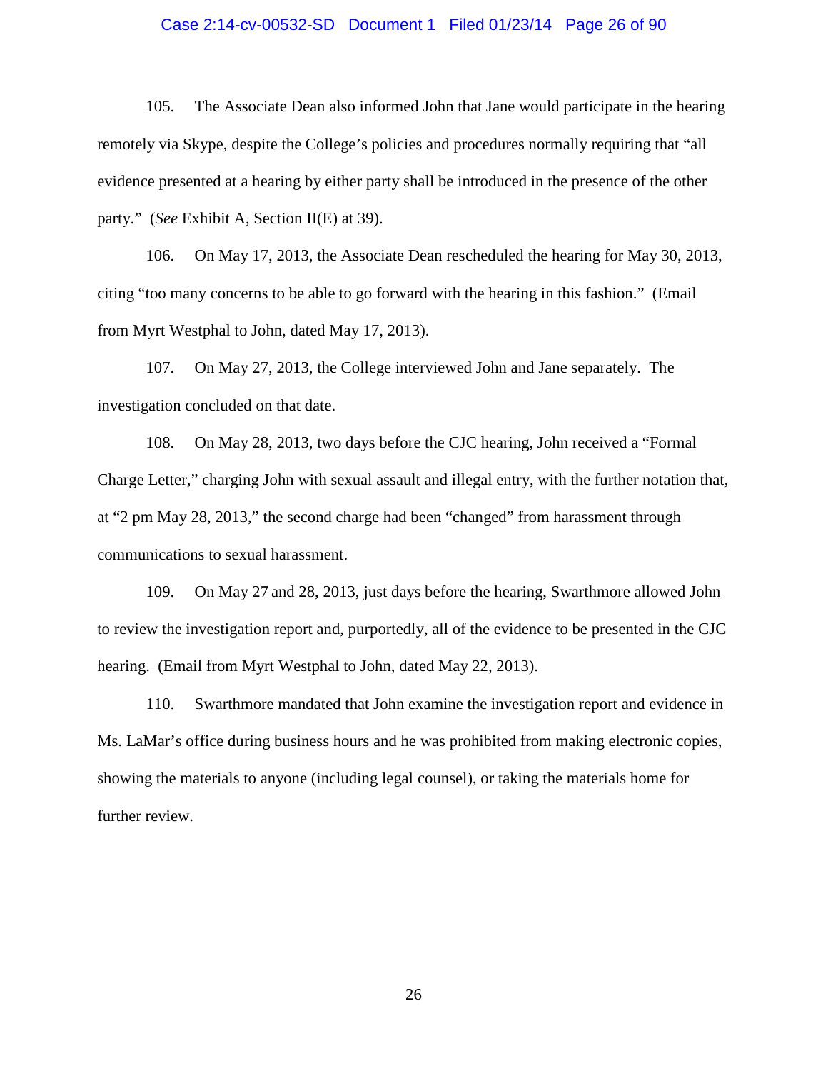105. The Associate Dean also informed John that Jane would participate in the hearing remotely via Skype, despite the College's policies and procedures normally requiring that "all evidence presented at a hearing by either party shall be introduced in the presence of the other party." (*See* Exhibit A, Section II(E) at 39).

106. On May 17, 2013, the Associate Dean rescheduled the hearing for May 30, 2013, citing "too many concerns to be able to go forward with the hearing in this fashion." (Email from Myrt Westphal to John, dated May 17, 2013).

107. On May 27, 2013, the College interviewed John and Jane separately. The investigation concluded on that date.

108. On May 28, 2013, two days before the CJC hearing, John received a "Formal Charge Letter," charging John with sexual assault and illegal entry, with the further notation that, at "2 pm May 28, 2013," the second charge had been "changed" from harassment through communications to sexual harassment.

109. On May 27 and 28, 2013, just days before the hearing, Swarthmore allowed John to review the investigation report and, purportedly, all of the evidence to be presented in the CJC hearing. (Email from Myrt Westphal to John, dated May 22, 2013).

110. Swarthmore mandated that John examine the investigation report and evidence in Ms. LaMar's office during business hours and he was prohibited from making electronic copies, showing the materials to anyone (including legal counsel), or taking the materials home for further review.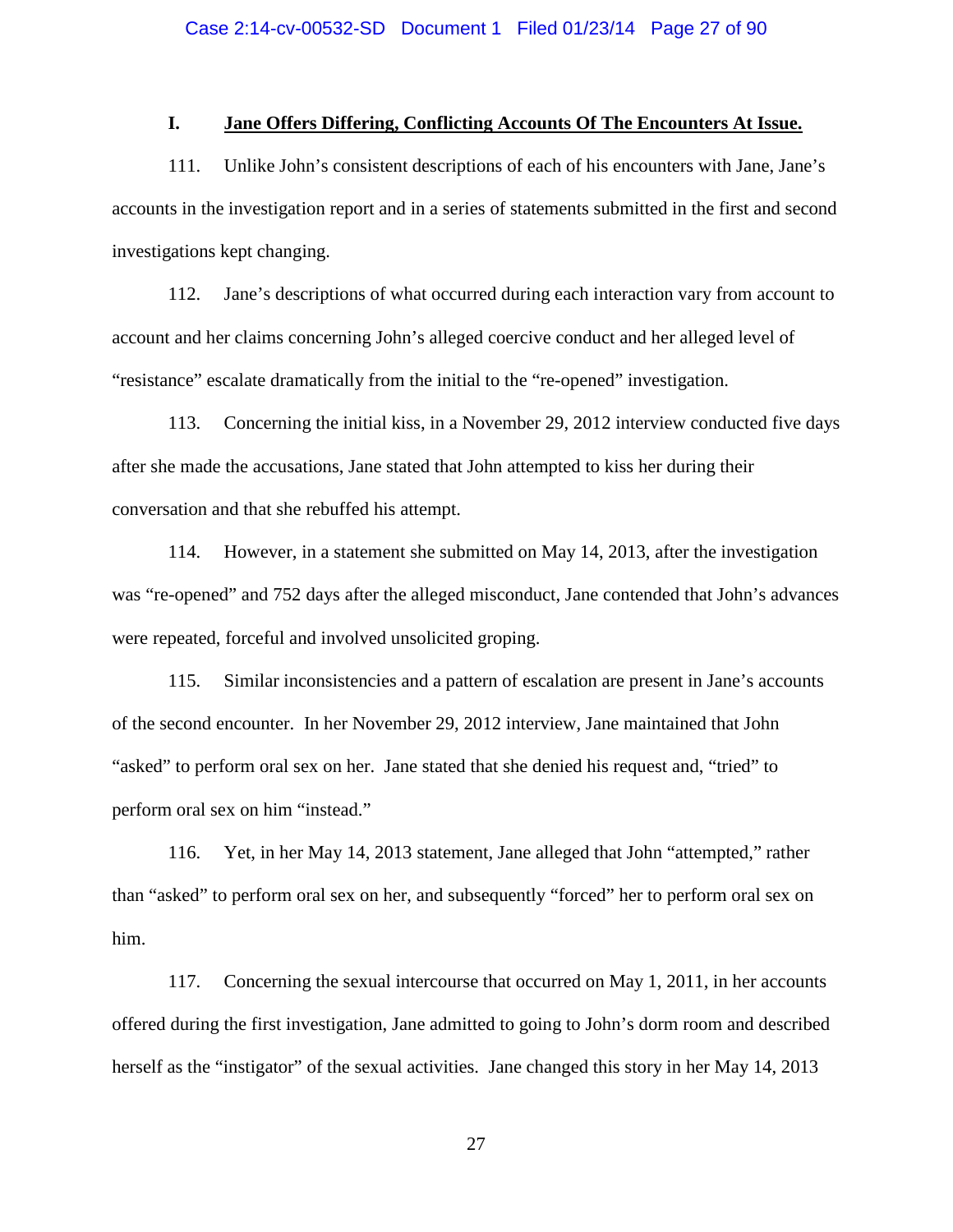### I. Jane Offers Differing, Conflicting Accounts Of The Encounters At Issue.

111. Unlike John's consistent descriptions of each of his encounters with Jane, Jane's accounts in the investigation report and in a series of statements submitted in the first and second investigations kept changing.

112. Jane's descriptions of what occurred during each interaction vary from account to account and her claims concerning John's alleged coercive conduct and her alleged level of "resistance" escalate dramatically from the initial to the "re-opened" investigation.

113. Concerning the initial kiss, in a November 29, 2012 interview conducted five days after she made the accusations, Jane stated that John attempted to kiss her during their conversation and that she rebuffed his attempt.

114. However, in a statement she submitted on May 14, 2013, after the investigation was "re-opened" and 752 days after the alleged misconduct, Jane contended that John's advances were repeated, forceful and involved unsolicited groping.

115. Similar inconsistencies and a pattern of escalation are present in Jane's accounts of the second encounter. In her November 29, 2012 interview, Jane maintained that John "asked" to perform oral sex on her. Jane stated that she denied his request and, "tried" to perform oral sex on him "instead."

116. Yet, in her May 14, 2013 statement, Jane alleged that John "attempted," rather than "asked" to perform oral sex on her, and subsequently "forced" her to perform oral sex on him.

117. Concerning the sexual intercourse that occurred on May 1, 2011, in her accounts offered during the first investigation, Jane admitted to going to John's dorm room and described herself as the "instigator" of the sexual activities. Jane changed this story in her May 14, 2013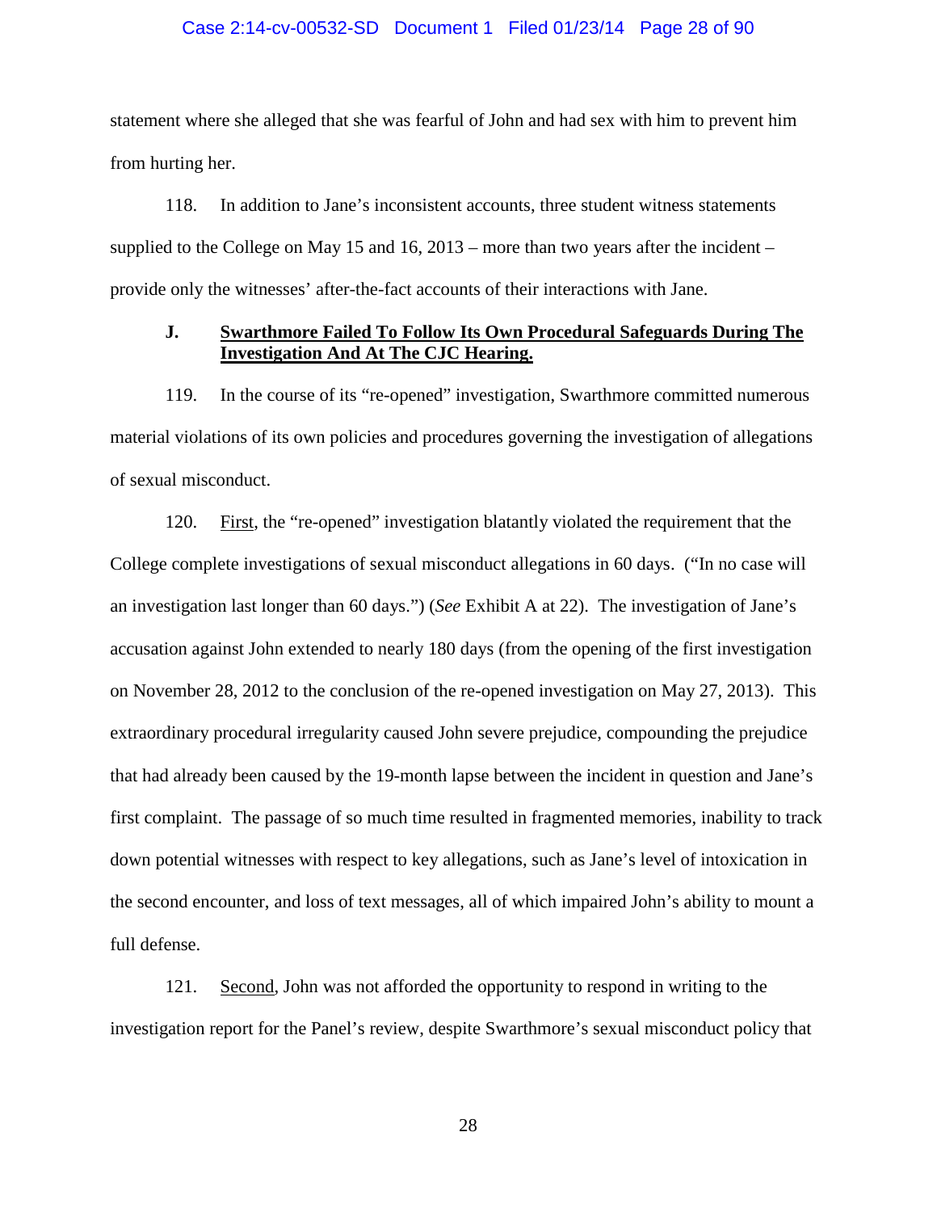statement where she alleged that she was fearful of John and had sex with him to prevent him from hurting her.

118. In addition to Jane's inconsistent accounts, three student witness statements supplied to the College on May 15 and 16, 2013 – more than two years after the incident – provide only the witnesses' after-the-fact accounts of their interactions with Jane.

### J. <u>Swarthmore Failed To Follow Its Own Procedural Safeguards During The Investigation And At The CJC Hearing.</u>

119. In the course of its "re-opened" investigation, Swarthmore committed numerous material violations of its own policies and procedures governing the investigation of allegations of sexual misconduct.

120. <u>First</u>, the "re-opened" investigation blatantly violated the requirement that the College complete investigations of sexual misconduct allegations in 60 days. ("In no case will an investigation last longer than 60 days.") (*See* Exhibit A at 22). The investigation of Jane's accusation against John extended to nearly 180 days (from the opening of the first investigation on November 28, 2012 to the conclusion of the re-opened investigation on May 27, 2013). This extraordinary procedural irregularity caused John severe prejudice, compounding the prejudice that had already been caused by the 19-month lapse between the incident in question and Jane's first complaint. The passage of so much time resulted in fragmented memories, inability to track down potential witnesses with respect to key allegations, such as Jane's level of intoxication in the second encounter, and loss of text messages, all of which impaired John's ability to mount a full defense.

121. <u>Second</u>, John was not afforded the opportunity to respond in writing to the investigation report for the Panel's review, despite Swarthmore's sexual misconduct policy that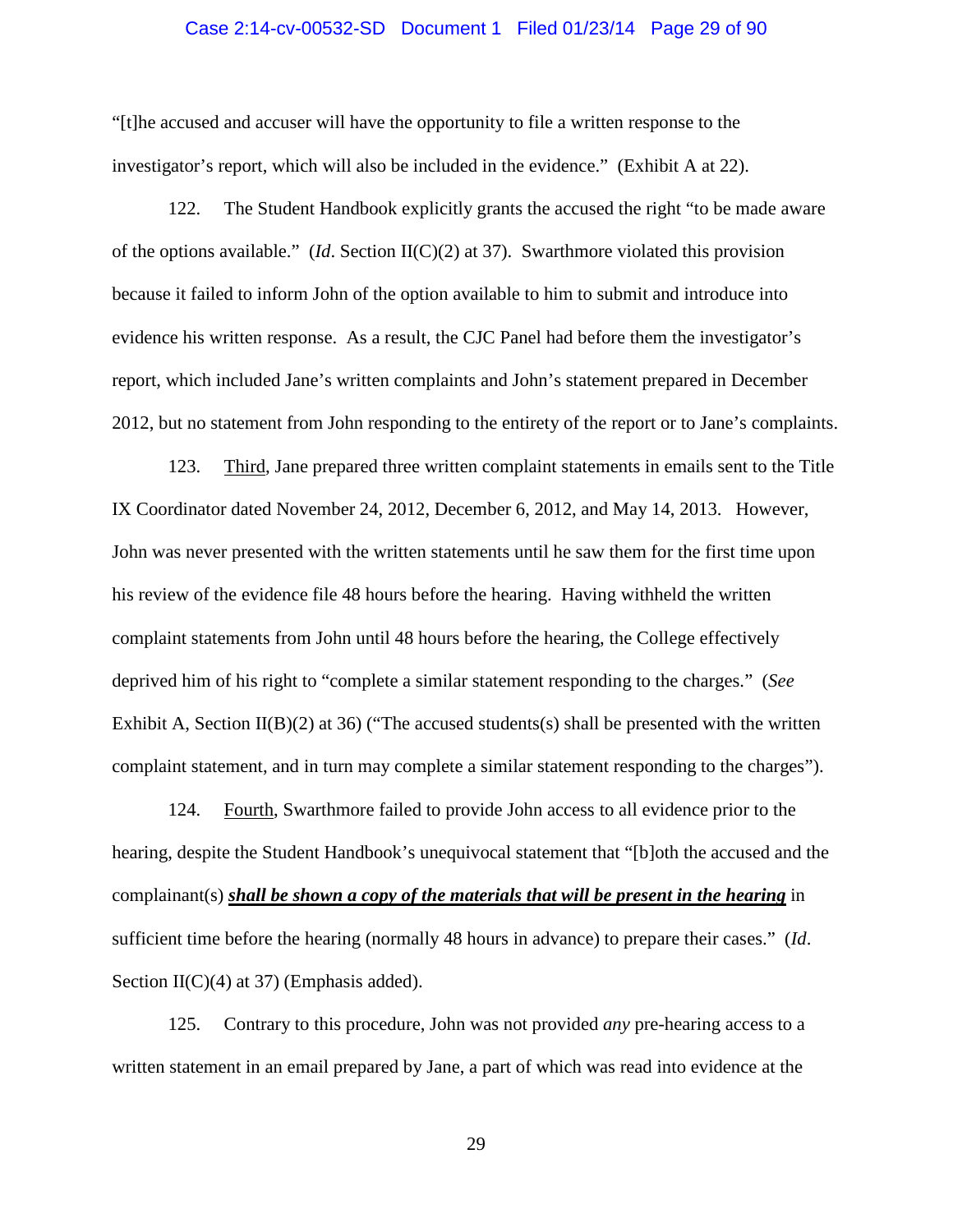"[t]he accused and accuser will have the opportunity to file a written response to the investigator's report, which will also be included in the evidence." (Exhibit A at 22).

122. The Student Handbook explicitly grants the accused the right "to be made aware of the options available." (*Id*. Section II(C)(2) at 37). Swarthmore violated this provision because it failed to inform John of the option available to him to submit and introduce into evidence his written response. As a result, the CJC Panel had before them the investigator's report, which included Jane's written complaints and John's statement prepared in December 2012, but no statement from John responding to the entirety of the report or to Jane's complaints.

123. <u>Third</u>, Jane prepared three written complaint statements in emails sent to the Title IX Coordinator dated November 24, 2012, December 6, 2012, and May 14, 2013. However, John was never presented with the written statements until he saw them for the first time upon his review of the evidence file 48 hours before the hearing. Having withheld the written complaint statements from John until 48 hours before the hearing, the College effectively deprived him of his right to "complete a similar statement responding to the charges." (*See* Exhibit A, Section II(B)(2) at 36) ("The accused students(s) shall be presented with the written complaint statement, and in turn may complete a similar statement responding to the charges").

124. <u>Fourth</u>, Swarthmore failed to provide John access to all evidence prior to the hearing, despite the Student Handbook's unequivocal statement that "[b]oth the accused and the complainant(s) ***<u>shall be shown a copy of the materials that will be present in the hearing</u>*** in sufficient time before the hearing (normally 48 hours in advance) to prepare their cases." (*Id*. Section II(C)(4) at 37) (Emphasis added).

125. Contrary to this procedure, John was not provided *any* pre-hearing access to a written statement in an email prepared by Jane, a part of which was read into evidence at the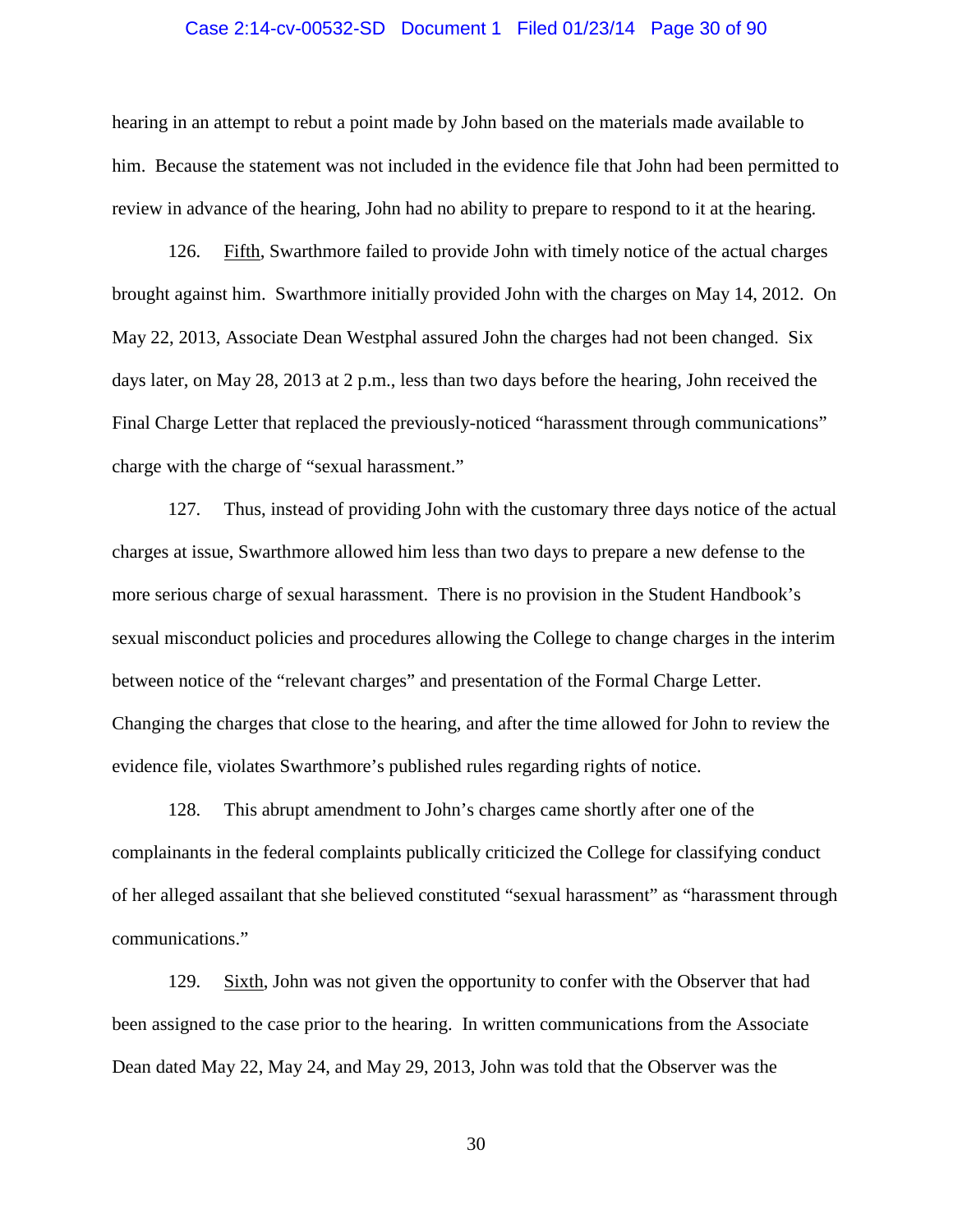hearing in an attempt to rebut a point made by John based on the materials made available to him. Because the statement was not included in the evidence file that John had been permitted to review in advance of the hearing, John had no ability to prepare to respond to it at the hearing.

126. Fifth, Swarthmore failed to provide John with timely notice of the actual charges brought against him. Swarthmore initially provided John with the charges on May 14, 2012. On May 22, 2013, Associate Dean Westphal assured John the charges had not been changed. Six days later, on May 28, 2013 at 2 p.m., less than two days before the hearing, John received the Final Charge Letter that replaced the previously-noticed "harassment through communications" charge with the charge of "sexual harassment."

127. Thus, instead of providing John with the customary three days notice of the actual charges at issue, Swarthmore allowed him less than two days to prepare a new defense to the more serious charge of sexual harassment. There is no provision in the Student Handbook's sexual misconduct policies and procedures allowing the College to change charges in the interim between notice of the "relevant charges" and presentation of the Formal Charge Letter. Changing the charges that close to the hearing, and after the time allowed for John to review the evidence file, violates Swarthmore's published rules regarding rights of notice.

128. This abrupt amendment to John's charges came shortly after one of the complainants in the federal complaints publically criticized the College for classifying conduct of her alleged assailant that she believed constituted "sexual harassment" as "harassment through communications."

129. Sixth, John was not given the opportunity to confer with the Observer that had been assigned to the case prior to the hearing. In written communications from the Associate Dean dated May 22, May 24, and May 29, 2013, John was told that the Observer was the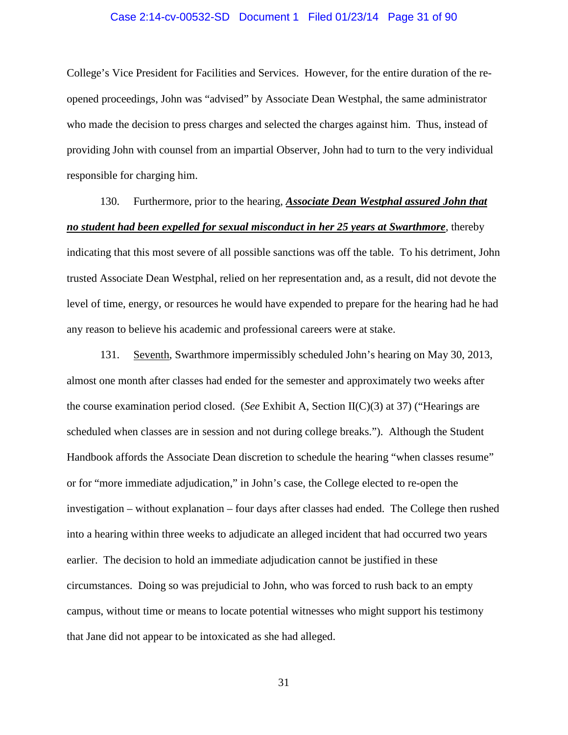College's Vice President for Facilities and Services. However, for the entire duration of the re-opened proceedings, John was "advised" by Associate Dean Westphal, the same administrator who made the decision to press charges and selected the charges against him. Thus, instead of providing John with counsel from an impartial Observer, John had to turn to the very individual responsible for charging him.

130. Furthermore, prior to the hearing, <u>***Associate Dean Westphal assured John that no student had been expelled for sexual misconduct in her 25 years at Swarthmore***</u>, thereby indicating that this most severe of all possible sanctions was off the table. To his detriment, John trusted Associate Dean Westphal, relied on her representation and, as a result, did not devote the level of time, energy, or resources he would have expended to prepare for the hearing had he had any reason to believe his academic and professional careers were at stake.

131. <u>Seventh</u>, Swarthmore impermissibly scheduled John's hearing on May 30, 2013, almost one month after classes had ended for the semester and approximately two weeks after the course examination period closed. (*See* Exhibit A, Section II(C)(3) at 37) ("Hearings are scheduled when classes are in session and not during college breaks."). Although the Student Handbook affords the Associate Dean discretion to schedule the hearing "when classes resume" or for "more immediate adjudication," in John's case, the College elected to re-open the investigation – without explanation – four days after classes had ended. The College then rushed into a hearing within three weeks to adjudicate an alleged incident that had occurred two years earlier. The decision to hold an immediate adjudication cannot be justified in these circumstances. Doing so was prejudicial to John, who was forced to rush back to an empty campus, without time or means to locate potential witnesses who might support his testimony that Jane did not appear to be intoxicated as she had alleged.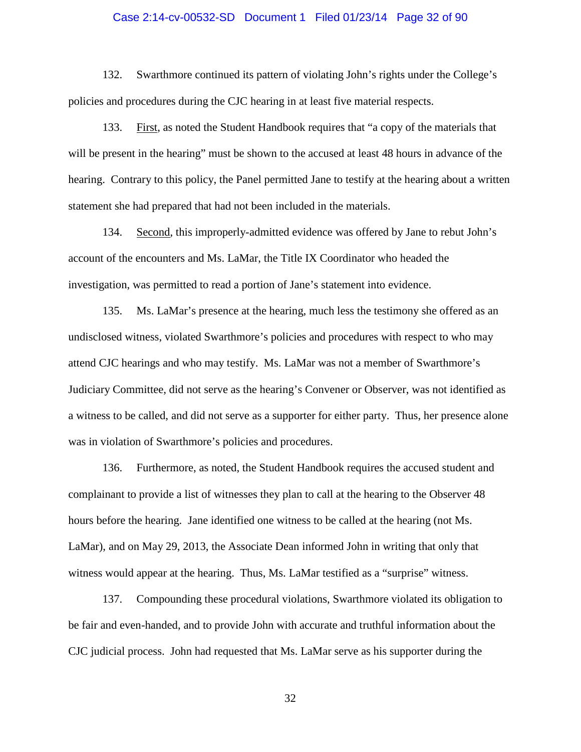132. Swarthmore continued its pattern of violating John's rights under the College's policies and procedures during the CJC hearing in at least five material respects.

133. <u>First</u>, as noted the Student Handbook requires that "a copy of the materials that will be present in the hearing" must be shown to the accused at least 48 hours in advance of the hearing. Contrary to this policy, the Panel permitted Jane to testify at the hearing about a written statement she had prepared that had not been included in the materials.

134. <u>Second</u>, this improperly-admitted evidence was offered by Jane to rebut John's account of the encounters and Ms. LaMar, the Title IX Coordinator who headed the investigation, was permitted to read a portion of Jane's statement into evidence.

135. Ms. LaMar's presence at the hearing, much less the testimony she offered as an undisclosed witness, violated Swarthmore's policies and procedures with respect to who may attend CJC hearings and who may testify. Ms. LaMar was not a member of Swarthmore's Judiciary Committee, did not serve as the hearing's Convener or Observer, was not identified as a witness to be called, and did not serve as a supporter for either party. Thus, her presence alone was in violation of Swarthmore's policies and procedures.

136. Furthermore, as noted, the Student Handbook requires the accused student and complainant to provide a list of witnesses they plan to call at the hearing to the Observer 48 hours before the hearing. Jane identified one witness to be called at the hearing (not Ms. LaMar), and on May 29, 2013, the Associate Dean informed John in writing that only that witness would appear at the hearing. Thus, Ms. LaMar testified as a "surprise" witness.

137. Compounding these procedural violations, Swarthmore violated its obligation to be fair and even-handed, and to provide John with accurate and truthful information about the CJC judicial process. John had requested that Ms. LaMar serve as his supporter during the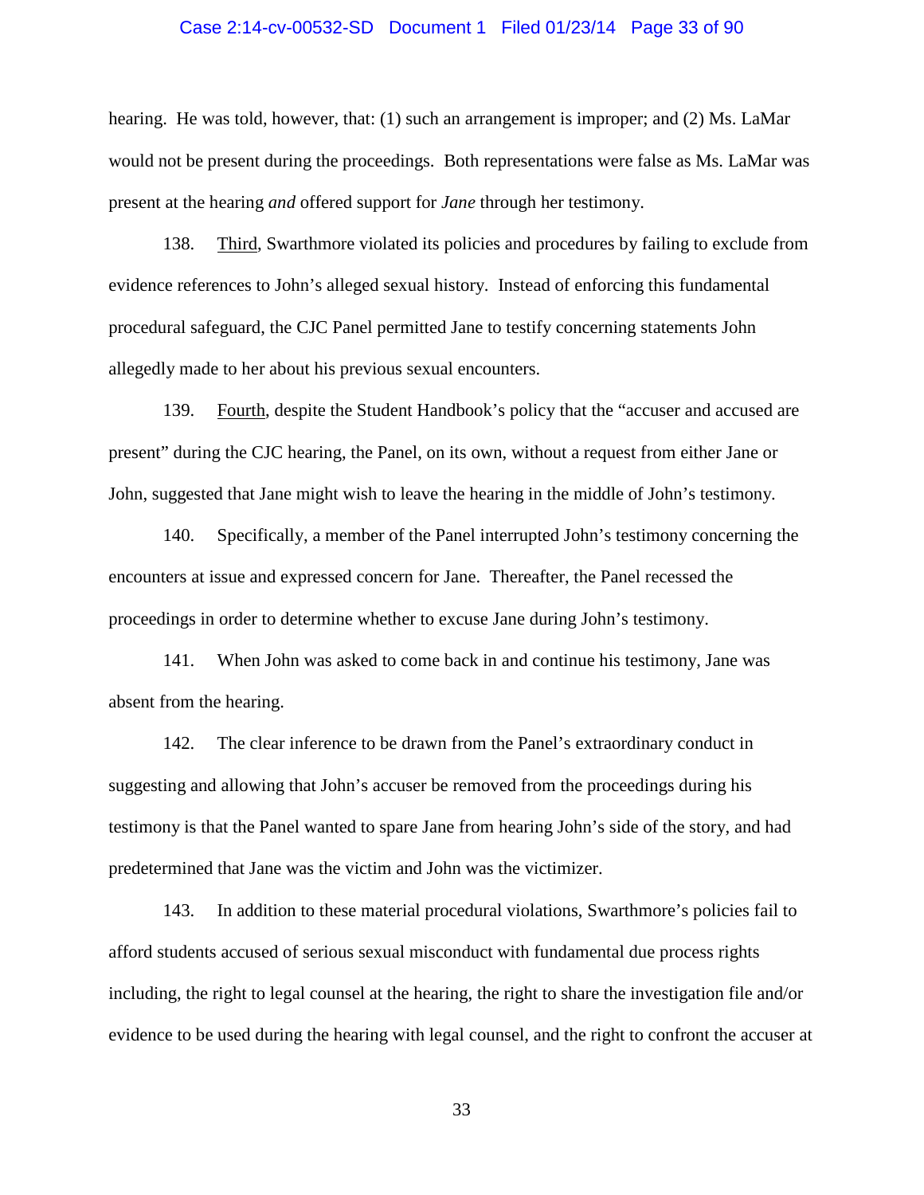hearing. He was told, however, that: (1) such an arrangement is improper; and (2) Ms. LaMar would not be present during the proceedings. Both representations were false as Ms. LaMar was present at the hearing *and* offered support for *Jane* through her testimony.

138. <u>Third</u>, Swarthmore violated its policies and procedures by failing to exclude from evidence references to John's alleged sexual history. Instead of enforcing this fundamental procedural safeguard, the CJC Panel permitted Jane to testify concerning statements John allegedly made to her about his previous sexual encounters.

139. <u>Fourth</u>, despite the Student Handbook's policy that the "accuser and accused are present" during the CJC hearing, the Panel, on its own, without a request from either Jane or John, suggested that Jane might wish to leave the hearing in the middle of John's testimony.

140. Specifically, a member of the Panel interrupted John's testimony concerning the encounters at issue and expressed concern for Jane. Thereafter, the Panel recessed the proceedings in order to determine whether to excuse Jane during John's testimony.

141. When John was asked to come back in and continue his testimony, Jane was absent from the hearing.

142. The clear inference to be drawn from the Panel's extraordinary conduct in suggesting and allowing that John's accuser be removed from the proceedings during his testimony is that the Panel wanted to spare Jane from hearing John's side of the story, and had predetermined that Jane was the victim and John was the victimizer.

143. In addition to these material procedural violations, Swarthmore's policies fail to afford students accused of serious sexual misconduct with fundamental due process rights including, the right to legal counsel at the hearing, the right to share the investigation file and/or evidence to be used during the hearing with legal counsel, and the right to confront the accuser at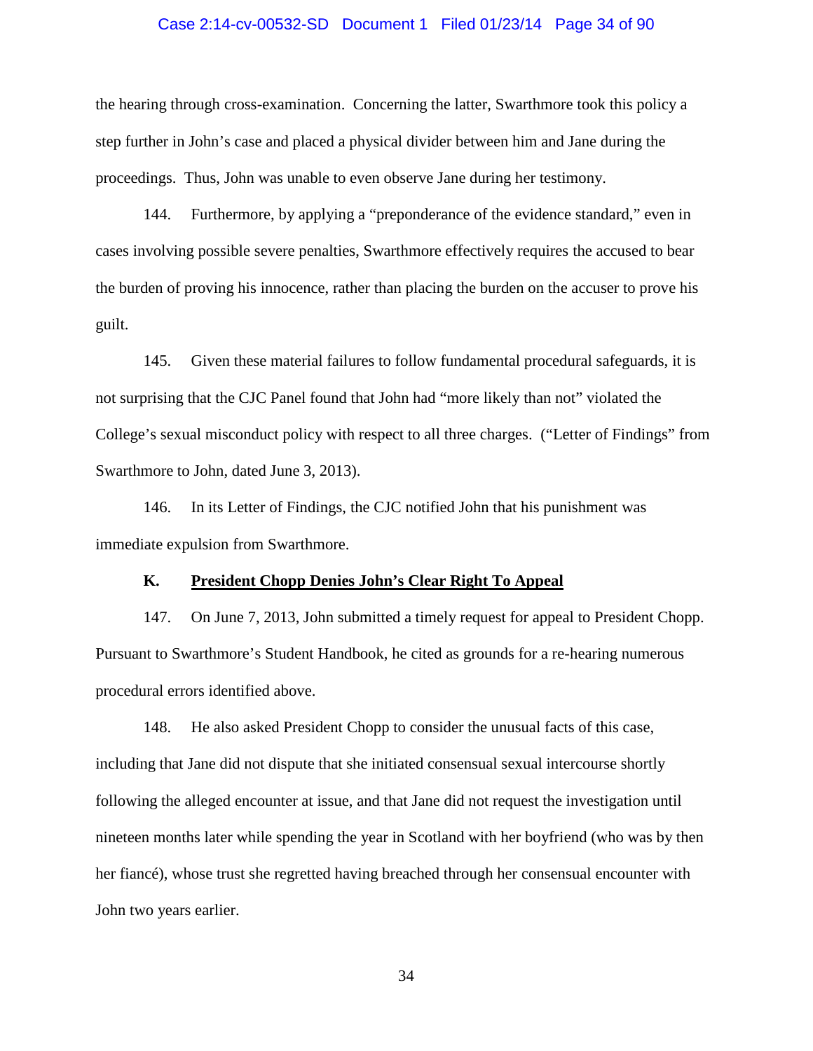the hearing through cross-examination. Concerning the latter, Swarthmore took this policy a step further in John's case and placed a physical divider between him and Jane during the proceedings. Thus, John was unable to even observe Jane during her testimony.

144. Furthermore, by applying a "preponderance of the evidence standard," even in cases involving possible severe penalties, Swarthmore effectively requires the accused to bear the burden of proving his innocence, rather than placing the burden on the accuser to prove his guilt.

145. Given these material failures to follow fundamental procedural safeguards, it is not surprising that the CJC Panel found that John had "more likely than not" violated the College's sexual misconduct policy with respect to all three charges. ("Letter of Findings" from Swarthmore to John, dated June 3, 2013).

146. In its Letter of Findings, the CJC notified John that his punishment was immediate expulsion from Swarthmore.

### K. <u>President Chopp Denies John's Clear Right To Appeal</u>

147. On June 7, 2013, John submitted a timely request for appeal to President Chopp. Pursuant to Swarthmore's Student Handbook, he cited as grounds for a re-hearing numerous procedural errors identified above.

148. He also asked President Chopp to consider the unusual facts of this case, including that Jane did not dispute that she initiated consensual sexual intercourse shortly following the alleged encounter at issue, and that Jane did not request the investigation until nineteen months later while spending the year in Scotland with her boyfriend (who was by then her fiancé), whose trust she regretted having breached through her consensual encounter with John two years earlier.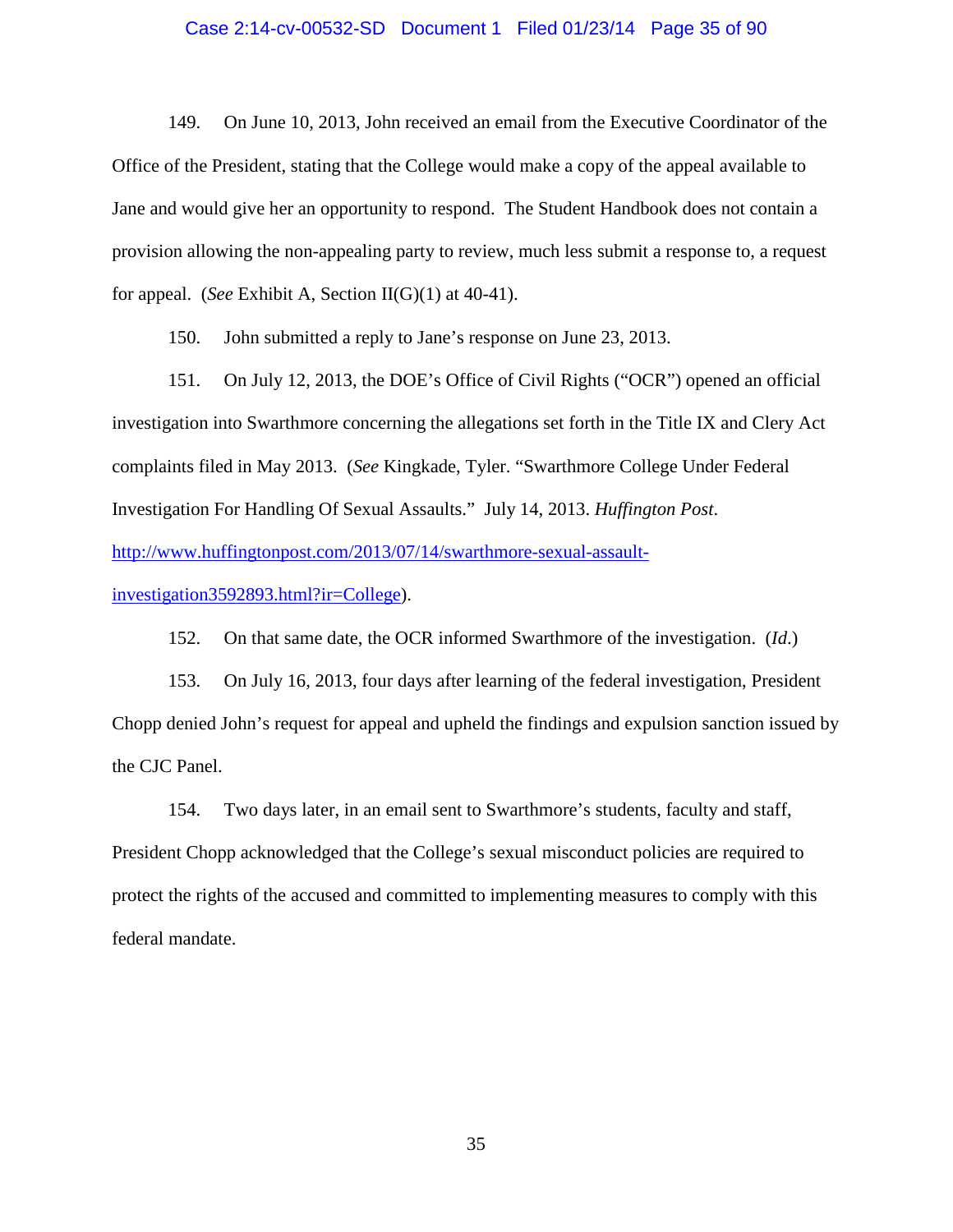149. On June 10, 2013, John received an email from the Executive Coordinator of the Office of the President, stating that the College would make a copy of the appeal available to Jane and would give her an opportunity to respond. The Student Handbook does not contain a provision allowing the non-appealing party to review, much less submit a response to, a request for appeal. (*See* Exhibit A, Section II(G)(1) at 40-41).

150. John submitted a reply to Jane's response on June 23, 2013.

151. On July 12, 2013, the DOE's Office of Civil Rights ("OCR") opened an official investigation into Swarthmore concerning the allegations set forth in the Title IX and Clery Act complaints filed in May 2013. (*See* Kingkade, Tyler. "Swarthmore College Under Federal Investigation For Handling Of Sexual Assaults." July 14, 2013. *Huffington Post*. [http://www.huffingtonpost.com/2013/07/14/swarthmore-sexual-assault-investigation3592893.html?ir=College](http://www.huffingtonpost.com/2013/07/14/swarthmore-sexual-assault-investigation3592893.html?ir=College)).

152. On that same date, the OCR informed Swarthmore of the investigation. (*Id*.)

153. On July 16, 2013, four days after learning of the federal investigation, President Chopp denied John's request for appeal and upheld the findings and expulsion sanction issued by the CJC Panel.

154. Two days later, in an email sent to Swarthmore's students, faculty and staff, President Chopp acknowledged that the College's sexual misconduct policies are required to protect the rights of the accused and committed to implementing measures to comply with this federal mandate.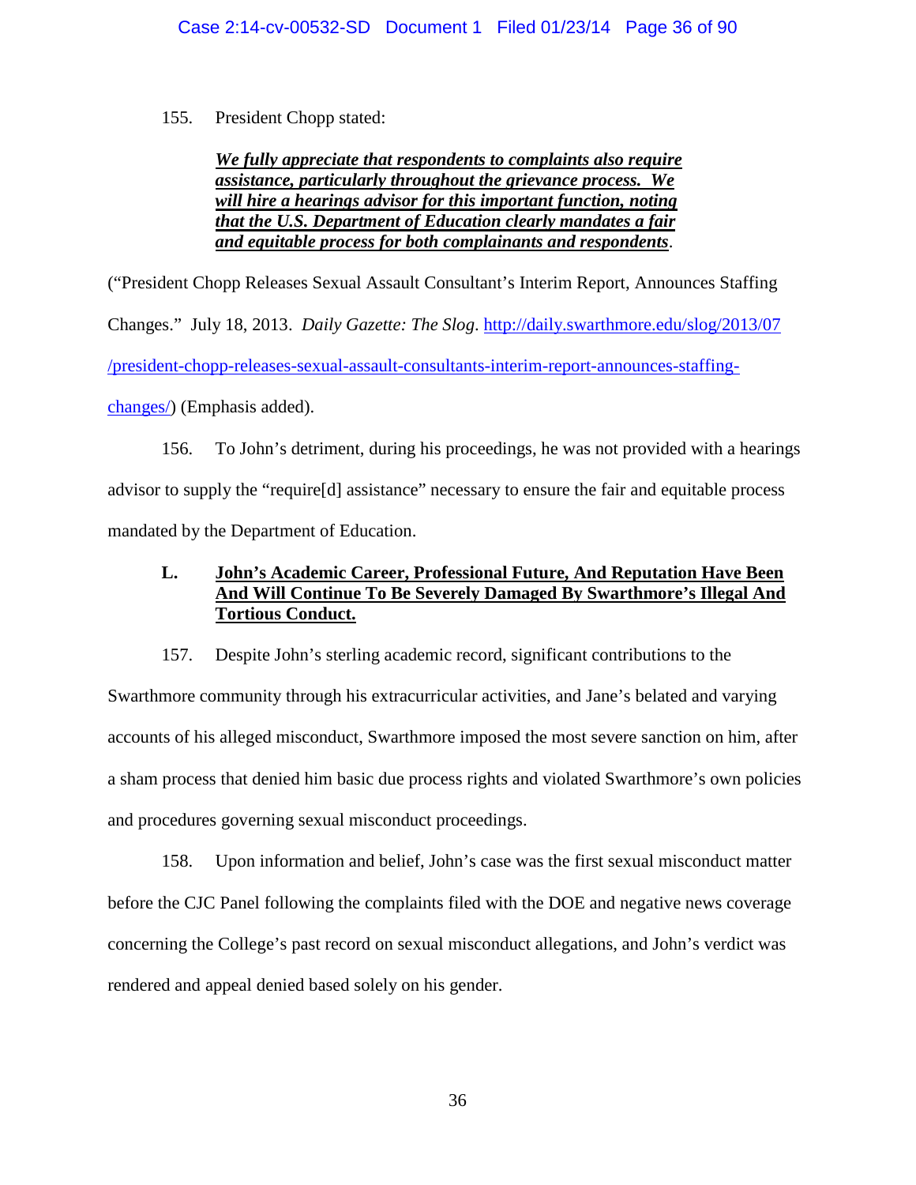155. President Chopp stated:

> ***We fully appreciate that respondents to complaints also require assistance, particularly throughout the grievance process. We will hire a hearings advisor for this important function, noting that the U.S. Department of Education clearly mandates a fair and equitable process for both complainants and respondents***.

("President Chopp Releases Sexual Assault Consultant's Interim Report, Announces Staffing Changes." July 18, 2013. *Daily Gazette: The Slog*. http://daily.swarthmore.edu/slog/2013/07/president-chopp-releases-sexual-assault-consultants-interim-report-announces-staffing-changes/) (Emphasis added).

156. To John's detriment, during his proceedings, he was not provided with a hearings advisor to supply the "require[d] assistance" necessary to ensure the fair and equitable process mandated by the Department of Education.

### L. John's Academic Career, Professional Future, And Reputation Have Been And Will Continue To Be Severely Damaged By Swarthmore's Illegal And Tortious Conduct.

157. Despite John's sterling academic record, significant contributions to the Swarthmore community through his extracurricular activities, and Jane's belated and varying accounts of his alleged misconduct, Swarthmore imposed the most severe sanction on him, after a sham process that denied him basic due process rights and violated Swarthmore's own policies and procedures governing sexual misconduct proceedings.

158. Upon information and belief, John's case was the first sexual misconduct matter before the CJC Panel following the complaints filed with the DOE and negative news coverage concerning the College's past record on sexual misconduct allegations, and John's verdict was rendered and appeal denied based solely on his gender.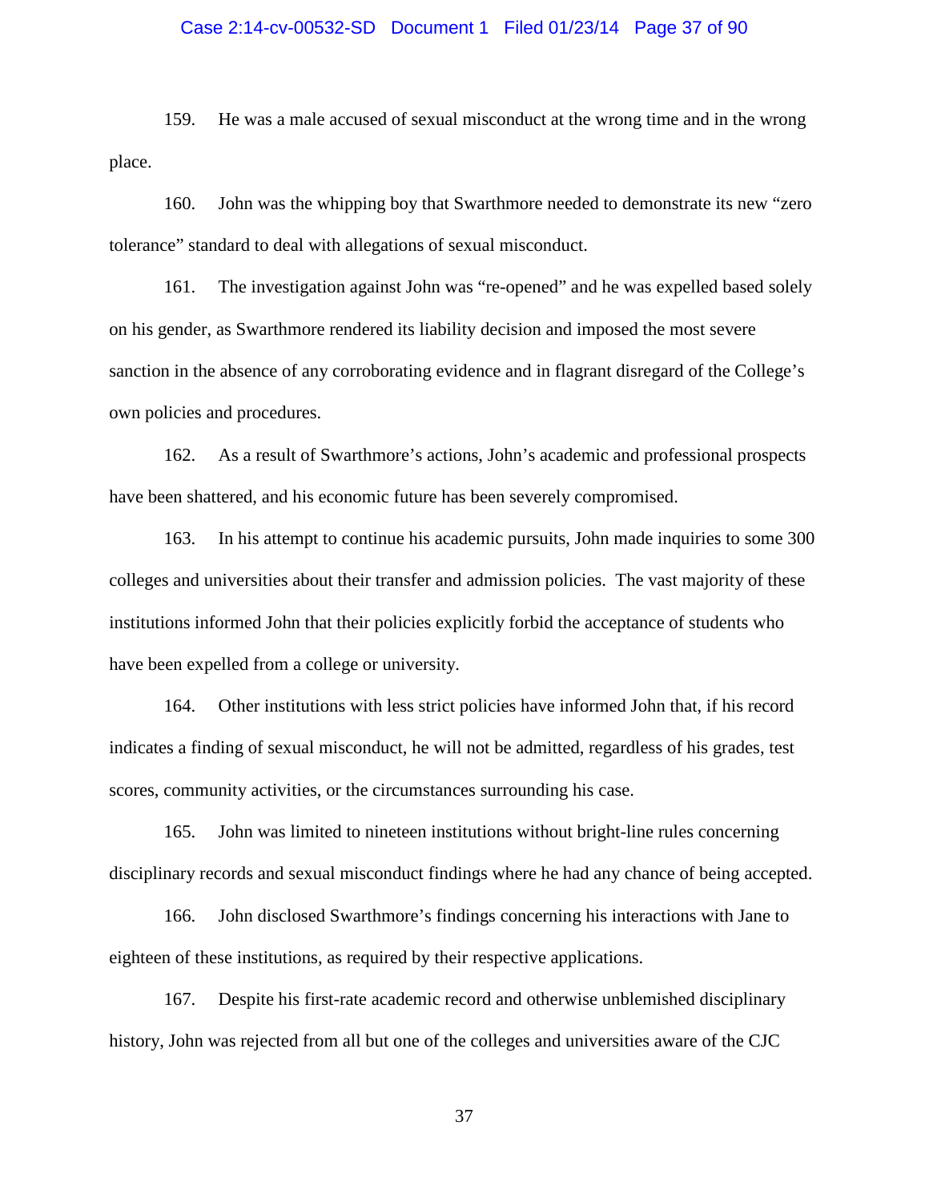159. He was a male accused of sexual misconduct at the wrong time and in the wrong place.

160. John was the whipping boy that Swarthmore needed to demonstrate its new "zero tolerance" standard to deal with allegations of sexual misconduct.

161. The investigation against John was "re-opened" and he was expelled based solely on his gender, as Swarthmore rendered its liability decision and imposed the most severe sanction in the absence of any corroborating evidence and in flagrant disregard of the College's own policies and procedures.

162. As a result of Swarthmore's actions, John's academic and professional prospects have been shattered, and his economic future has been severely compromised.

163. In his attempt to continue his academic pursuits, John made inquiries to some 300 colleges and universities about their transfer and admission policies. The vast majority of these institutions informed John that their policies explicitly forbid the acceptance of students who have been expelled from a college or university.

164. Other institutions with less strict policies have informed John that, if his record indicates a finding of sexual misconduct, he will not be admitted, regardless of his grades, test scores, community activities, or the circumstances surrounding his case.

165. John was limited to nineteen institutions without bright-line rules concerning disciplinary records and sexual misconduct findings where he had any chance of being accepted.

166. John disclosed Swarthmore's findings concerning his interactions with Jane to eighteen of these institutions, as required by their respective applications.

167. Despite his first-rate academic record and otherwise unblemished disciplinary history, John was rejected from all but one of the colleges and universities aware of the CJC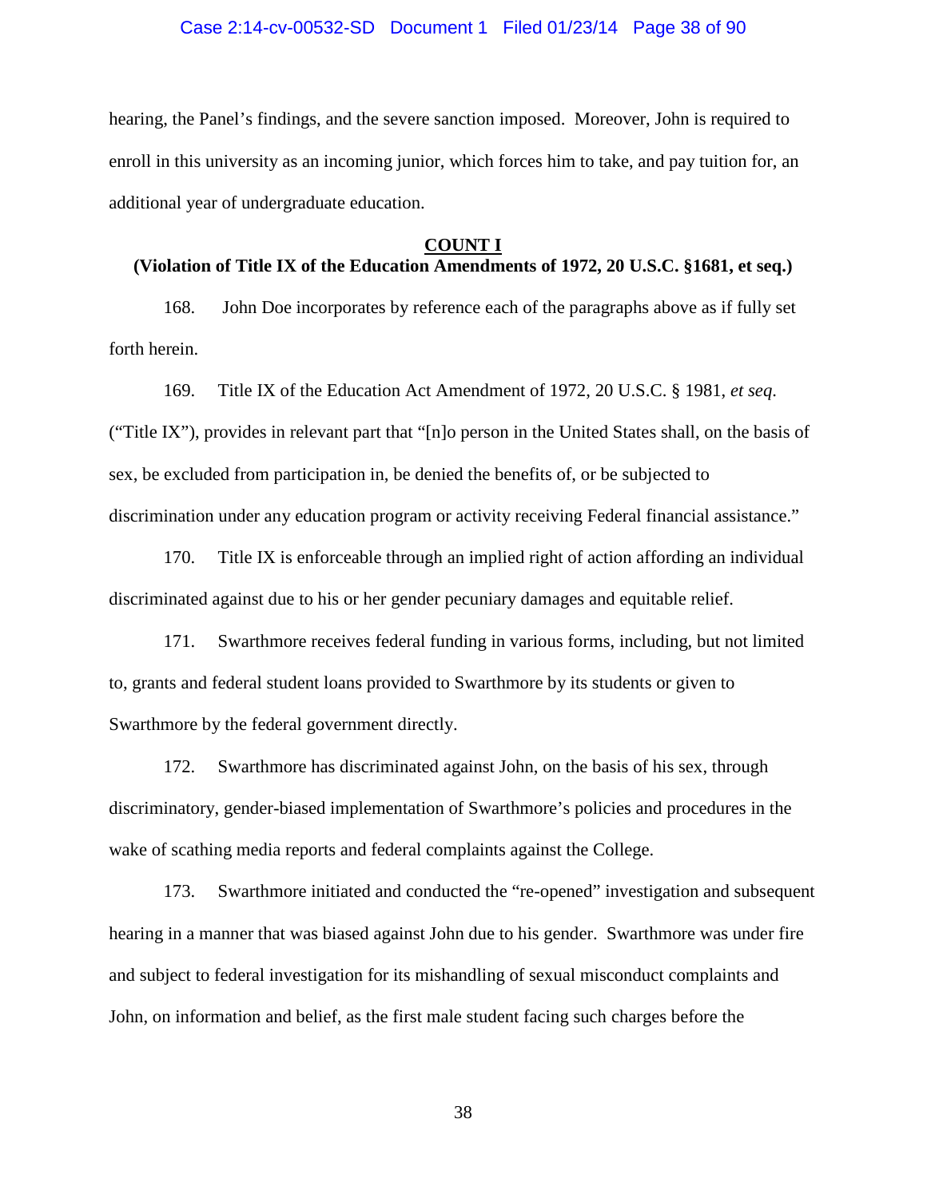hearing, the Panel's findings, and the severe sanction imposed. Moreover, John is required to enroll in this university as an incoming junior, which forces him to take, and pay tuition for, an additional year of undergraduate education.

**COUNT I**

**(Violation of Title IX of the Education Amendments of 1972, 20 U.S.C. §1681, et seq.)**

168. John Doe incorporates by reference each of the paragraphs above as if fully set forth herein.

169. Title IX of the Education Act Amendment of 1972, 20 U.S.C. § 1981, *et seq.* ("Title IX"), provides in relevant part that "[n]o person in the United States shall, on the basis of sex, be excluded from participation in, be denied the benefits of, or be subjected to discrimination under any education program or activity receiving Federal financial assistance."

170. Title IX is enforceable through an implied right of action affording an individual discriminated against due to his or her gender pecuniary damages and equitable relief.

171. Swarthmore receives federal funding in various forms, including, but not limited to, grants and federal student loans provided to Swarthmore by its students or given to Swarthmore by the federal government directly.

172. Swarthmore has discriminated against John, on the basis of his sex, through discriminatory, gender-biased implementation of Swarthmore's policies and procedures in the wake of scathing media reports and federal complaints against the College.

173. Swarthmore initiated and conducted the "re-opened" investigation and subsequent hearing in a manner that was biased against John due to his gender. Swarthmore was under fire and subject to federal investigation for its mishandling of sexual misconduct complaints and John, on information and belief, as the first male student facing such charges before the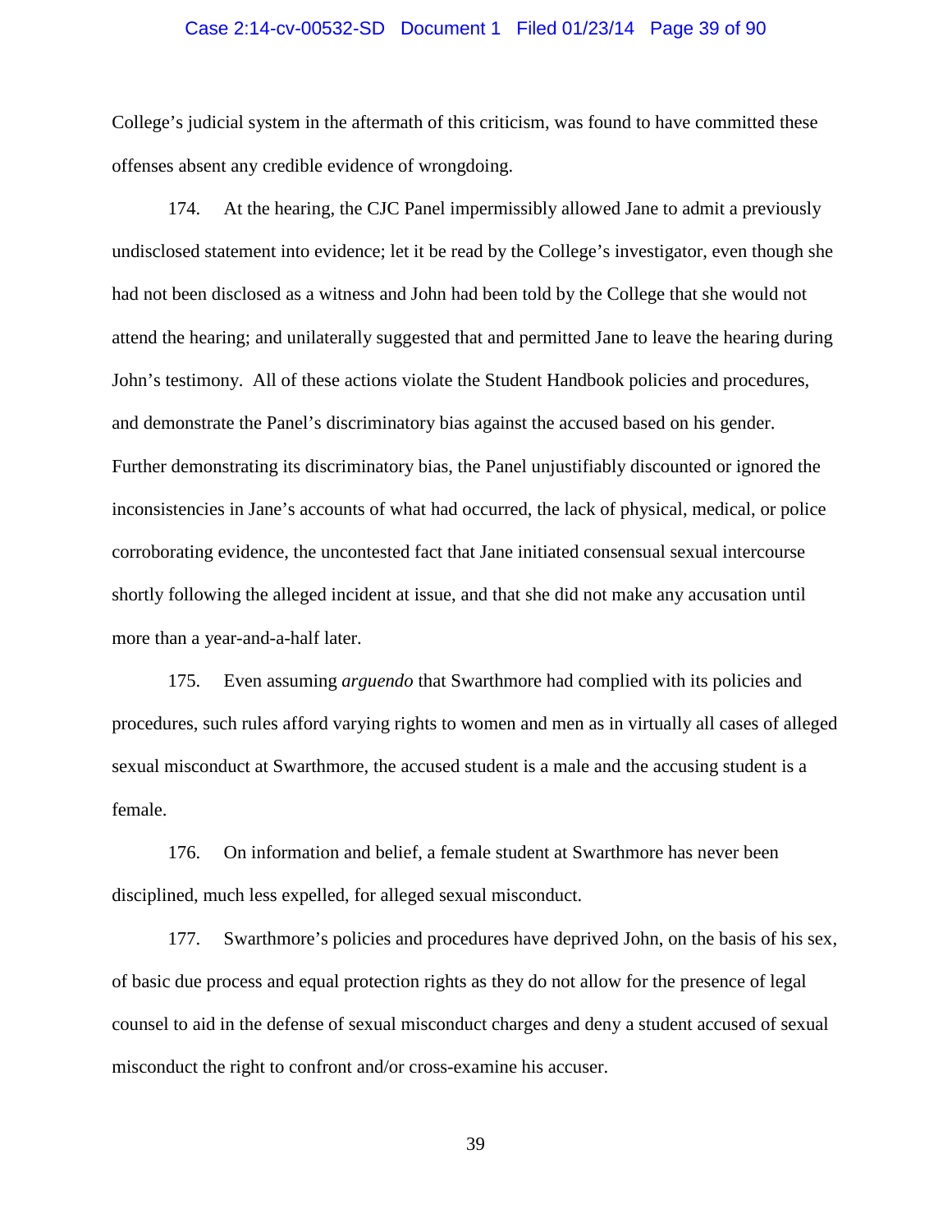College's judicial system in the aftermath of this criticism, was found to have committed these offenses absent any credible evidence of wrongdoing.

174. At the hearing, the CJC Panel impermissibly allowed Jane to admit a previously undisclosed statement into evidence; let it be read by the College's investigator, even though she had not been disclosed as a witness and John had been told by the College that she would not attend the hearing; and unilaterally suggested that and permitted Jane to leave the hearing during John's testimony. All of these actions violate the Student Handbook policies and procedures, and demonstrate the Panel's discriminatory bias against the accused based on his gender. Further demonstrating its discriminatory bias, the Panel unjustifiably discounted or ignored the inconsistencies in Jane's accounts of what had occurred, the lack of physical, medical, or police corroborating evidence, the uncontested fact that Jane initiated consensual sexual intercourse shortly following the alleged incident at issue, and that she did not make any accusation until more than a year-and-a-half later.

175. Even assuming *arguendo* that Swarthmore had complied with its policies and procedures, such rules afford varying rights to women and men as in virtually all cases of alleged sexual misconduct at Swarthmore, the accused student is a male and the accusing student is a female.

176. On information and belief, a female student at Swarthmore has never been disciplined, much less expelled, for alleged sexual misconduct.

177. Swarthmore's policies and procedures have deprived John, on the basis of his sex, of basic due process and equal protection rights as they do not allow for the presence of legal counsel to aid in the defense of sexual misconduct charges and deny a student accused of sexual misconduct the right to confront and/or cross-examine his accuser.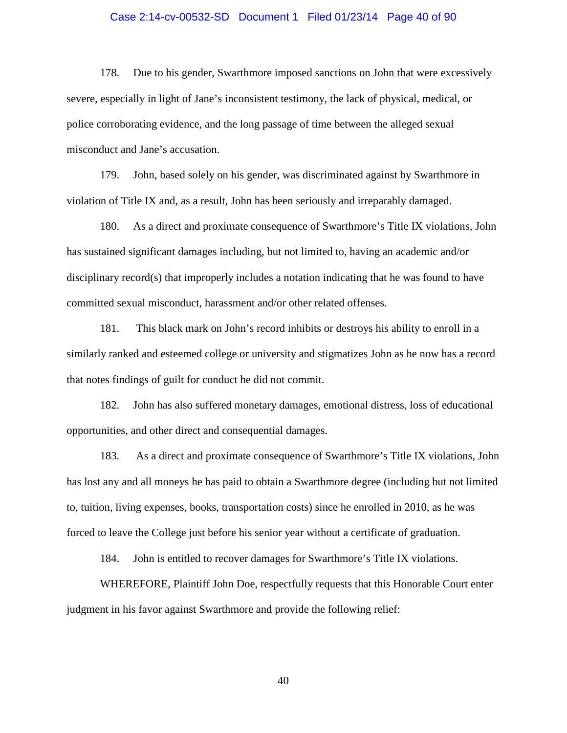178. Due to his gender, Swarthmore imposed sanctions on John that were excessively severe, especially in light of Jane's inconsistent testimony, the lack of physical, medical, or police corroborating evidence, and the long passage of time between the alleged sexual misconduct and Jane's accusation.

179. John, based solely on his gender, was discriminated against by Swarthmore in violation of Title IX and, as a result, John has been seriously and irreparably damaged.

180. As a direct and proximate consequence of Swarthmore's Title IX violations, John has sustained significant damages including, but not limited to, having an academic and/or disciplinary record(s) that improperly includes a notation indicating that he was found to have committed sexual misconduct, harassment and/or other related offenses.

181. This black mark on John's record inhibits or destroys his ability to enroll in a similarly ranked and esteemed college or university and stigmatizes John as he now has a record that notes findings of guilt for conduct he did not commit.

182. John has also suffered monetary damages, emotional distress, loss of educational opportunities, and other direct and consequential damages.

183. As a direct and proximate consequence of Swarthmore's Title IX violations, John has lost any and all moneys he has paid to obtain a Swarthmore degree (including but not limited to, tuition, living expenses, books, transportation costs) since he enrolled in 2010, as he was forced to leave the College just before his senior year without a certificate of graduation.

184. John is entitled to recover damages for Swarthmore's Title IX violations.

WHEREFORE, Plaintiff John Doe, respectfully requests that this Honorable Court enter judgment in his favor against Swarthmore and provide the following relief: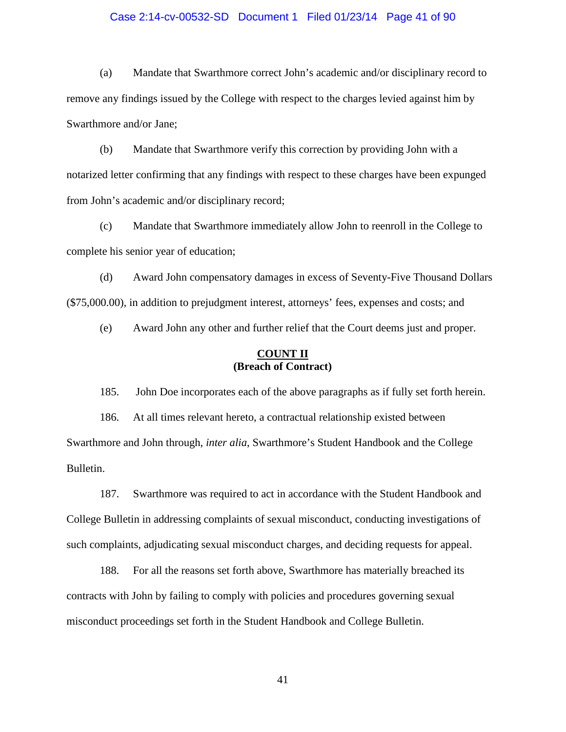(a) Mandate that Swarthmore correct John's academic and/or disciplinary record to remove any findings issued by the College with respect to the charges levied against him by Swarthmore and/or Jane;

(b) Mandate that Swarthmore verify this correction by providing John with a notarized letter confirming that any findings with respect to these charges have been expunged from John's academic and/or disciplinary record;

(c) Mandate that Swarthmore immediately allow John to reenroll in the College to complete his senior year of education;

(d) Award John compensatory damages in excess of Seventy-Five Thousand Dollars ($75,000.00), in addition to prejudgment interest, attorneys' fees, expenses and costs; and

(e) Award John any other and further relief that the Court deems just and proper.

**COUNT II**
**(Breach of Contract)**

185. John Doe incorporates each of the above paragraphs as if fully set forth herein.

186. At all times relevant hereto, a contractual relationship existed between Swarthmore and John through, *inter alia*, Swarthmore's Student Handbook and the College Bulletin.

187. Swarthmore was required to act in accordance with the Student Handbook and College Bulletin in addressing complaints of sexual misconduct, conducting investigations of such complaints, adjudicating sexual misconduct charges, and deciding requests for appeal.

188. For all the reasons set forth above, Swarthmore has materially breached its contracts with John by failing to comply with policies and procedures governing sexual misconduct proceedings set forth in the Student Handbook and College Bulletin.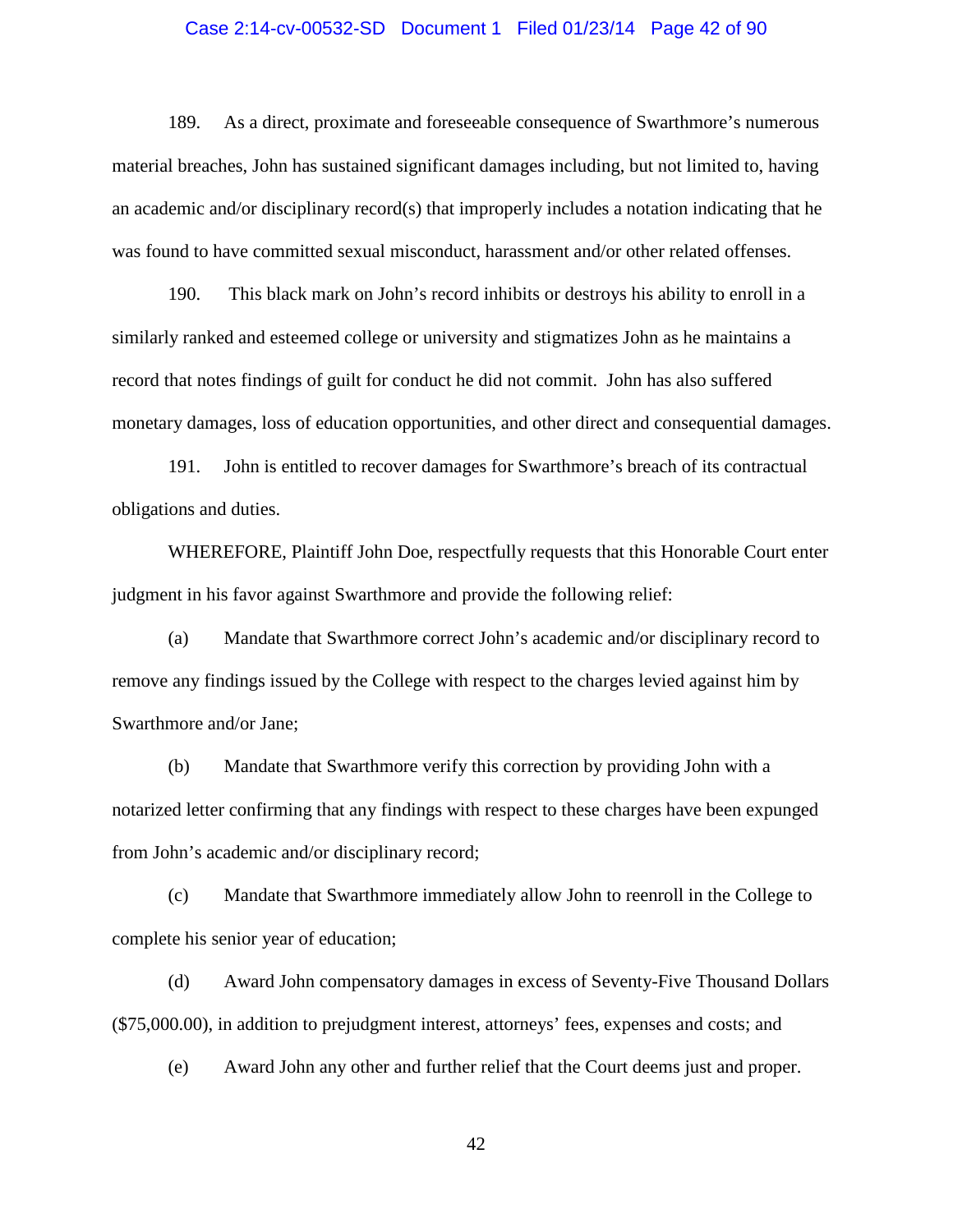189. As a direct, proximate and foreseeable consequence of Swarthmore's numerous material breaches, John has sustained significant damages including, but not limited to, having an academic and/or disciplinary record(s) that improperly includes a notation indicating that he was found to have committed sexual misconduct, harassment and/or other related offenses.

190. This black mark on John's record inhibits or destroys his ability to enroll in a similarly ranked and esteemed college or university and stigmatizes John as he maintains a record that notes findings of guilt for conduct he did not commit. John has also suffered monetary damages, loss of education opportunities, and other direct and consequential damages.

191. John is entitled to recover damages for Swarthmore's breach of its contractual obligations and duties.

WHEREFORE, Plaintiff John Doe, respectfully requests that this Honorable Court enter judgment in his favor against Swarthmore and provide the following relief:

(a) Mandate that Swarthmore correct John's academic and/or disciplinary record to remove any findings issued by the College with respect to the charges levied against him by Swarthmore and/or Jane;

(b) Mandate that Swarthmore verify this correction by providing John with a notarized letter confirming that any findings with respect to these charges have been expunged from John's academic and/or disciplinary record;

(c) Mandate that Swarthmore immediately allow John to reenroll in the College to complete his senior year of education;

(d) Award John compensatory damages in excess of Seventy-Five Thousand Dollars ($75,000.00), in addition to prejudgment interest, attorneys' fees, expenses and costs; and

(e) Award John any other and further relief that the Court deems just and proper.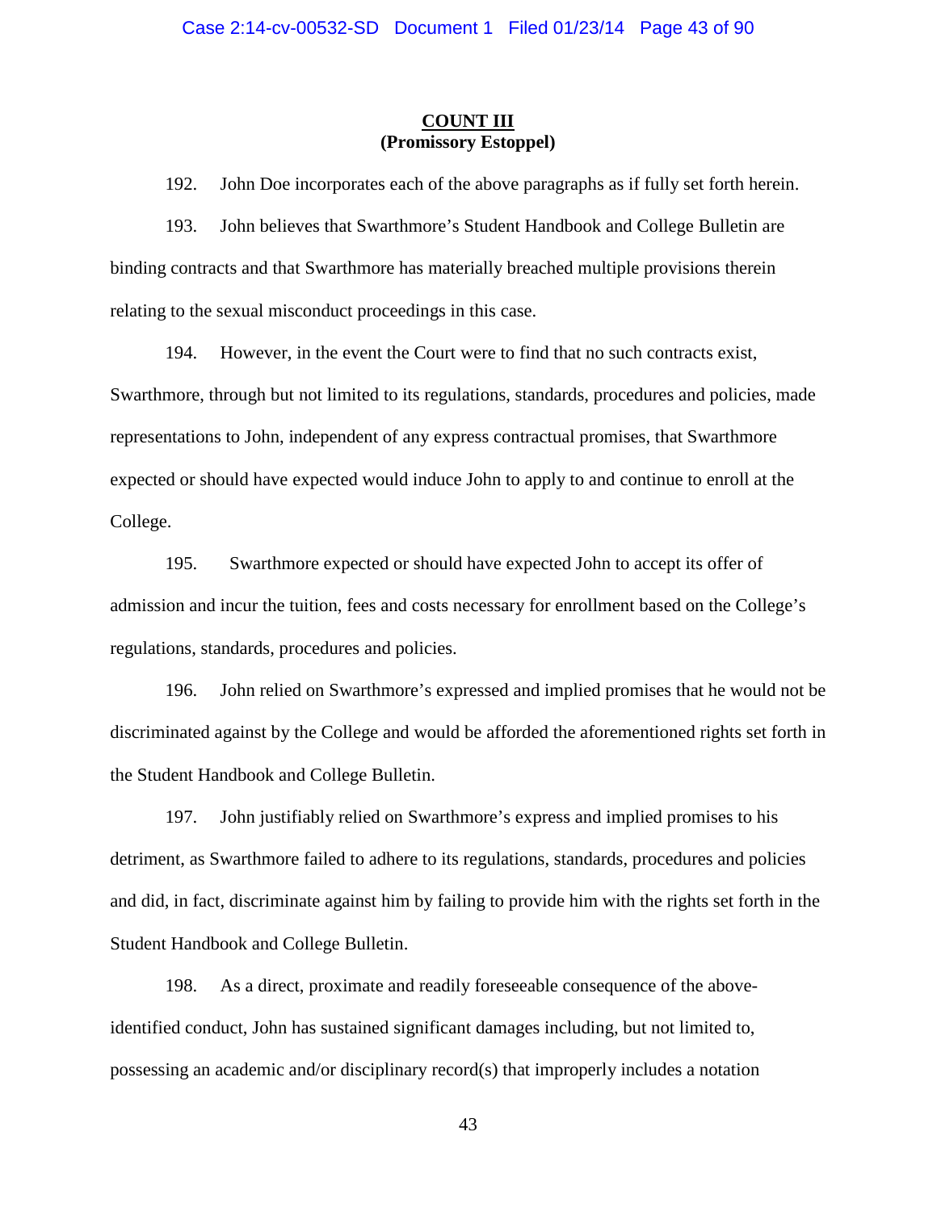**COUNT III**
**(Promissory Estoppel)**

192. John Doe incorporates each of the above paragraphs as if fully set forth herein.

193. John believes that Swarthmore's Student Handbook and College Bulletin are binding contracts and that Swarthmore has materially breached multiple provisions therein relating to the sexual misconduct proceedings in this case.

194. However, in the event the Court were to find that no such contracts exist, Swarthmore, through but not limited to its regulations, standards, procedures and policies, made representations to John, independent of any express contractual promises, that Swarthmore expected or should have expected would induce John to apply to and continue to enroll at the College.

195. Swarthmore expected or should have expected John to accept its offer of admission and incur the tuition, fees and costs necessary for enrollment based on the College's regulations, standards, procedures and policies.

196. John relied on Swarthmore's expressed and implied promises that he would not be discriminated against by the College and would be afforded the aforementioned rights set forth in the Student Handbook and College Bulletin.

197. John justifiably relied on Swarthmore's express and implied promises to his detriment, as Swarthmore failed to adhere to its regulations, standards, procedures and policies and did, in fact, discriminate against him by failing to provide him with the rights set forth in the Student Handbook and College Bulletin.

198. As a direct, proximate and readily foreseeable consequence of the above-identified conduct, John has sustained significant damages including, but not limited to, possessing an academic and/or disciplinary record(s) that improperly includes a notation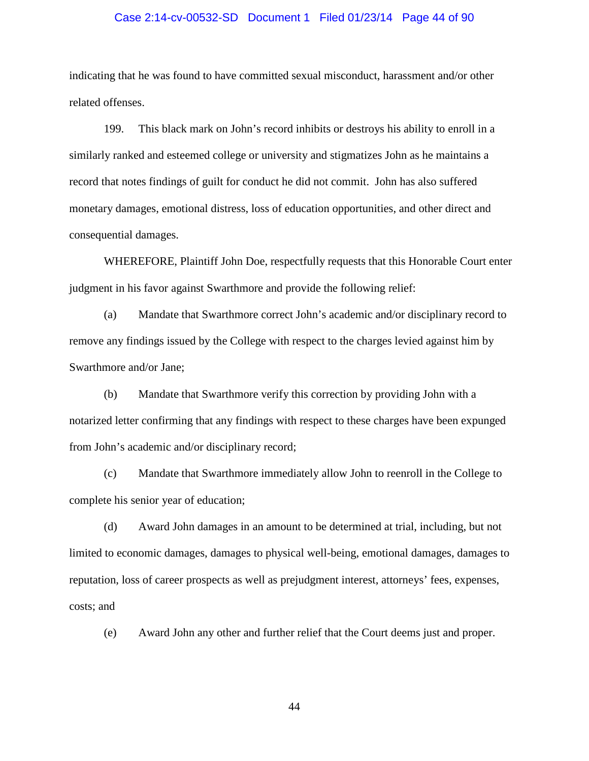indicating that he was found to have committed sexual misconduct, harassment and/or other related offenses.

199. This black mark on John's record inhibits or destroys his ability to enroll in a similarly ranked and esteemed college or university and stigmatizes John as he maintains a record that notes findings of guilt for conduct he did not commit. John has also suffered monetary damages, emotional distress, loss of education opportunities, and other direct and consequential damages.

WHEREFORE, Plaintiff John Doe, respectfully requests that this Honorable Court enter judgment in his favor against Swarthmore and provide the following relief:

(a) Mandate that Swarthmore correct John's academic and/or disciplinary record to remove any findings issued by the College with respect to the charges levied against him by Swarthmore and/or Jane;

(b) Mandate that Swarthmore verify this correction by providing John with a notarized letter confirming that any findings with respect to these charges have been expunged from John's academic and/or disciplinary record;

(c) Mandate that Swarthmore immediately allow John to reenroll in the College to complete his senior year of education;

(d) Award John damages in an amount to be determined at trial, including, but not limited to economic damages, damages to physical well-being, emotional damages, damages to reputation, loss of career prospects as well as prejudgment interest, attorneys' fees, expenses, costs; and

(e) Award John any other and further relief that the Court deems just and proper.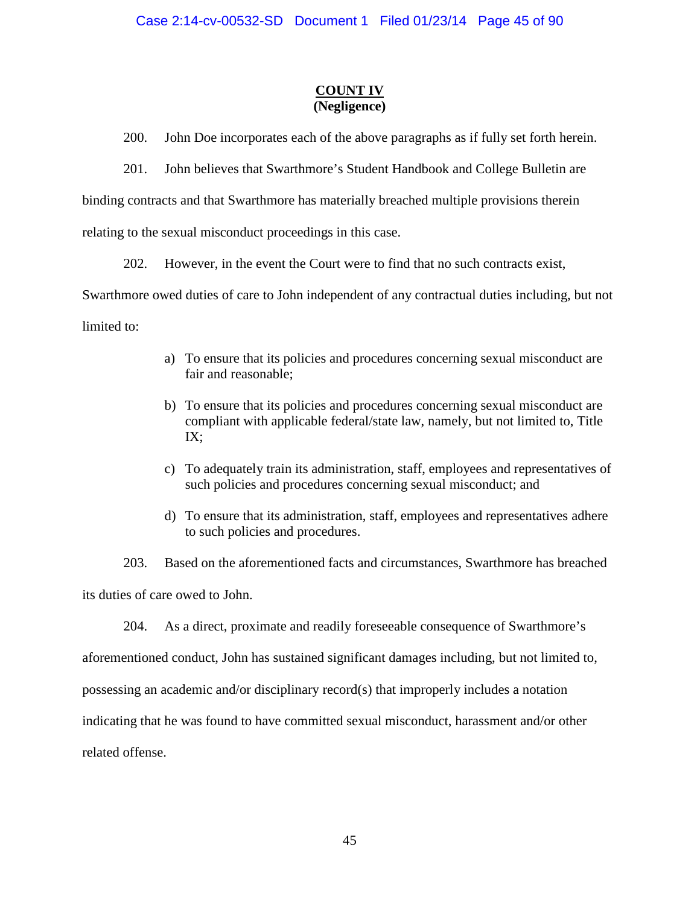**COUNT IV**
**(Negligence)**

200. John Doe incorporates each of the above paragraphs as if fully set forth herein.

201. John believes that Swarthmore's Student Handbook and College Bulletin are binding contracts and that Swarthmore has materially breached multiple provisions therein relating to the sexual misconduct proceedings in this case.

202. However, in the event the Court were to find that no such contracts exist, Swarthmore owed duties of care to John independent of any contractual duties including, but not limited to:

a) To ensure that its policies and procedures concerning sexual misconduct are fair and reasonable;

b) To ensure that its policies and procedures concerning sexual misconduct are compliant with applicable federal/state law, namely, but not limited to, Title IX;

c) To adequately train its administration, staff, employees and representatives of such policies and procedures concerning sexual misconduct; and

d) To ensure that its administration, staff, employees and representatives adhere to such policies and procedures.

203. Based on the aforementioned facts and circumstances, Swarthmore has breached its duties of care owed to John.

204. As a direct, proximate and readily foreseeable consequence of Swarthmore's aforementioned conduct, John has sustained significant damages including, but not limited to, possessing an academic and/or disciplinary record(s) that improperly includes a notation indicating that he was found to have committed sexual misconduct, harassment and/or other related offense.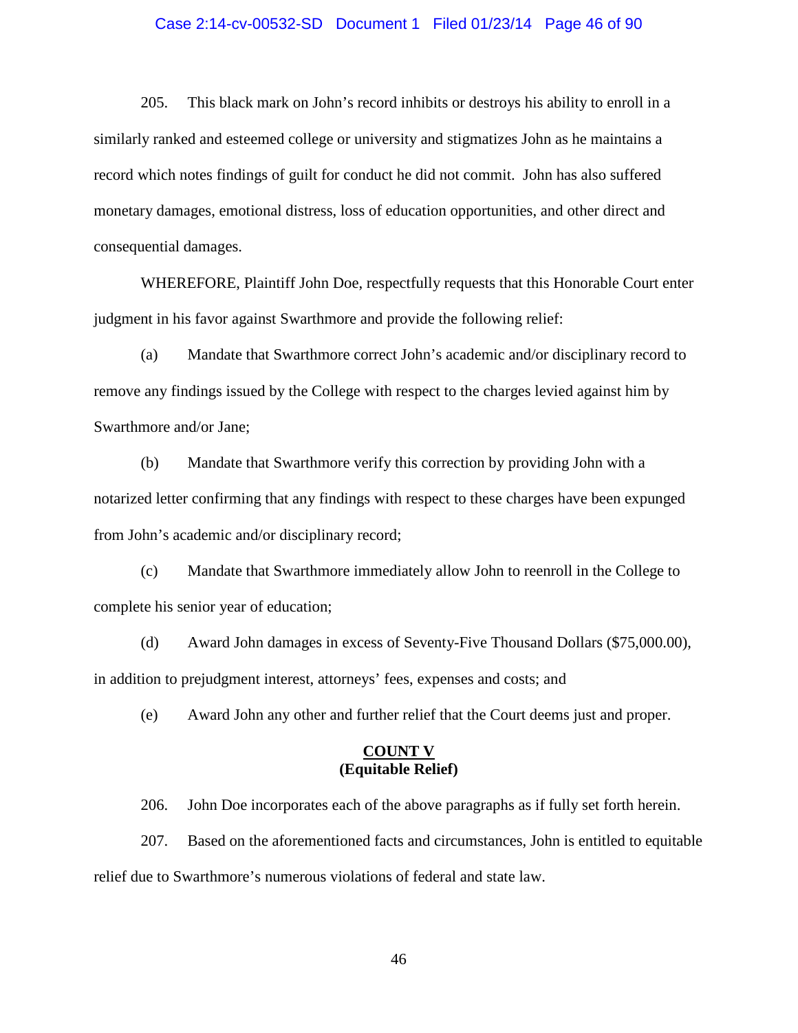205. This black mark on John's record inhibits or destroys his ability to enroll in a similarly ranked and esteemed college or university and stigmatizes John as he maintains a record which notes findings of guilt for conduct he did not commit. John has also suffered monetary damages, emotional distress, loss of education opportunities, and other direct and consequential damages.

WHEREFORE, Plaintiff John Doe, respectfully requests that this Honorable Court enter judgment in his favor against Swarthmore and provide the following relief:

(a) Mandate that Swarthmore correct John's academic and/or disciplinary record to remove any findings issued by the College with respect to the charges levied against him by Swarthmore and/or Jane;

(b) Mandate that Swarthmore verify this correction by providing John with a notarized letter confirming that any findings with respect to these charges have been expunged from John's academic and/or disciplinary record;

(c) Mandate that Swarthmore immediately allow John to reenroll in the College to complete his senior year of education;

(d) Award John damages in excess of Seventy-Five Thousand Dollars ($75,000.00), in addition to prejudgment interest, attorneys' fees, expenses and costs; and

(e) Award John any other and further relief that the Court deems just and proper.

**COUNT V**
**(Equitable Relief)**

206. John Doe incorporates each of the above paragraphs as if fully set forth herein.

207. Based on the aforementioned facts and circumstances, John is entitled to equitable relief due to Swarthmore's numerous violations of federal and state law.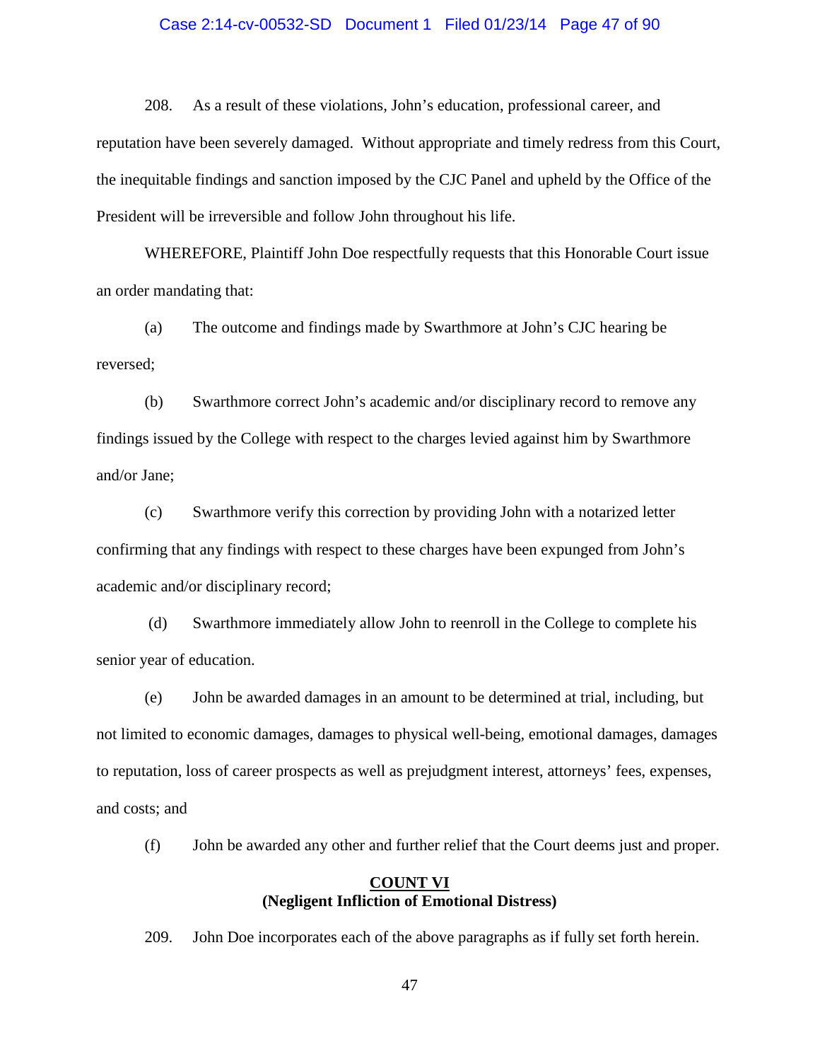208. As a result of these violations, John's education, professional career, and reputation have been severely damaged. Without appropriate and timely redress from this Court, the inequitable findings and sanction imposed by the CJC Panel and upheld by the Office of the President will be irreversible and follow John throughout his life.

WHEREFORE, Plaintiff John Doe respectfully requests that this Honorable Court issue an order mandating that:

(a) The outcome and findings made by Swarthmore at John's CJC hearing be reversed;

(b) Swarthmore correct John's academic and/or disciplinary record to remove any findings issued by the College with respect to the charges levied against him by Swarthmore and/or Jane;

(c) Swarthmore verify this correction by providing John with a notarized letter confirming that any findings with respect to these charges have been expunged from John's academic and/or disciplinary record;

(d) Swarthmore immediately allow John to reenroll in the College to complete his senior year of education.

(e) John be awarded damages in an amount to be determined at trial, including, but not limited to economic damages, damages to physical well-being, emotional damages, damages to reputation, loss of career prospects as well as prejudgment interest, attorneys' fees, expenses, and costs; and

(f) John be awarded any other and further relief that the Court deems just and proper.

## COUNT VI
### (Negligent Infliction of Emotional Distress)

209. John Doe incorporates each of the above paragraphs as if fully set forth herein.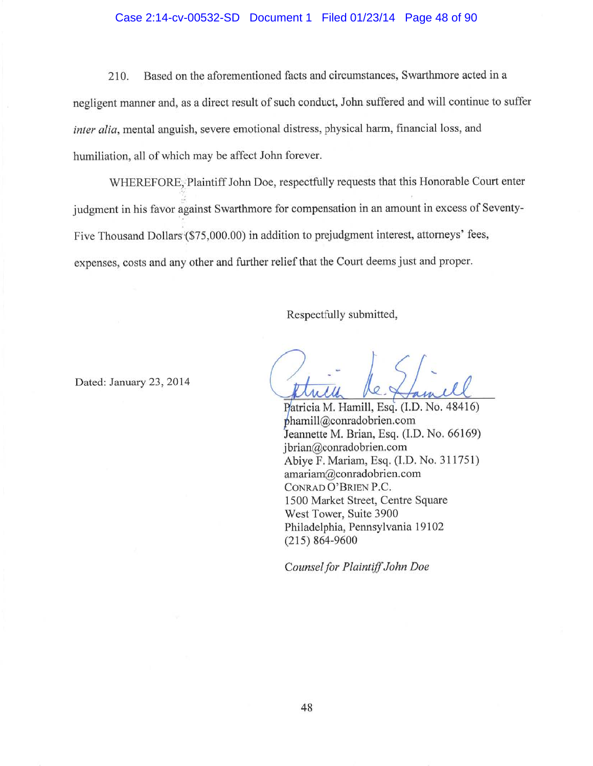210. Based on the aforementioned facts and circumstances, Swarthmore acted in a negligent manner and, as a direct result of such conduct, John suffered and will continue to suffer *inter alia*, mental anguish, severe emotional distress, physical harm, financial loss, and humiliation, all of which may be affect John forever.

WHEREFORE, Plaintiff John Doe, respectfully requests that this Honorable Court enter judgment in his favor against Swarthmore for compensation in an amount in excess of Seventy-Five Thousand Dollars ($75,000.00) in addition to prejudgment interest, attorneys' fees, expenses, costs and any other and further relief that the Court deems just and proper.

Respectfully submitted,

Dated: January 23, 2014

Patricia M. Hamill, Esq. (I.D. No. 48416)
phamill@conradobrien.com
Jeannette M. Brian, Esq. (I.D. No. 66169)
jbrian@conradobrien.com
Abiye F. Mariam, Esq. (I.D. No. 311751)
amariam@conradobrien.com
CONRAD O'BRIEN P.C.
1500 Market Street, Centre Square
West Tower, Suite 3900
Philadelphia, Pennsylvania 19102
(215) 864-9600

*Counsel for Plaintiff John Doe*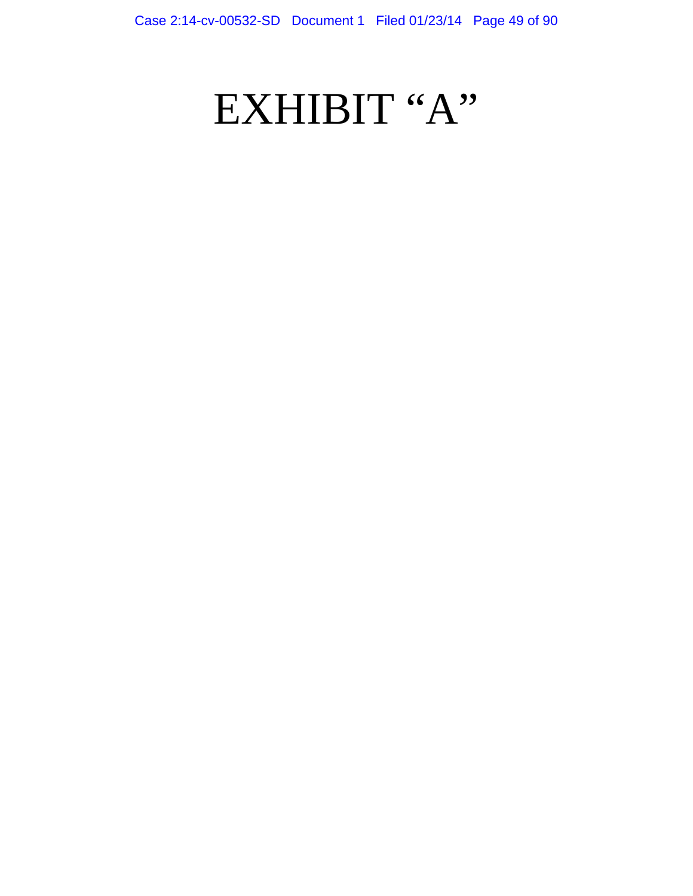# EXHIBIT “A”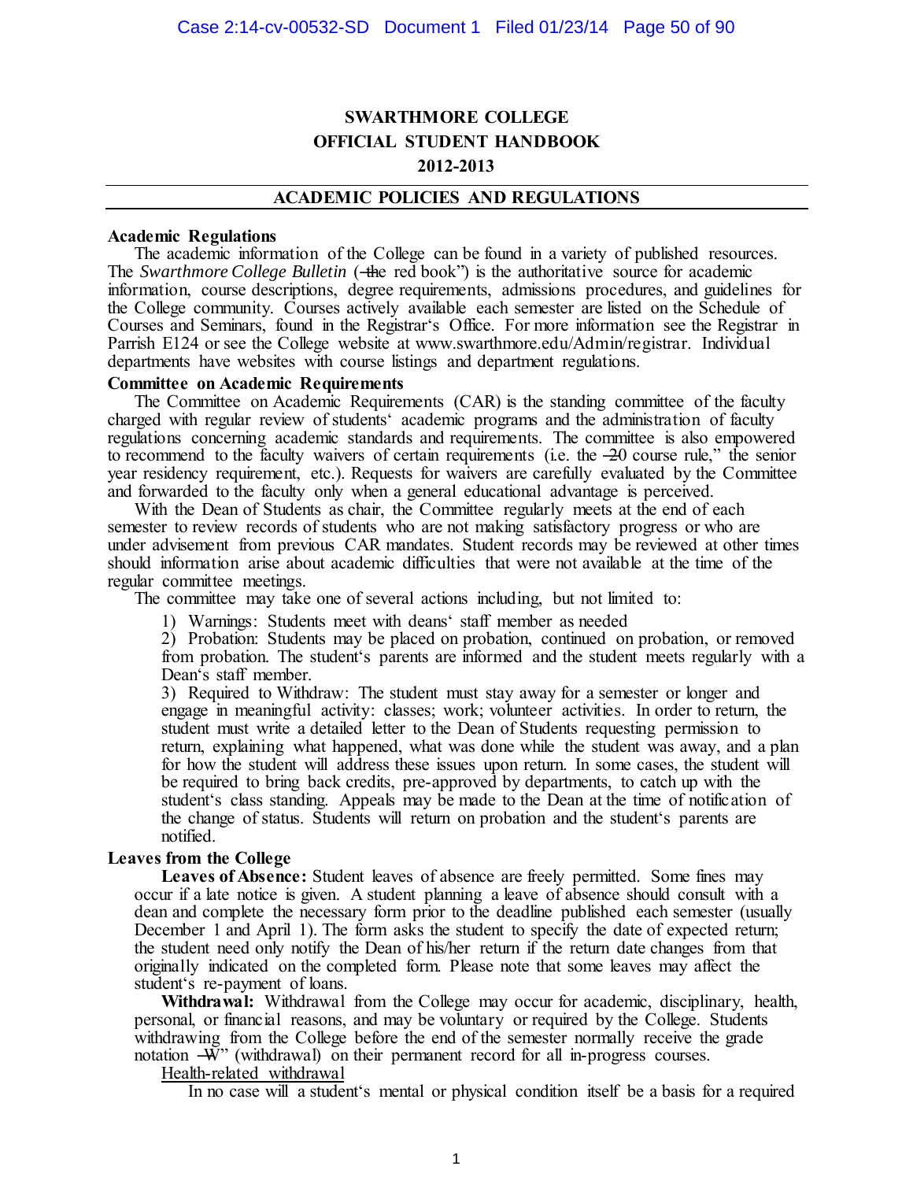# SWARTHMORE COLLEGE
# OFFICIAL STUDENT HANDBOOK
# 2012-2013

## ACADEMIC POLICIES AND REGULATIONS

**Academic Regulations**

The academic information of the College can be found in a variety of published resources. The *Swarthmore College Bulletin* (―the red book") is the authoritative source for academic information, course descriptions, degree requirements, admissions procedures, and guidelines for the College community. Courses actively available each semester are listed on the Schedule of Courses and Seminars, found in the Registrar's Office. For more information see the Registrar in Parrish E124 or see the College website at www.swarthmore.edu/Admin/registrar. Individual departments have websites with course listings and department regulations.

**Committee on Academic Requirements**

The Committee on Academic Requirements (CAR) is the standing committee of the faculty charged with regular review of students' academic programs and the administration of faculty regulations concerning academic standards and requirements. The committee is also empowered to recommend to the faculty waivers of certain requirements (i.e. the ―20 course rule," the senior year residency requirement, etc.). Requests for waivers are carefully evaluated by the Committee and forwarded to the faculty only when a general educational advantage is perceived.

With the Dean of Students as chair, the Committee regularly meets at the end of each semester to review records of students who are not making satisfactory progress or who are under advisement from previous CAR mandates. Student records may be reviewed at other times should information arise about academic difficulties that were not available at the time of the regular committee meetings.

The committee may take one of several actions including, but not limited to:

1) Warnings: Students meet with deans' staff member as needed
2) Probation: Students may be placed on probation, continued on probation, or removed from probation. The student's parents are informed and the student meets regularly with a Dean's staff member.
3) Required to Withdraw: The student must stay away for a semester or longer and engage in meaningful activity: classes; work; volunteer activities. In order to return, the student must write a detailed letter to the Dean of Students requesting permission to return, explaining what happened, what was done while the student was away, and a plan for how the student will address these issues upon return. In some cases, the student will be required to bring back credits, pre-approved by departments, to catch up with the student's class standing. Appeals may be made to the Dean at the time of notification of the change of status. Students will return on probation and the student's parents are notified.

**Leaves from the College**

**Leaves of Absence:** Student leaves of absence are freely permitted. Some fines may occur if a late notice is given. A student planning a leave of absence should consult with a dean and complete the necessary form prior to the deadline published each semester (usually December 1 and April 1). The form asks the student to specify the date of expected return; the student need only notify the Dean of his/her return if the return date changes from that originally indicated on the completed form. Please note that some leaves may affect the student's re-payment of loans.

**Withdrawal:** Withdrawal from the College may occur for academic, disciplinary, health, personal, or financial reasons, and may be voluntary or required by the College. Students withdrawing from the College before the end of the semester normally receive the grade notation ―W" (withdrawal) on their permanent record for all in-progress courses.

<u>Health-related withdrawal</u>

In no case will a student's mental or physical condition itself be a basis for a required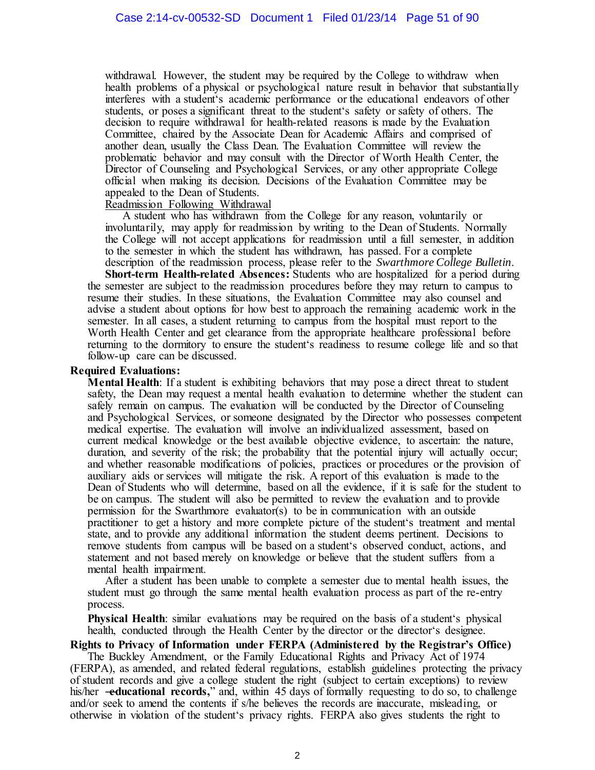withdrawal. However, the student may be required by the College to withdraw when health problems of a physical or psychological nature result in behavior that substantially interferes with a student's academic performance or the educational endeavors of other students, or poses a significant threat to the student's safety or safety of others. The decision to require withdrawal for health-related reasons is made by the Evaluation Committee, chaired by the Associate Dean for Academic Affairs and comprised of another dean, usually the Class Dean. The Evaluation Committee will review the problematic behavior and may consult with the Director of Worth Health Center, the Director of Counseling and Psychological Services, or any other appropriate College official when making its decision. Decisions of the Evaluation Committee may be appealed to the Dean of Students.

Readmission Following Withdrawal

A student who has withdrawn from the College for any reason, voluntarily or involuntarily, may apply for readmission by writing to the Dean of Students. Normally the College will not accept applications for readmission until a full semester, in addition to the semester in which the student has withdrawn, has passed. For a complete description of the readmission process, please refer to the *Swarthmore College Bulletin*.

**Short-term Health-related Absences:** Students who are hospitalized for a period during the semester are subject to the readmission procedures before they may return to campus to resume their studies. In these situations, the Evaluation Committee may also counsel and advise a student about options for how best to approach the remaining academic work in the semester. In all cases, a student returning to campus from the hospital must report to the Worth Health Center and get clearance from the appropriate healthcare professional before returning to the dormitory to ensure the student's readiness to resume college life and so that follow-up care can be discussed.

**Required Evaluations:**

**Mental Health**: If a student is exhibiting behaviors that may pose a direct threat to student safety, the Dean may request a mental health evaluation to determine whether the student can safely remain on campus. The evaluation will be conducted by the Director of Counseling and Psychological Services, or someone designated by the Director who possesses competent medical expertise. The evaluation will involve an individualized assessment, based on current medical knowledge or the best available objective evidence, to ascertain: the nature, duration, and severity of the risk; the probability that the potential injury will actually occur; and whether reasonable modifications of policies, practices or procedures or the provision of auxiliary aids or services will mitigate the risk. A report of this evaluation is made to the Dean of Students who will determine, based on all the evidence, if it is safe for the student to be on campus. The student will also be permitted to review the evaluation and to provide permission for the Swarthmore evaluator(s) to be in communication with an outside practitioner to get a history and more complete picture of the student's treatment and mental state, and to provide any additional information the student deems pertinent. Decisions to remove students from campus will be based on a student's observed conduct, actions, and statement and not based merely on knowledge or believe that the student suffers from a mental health impairment.

After a student has been unable to complete a semester due to mental health issues, the student must go through the same mental health evaluation process as part of the re-entry process.

**Physical Health**: similar evaluations may be required on the basis of a student's physical health, conducted through the Health Center by the director or the director's designee.

**Rights to Privacy of Information under FERPA (Administered by the Registrar's Office)**

The Buckley Amendment, or the Family Educational Rights and Privacy Act of 1974 (FERPA), as amended, and related federal regulations, establish guidelines protecting the privacy of student records and give a college student the right (subject to certain exceptions) to review his/her ―**educational records,**" and, within 45 days of formally requesting to do so, to challenge and/or seek to amend the contents if s/he believes the records are inaccurate, misleading, or otherwise in violation of the student's privacy rights. FERPA also gives students the right to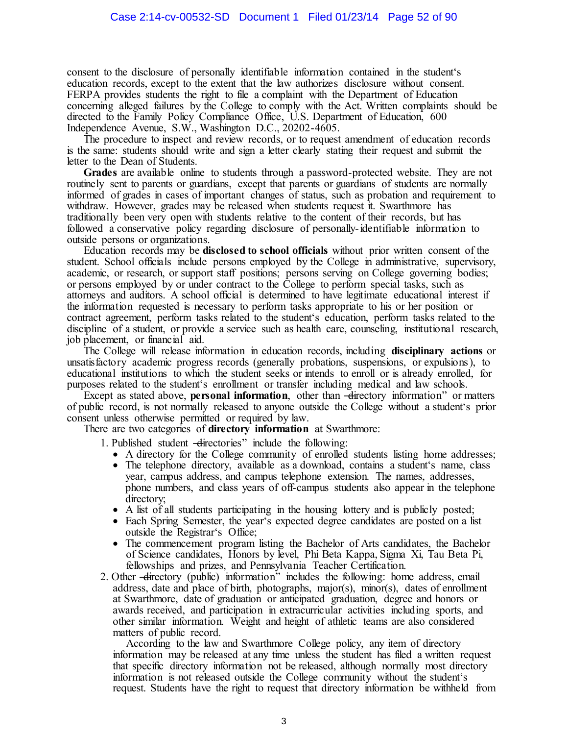consent to the disclosure of personally identifiable information contained in the student's education records, except to the extent that the law authorizes disclosure without consent. FERPA provides students the right to file a complaint with the Department of Education concerning alleged failures by the College to comply with the Act. Written complaints should be directed to the Family Policy Compliance Office, U.S. Department of Education, 600 Independence Avenue, S.W., Washington D.C., 20202-4605.

The procedure to inspect and review records, or to request amendment of education records is the same: students should write and sign a letter clearly stating their request and submit the letter to the Dean of Students.

**Grades** are available online to students through a password-protected website. They are not routinely sent to parents or guardians, except that parents or guardians of students are normally informed of grades in cases of important changes of status, such as probation and requirement to withdraw. However, grades may be released when students request it. Swarthmore has traditionally been very open with students relative to the content of their records, but has followed a conservative policy regarding disclosure of personally-identifiable information to outside persons or organizations.

Education records may be **disclosed to school officials** without prior written consent of the student. School officials include persons employed by the College in administrative, supervisory, academic, or research, or support staff positions; persons serving on College governing bodies; or persons employed by or under contract to the College to perform special tasks, such as attorneys and auditors. A school official is determined to have legitimate educational interest if the information requested is necessary to perform tasks appropriate to his or her position or contract agreement, perform tasks related to the student's education, perform tasks related to the discipline of a student, or provide a service such as health care, counseling, institutional research, job placement, or financial aid.

The College will release information in education records, including **disciplinary actions** or unsatisfactory academic progress records (generally probations, suspensions, or expulsions), to educational institutions to which the student seeks or intends to enroll or is already enrolled, for purposes related to the student's enrollment or transfer including medical and law schools.

Except as stated above, **personal information**, other than "directory information" or matters of public record, is not normally released to anyone outside the College without a student's prior consent unless otherwise permitted or required by law.

There are two categories of **directory information** at Swarthmore:

1. Published student "directories" include the following:
   - A directory for the College community of enrolled students listing home addresses;
   - The telephone directory, available as a download, contains a student's name, class year, campus address, and campus telephone extension. The names, addresses, phone numbers, and class years of off-campus students also appear in the telephone directory;
   - A list of all students participating in the housing lottery and is publicly posted;
   - Each Spring Semester, the year's expected degree candidates are posted on a list outside the Registrar's Office;
   - The commencement program listing the Bachelor of Arts candidates, the Bachelor of Science candidates, Honors by level, Phi Beta Kappa, Sigma Xi, Tau Beta Pi, fellowships and prizes, and Pennsylvania Teacher Certification.
2. Other "directory (public) information" includes the following: home address, email address, date and place of birth, photographs, major(s), minor(s), dates of enrollment at Swarthmore, date of graduation or anticipated graduation, degree and honors or awards received, and participation in extracurricular activities including sports, and other similar information. Weight and height of athletic teams are also considered matters of public record.

   According to the law and Swarthmore College policy, any item of directory information may be released at any time unless the student has filed a written request that specific directory information not be released, although normally most directory information is not released outside the College community without the student's request. Students have the right to request that directory information be withheld from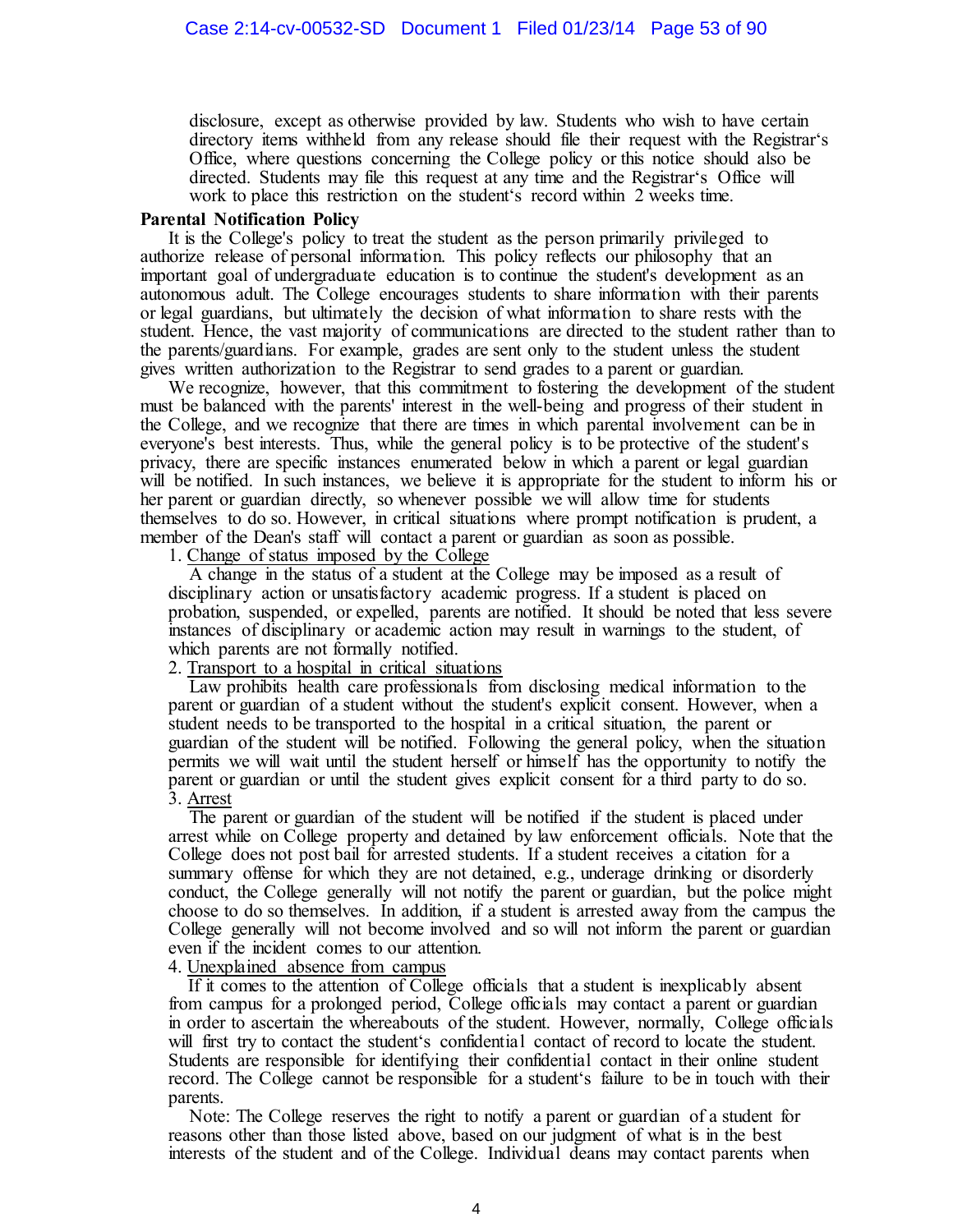disclosure, except as otherwise provided by law. Students who wish to have certain directory items withheld from any release should file their request with the Registrar's Office, where questions concerning the College policy or this notice should also be directed. Students may file this request at any time and the Registrar's Office will work to place this restriction on the student's record within 2 weeks time.

**Parental Notification Policy**

It is the College's policy to treat the student as the person primarily privileged to authorize release of personal information. This policy reflects our philosophy that an important goal of undergraduate education is to continue the student's development as an autonomous adult. The College encourages students to share information with their parents or legal guardians, but ultimately the decision of what information to share rests with the student. Hence, the vast majority of communications are directed to the student rather than to the parents/guardians. For example, grades are sent only to the student unless the student gives written authorization to the Registrar to send grades to a parent or guardian.

We recognize, however, that this commitment to fostering the development of the student must be balanced with the parents' interest in the well-being and progress of their student in the College, and we recognize that there are times in which parental involvement can be in everyone's best interests. Thus, while the general policy is to be protective of the student's privacy, there are specific instances enumerated below in which a parent or legal guardian will be notified. In such instances, we believe it is appropriate for the student to inform his or her parent or guardian directly, so whenever possible we will allow time for students themselves to do so. However, in critical situations where prompt notification is prudent, a member of the Dean's staff will contact a parent or guardian as soon as possible.

1. Change of status imposed by the College

A change in the status of a student at the College may be imposed as a result of disciplinary action or unsatisfactory academic progress. If a student is placed on probation, suspended, or expelled, parents are notified. It should be noted that less severe instances of disciplinary or academic action may result in warnings to the student, of which parents are not formally notified.

2. Transport to a hospital in critical situations

Law prohibits health care professionals from disclosing medical information to the parent or guardian of a student without the student's explicit consent. However, when a student needs to be transported to the hospital in a critical situation, the parent or guardian of the student will be notified. Following the general policy, when the situation permits we will wait until the student herself or himself has the opportunity to notify the parent or guardian or until the student gives explicit consent for a third party to do so.

3. Arrest

The parent or guardian of the student will be notified if the student is placed under arrest while on College property and detained by law enforcement officials. Note that the College does not post bail for arrested students. If a student receives a citation for a summary offense for which they are not detained, e.g., underage drinking or disorderly conduct, the College generally will not notify the parent or guardian, but the police might choose to do so themselves. In addition, if a student is arrested away from the campus the College generally will not become involved and so will not inform the parent or guardian even if the incident comes to our attention.

4. Unexplained absence from campus

If it comes to the attention of College officials that a student is inexplicably absent from campus for a prolonged period, College officials may contact a parent or guardian in order to ascertain the whereabouts of the student. However, normally, College officials will first try to contact the student's confidential contact of record to locate the student. Students are responsible for identifying their confidential contact in their online student record. The College cannot be responsible for a student's failure to be in touch with their parents.

Note: The College reserves the right to notify a parent or guardian of a student for reasons other than those listed above, based on our judgment of what is in the best interests of the student and of the College. Individual deans may contact parents when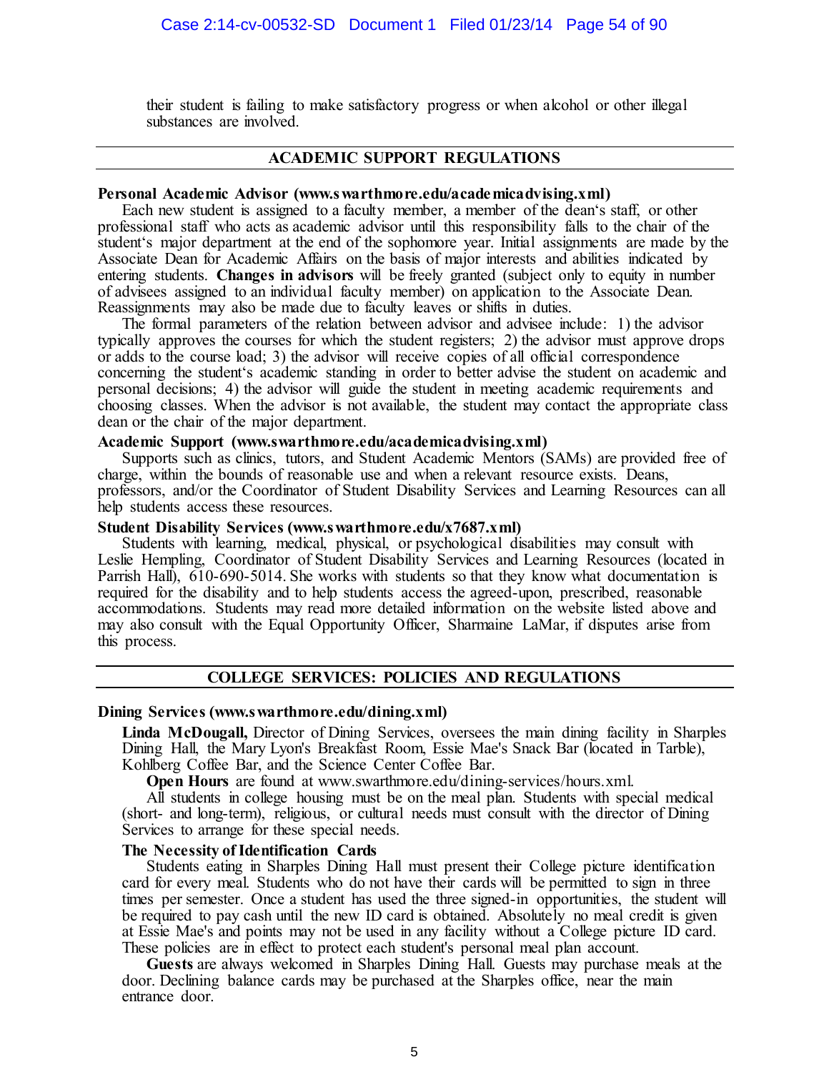their student is failing to make satisfactory progress or when alcohol or other illegal substances are involved.

## ACADEMIC SUPPORT REGULATIONS

**Personal Academic Advisor (www.swarthmore.edu/academicadvising.xml)**

Each new student is assigned to a faculty member, a member of the dean's staff, or other professional staff who acts as academic advisor until this responsibility falls to the chair of the student's major department at the end of the sophomore year. Initial assignments are made by the Associate Dean for Academic Affairs on the basis of major interests and abilities indicated by entering students. **Changes in advisors** will be freely granted (subject only to equity in number of advisees assigned to an individual faculty member) on application to the Associate Dean. Reassignments may also be made due to faculty leaves or shifts in duties.

The formal parameters of the relation between advisor and advisee include: 1) the advisor typically approves the courses for which the student registers; 2) the advisor must approve drops or adds to the course load; 3) the advisor will receive copies of all official correspondence concerning the student's academic standing in order to better advise the student on academic and personal decisions; 4) the advisor will guide the student in meeting academic requirements and choosing classes. When the advisor is not available, the student may contact the appropriate class dean or the chair of the major department.

**Academic Support (www.swarthmore.edu/academicadvising.xml)**

Supports such as clinics, tutors, and Student Academic Mentors (SAMs) are provided free of charge, within the bounds of reasonable use and when a relevant resource exists. Deans, professors, and/or the Coordinator of Student Disability Services and Learning Resources can all help students access these resources.

**Student Disability Services (www.swarthmore.edu/x7687.xml)**

Students with learning, medical, physical, or psychological disabilities may consult with Leslie Hempling, Coordinator of Student Disability Services and Learning Resources (located in Parrish Hall), 610-690-5014. She works with students so that they know what documentation is required for the disability and to help students access the agreed-upon, prescribed, reasonable accommodations. Students may read more detailed information on the website listed above and may also consult with the Equal Opportunity Officer, Sharmaine LaMar, if disputes arise from this process.

## COLLEGE SERVICES: POLICIES AND REGULATIONS

**Dining Services (www.swarthmore.edu/dining.xml)**

**Linda McDougall,** Director of Dining Services, oversees the main dining facility in Sharples Dining Hall, the Mary Lyon's Breakfast Room, Essie Mae's Snack Bar (located in Tarble), Kohlberg Coffee Bar, and the Science Center Coffee Bar.

**Open Hours** are found at www.swarthmore.edu/dining-services/hours.xml.

All students in college housing must be on the meal plan. Students with special medical (short- and long-term), religious, or cultural needs must consult with the director of Dining Services to arrange for these special needs.

**The Necessity of Identification Cards**

Students eating in Sharples Dining Hall must present their College picture identification card for every meal. Students who do not have their cards will be permitted to sign in three times per semester. Once a student has used the three signed-in opportunities, the student will be required to pay cash until the new ID card is obtained. Absolutely no meal credit is given at Essie Mae's and points may not be used in any facility without a College picture ID card. These policies are in effect to protect each student's personal meal plan account.

**Guests** are always welcomed in Sharples Dining Hall. Guests may purchase meals at the door. Declining balance cards may be purchased at the Sharples office, near the main entrance door.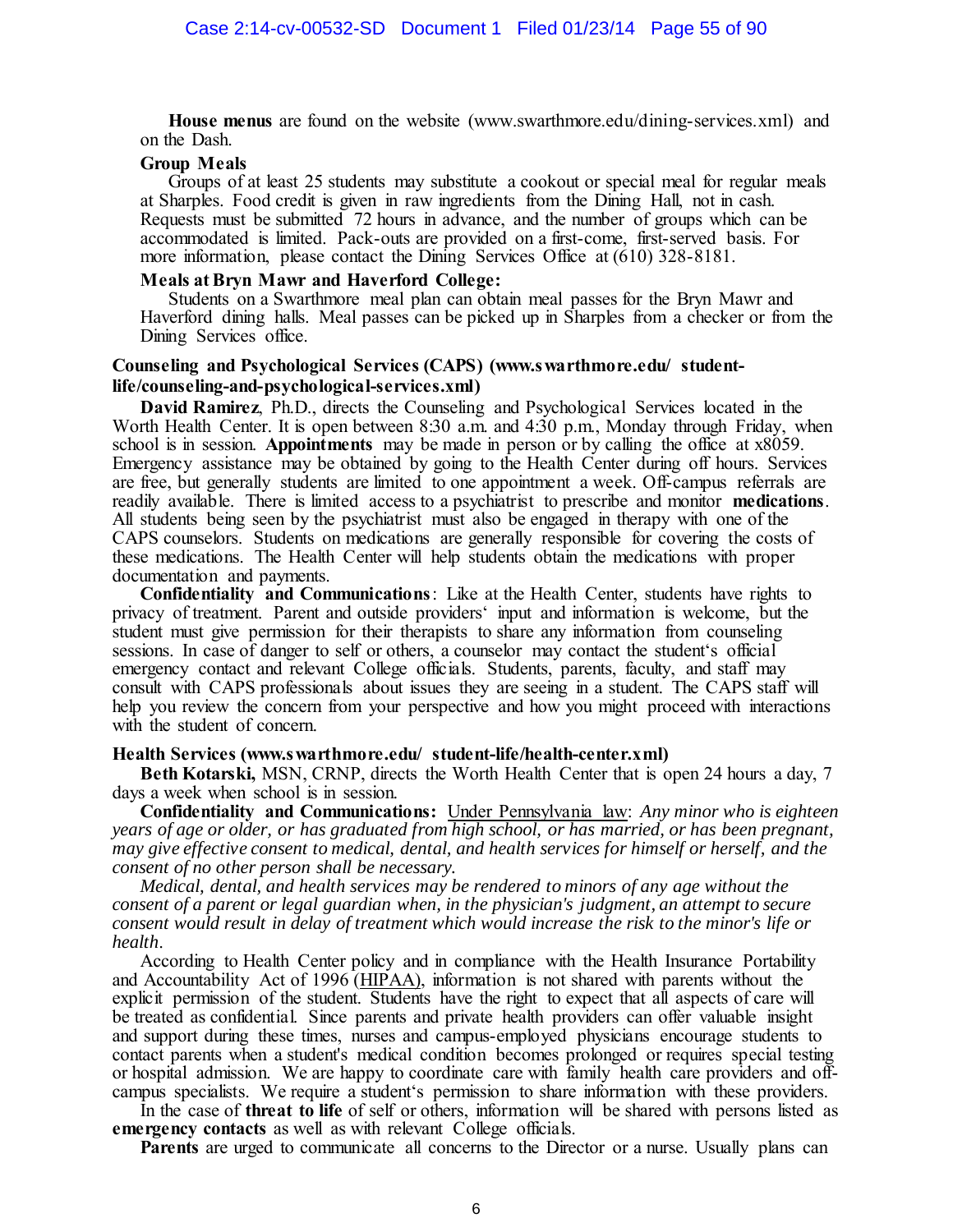**House menus** are found on the website (www.swarthmore.edu/dining-services.xml) and on the Dash.

**Group Meals**

Groups of at least 25 students may substitute a cookout or special meal for regular meals at Sharples. Food credit is given in raw ingredients from the Dining Hall, not in cash. Requests must be submitted 72 hours in advance, and the number of groups which can be accommodated is limited. Pack-outs are provided on a first-come, first-served basis. For more information, please contact the Dining Services Office at (610) 328-8181.

**Meals at Bryn Mawr and Haverford College:**

Students on a Swarthmore meal plan can obtain meal passes for the Bryn Mawr and Haverford dining halls. Meal passes can be picked up in Sharples from a checker or from the Dining Services office.

**Counseling and Psychological Services (CAPS) (www.swarthmore.edu/ student-life/counseling-and-psychological-services.xml)**

**David Ramirez**, Ph.D., directs the Counseling and Psychological Services located in the Worth Health Center. It is open between 8:30 a.m. and 4:30 p.m., Monday through Friday, when school is in session. **Appointments** may be made in person or by calling the office at x8059. Emergency assistance may be obtained by going to the Health Center during off hours. Services are free, but generally students are limited to one appointment a week. Off-campus referrals are readily available. There is limited access to a psychiatrist to prescribe and monitor **medications**. All students being seen by the psychiatrist must also be engaged in therapy with one of the CAPS counselors. Students on medications are generally responsible for covering the costs of these medications. The Health Center will help students obtain the medications with proper documentation and payments.

**Confidentiality and Communications**: Like at the Health Center, students have rights to privacy of treatment. Parent and outside providers' input and information is welcome, but the student must give permission for their therapists to share any information from counseling sessions. In case of danger to self or others, a counselor may contact the student's official emergency contact and relevant College officials. Students, parents, faculty, and staff may consult with CAPS professionals about issues they are seeing in a student. The CAPS staff will help you review the concern from your perspective and how you might proceed with interactions with the student of concern.

**Health Services (www.swarthmore.edu/ student-life/health-center.xml)**

**Beth Kotarski,** MSN, CRNP, directs the Worth Health Center that is open 24 hours a day, 7 days a week when school is in session.

**Confidentiality and Communications:** Under Pennsylvania law: *Any minor who is eighteen years of age or older, or has graduated from high school, or has married, or has been pregnant, may give effective consent to medical, dental, and health services for himself or herself, and the consent of no other person shall be necessary.*

*Medical, dental, and health services may be rendered to minors of any age without the consent of a parent or legal guardian when, in the physician's judgment, an attempt to secure consent would result in delay of treatment which would increase the risk to the minor's life or health.*

According to Health Center policy and in compliance with the Health Insurance Portability and Accountability Act of 1996 (HIPAA), information is not shared with parents without the explicit permission of the student. Students have the right to expect that all aspects of care will be treated as confidential. Since parents and private health providers can offer valuable insight and support during these times, nurses and campus-employed physicians encourage students to contact parents when a student's medical condition becomes prolonged or requires special testing or hospital admission. We are happy to coordinate care with family health care providers and off-campus specialists. We require a student's permission to share information with these providers.

In the case of **threat to life** of self or others, information will be shared with persons listed as **emergency contacts** as well as with relevant College officials.

**Parents** are urged to communicate all concerns to the Director or a nurse. Usually plans can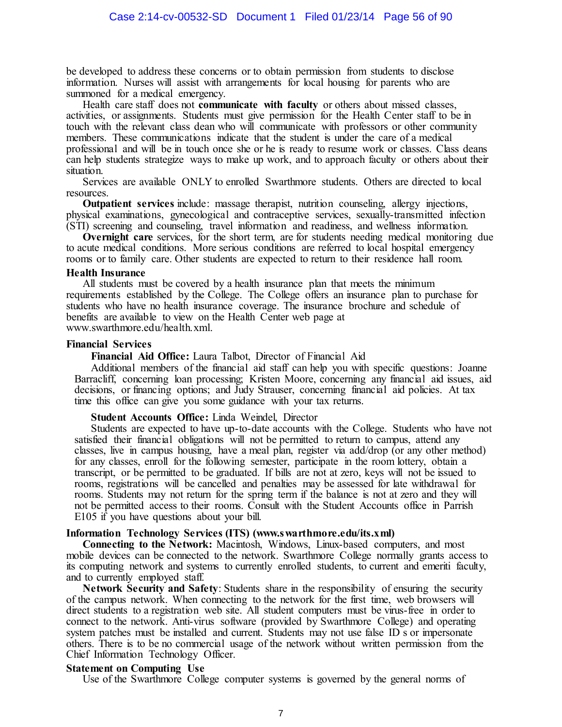be developed to address these concerns or to obtain permission from students to disclose information. Nurses will assist with arrangements for local housing for parents who are summoned for a medical emergency.

Health care staff does not **communicate with faculty** or others about missed classes, activities, or assignments. Students must give permission for the Health Center staff to be in touch with the relevant class dean who will communicate with professors or other community members. These communications indicate that the student is under the care of a medical professional and will be in touch once she or he is ready to resume work or classes. Class deans can help students strategize ways to make up work, and to approach faculty or others about their situation.

Services are available ONLY to enrolled Swarthmore students. Others are directed to local resources.

**Outpatient services** include: massage therapist, nutrition counseling, allergy injections, physical examinations, gynecological and contraceptive services, sexually-transmitted infection (STI) screening and counseling, travel information and readiness, and wellness information.

**Overnight care** services, for the short term, are for students needing medical monitoring due to acute medical conditions. More serious conditions are referred to local hospital emergency rooms or to family care. Other students are expected to return to their residence hall room.

### Health Insurance

All students must be covered by a health insurance plan that meets the minimum requirements established by the College. The College offers an insurance plan to purchase for students who have no health insurance coverage. The insurance brochure and schedule of benefits are available to view on the Health Center web page at www.swarthmore.edu/health.xml.

### Financial Services

**Financial Aid Office:** Laura Talbot, Director of Financial Aid

Additional members of the financial aid staff can help you with specific questions: Joanne Barracliff, concerning loan processing; Kristen Moore, concerning any financial aid issues, aid decisions, or financing options; and Judy Strauser, concerning financial aid policies. At tax time this office can give you some guidance with your tax returns.

**Student Accounts Office:** Linda Weindel, Director

Students are expected to have up-to-date accounts with the College. Students who have not satisfied their financial obligations will not be permitted to return to campus, attend any classes, live in campus housing, have a meal plan, register via add/drop (or any other method) for any classes, enroll for the following semester, participate in the room lottery, obtain a transcript, or be permitted to be graduated. If bills are not at zero, keys will not be issued to rooms, registrations will be cancelled and penalties may be assessed for late withdrawal for rooms. Students may not return for the spring term if the balance is not at zero and they will not be permitted access to their rooms. Consult with the Student Accounts office in Parrish E105 if you have questions about your bill.

### Information Technology Services (ITS) (www.swarthmore.edu/its.xml)

**Connecting to the Network:** Macintosh, Windows, Linux-based computers, and most mobile devices can be connected to the network. Swarthmore College normally grants access to its computing network and systems to currently enrolled students, to current and emeriti faculty, and to currently employed staff.

**Network Security and Safety**: Students share in the responsibility of ensuring the security of the campus network. When connecting to the network for the first time, web browsers will direct students to a registration web site. All student computers must be virus-free in order to connect to the network. Anti-virus software (provided by Swarthmore College) and operating system patches must be installed and current. Students may not use false ID s or impersonate others. There is to be no commercial usage of the network without written permission from the Chief Information Technology Officer.

### Statement on Computing Use

Use of the Swarthmore College computer systems is governed by the general norms of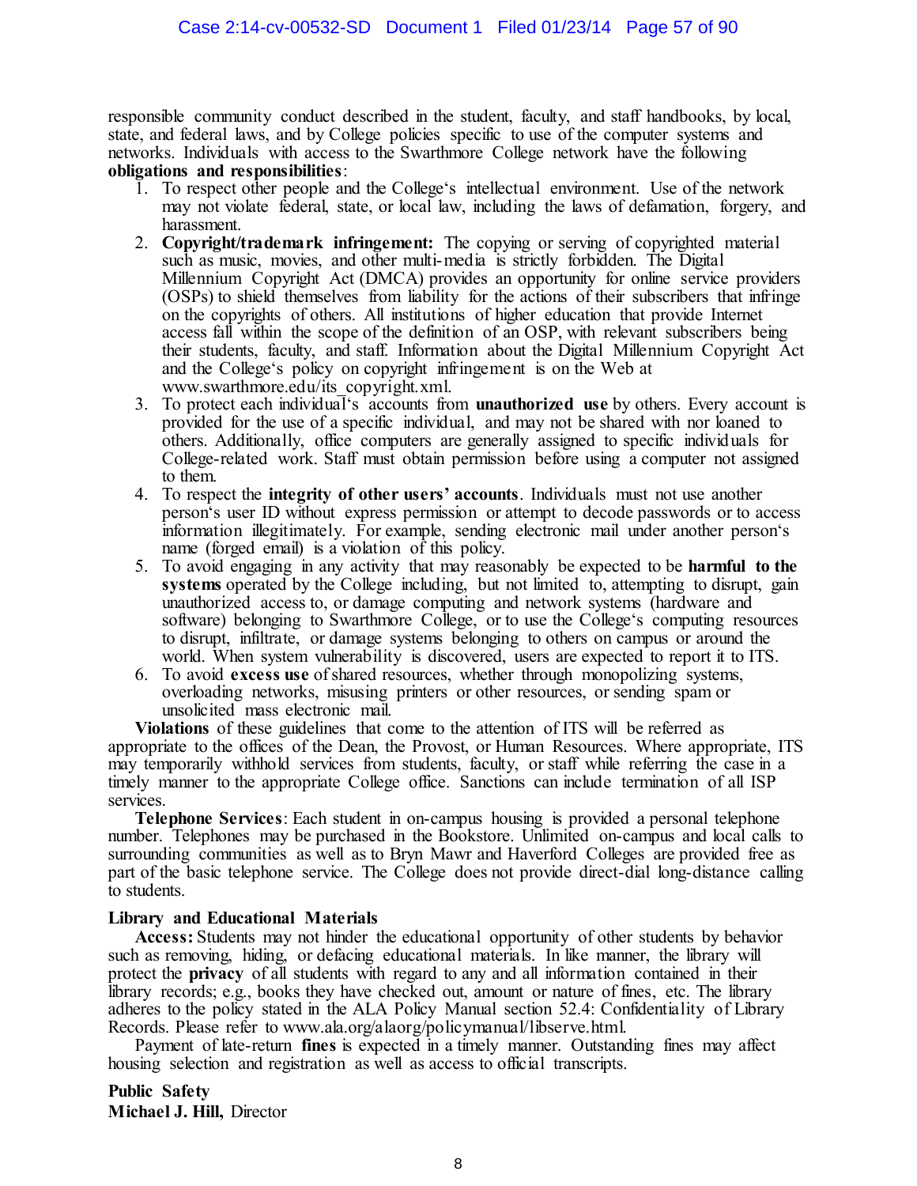responsible community conduct described in the student, faculty, and staff handbooks, by local, state, and federal laws, and by College policies specific to use of the computer systems and networks. Individuals with access to the Swarthmore College network have the following **obligations and responsibilities**:

1. To respect other people and the College's intellectual environment. Use of the network may not violate federal, state, or local law, including the laws of defamation, forgery, and harassment.
2. **Copyright/trademark infringement:** The copying or serving of copyrighted material such as music, movies, and other multi-media is strictly forbidden. The Digital Millennium Copyright Act (DMCA) provides an opportunity for online service providers (OSPs) to shield themselves from liability for the actions of their subscribers that infringe on the copyrights of others. All institutions of higher education that provide Internet access fall within the scope of the definition of an OSP, with relevant subscribers being their students, faculty, and staff. Information about the Digital Millennium Copyright Act and the College's policy on copyright infringement is on the Web at www.swarthmore.edu/its_copyright.xml.
3. To protect each individual's accounts from **unauthorized use** by others. Every account is provided for the use of a specific individual, and may not be shared with nor loaned to others. Additionally, office computers are generally assigned to specific individuals for College-related work. Staff must obtain permission before using a computer not assigned to them.
4. To respect the **integrity of other users' accounts**. Individuals must not use another person's user ID without express permission or attempt to decode passwords or to access information illegitimately. For example, sending electronic mail under another person's name (forged email) is a violation of this policy.
5. To avoid engaging in any activity that may reasonably be expected to be **harmful to the systems** operated by the College including, but not limited to, attempting to disrupt, gain unauthorized access to, or damage computing and network systems (hardware and software) belonging to Swarthmore College, or to use the College's computing resources to disrupt, infiltrate, or damage systems belonging to others on campus or around the world. When system vulnerability is discovered, users are expected to report it to ITS.
6. To avoid **excess use** of shared resources, whether through monopolizing systems, overloading networks, misusing printers or other resources, or sending spam or unsolicited mass electronic mail.

**Violations** of these guidelines that come to the attention of ITS will be referred as appropriate to the offices of the Dean, the Provost, or Human Resources. Where appropriate, ITS may temporarily withhold services from students, faculty, or staff while referring the case in a timely manner to the appropriate College office. Sanctions can include termination of all ISP services.

**Telephone Services**: Each student in on-campus housing is provided a personal telephone number. Telephones may be purchased in the Bookstore. Unlimited on-campus and local calls to surrounding communities as well as to Bryn Mawr and Haverford Colleges are provided free as part of the basic telephone service. The College does not provide direct-dial long-distance calling to students.

**Library and Educational Materials**

**Access:** Students may not hinder the educational opportunity of other students by behavior such as removing, hiding, or defacing educational materials. In like manner, the library will protect the **privacy** of all students with regard to any and all information contained in their library records; e.g., books they have checked out, amount or nature of fines, etc. The library adheres to the policy stated in the ALA Policy Manual section 52.4: Confidentiality of Library Records. Please refer to www.ala.org/alaorg/policymanual/libserve.html.

Payment of late-return **fines** is expected in a timely manner. Outstanding fines may affect housing selection and registration as well as access to official transcripts.

**Public Safety**
**Michael J. Hill,** Director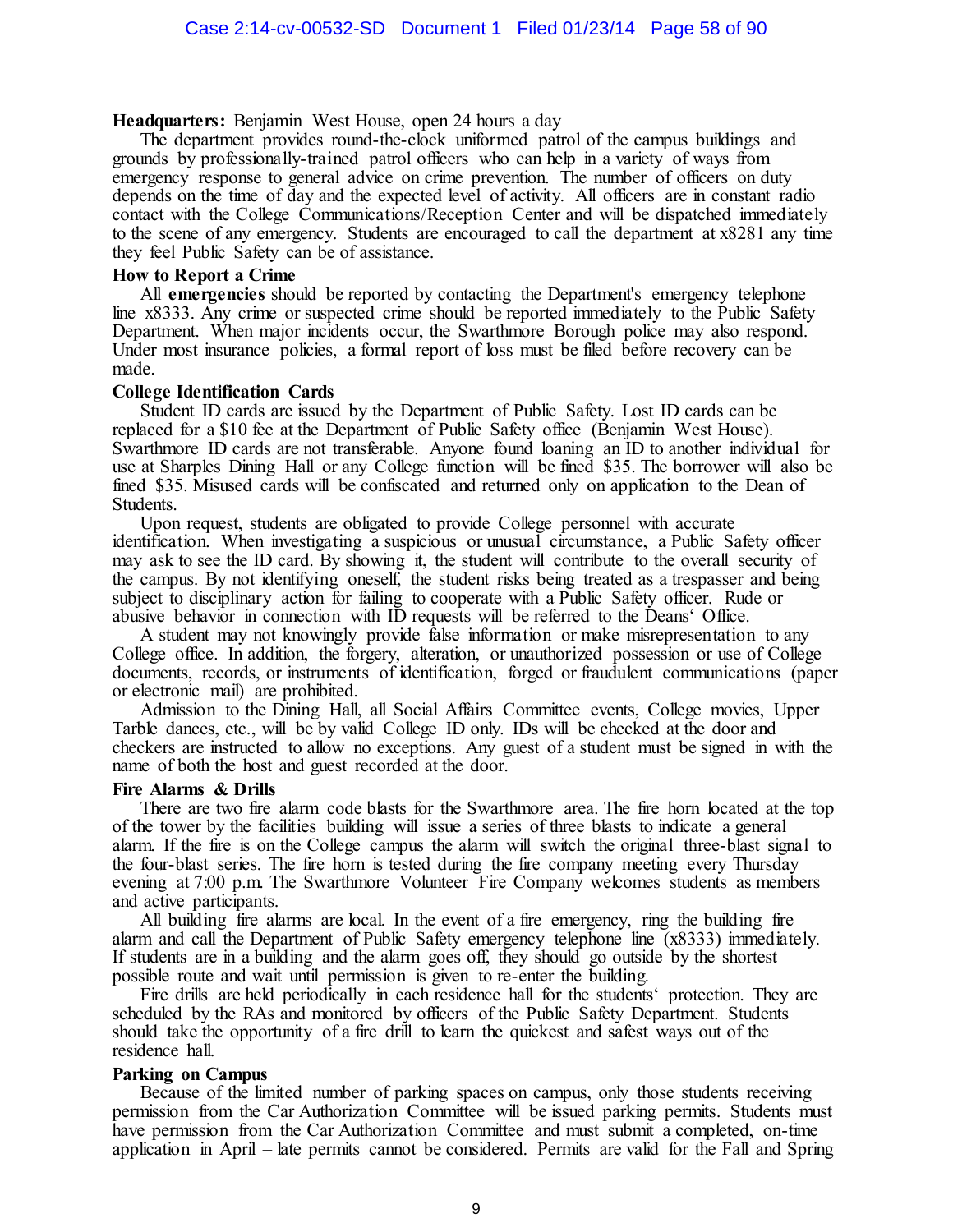**Headquarters:** Benjamin West House, open 24 hours a day

The department provides round-the-clock uniformed patrol of the campus buildings and grounds by professionally-trained patrol officers who can help in a variety of ways from emergency response to general advice on crime prevention. The number of officers on duty depends on the time of day and the expected level of activity. All officers are in constant radio contact with the College Communications/Reception Center and will be dispatched immediately to the scene of any emergency. Students are encouraged to call the department at x8281 any time they feel Public Safety can be of assistance.

**How to Report a Crime**

All **emergencies** should be reported by contacting the Department's emergency telephone line x8333. Any crime or suspected crime should be reported immediately to the Public Safety Department. When major incidents occur, the Swarthmore Borough police may also respond. Under most insurance policies, a formal report of loss must be filed before recovery can be made.

**College Identification Cards**

Student ID cards are issued by the Department of Public Safety. Lost ID cards can be replaced for a $10 fee at the Department of Public Safety office (Benjamin West House). Swarthmore ID cards are not transferable. Anyone found loaning an ID to another individual for use at Sharples Dining Hall or any College function will be fined $35. The borrower will also be fined $35. Misused cards will be confiscated and returned only on application to the Dean of Students.

Upon request, students are obligated to provide College personnel with accurate identification. When investigating a suspicious or unusual circumstance, a Public Safety officer may ask to see the ID card. By showing it, the student will contribute to the overall security of the campus. By not identifying oneself, the student risks being treated as a trespasser and being subject to disciplinary action for failing to cooperate with a Public Safety officer. Rude or abusive behavior in connection with ID requests will be referred to the Deans' Office.

A student may not knowingly provide false information or make misrepresentation to any College office. In addition, the forgery, alteration, or unauthorized possession or use of College documents, records, or instruments of identification, forged or fraudulent communications (paper or electronic mail) are prohibited.

Admission to the Dining Hall, all Social Affairs Committee events, College movies, Upper Tarble dances, etc., will be by valid College ID only. IDs will be checked at the door and checkers are instructed to allow no exceptions. Any guest of a student must be signed in with the name of both the host and guest recorded at the door.

**Fire Alarms & Drills**

There are two fire alarm code blasts for the Swarthmore area. The fire horn located at the top of the tower by the facilities building will issue a series of three blasts to indicate a general alarm. If the fire is on the College campus the alarm will switch the original three-blast signal to the four-blast series. The fire horn is tested during the fire company meeting every Thursday evening at 7:00 p.m. The Swarthmore Volunteer Fire Company welcomes students as members and active participants.

All building fire alarms are local. In the event of a fire emergency, ring the building fire alarm and call the Department of Public Safety emergency telephone line (x8333) immediately. If students are in a building and the alarm goes off, they should go outside by the shortest possible route and wait until permission is given to re-enter the building.

Fire drills are held periodically in each residence hall for the students' protection. They are scheduled by the RAs and monitored by officers of the Public Safety Department. Students should take the opportunity of a fire drill to learn the quickest and safest ways out of the residence hall.

**Parking on Campus**

Because of the limited number of parking spaces on campus, only those students receiving permission from the Car Authorization Committee will be issued parking permits. Students must have permission from the Car Authorization Committee and must submit a completed, on-time application in April – late permits cannot be considered. Permits are valid for the Fall and Spring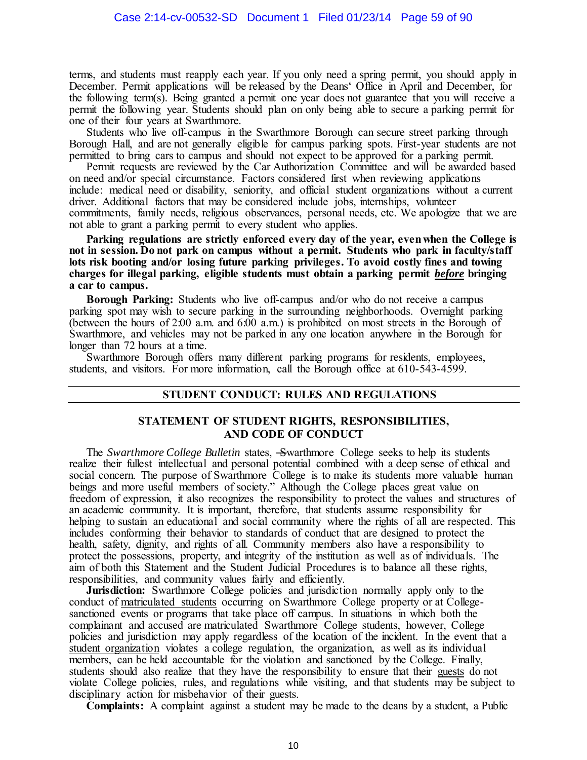terms, and students must reapply each year. If you only need a spring permit, you should apply in December. Permit applications will be released by the Deans' Office in April and December, for the following term(s). Being granted a permit one year does not guarantee that you will receive a permit the following year. Students should plan on only being able to secure a parking permit for one of their four years at Swarthmore.

Students who live off-campus in the Swarthmore Borough can secure street parking through Borough Hall, and are not generally eligible for campus parking spots. First-year students are not permitted to bring cars to campus and should not expect to be approved for a parking permit.

Permit requests are reviewed by the Car Authorization Committee and will be awarded based on need and/or special circumstance. Factors considered first when reviewing applications include: medical need or disability, seniority, and official student organizations without a current driver. Additional factors that may be considered include jobs, internships, volunteer commitments, family needs, religious observances, personal needs, etc. We apologize that we are not able to grant a parking permit to every student who applies.

**Parking regulations are strictly enforced every day of the year, even when the College is not in session. Do not park on campus without a permit. Students who park in faculty/staff lots risk booting and/or losing future parking privileges. To avoid costly fines and towing charges for illegal parking, eligible students must obtain a parking permit *before* bringing a car to campus.**

**Borough Parking:** Students who live off-campus and/or who do not receive a campus parking spot may wish to secure parking in the surrounding neighborhoods. Overnight parking (between the hours of 2:00 a.m. and 6:00 a.m.) is prohibited on most streets in the Borough of Swarthmore, and vehicles may not be parked in any one location anywhere in the Borough for longer than 72 hours at a time.

Swarthmore Borough offers many different parking programs for residents, employees, students, and visitors. For more information, call the Borough office at 610-543-4599.

## STUDENT CONDUCT: RULES AND REGULATIONS

### STATEMENT OF STUDENT RIGHTS, RESPONSIBILITIES, AND CODE OF CONDUCT

The *Swarthmore College Bulletin* states, ―Swarthmore College seeks to help its students realize their fullest intellectual and personal potential combined with a deep sense of ethical and social concern. The purpose of Swarthmore College is to make its students more valuable human beings and more useful members of society." Although the College places great value on freedom of expression, it also recognizes the responsibility to protect the values and structures of an academic community. It is important, therefore, that students assume responsibility for helping to sustain an educational and social community where the rights of all are respected. This includes conforming their behavior to standards of conduct that are designed to protect the health, safety, dignity, and rights of all. Community members also have a responsibility to protect the possessions, property, and integrity of the institution as well as of individuals. The aim of both this Statement and the Student Judicial Procedures is to balance all these rights, responsibilities, and community values fairly and efficiently.

**Jurisdiction:** Swarthmore College policies and jurisdiction normally apply only to the conduct of matriculated students occurring on Swarthmore College property or at College-sanctioned events or programs that take place off campus. In situations in which both the complainant and accused are matriculated Swarthmore College students, however, College policies and jurisdiction may apply regardless of the location of the incident. In the event that a student organization violates a college regulation, the organization, as well as its individual members, can be held accountable for the violation and sanctioned by the College. Finally, students should also realize that they have the responsibility to ensure that their guests do not violate College policies, rules, and regulations while visiting, and that students may be subject to disciplinary action for misbehavior of their guests.

**Complaints:** A complaint against a student may be made to the deans by a student, a Public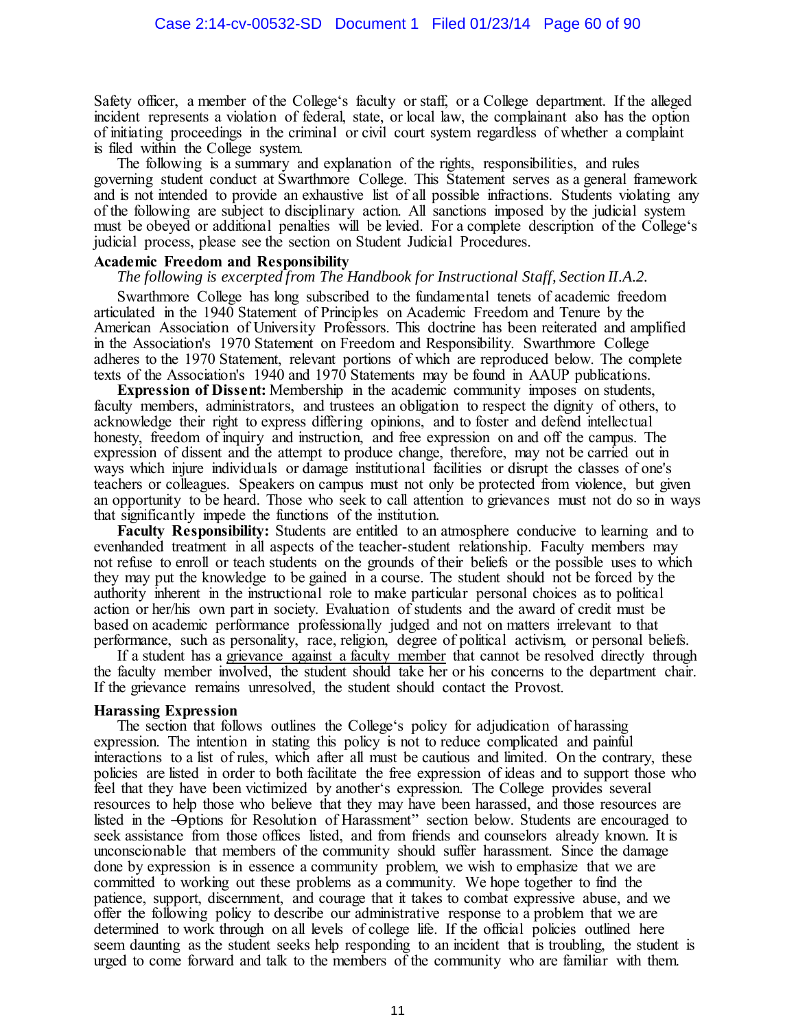Safety officer, a member of the College's faculty or staff, or a College department. If the alleged incident represents a violation of federal, state, or local law, the complainant also has the option of initiating proceedings in the criminal or civil court system regardless of whether a complaint is filed within the College system.

The following is a summary and explanation of the rights, responsibilities, and rules governing student conduct at Swarthmore College. This Statement serves as a general framework and is not intended to provide an exhaustive list of all possible infractions. Students violating any of the following are subject to disciplinary action. All sanctions imposed by the judicial system must be obeyed or additional penalties will be levied. For a complete description of the College's judicial process, please see the section on Student Judicial Procedures.

**Academic Freedom and Responsibility**

*The following is excerpted from The Handbook for Instructional Staff, Section II.A.2.*

Swarthmore College has long subscribed to the fundamental tenets of academic freedom articulated in the 1940 Statement of Principles on Academic Freedom and Tenure by the American Association of University Professors. This doctrine has been reiterated and amplified in the Association's 1970 Statement on Freedom and Responsibility. Swarthmore College adheres to the 1970 Statement, relevant portions of which are reproduced below. The complete texts of the Association's 1940 and 1970 Statements may be found in AAUP publications.

**Expression of Dissent:** Membership in the academic community imposes on students, faculty members, administrators, and trustees an obligation to respect the dignity of others, to acknowledge their right to express differing opinions, and to foster and defend intellectual honesty, freedom of inquiry and instruction, and free expression on and off the campus. The expression of dissent and the attempt to produce change, therefore, may not be carried out in ways which injure individuals or damage institutional facilities or disrupt the classes of one's teachers or colleagues. Speakers on campus must not only be protected from violence, but given an opportunity to be heard. Those who seek to call attention to grievances must not do so in ways that significantly impede the functions of the institution.

**Faculty Responsibility:** Students are entitled to an atmosphere conducive to learning and to evenhanded treatment in all aspects of the teacher-student relationship. Faculty members may not refuse to enroll or teach students on the grounds of their beliefs or the possible uses to which they may put the knowledge to be gained in a course. The student should not be forced by the authority inherent in the instructional role to make particular personal choices as to political action or her/his own part in society. Evaluation of students and the award of credit must be based on academic performance professionally judged and not on matters irrelevant to that performance, such as personality, race, religion, degree of political activism, or personal beliefs.

If a student has a grievance against a faculty member that cannot be resolved directly through the faculty member involved, the student should take her or his concerns to the department chair. If the grievance remains unresolved, the student should contact the Provost.

**Harassing Expression**

The section that follows outlines the College's policy for adjudication of harassing expression. The intention in stating this policy is not to reduce complicated and painful interactions to a list of rules, which after all must be cautious and limited. On the contrary, these policies are listed in order to both facilitate the free expression of ideas and to support those who feel that they have been victimized by another's expression. The College provides several resources to help those who believe that they may have been harassed, and those resources are listed in the "Options for Resolution of Harassment" section below. Students are encouraged to seek assistance from those offices listed, and from friends and counselors already known. It is unconscionable that members of the community should suffer harassment. Since the damage done by expression is in essence a community problem, we wish to emphasize that we are committed to working out these problems as a community. We hope together to find the patience, support, discernment, and courage that it takes to combat expressive abuse, and we offer the following policy to describe our administrative response to a problem that we are determined to work through on all levels of college life. If the official policies outlined here seem daunting as the student seeks help responding to an incident that is troubling, the student is urged to come forward and talk to the members of the community who are familiar with them.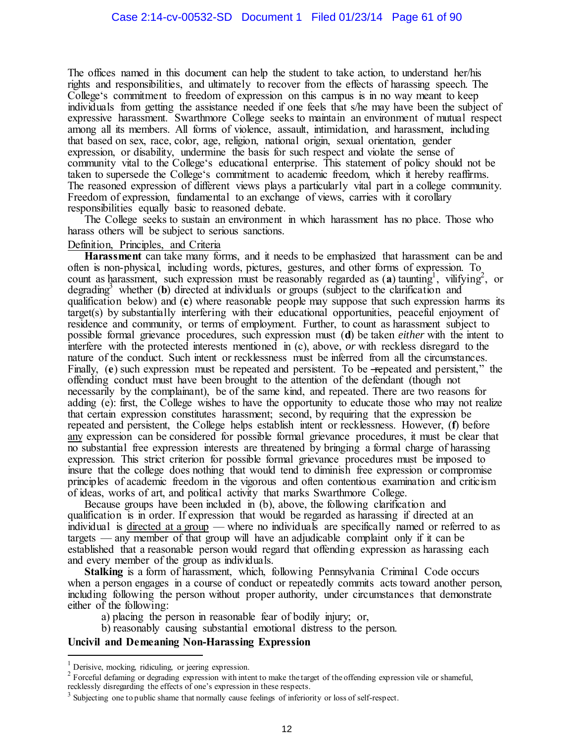The offices named in this document can help the student to take action, to understand her/his rights and responsibilities, and ultimately to recover from the effects of harassing speech. The College's commitment to freedom of expression on this campus is in no way meant to keep individuals from getting the assistance needed if one feels that s/he may have been the subject of expressive harassment. Swarthmore College seeks to maintain an environment of mutual respect among all its members. All forms of violence, assault, intimidation, and harassment, including that based on sex, race, color, age, religion, national origin, sexual orientation, gender expression, or disability, undermine the basis for such respect and violate the sense of community vital to the College's educational enterprise. This statement of policy should not be taken to supersede the College's commitment to academic freedom, which it hereby reaffirms. The reasoned expression of different views plays a particularly vital part in a college community. Freedom of expression, fundamental to an exchange of views, carries with it corollary responsibilities equally basic to reasoned debate.

The College seeks to sustain an environment in which harassment has no place. Those who harass others will be subject to serious sanctions.

Definition, Principles, and Criteria

**Harassment** can take many forms, and it needs to be emphasized that harassment can be and often is non-physical, including words, pictures, gestures, and other forms of expression. To count as harassment, such expression must be reasonably regarded as (**a**) taunting[1], vilifying[2], or degrading[3] whether (**b**) directed at individuals or groups (subject to the clarification and qualification below) and (**c**) where reasonable people may suppose that such expression harms its target(s) by substantially interfering with their educational opportunities, peaceful enjoyment of residence and community, or terms of employment. Further, to count as harassment subject to possible formal grievance procedures, such expression must (**d**) be taken *either* with the intent to interfere with the protected interests mentioned in (c), above, *or* with reckless disregard to the nature of the conduct. Such intent or recklessness must be inferred from all the circumstances. Finally, (**e**) such expression must be repeated and persistent. To be "repeated and persistent," the offending conduct must have been brought to the attention of the defendant (though not necessarily by the complainant), be of the same kind, and repeated. There are two reasons for adding (e): first, the College wishes to have the opportunity to educate those who may not realize that certain expression constitutes harassment; second, by requiring that the expression be repeated and persistent, the College helps establish intent or recklessness. However, (**f**) before any expression can be considered for possible formal grievance procedures, it must be clear that no substantial free expression interests are threatened by bringing a formal charge of harassing expression. This strict criterion for possible formal grievance procedures must be imposed to insure that the college does nothing that would tend to diminish free expression or compromise principles of academic freedom in the vigorous and often contentious examination and criticism of ideas, works of art, and political activity that marks Swarthmore College.

Because groups have been included in (b), above, the following clarification and qualification is in order. If expression that would be regarded as harassing if directed at an individual is directed at a group — where no individuals are specifically named or referred to as targets — any member of that group will have an adjudicable complaint only if it can be established that a reasonable person would regard that offending expression as harassing each and every member of the group as individuals.

**Stalking** is a form of harassment, which, following Pennsylvania Criminal Code occurs when a person engages in a course of conduct or repeatedly commits acts toward another person, including following the person without proper authority, under circumstances that demonstrate either of the following:

a) placing the person in reasonable fear of bodily injury; or,

b) reasonably causing substantial emotional distress to the person.

**Uncivil and Demeaning Non-Harassing Expression**

---

[1] Derisive, mocking, ridiculing, or jeering expression.

[2] Forceful defaming or degrading expression with intent to make the target of the offending expression vile or shameful, recklessly disregarding the effects of one's expression in these respects.

[3] Subjecting one to public shame that normally cause feelings of inferiority or loss of self-respect.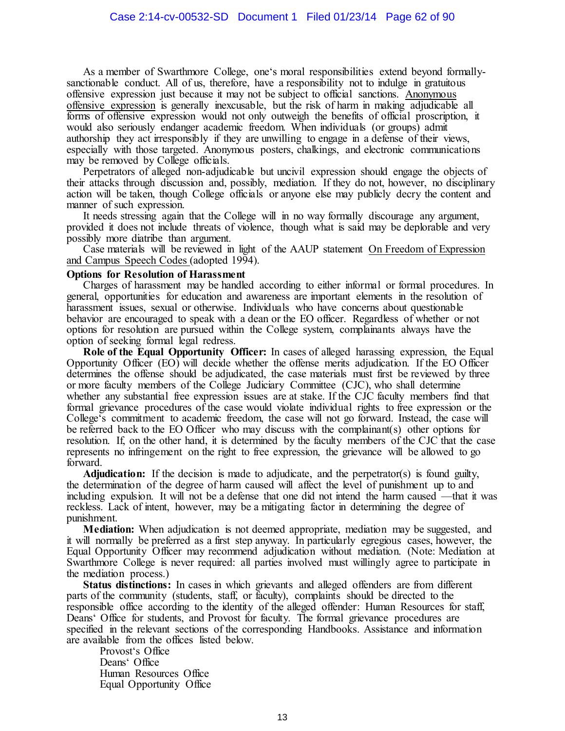As a member of Swarthmore College, one's moral responsibilities extend beyond formally-sanctionable conduct. All of us, therefore, have a responsibility not to indulge in gratuitous offensive expression just because it may not be subject to official sanctions. Anonymous offensive expression is generally inexcusable, but the risk of harm in making adjudicable all forms of offensive expression would not only outweigh the benefits of official proscription, it would also seriously endanger academic freedom. When individuals (or groups) admit authorship they act irresponsibly if they are unwilling to engage in a defense of their views, especially with those targeted. Anonymous posters, chalkings, and electronic communications may be removed by College officials.

Perpetrators of alleged non-adjudicable but uncivil expression should engage the objects of their attacks through discussion and, possibly, mediation. If they do not, however, no disciplinary action will be taken, though College officials or anyone else may publicly decry the content and manner of such expression.

It needs stressing again that the College will in no way formally discourage any argument, provided it does not include threats of violence, though what is said may be deplorable and very possibly more diatribe than argument.

Case materials will be reviewed in light of the AAUP statement On Freedom of Expression and Campus Speech Codes (adopted 1994).

**Options for Resolution of Harassment**

Charges of harassment may be handled according to either informal or formal procedures. In general, opportunities for education and awareness are important elements in the resolution of harassment issues, sexual or otherwise. Individuals who have concerns about questionable behavior are encouraged to speak with a dean or the EO officer. Regardless of whether or not options for resolution are pursued within the College system, complainants always have the option of seeking formal legal redress.

**Role of the Equal Opportunity Officer:** In cases of alleged harassing expression, the Equal Opportunity Officer (EO) will decide whether the offense merits adjudication. If the EO Officer determines the offense should be adjudicated, the case materials must first be reviewed by three or more faculty members of the College Judiciary Committee (CJC), who shall determine whether any substantial free expression issues are at stake. If the CJC faculty members find that formal grievance procedures of the case would violate individual rights to free expression or the College's commitment to academic freedom, the case will not go forward. Instead, the case will be referred back to the EO Officer who may discuss with the complainant(s) other options for resolution. If, on the other hand, it is determined by the faculty members of the CJC that the case represents no infringement on the right to free expression, the grievance will be allowed to go forward.

**Adjudication:** If the decision is made to adjudicate, and the perpetrator(s) is found guilty, the determination of the degree of harm caused will affect the level of punishment up to and including expulsion. It will not be a defense that one did not intend the harm caused —that it was reckless. Lack of intent, however, may be a mitigating factor in determining the degree of punishment.

**Mediation:** When adjudication is not deemed appropriate, mediation may be suggested, and it will normally be preferred as a first step anyway. In particularly egregious cases, however, the Equal Opportunity Officer may recommend adjudication without mediation. (Note: Mediation at Swarthmore College is never required: all parties involved must willingly agree to participate in the mediation process.)

**Status distinctions:** In cases in which grievants and alleged offenders are from different parts of the community (students, staff, or faculty), complaints should be directed to the responsible office according to the identity of the alleged offender: Human Resources for staff, Deans' Office for students, and Provost for faculty. The formal grievance procedures are specified in the relevant sections of the corresponding Handbooks. Assistance and information are available from the offices listed below.

Provost's Office
Deans' Office
Human Resources Office
Equal Opportunity Office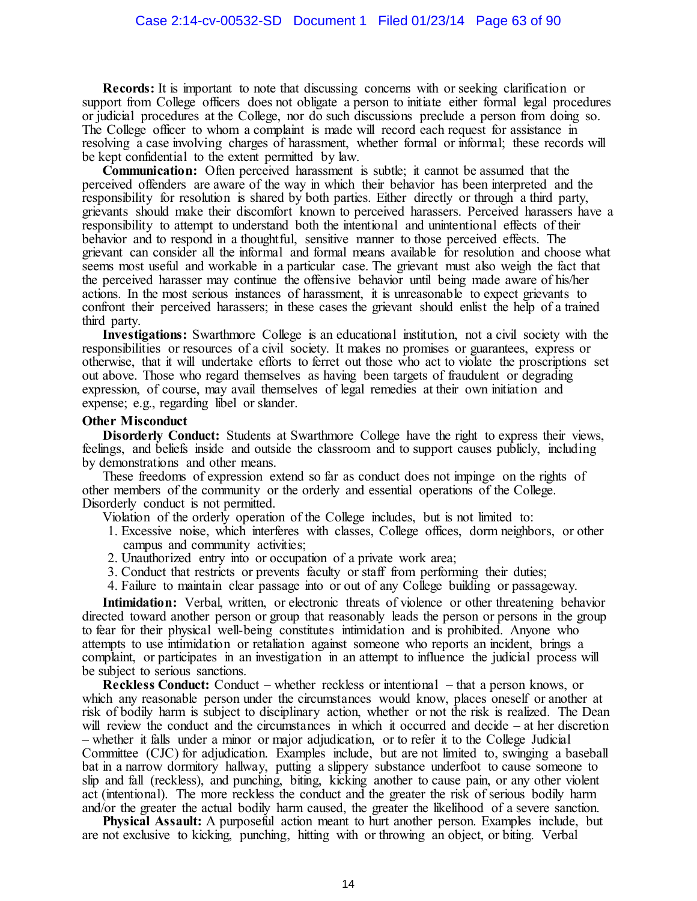**Records:** It is important to note that discussing concerns with or seeking clarification or support from College officers does not obligate a person to initiate either formal legal procedures or judicial procedures at the College, nor do such discussions preclude a person from doing so. The College officer to whom a complaint is made will record each request for assistance in resolving a case involving charges of harassment, whether formal or informal; these records will be kept confidential to the extent permitted by law.

**Communication:** Often perceived harassment is subtle; it cannot be assumed that the perceived offenders are aware of the way in which their behavior has been interpreted and the responsibility for resolution is shared by both parties. Either directly or through a third party, grievants should make their discomfort known to perceived harassers. Perceived harassers have a responsibility to attempt to understand both the intentional and unintentional effects of their behavior and to respond in a thoughtful, sensitive manner to those perceived effects. The grievant can consider all the informal and formal means available for resolution and choose what seems most useful and workable in a particular case. The grievant must also weigh the fact that the perceived harasser may continue the offensive behavior until being made aware of his/her actions. In the most serious instances of harassment, it is unreasonable to expect grievants to confront their perceived harassers; in these cases the grievant should enlist the help of a trained third party.

**Investigations:** Swarthmore College is an educational institution, not a civil society with the responsibilities or resources of a civil society. It makes no promises or guarantees, express or otherwise, that it will undertake efforts to ferret out those who act to violate the proscriptions set out above. Those who regard themselves as having been targets of fraudulent or degrading expression, of course, may avail themselves of legal remedies at their own initiation and expense; e.g., regarding libel or slander.

**Other Misconduct**

**Disorderly Conduct:** Students at Swarthmore College have the right to express their views, feelings, and beliefs inside and outside the classroom and to support causes publicly, including by demonstrations and other means.

These freedoms of expression extend so far as conduct does not impinge on the rights of other members of the community or the orderly and essential operations of the College. Disorderly conduct is not permitted.

Violation of the orderly operation of the College includes, but is not limited to:

1. Excessive noise, which interferes with classes, College offices, dorm neighbors, or other campus and community activities;
2. Unauthorized entry into or occupation of a private work area;
3. Conduct that restricts or prevents faculty or staff from performing their duties;
4. Failure to maintain clear passage into or out of any College building or passageway.

**Intimidation:** Verbal, written, or electronic threats of violence or other threatening behavior directed toward another person or group that reasonably leads the person or persons in the group to fear for their physical well-being constitutes intimidation and is prohibited. Anyone who attempts to use intimidation or retaliation against someone who reports an incident, brings a complaint, or participates in an investigation in an attempt to influence the judicial process will be subject to serious sanctions.

**Reckless Conduct:** Conduct – whether reckless or intentional – that a person knows, or which any reasonable person under the circumstances would know, places oneself or another at risk of bodily harm is subject to disciplinary action, whether or not the risk is realized. The Dean will review the conduct and the circumstances in which it occurred and decide – at her discretion – whether it falls under a minor or major adjudication, or to refer it to the College Judicial Committee (CJC) for adjudication. Examples include, but are not limited to, swinging a baseball bat in a narrow dormitory hallway, putting a slippery substance underfoot to cause someone to slip and fall (reckless), and punching, biting, kicking another to cause pain, or any other violent act (intentional). The more reckless the conduct and the greater the risk of serious bodily harm and/or the greater the actual bodily harm caused, the greater the likelihood of a severe sanction.

**Physical Assault:** A purposeful action meant to hurt another person. Examples include, but are not exclusive to kicking, punching, hitting with or throwing an object, or biting. Verbal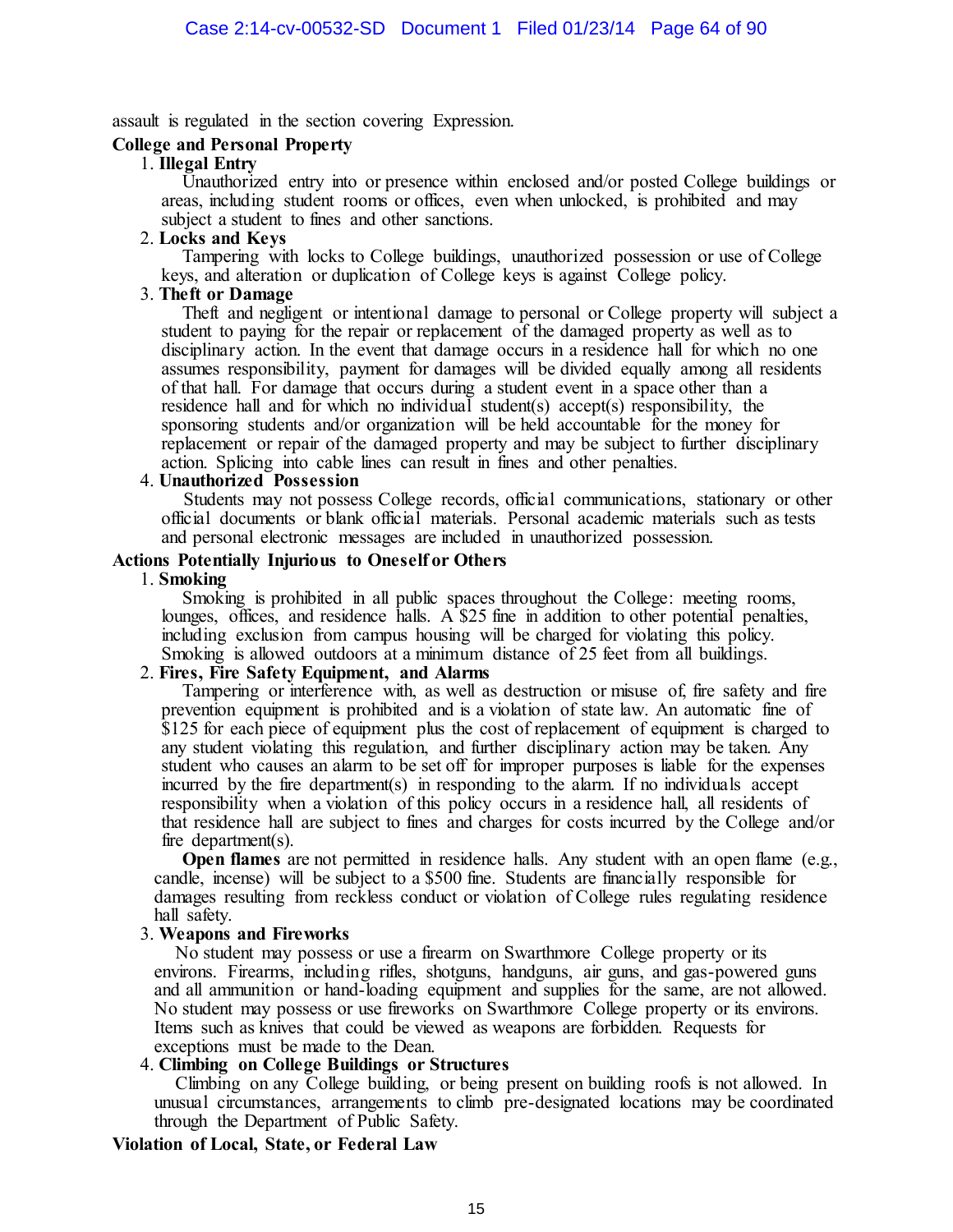assault is regulated in the section covering Expression.

**College and Personal Property**

1. **Illegal Entry**
   Unauthorized entry into or presence within enclosed and/or posted College buildings or areas, including student rooms or offices, even when unlocked, is prohibited and may subject a student to fines and other sanctions.
2. **Locks and Keys**
   Tampering with locks to College buildings, unauthorized possession or use of College keys, and alteration or duplication of College keys is against College policy.
3. **Theft or Damage**
   Theft and negligent or intentional damage to personal or College property will subject a student to paying for the repair or replacement of the damaged property as well as to disciplinary action. In the event that damage occurs in a residence hall for which no one assumes responsibility, payment for damages will be divided equally among all residents of that hall. For damage that occurs during a student event in a space other than a residence hall and for which no individual student(s) accept(s) responsibility, the sponsoring students and/or organization will be held accountable for the money for replacement or repair of the damaged property and may be subject to further disciplinary action. Splicing into cable lines can result in fines and other penalties.
4. **Unauthorized Possession**
   Students may not possess College records, official communications, stationary or other official documents or blank official materials. Personal academic materials such as tests and personal electronic messages are included in unauthorized possession.

**Actions Potentially Injurious to Oneself or Others**

1. **Smoking**
   Smoking is prohibited in all public spaces throughout the College: meeting rooms, lounges, offices, and residence halls. A $25 fine in addition to other potential penalties, including exclusion from campus housing will be charged for violating this policy. Smoking is allowed outdoors at a minimum distance of 25 feet from all buildings.
2. **Fires, Fire Safety Equipment, and Alarms**
   Tampering or interference with, as well as destruction or misuse of, fire safety and fire prevention equipment is prohibited and is a violation of state law. An automatic fine of $125 for each piece of equipment plus the cost of replacement of equipment is charged to any student violating this regulation, and further disciplinary action may be taken. Any student who causes an alarm to be set off for improper purposes is liable for the expenses incurred by the fire department(s) in responding to the alarm. If no individuals accept responsibility when a violation of this policy occurs in a residence hall, all residents of that residence hall are subject to fines and charges for costs incurred by the College and/or fire department(s).

   **Open flames** are not permitted in residence halls. Any student with an open flame (e.g., candle, incense) will be subject to a $500 fine. Students are financially responsible for damages resulting from reckless conduct or violation of College rules regulating residence hall safety.
3. **Weapons and Fireworks**
   No student may possess or use a firearm on Swarthmore College property or its environs. Firearms, including rifles, shotguns, handguns, air guns, and gas-powered guns and all ammunition or hand-loading equipment and supplies for the same, are not allowed. No student may possess or use fireworks on Swarthmore College property or its environs. Items such as knives that could be viewed as weapons are forbidden. Requests for exceptions must be made to the Dean.
4. **Climbing on College Buildings or Structures**
   Climbing on any College building, or being present on building roofs is not allowed. In unusual circumstances, arrangements to climb pre-designated locations may be coordinated through the Department of Public Safety.

**Violation of Local, State, or Federal Law**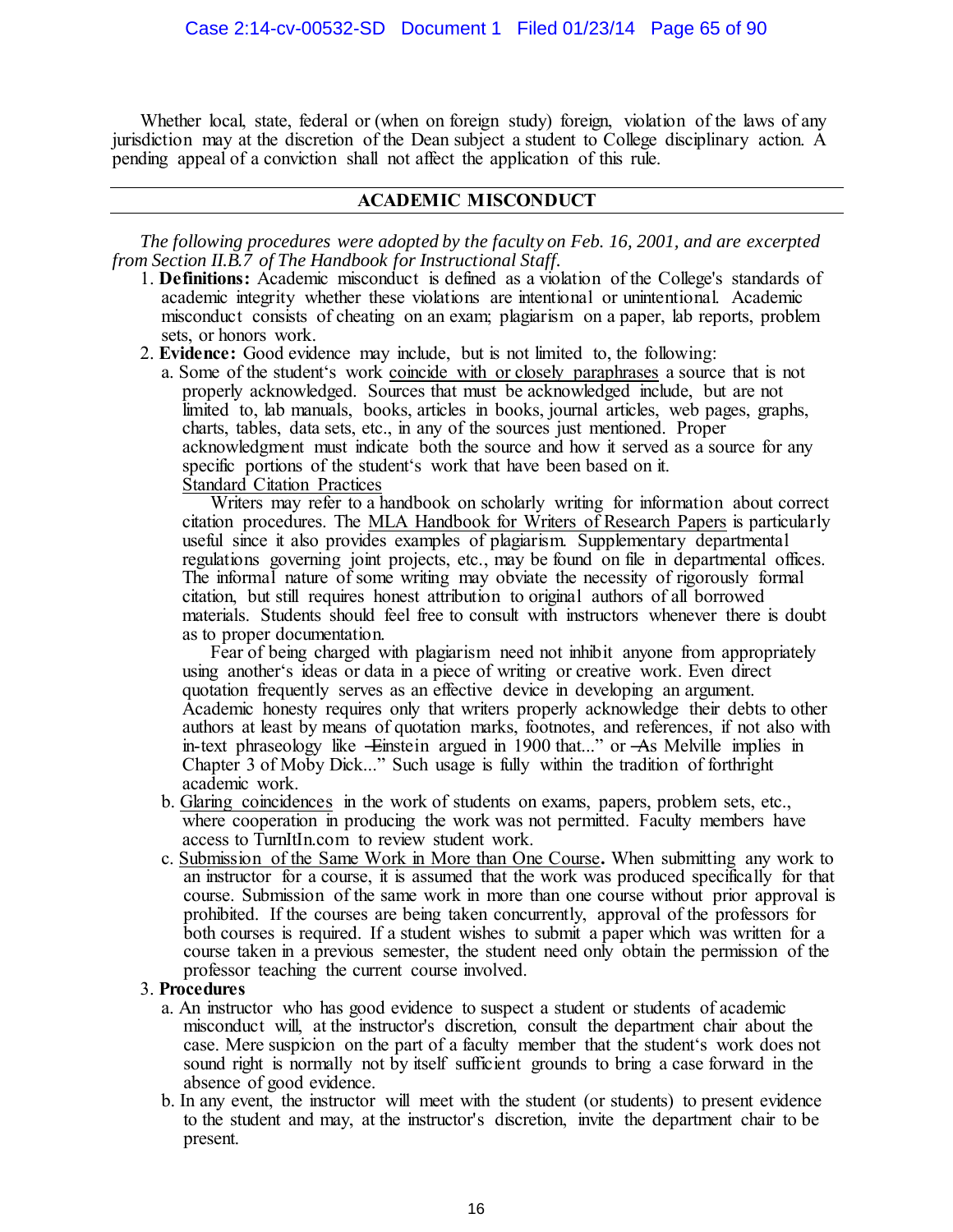Whether local, state, federal or (when on foreign study) foreign, violation of the laws of any jurisdiction may at the discretion of the Dean subject a student to College disciplinary action. A pending appeal of a conviction shall not affect the application of this rule.

## ACADEMIC MISCONDUCT

*The following procedures were adopted by the faculty on Feb. 16, 2001, and are excerpted from Section II.B.7 of The Handbook for Instructional Staff.*

1. **Definitions:** Academic misconduct is defined as a violation of the College's standards of academic integrity whether these violations are intentional or unintentional. Academic misconduct consists of cheating on an exam; plagiarism on a paper, lab reports, problem sets, or honors work.
2. **Evidence:** Good evidence may include, but is not limited to, the following:
   a. Some of the student's work <u>coincide with or closely paraphrases</u> a source that is not properly acknowledged. Sources that must be acknowledged include, but are not limited to, lab manuals, books, articles in books, journal articles, web pages, graphs, charts, tables, data sets, etc., in any of the sources just mentioned. Proper acknowledgment must indicate both the source and how it served as a source for any specific portions of the student's work that have been based on it.
   <u>Standard Citation Practices</u>
   Writers may refer to a handbook on scholarly writing for information about correct citation procedures. The <u>MLA Handbook for Writers of Research Papers</u> is particularly useful since it also provides examples of plagiarism. Supplementary departmental regulations governing joint projects, etc., may be found on file in departmental offices. The informal nature of some writing may obviate the necessity of rigorously formal citation, but still requires honest attribution to original authors of all borrowed materials. Students should feel free to consult with instructors whenever there is doubt as to proper documentation.
   Fear of being charged with plagiarism need not inhibit anyone from appropriately using another's ideas or data in a piece of writing or creative work. Even direct quotation frequently serves as an effective device in developing an argument. Academic honesty requires only that writers properly acknowledge their debts to other authors at least by means of quotation marks, footnotes, and references, if not also with in-text phraseology like ―Einstein argued in 1900 that..." or ―As Melville implies in Chapter 3 of Moby Dick..." Such usage is fully within the tradition of forthright academic work.
   b. <u>Glaring coincidences</u> in the work of students on exams, papers, problem sets, etc., where cooperation in producing the work was not permitted. Faculty members have access to TurnItIn.com to review student work.
   c. <u>Submission of the Same Work in More than One Course</u>**.** When submitting any work to an instructor for a course, it is assumed that the work was produced specifically for that course. Submission of the same work in more than one course without prior approval is prohibited. If the courses are being taken concurrently, approval of the professors for both courses is required. If a student wishes to submit a paper which was written for a course taken in a previous semester, the student need only obtain the permission of the professor teaching the current course involved.
3. **Procedures**
   a. An instructor who has good evidence to suspect a student or students of academic misconduct will, at the instructor's discretion, consult the department chair about the case. Mere suspicion on the part of a faculty member that the student's work does not sound right is normally not by itself sufficient grounds to bring a case forward in the absence of good evidence.
   b. In any event, the instructor will meet with the student (or students) to present evidence to the student and may, at the instructor's discretion, invite the department chair to be present.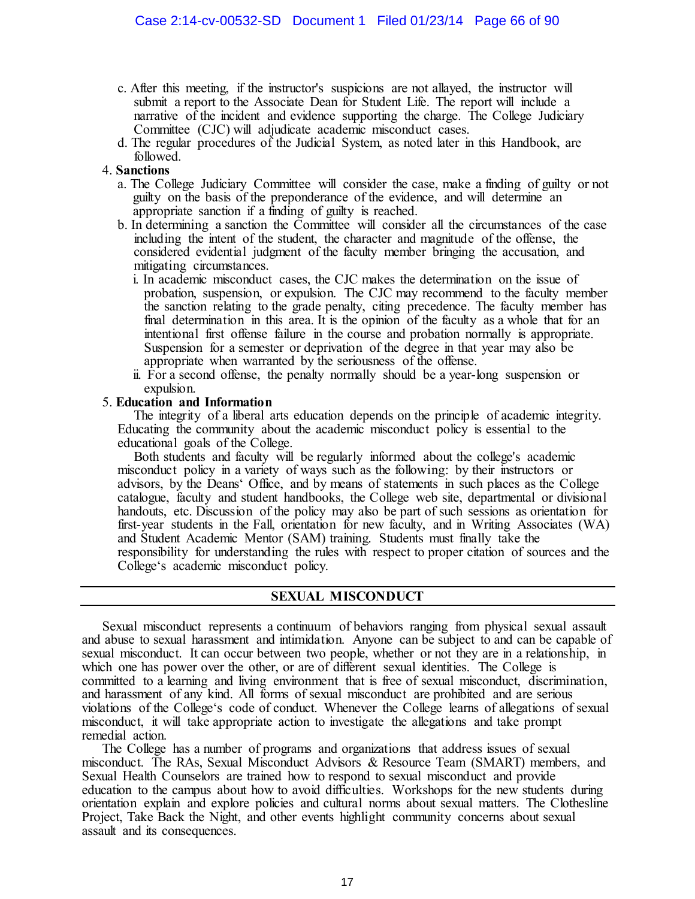c. After this meeting, if the instructor's suspicions are not allayed, the instructor will submit a report to the Associate Dean for Student Life. The report will include a narrative of the incident and evidence supporting the charge. The College Judiciary Committee (CJC) will adjudicate academic misconduct cases.

d. The regular procedures of the Judicial System, as noted later in this Handbook, are followed.

4. **Sanctions**
   a. The College Judiciary Committee will consider the case, make a finding of guilty or not guilty on the basis of the preponderance of the evidence, and will determine an appropriate sanction if a finding of guilty is reached.
   b. In determining a sanction the Committee will consider all the circumstances of the case including the intent of the student, the character and magnitude of the offense, the considered evidential judgment of the faculty member bringing the accusation, and mitigating circumstances.
      i. In academic misconduct cases, the CJC makes the determination on the issue of probation, suspension, or expulsion. The CJC may recommend to the faculty member the sanction relating to the grade penalty, citing precedence. The faculty member has final determination in this area. It is the opinion of the faculty as a whole that for an intentional first offense failure in the course and probation normally is appropriate. Suspension for a semester or deprivation of the degree in that year may also be appropriate when warranted by the seriousness of the offense.
      ii. For a second offense, the penalty normally should be a year-long suspension or expulsion.

5. **Education and Information**

   The integrity of a liberal arts education depends on the principle of academic integrity. Educating the community about the academic misconduct policy is essential to the educational goals of the College.

   Both students and faculty will be regularly informed about the college's academic misconduct policy in a variety of ways such as the following: by their instructors or advisors, by the Deans' Office, and by means of statements in such places as the College catalogue, faculty and student handbooks, the College web site, departmental or divisional handouts, etc. Discussion of the policy may also be part of such sessions as orientation for first-year students in the Fall, orientation for new faculty, and in Writing Associates (WA) and Student Academic Mentor (SAM) training. Students must finally take the responsibility for understanding the rules with respect to proper citation of sources and the College's academic misconduct policy.

## SEXUAL MISCONDUCT

Sexual misconduct represents a continuum of behaviors ranging from physical sexual assault and abuse to sexual harassment and intimidation. Anyone can be subject to and can be capable of sexual misconduct. It can occur between two people, whether or not they are in a relationship, in which one has power over the other, or are of different sexual identities. The College is committed to a learning and living environment that is free of sexual misconduct, discrimination, and harassment of any kind. All forms of sexual misconduct are prohibited and are serious violations of the College's code of conduct. Whenever the College learns of allegations of sexual misconduct, it will take appropriate action to investigate the allegations and take prompt remedial action.

The College has a number of programs and organizations that address issues of sexual misconduct. The RAs, Sexual Misconduct Advisors & Resource Team (SMART) members, and Sexual Health Counselors are trained how to respond to sexual misconduct and provide education to the campus about how to avoid difficulties. Workshops for the new students during orientation explain and explore policies and cultural norms about sexual matters. The Clothesline Project, Take Back the Night, and other events highlight community concerns about sexual assault and its consequences.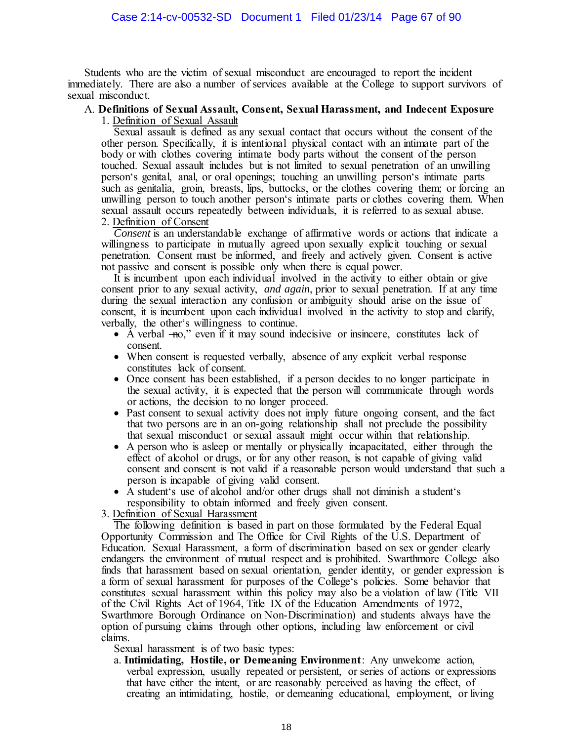Students who are the victim of sexual misconduct are encouraged to report the incident immediately. There are also a number of services available at the College to support survivors of sexual misconduct.

A. **Definitions of Sexual Assault, Consent, Sexual Harassment, and Indecent Exposure**

1. Definition of Sexual Assault

Sexual assault is defined as any sexual contact that occurs without the consent of the other person. Specifically, it is intentional physical contact with an intimate part of the body or with clothes covering intimate body parts without the consent of the person touched. Sexual assault includes but is not limited to sexual penetration of an unwilling person's genital, anal, or oral openings; touching an unwilling person's intimate parts such as genitalia, groin, breasts, lips, buttocks, or the clothes covering them; or forcing an unwilling person to touch another person's intimate parts or clothes covering them. When sexual assault occurs repeatedly between individuals, it is referred to as sexual abuse.

2. Definition of Consent

*Consent* is an understandable exchange of affirmative words or actions that indicate a willingness to participate in mutually agreed upon sexually explicit touching or sexual penetration. Consent must be informed, and freely and actively given. Consent is active not passive and consent is possible only when there is equal power.

It is incumbent upon each individual involved in the activity to either obtain or give consent prior to any sexual activity, *and again*, prior to sexual penetration. If at any time during the sexual interaction any confusion or ambiguity should arise on the issue of consent, it is incumbent upon each individual involved in the activity to stop and clarify, verbally, the other's willingness to continue.

- A verbal ―no," even if it may sound indecisive or insincere, constitutes lack of consent.
- When consent is requested verbally, absence of any explicit verbal response constitutes lack of consent.
- Once consent has been established, if a person decides to no longer participate in the sexual activity, it is expected that the person will communicate through words or actions, the decision to no longer proceed.
- Past consent to sexual activity does not imply future ongoing consent, and the fact that two persons are in an on-going relationship shall not preclude the possibility that sexual misconduct or sexual assault might occur within that relationship.
- A person who is asleep or mentally or physically incapacitated, either through the effect of alcohol or drugs, or for any other reason, is not capable of giving valid consent and consent is not valid if a reasonable person would understand that such a person is incapable of giving valid consent.
- A student's use of alcohol and/or other drugs shall not diminish a student's responsibility to obtain informed and freely given consent.

3. Definition of Sexual Harassment

The following definition is based in part on those formulated by the Federal Equal Opportunity Commission and The Office for Civil Rights of the U.S. Department of Education. Sexual Harassment, a form of discrimination based on sex or gender clearly endangers the environment of mutual respect and is prohibited. Swarthmore College also finds that harassment based on sexual orientation, gender identity, or gender expression is a form of sexual harassment for purposes of the College's policies. Some behavior that constitutes sexual harassment within this policy may also be a violation of law (Title VII of the Civil Rights Act of 1964, Title IX of the Education Amendments of 1972, Swarthmore Borough Ordinance on Non-Discrimination) and students always have the option of pursuing claims through other options, including law enforcement or civil claims.

Sexual harassment is of two basic types:

a. **Intimidating, Hostile, or Demeaning Environment**: Any unwelcome action, verbal expression, usually repeated or persistent, or series of actions or expressions that have either the intent, or are reasonably perceived as having the effect, of creating an intimidating, hostile, or demeaning educational, employment, or living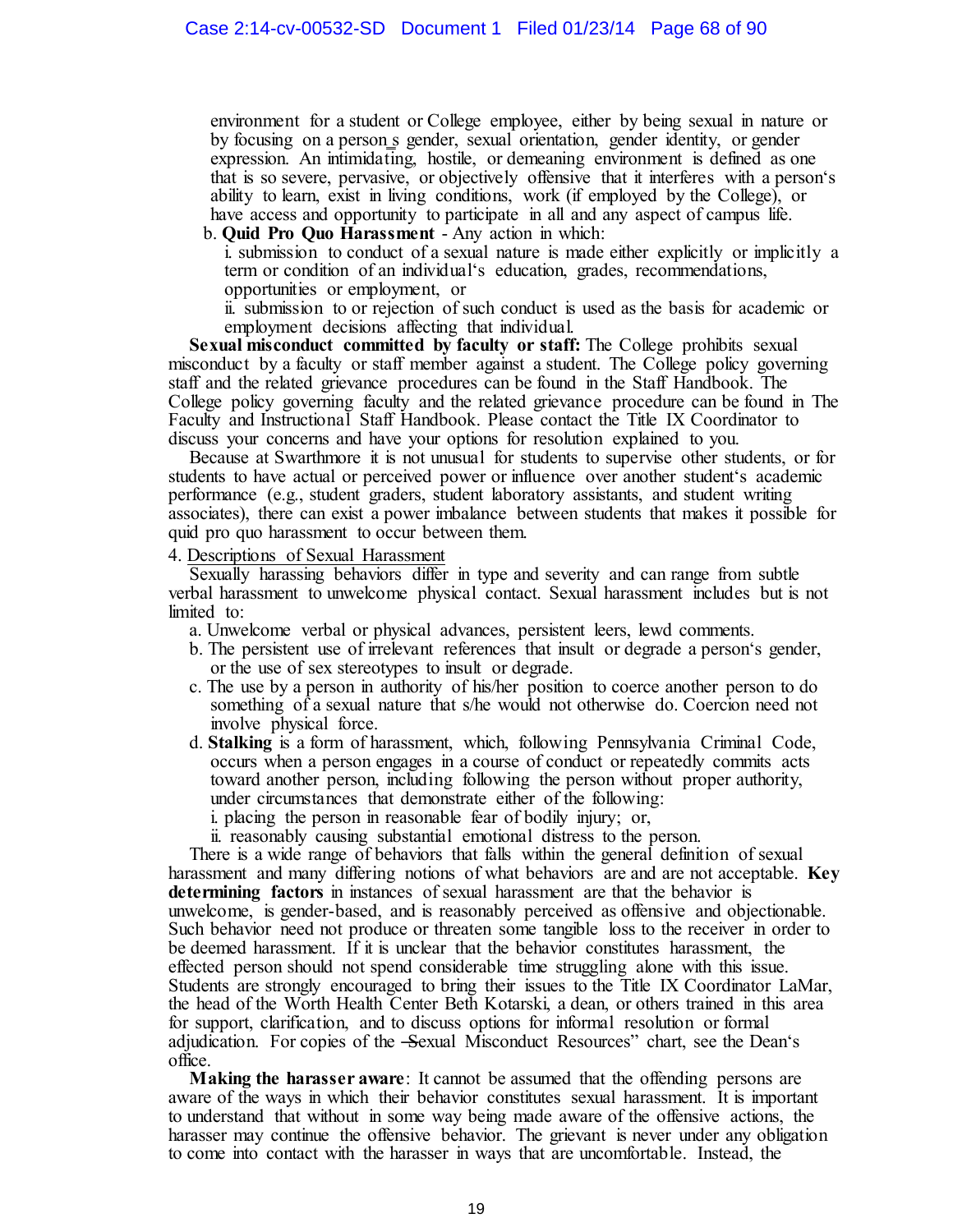environment for a student or College employee, either by being sexual in nature or by focusing on a person_s gender, sexual orientation, gender identity, or gender expression. An intimidating, hostile, or demeaning environment is defined as one that is so severe, pervasive, or objectively offensive that it interferes with a person's ability to learn, exist in living conditions, work (if employed by the College), or have access and opportunity to participate in all and any aspect of campus life.

b. **Quid Pro Quo Harassment** - Any action in which:

i. submission to conduct of a sexual nature is made either explicitly or implicitly a term or condition of an individual's education, grades, recommendations, opportunities or employment, or

ii. submission to or rejection of such conduct is used as the basis for academic or employment decisions affecting that individual.

**Sexual misconduct committed by faculty or staff:** The College prohibits sexual misconduct by a faculty or staff member against a student. The College policy governing staff and the related grievance procedures can be found in the Staff Handbook. The College policy governing faculty and the related grievance procedure can be found in The Faculty and Instructional Staff Handbook. Please contact the Title IX Coordinator to discuss your concerns and have your options for resolution explained to you.

Because at Swarthmore it is not unusual for students to supervise other students, or for students to have actual or perceived power or influence over another student's academic performance (e.g., student graders, student laboratory assistants, and student writing associates), there can exist a power imbalance between students that makes it possible for quid pro quo harassment to occur between them.

4. Descriptions of Sexual Harassment

Sexually harassing behaviors differ in type and severity and can range from subtle verbal harassment to unwelcome physical contact. Sexual harassment includes but is not limited to:

a. Unwelcome verbal or physical advances, persistent leers, lewd comments.

b. The persistent use of irrelevant references that insult or degrade a person's gender, or the use of sex stereotypes to insult or degrade.

c. The use by a person in authority of his/her position to coerce another person to do something of a sexual nature that s/he would not otherwise do. Coercion need not involve physical force.

d. **Stalking** is a form of harassment, which, following Pennsylvania Criminal Code, occurs when a person engages in a course of conduct or repeatedly commits acts toward another person, including following the person without proper authority, under circumstances that demonstrate either of the following:

i. placing the person in reasonable fear of bodily injury; or,

ii. reasonably causing substantial emotional distress to the person.

There is a wide range of behaviors that falls within the general definition of sexual harassment and many differing notions of what behaviors are and are not acceptable. **Key determining factors** in instances of sexual harassment are that the behavior is unwelcome, is gender-based, and is reasonably perceived as offensive and objectionable. Such behavior need not produce or threaten some tangible loss to the receiver in order to be deemed harassment. If it is unclear that the behavior constitutes harassment, the effected person should not spend considerable time struggling alone with this issue. Students are strongly encouraged to bring their issues to the Title IX Coordinator LaMar, the head of the Worth Health Center Beth Kotarski, a dean, or others trained in this area for support, clarification, and to discuss options for informal resolution or formal adjudication. For copies of the ―Sexual Misconduct Resources" chart, see the Dean's office.

**Making the harasser aware**: It cannot be assumed that the offending persons are aware of the ways in which their behavior constitutes sexual harassment. It is important to understand that without in some way being made aware of the offensive actions, the harasser may continue the offensive behavior. The grievant is never under any obligation to come into contact with the harasser in ways that are uncomfortable. Instead, the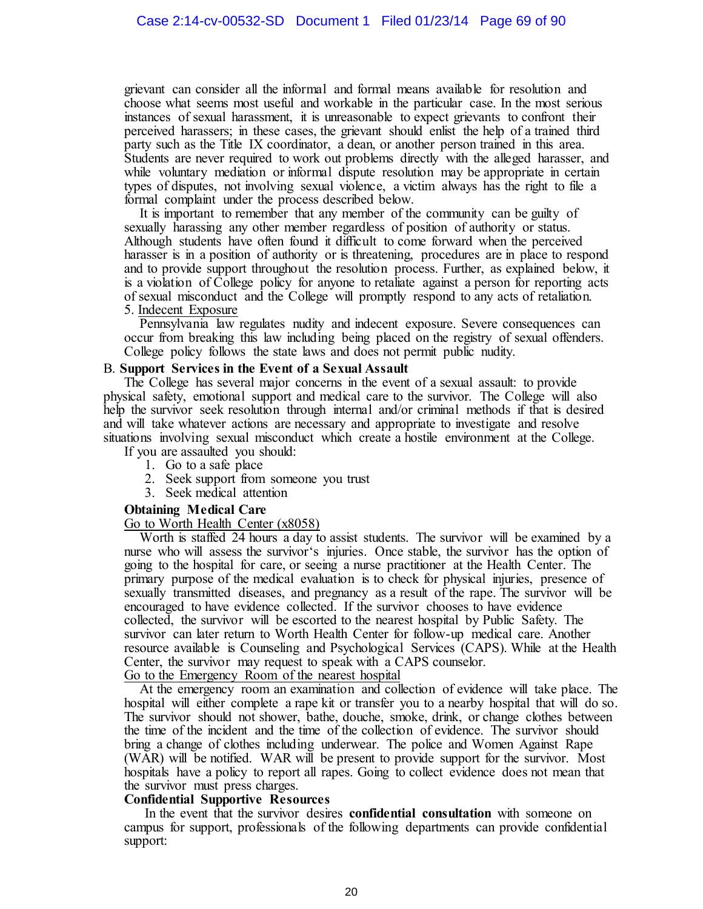grievant can consider all the informal and formal means available for resolution and choose what seems most useful and workable in the particular case. In the most serious instances of sexual harassment, it is unreasonable to expect grievants to confront their perceived harassers; in these cases, the grievant should enlist the help of a trained third party such as the Title IX coordinator, a dean, or another person trained in this area. Students are never required to work out problems directly with the alleged harasser, and while voluntary mediation or informal dispute resolution may be appropriate in certain types of disputes, not involving sexual violence, a victim always has the right to file a formal complaint under the process described below.

It is important to remember that any member of the community can be guilty of sexually harassing any other member regardless of position of authority or status. Although students have often found it difficult to come forward when the perceived harasser is in a position of authority or is threatening, procedures are in place to respond and to provide support throughout the resolution process. Further, as explained below, it is a violation of College policy for anyone to retaliate against a person for reporting acts of sexual misconduct and the College will promptly respond to any acts of retaliation.

5. Indecent Exposure

Pennsylvania law regulates nudity and indecent exposure. Severe consequences can occur from breaking this law including being placed on the registry of sexual offenders. College policy follows the state laws and does not permit public nudity.

B. **Support Services in the Event of a Sexual Assault**

The College has several major concerns in the event of a sexual assault: to provide physical safety, emotional support and medical care to the survivor. The College will also help the survivor seek resolution through internal and/or criminal methods if that is desired and will take whatever actions are necessary and appropriate to investigate and resolve situations involving sexual misconduct which create a hostile environment at the College.

If you are assaulted you should:

1. Go to a safe place
2. Seek support from someone you trust
3. Seek medical attention

**Obtaining Medical Care**

Go to Worth Health Center (x8058)

Worth is staffed 24 hours a day to assist students. The survivor will be examined by a nurse who will assess the survivor's injuries. Once stable, the survivor has the option of going to the hospital for care, or seeing a nurse practitioner at the Health Center. The primary purpose of the medical evaluation is to check for physical injuries, presence of sexually transmitted diseases, and pregnancy as a result of the rape. The survivor will be encouraged to have evidence collected. If the survivor chooses to have evidence collected, the survivor will be escorted to the nearest hospital by Public Safety. The survivor can later return to Worth Health Center for follow-up medical care. Another resource available is Counseling and Psychological Services (CAPS). While at the Health Center, the survivor may request to speak with a CAPS counselor.

Go to the Emergency Room of the nearest hospital

At the emergency room an examination and collection of evidence will take place. The hospital will either complete a rape kit or transfer you to a nearby hospital that will do so. The survivor should not shower, bathe, douche, smoke, drink, or change clothes between the time of the incident and the time of the collection of evidence. The survivor should bring a change of clothes including underwear. The police and Women Against Rape (WAR) will be notified. WAR will be present to provide support for the survivor. Most hospitals have a policy to report all rapes. Going to collect evidence does not mean that the survivor must press charges.

**Confidential Supportive Resources**

In the event that the survivor desires **confidential consultation** with someone on campus for support, professionals of the following departments can provide confidential support: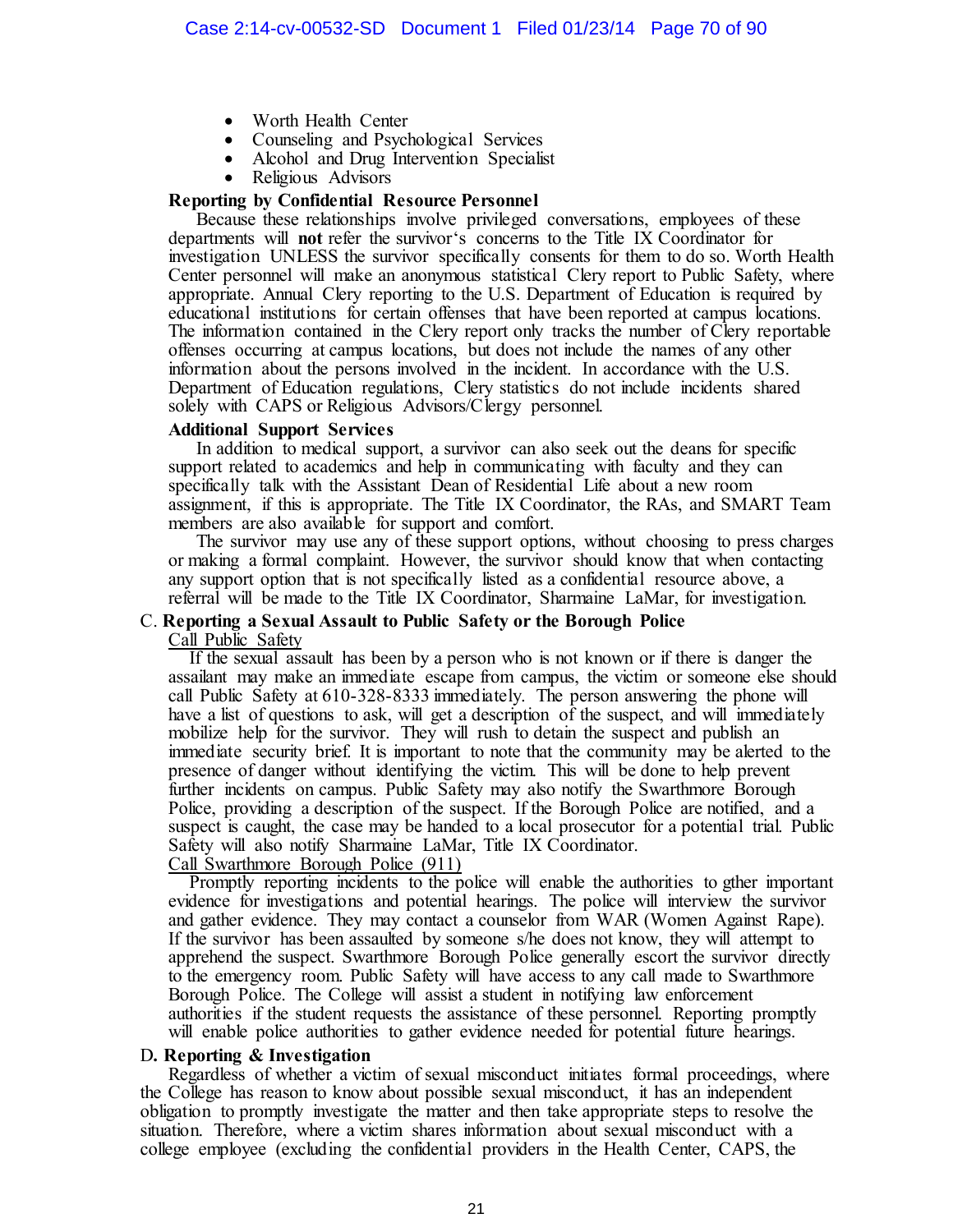- Worth Health Center
- Counseling and Psychological Services
- Alcohol and Drug Intervention Specialist
- Religious Advisors

**Reporting by Confidential Resource Personnel**

Because these relationships involve privileged conversations, employees of these departments will **not** refer the survivor's concerns to the Title IX Coordinator for investigation UNLESS the survivor specifically consents for them to do so. Worth Health Center personnel will make an anonymous statistical Clery report to Public Safety, where appropriate. Annual Clery reporting to the U.S. Department of Education is required by educational institutions for certain offenses that have been reported at campus locations. The information contained in the Clery report only tracks the number of Clery reportable offenses occurring at campus locations, but does not include the names of any other information about the persons involved in the incident. In accordance with the U.S. Department of Education regulations, Clery statistics do not include incidents shared solely with CAPS or Religious Advisors/Clergy personnel.

**Additional Support Services**

In addition to medical support, a survivor can also seek out the deans for specific support related to academics and help in communicating with faculty and they can specifically talk with the Assistant Dean of Residential Life about a new room assignment, if this is appropriate. The Title IX Coordinator, the RAs, and SMART Team members are also available for support and comfort.

The survivor may use any of these support options, without choosing to press charges or making a formal complaint. However, the survivor should know that when contacting any support option that is not specifically listed as a confidential resource above, a referral will be made to the Title IX Coordinator, Sharmaine LaMar, for investigation.

C. **Reporting a Sexual Assault to Public Safety or the Borough Police**

Call Public Safety

If the sexual assault has been by a person who is not known or if there is danger the assailant may make an immediate escape from campus, the victim or someone else should call Public Safety at 610-328-8333 immediately. The person answering the phone will have a list of questions to ask, will get a description of the suspect, and will immediately mobilize help for the survivor. They will rush to detain the suspect and publish an immediate security brief. It is important to note that the community may be alerted to the presence of danger without identifying the victim. This will be done to help prevent further incidents on campus. Public Safety may also notify the Swarthmore Borough Police, providing a description of the suspect. If the Borough Police are notified, and a suspect is caught, the case may be handed to a local prosecutor for a potential trial. Public Safety will also notify Sharmaine LaMar, Title IX Coordinator.

Call Swarthmore Borough Police (911)

Promptly reporting incidents to the police will enable the authorities to gther important evidence for investigations and potential hearings. The police will interview the survivor and gather evidence. They may contact a counselor from WAR (Women Against Rape). If the survivor has been assaulted by someone s/he does not know, they will attempt to apprehend the suspect. Swarthmore Borough Police generally escort the survivor directly to the emergency room. Public Safety will have access to any call made to Swarthmore Borough Police. The College will assist a student in notifying law enforcement authorities if the student requests the assistance of these personnel. Reporting promptly will enable police authorities to gather evidence needed for potential future hearings.

D. **Reporting & Investigation**

Regardless of whether a victim of sexual misconduct initiates formal proceedings, where the College has reason to know about possible sexual misconduct, it has an independent obligation to promptly investigate the matter and then take appropriate steps to resolve the situation. Therefore, where a victim shares information about sexual misconduct with a college employee (excluding the confidential providers in the Health Center, CAPS, the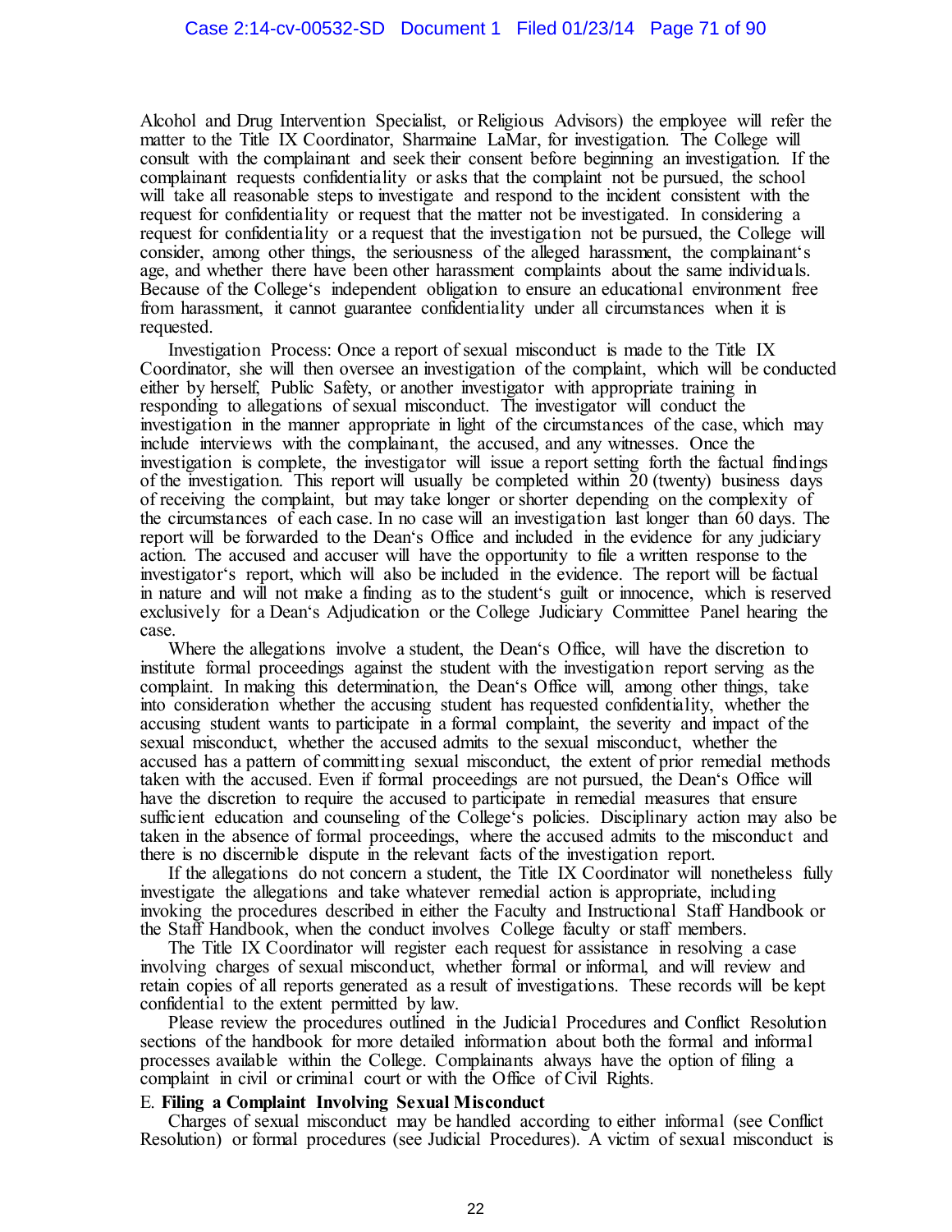Alcohol and Drug Intervention Specialist, or Religious Advisors) the employee will refer the matter to the Title IX Coordinator, Sharmaine LaMar, for investigation. The College will consult with the complainant and seek their consent before beginning an investigation. If the complainant requests confidentiality or asks that the complaint not be pursued, the school will take all reasonable steps to investigate and respond to the incident consistent with the request for confidentiality or request that the matter not be investigated. In considering a request for confidentiality or a request that the investigation not be pursued, the College will consider, among other things, the seriousness of the alleged harassment, the complainant's age, and whether there have been other harassment complaints about the same individuals. Because of the College's independent obligation to ensure an educational environment free from harassment, it cannot guarantee confidentiality under all circumstances when it is requested.

Investigation Process: Once a report of sexual misconduct is made to the Title IX Coordinator, she will then oversee an investigation of the complaint, which will be conducted either by herself, Public Safety, or another investigator with appropriate training in responding to allegations of sexual misconduct. The investigator will conduct the investigation in the manner appropriate in light of the circumstances of the case, which may include interviews with the complainant, the accused, and any witnesses. Once the investigation is complete, the investigator will issue a report setting forth the factual findings of the investigation. This report will usually be completed within 20 (twenty) business days of receiving the complaint, but may take longer or shorter depending on the complexity of the circumstances of each case. In no case will an investigation last longer than 60 days. The report will be forwarded to the Dean's Office and included in the evidence for any judiciary action. The accused and accuser will have the opportunity to file a written response to the investigator's report, which will also be included in the evidence. The report will be factual in nature and will not make a finding as to the student's guilt or innocence, which is reserved exclusively for a Dean's Adjudication or the College Judiciary Committee Panel hearing the case.

Where the allegations involve a student, the Dean's Office, will have the discretion to institute formal proceedings against the student with the investigation report serving as the complaint. In making this determination, the Dean's Office will, among other things, take into consideration whether the accusing student has requested confidentiality, whether the accusing student wants to participate in a formal complaint, the severity and impact of the sexual misconduct, whether the accused admits to the sexual misconduct, whether the accused has a pattern of committing sexual misconduct, the extent of prior remedial methods taken with the accused. Even if formal proceedings are not pursued, the Dean's Office will have the discretion to require the accused to participate in remedial measures that ensure sufficient education and counseling of the College's policies. Disciplinary action may also be taken in the absence of formal proceedings, where the accused admits to the misconduct and there is no discernible dispute in the relevant facts of the investigation report.

If the allegations do not concern a student, the Title IX Coordinator will nonetheless fully investigate the allegations and take whatever remedial action is appropriate, including invoking the procedures described in either the Faculty and Instructional Staff Handbook or the Staff Handbook, when the conduct involves College faculty or staff members.

The Title IX Coordinator will register each request for assistance in resolving a case involving charges of sexual misconduct, whether formal or informal, and will review and retain copies of all reports generated as a result of investigations. These records will be kept confidential to the extent permitted by law.

Please review the procedures outlined in the Judicial Procedures and Conflict Resolution sections of the handbook for more detailed information about both the formal and informal processes available within the College. Complainants always have the option of filing a complaint in civil or criminal court or with the Office of Civil Rights.

E. **Filing a Complaint Involving Sexual Misconduct**

Charges of sexual misconduct may be handled according to either informal (see Conflict Resolution) or formal procedures (see Judicial Procedures). A victim of sexual misconduct is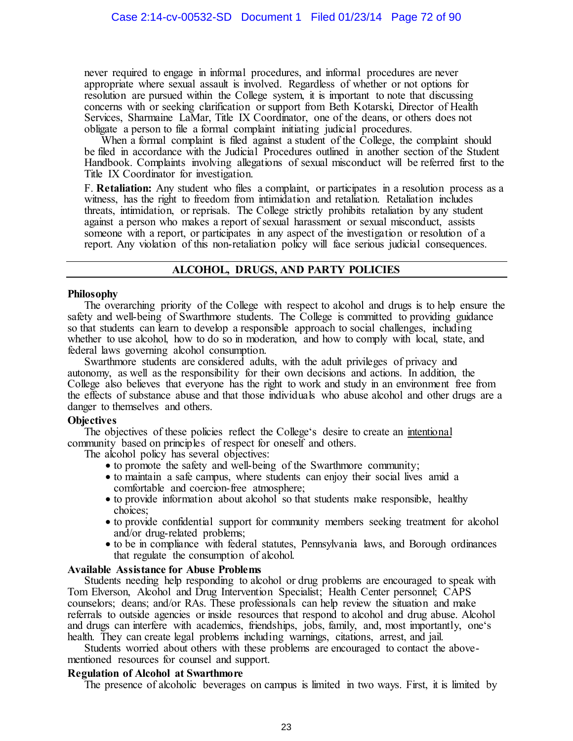never required to engage in informal procedures, and informal procedures are never appropriate where sexual assault is involved. Regardless of whether or not options for resolution are pursued within the College system, it is important to note that discussing concerns with or seeking clarification or support from Beth Kotarski, Director of Health Services, Sharmaine LaMar, Title IX Coordinator, one of the deans, or others does not obligate a person to file a formal complaint initiating judicial procedures.

When a formal complaint is filed against a student of the College, the complaint should be filed in accordance with the Judicial Procedures outlined in another section of the Student Handbook. Complaints involving allegations of sexual misconduct will be referred first to the Title IX Coordinator for investigation.

F. **Retaliation:** Any student who files a complaint, or participates in a resolution process as a witness, has the right to freedom from intimidation and retaliation. Retaliation includes threats, intimidation, or reprisals. The College strictly prohibits retaliation by any student against a person who makes a report of sexual harassment or sexual misconduct, assists someone with a report, or participates in any aspect of the investigation or resolution of a report. Any violation of this non-retaliation policy will face serious judicial consequences.

## ALCOHOL, DRUGS, AND PARTY POLICIES

### Philosophy

The overarching priority of the College with respect to alcohol and drugs is to help ensure the safety and well-being of Swarthmore students. The College is committed to providing guidance so that students can learn to develop a responsible approach to social challenges, including whether to use alcohol, how to do so in moderation, and how to comply with local, state, and federal laws governing alcohol consumption.

Swarthmore students are considered adults, with the adult privileges of privacy and autonomy, as well as the responsibility for their own decisions and actions. In addition, the College also believes that everyone has the right to work and study in an environment free from the effects of substance abuse and that those individuals who abuse alcohol and other drugs are a danger to themselves and others.

### Objectives

The objectives of these policies reflect the College's desire to create an <u>intentional</u> community based on principles of respect for oneself and others.

The alcohol policy has several objectives:

- to promote the safety and well-being of the Swarthmore community;
- to maintain a safe campus, where students can enjoy their social lives amid a comfortable and coercion-free atmosphere;
- to provide information about alcohol so that students make responsible, healthy choices;
- to provide confidential support for community members seeking treatment for alcohol and/or drug-related problems;
- to be in compliance with federal statutes, Pennsylvania laws, and Borough ordinances that regulate the consumption of alcohol.

### Available Assistance for Abuse Problems

Students needing help responding to alcohol or drug problems are encouraged to speak with Tom Elverson, Alcohol and Drug Intervention Specialist; Health Center personnel; CAPS counselors; deans; and/or RAs. These professionals can help review the situation and make referrals to outside agencies or inside resources that respond to alcohol and drug abuse. Alcohol and drugs can interfere with academics, friendships, jobs, family, and, most importantly, one's health. They can create legal problems including warnings, citations, arrest, and jail.

Students worried about others with these problems are encouraged to contact the above-mentioned resources for counsel and support.

### Regulation of Alcohol at Swarthmore

The presence of alcoholic beverages on campus is limited in two ways. First, it is limited by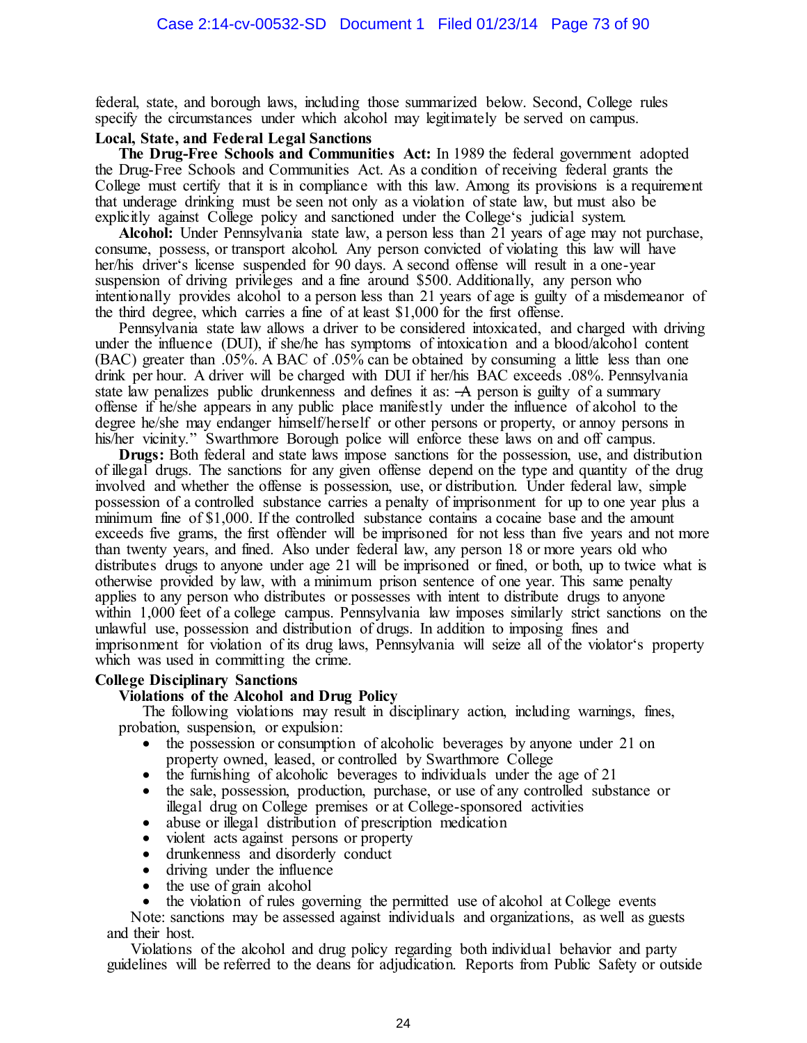federal, state, and borough laws, including those summarized below. Second, College rules specify the circumstances under which alcohol may legitimately be served on campus.

**Local, State, and Federal Legal Sanctions**

**The Drug-Free Schools and Communities Act:** In 1989 the federal government adopted the Drug-Free Schools and Communities Act. As a condition of receiving federal grants the College must certify that it is in compliance with this law. Among its provisions is a requirement that underage drinking must be seen not only as a violation of state law, but must also be explicitly against College policy and sanctioned under the College's judicial system.

**Alcohol:** Under Pennsylvania state law, a person less than 21 years of age may not purchase, consume, possess, or transport alcohol. Any person convicted of violating this law will have her/his driver's license suspended for 90 days. A second offense will result in a one-year suspension of driving privileges and a fine around $500. Additionally, any person who intentionally provides alcohol to a person less than 21 years of age is guilty of a misdemeanor of the third degree, which carries a fine of at least $1,000 for the first offense.

Pennsylvania state law allows a driver to be considered intoxicated, and charged with driving under the influence (DUI), if she/he has symptoms of intoxication and a blood/alcohol content (BAC) greater than .05%. A BAC of .05% can be obtained by consuming a little less than one drink per hour. A driver will be charged with DUI if her/his BAC exceeds .08%. Pennsylvania state law penalizes public drunkenness and defines it as: ―A person is guilty of a summary offense if he/she appears in any public place manifestly under the influence of alcohol to the degree he/she may endanger himself/herself or other persons or property, or annoy persons in his/her vicinity." Swarthmore Borough police will enforce these laws on and off campus.

**Drugs:** Both federal and state laws impose sanctions for the possession, use, and distribution of illegal drugs. The sanctions for any given offense depend on the type and quantity of the drug involved and whether the offense is possession, use, or distribution. Under federal law, simple possession of a controlled substance carries a penalty of imprisonment for up to one year plus a minimum fine of $1,000. If the controlled substance contains a cocaine base and the amount exceeds five grams, the first offender will be imprisoned for not less than five years and not more than twenty years, and fined. Also under federal law, any person 18 or more years old who distributes drugs to anyone under age 21 will be imprisoned or fined, or both, up to twice what is otherwise provided by law, with a minimum prison sentence of one year. This same penalty applies to any person who distributes or possesses with intent to distribute drugs to anyone within 1,000 feet of a college campus. Pennsylvania law imposes similarly strict sanctions on the unlawful use, possession and distribution of drugs. In addition to imposing fines and imprisonment for violation of its drug laws, Pennsylvania will seize all of the violator's property which was used in committing the crime.

**College Disciplinary Sanctions**

**Violations of the Alcohol and Drug Policy**

The following violations may result in disciplinary action, including warnings, fines, probation, suspension, or expulsion:

- the possession or consumption of alcoholic beverages by anyone under 21 on property owned, leased, or controlled by Swarthmore College
- the furnishing of alcoholic beverages to individuals under the age of 21
- the sale, possession, production, purchase, or use of any controlled substance or illegal drug on College premises or at College-sponsored activities
- abuse or illegal distribution of prescription medication
- violent acts against persons or property
- drunkenness and disorderly conduct
- driving under the influence
- the use of grain alcohol
- the violation of rules governing the permitted use of alcohol at College events

Note: sanctions may be assessed against individuals and organizations, as well as guests and their host.

Violations of the alcohol and drug policy regarding both individual behavior and party guidelines will be referred to the deans for adjudication. Reports from Public Safety or outside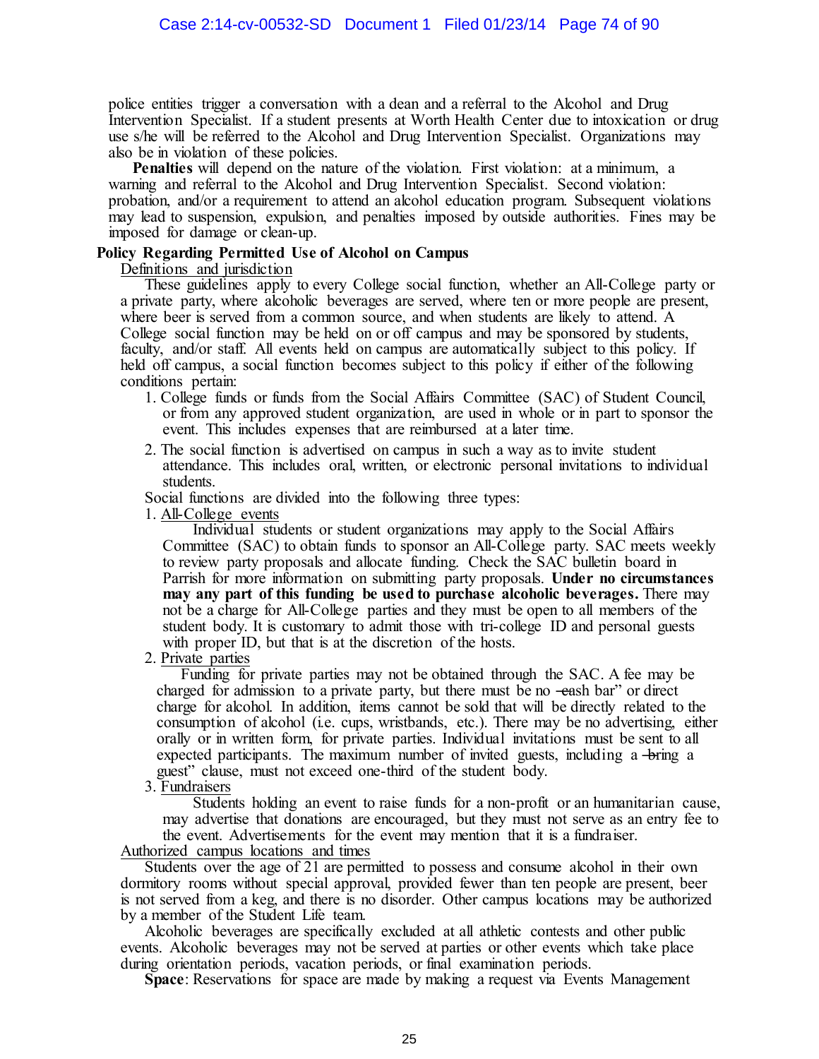police entities trigger a conversation with a dean and a referral to the Alcohol and Drug Intervention Specialist. If a student presents at Worth Health Center due to intoxication or drug use s/he will be referred to the Alcohol and Drug Intervention Specialist. Organizations may also be in violation of these policies.

**Penalties** will depend on the nature of the violation. First violation: at a minimum, a warning and referral to the Alcohol and Drug Intervention Specialist. Second violation: probation, and/or a requirement to attend an alcohol education program. Subsequent violations may lead to suspension, expulsion, and penalties imposed by outside authorities. Fines may be imposed for damage or clean-up.

**Policy Regarding Permitted Use of Alcohol on Campus**

Definitions and jurisdiction

These guidelines apply to every College social function, whether an All-College party or a private party, where alcoholic beverages are served, where ten or more people are present, where beer is served from a common source, and when students are likely to attend. A College social function may be held on or off campus and may be sponsored by students, faculty, and/or staff. All events held on campus are automatically subject to this policy. If held off campus, a social function becomes subject to this policy if either of the following conditions pertain:

1. College funds or funds from the Social Affairs Committee (SAC) of Student Council, or from any approved student organization, are used in whole or in part to sponsor the event. This includes expenses that are reimbursed at a later time.
2. The social function is advertised on campus in such a way as to invite student attendance. This includes oral, written, or electronic personal invitations to individual students.

Social functions are divided into the following three types:

1. All-College events

   Individual students or student organizations may apply to the Social Affairs Committee (SAC) to obtain funds to sponsor an All-College party. SAC meets weekly to review party proposals and allocate funding. Check the SAC bulletin board in Parrish for more information on submitting party proposals. **Under no circumstances may any part of this funding be used to purchase alcoholic beverages.** There may not be a charge for All-College parties and they must be open to all members of the student body. It is customary to admit those with tri-college ID and personal guests with proper ID, but that is at the discretion of the hosts.

2. Private parties

   Funding for private parties may not be obtained through the SAC. A fee may be charged for admission to a private party, but there must be no ―cash bar" or direct charge for alcohol. In addition, items cannot be sold that will be directly related to the consumption of alcohol (i.e. cups, wristbands, etc.). There may be no advertising, either orally or in written form, for private parties. Individual invitations must be sent to all expected participants. The maximum number of invited guests, including a ―bring a guest" clause, must not exceed one-third of the student body.

3. Fundraisers

   Students holding an event to raise funds for a non-profit or an humanitarian cause, may advertise that donations are encouraged, but they must not serve as an entry fee to the event. Advertisements for the event may mention that it is a fundraiser.

Authorized campus locations and times

Students over the age of 21 are permitted to possess and consume alcohol in their own dormitory rooms without special approval, provided fewer than ten people are present, beer is not served from a keg, and there is no disorder. Other campus locations may be authorized by a member of the Student Life team.

Alcoholic beverages are specifically excluded at all athletic contests and other public events. Alcoholic beverages may not be served at parties or other events which take place during orientation periods, vacation periods, or final examination periods.

**Space**: Reservations for space are made by making a request via Events Management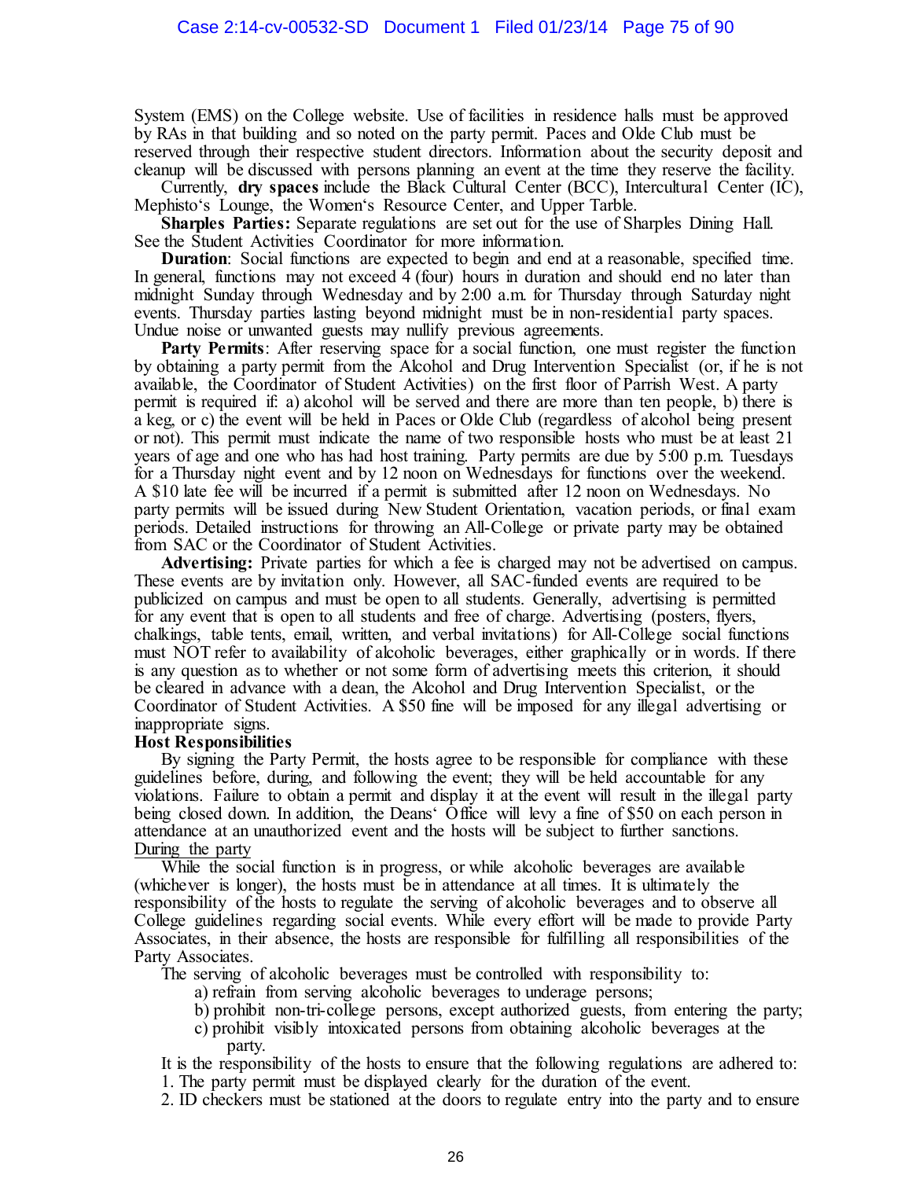System (EMS) on the College website. Use of facilities in residence halls must be approved by RAs in that building and so noted on the party permit. Paces and Olde Club must be reserved through their respective student directors. Information about the security deposit and cleanup will be discussed with persons planning an event at the time they reserve the facility.

Currently, **dry spaces** include the Black Cultural Center (BCC), Intercultural Center (IC), Mephisto's Lounge, the Women's Resource Center, and Upper Tarble.

**Sharples Parties:** Separate regulations are set out for the use of Sharples Dining Hall. See the Student Activities Coordinator for more information.

**Duration**: Social functions are expected to begin and end at a reasonable, specified time. In general, functions may not exceed 4 (four) hours in duration and should end no later than midnight Sunday through Wednesday and by 2:00 a.m. for Thursday through Saturday night events. Thursday parties lasting beyond midnight must be in non-residential party spaces. Undue noise or unwanted guests may nullify previous agreements.

**Party Permits**: After reserving space for a social function, one must register the function by obtaining a party permit from the Alcohol and Drug Intervention Specialist (or, if he is not available, the Coordinator of Student Activities) on the first floor of Parrish West. A party permit is required if: a) alcohol will be served and there are more than ten people, b) there is a keg, or c) the event will be held in Paces or Olde Club (regardless of alcohol being present or not). This permit must indicate the name of two responsible hosts who must be at least 21 years of age and one who has had host training. Party permits are due by 5:00 p.m. Tuesdays for a Thursday night event and by 12 noon on Wednesdays for functions over the weekend. A $10 late fee will be incurred if a permit is submitted after 12 noon on Wednesdays. No party permits will be issued during New Student Orientation, vacation periods, or final exam periods. Detailed instructions for throwing an All-College or private party may be obtained from SAC or the Coordinator of Student Activities.

**Advertising:** Private parties for which a fee is charged may not be advertised on campus. These events are by invitation only. However, all SAC-funded events are required to be publicized on campus and must be open to all students. Generally, advertising is permitted for any event that is open to all students and free of charge. Advertising (posters, flyers, chalkings, table tents, email, written, and verbal invitations) for All-College social functions must NOT refer to availability of alcoholic beverages, either graphically or in words. If there is any question as to whether or not some form of advertising meets this criterion, it should be cleared in advance with a dean, the Alcohol and Drug Intervention Specialist, or the Coordinator of Student Activities. A $50 fine will be imposed for any illegal advertising or inappropriate signs.

**Host Responsibilities**

By signing the Party Permit, the hosts agree to be responsible for compliance with these guidelines before, during, and following the event; they will be held accountable for any violations. Failure to obtain a permit and display it at the event will result in the illegal party being closed down. In addition, the Deans' Office will levy a fine of $50 on each person in attendance at an unauthorized event and the hosts will be subject to further sanctions.

<u>During the party</u>

While the social function is in progress, or while alcoholic beverages are available (whichever is longer), the hosts must be in attendance at all times. It is ultimately the responsibility of the hosts to regulate the serving of alcoholic beverages and to observe all College guidelines regarding social events. While every effort will be made to provide Party Associates, in their absence, the hosts are responsible for fulfilling all responsibilities of the Party Associates.

The serving of alcoholic beverages must be controlled with responsibility to:

a) refrain from serving alcoholic beverages to underage persons;
b) prohibit non-tri-college persons, except authorized guests, from entering the party;
c) prohibit visibly intoxicated persons from obtaining alcoholic beverages at the party.

It is the responsibility of the hosts to ensure that the following regulations are adhered to:

1. The party permit must be displayed clearly for the duration of the event.
2. ID checkers must be stationed at the doors to regulate entry into the party and to ensure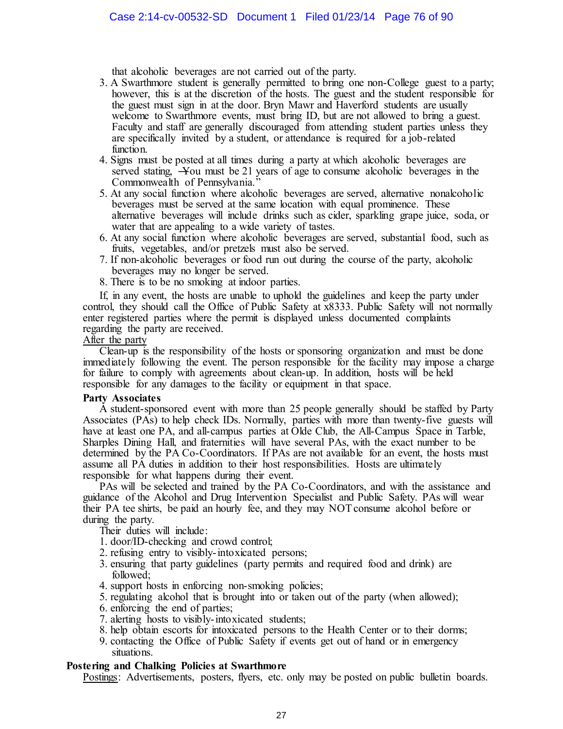that alcoholic beverages are not carried out of the party.

3. A Swarthmore student is generally permitted to bring one non-College guest to a party; however, this is at the discretion of the hosts. The guest and the student responsible for the guest must sign in at the door. Bryn Mawr and Haverford students are usually welcome to Swarthmore events, must bring ID, but are not allowed to bring a guest. Faculty and staff are generally discouraged from attending student parties unless they are specifically invited by a student, or attendance is required for a job-related function.
4. Signs must be posted at all times during a party at which alcoholic beverages are served stating, ―You must be 21 years of age to consume alcoholic beverages in the Commonwealth of Pennsylvania."
5. At any social function where alcoholic beverages are served, alternative nonalcoholic beverages must be served at the same location with equal prominence. These alternative beverages will include drinks such as cider, sparkling grape juice, soda, or water that are appealing to a wide variety of tastes.
6. At any social function where alcoholic beverages are served, substantial food, such as fruits, vegetables, and/or pretzels must also be served.
7. If non-alcoholic beverages or food run out during the course of the party, alcoholic beverages may no longer be served.
8. There is to be no smoking at indoor parties.

If, in any event, the hosts are unable to uphold the guidelines and keep the party under control, they should call the Office of Public Safety at x8333. Public Safety will not normally enter registered parties where the permit is displayed unless documented complaints regarding the party are received.

After the party

Clean-up is the responsibility of the hosts or sponsoring organization and must be done immediately following the event. The person responsible for the facility may impose a charge for failure to comply with agreements about clean-up. In addition, hosts will be held responsible for any damages to the facility or equipment in that space.

**Party Associates**

A student-sponsored event with more than 25 people generally should be staffed by Party Associates (PAs) to help check IDs. Normally, parties with more than twenty-five guests will have at least one PA, and all-campus parties at Olde Club, the All-Campus Space in Tarble, Sharples Dining Hall, and fraternities will have several PAs, with the exact number to be determined by the PA Co-Coordinators. If PAs are not available for an event, the hosts must assume all PA duties in addition to their host responsibilities. Hosts are ultimately responsible for what happens during their event.

PAs will be selected and trained by the PA Co-Coordinators, and with the assistance and guidance of the Alcohol and Drug Intervention Specialist and Public Safety. PAs will wear their PA tee shirts, be paid an hourly fee, and they may NOT consume alcohol before or during the party.

Their duties will include:

1. door/ID-checking and crowd control;
2. refusing entry to visibly-intoxicated persons;
3. ensuring that party guidelines (party permits and required food and drink) are followed;
4. support hosts in enforcing non-smoking policies;
5. regulating alcohol that is brought into or taken out of the party (when allowed);
6. enforcing the end of parties;
7. alerting hosts to visibly-intoxicated students;
8. help obtain escorts for intoxicated persons to the Health Center or to their dorms;
9. contacting the Office of Public Safety if events get out of hand or in emergency situations.

**Postering and Chalking Policies at Swarthmore**

Postings: Advertisements, posters, flyers, etc. only may be posted on public bulletin boards.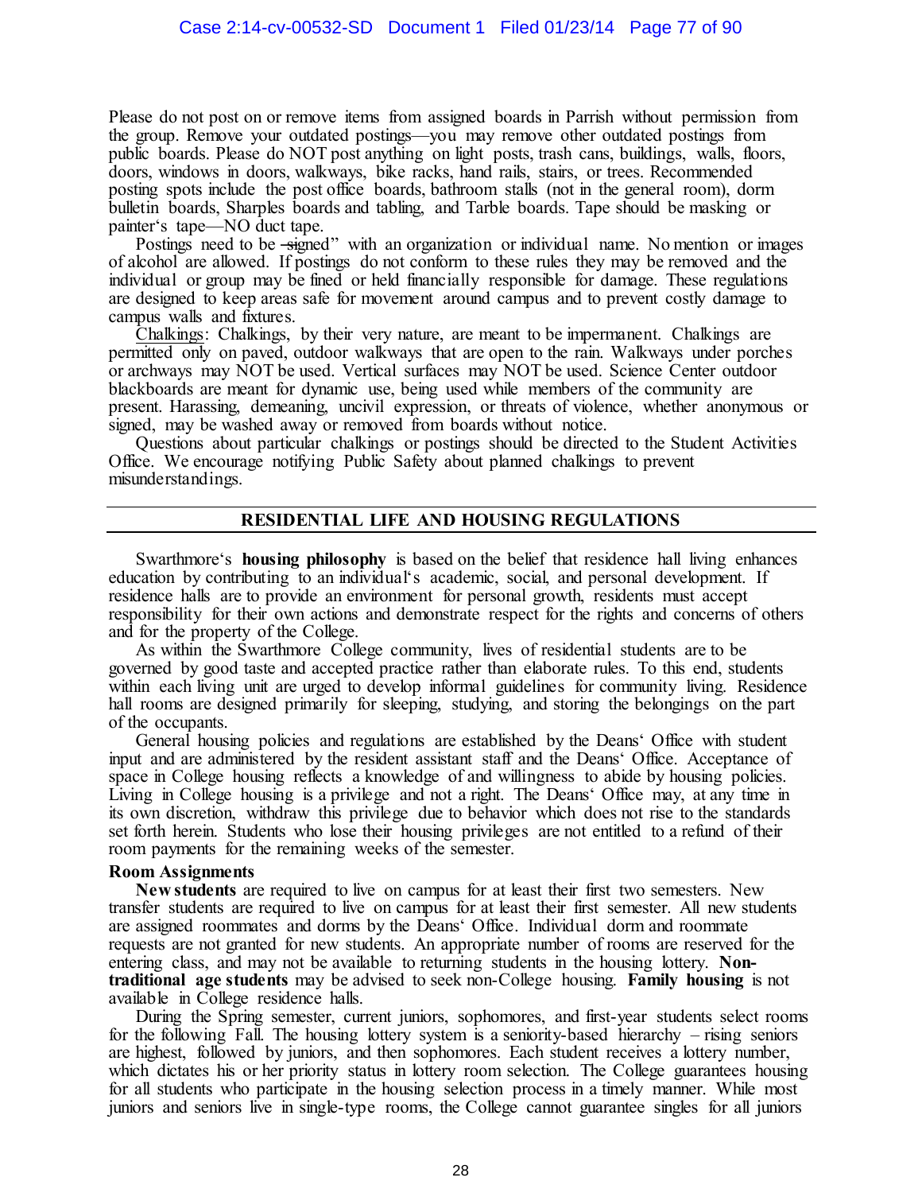Please do not post on or remove items from assigned boards in Parrish without permission from the group. Remove your outdated postings—you may remove other outdated postings from public boards. Please do NOT post anything on light posts, trash cans, buildings, walls, floors, doors, windows in doors, walkways, bike racks, hand rails, stairs, or trees. Recommended posting spots include the post office boards, bathroom stalls (not in the general room), dorm bulletin boards, Sharples boards and tabling, and Tarble boards. Tape should be masking or painter's tape—NO duct tape.

Postings need to be ―signed" with an organization or individual name. No mention or images of alcohol are allowed. If postings do not conform to these rules they may be removed and the individual or group may be fined or held financially responsible for damage. These regulations are designed to keep areas safe for movement around campus and to prevent costly damage to campus walls and fixtures.

Chalkings: Chalkings, by their very nature, are meant to be impermanent. Chalkings are permitted only on paved, outdoor walkways that are open to the rain. Walkways under porches or archways may NOT be used. Vertical surfaces may NOT be used. Science Center outdoor blackboards are meant for dynamic use, being used while members of the community are present. Harassing, demeaning, uncivil expression, or threats of violence, whether anonymous or signed, may be washed away or removed from boards without notice.

Questions about particular chalkings or postings should be directed to the Student Activities Office. We encourage notifying Public Safety about planned chalkings to prevent misunderstandings.

## RESIDENTIAL LIFE AND HOUSING REGULATIONS

Swarthmore's **housing philosophy** is based on the belief that residence hall living enhances education by contributing to an individual's academic, social, and personal development. If residence halls are to provide an environment for personal growth, residents must accept responsibility for their own actions and demonstrate respect for the rights and concerns of others and for the property of the College.

As within the Swarthmore College community, lives of residential students are to be governed by good taste and accepted practice rather than elaborate rules. To this end, students within each living unit are urged to develop informal guidelines for community living. Residence hall rooms are designed primarily for sleeping, studying, and storing the belongings on the part of the occupants.

General housing policies and regulations are established by the Deans' Office with student input and are administered by the resident assistant staff and the Deans' Office. Acceptance of space in College housing reflects a knowledge of and willingness to abide by housing policies. Living in College housing is a privilege and not a right. The Deans' Office may, at any time in its own discretion, withdraw this privilege due to behavior which does not rise to the standards set forth herein. Students who lose their housing privileges are not entitled to a refund of their room payments for the remaining weeks of the semester.

**Room Assignments**

**New students** are required to live on campus for at least their first two semesters. New transfer students are required to live on campus for at least their first semester. All new students are assigned roommates and dorms by the Deans' Office. Individual dorm and roommate requests are not granted for new students. An appropriate number of rooms are reserved for the entering class, and may not be available to returning students in the housing lottery. **Non-traditional age students** may be advised to seek non-College housing. **Family housing** is not available in College residence halls.

During the Spring semester, current juniors, sophomores, and first-year students select rooms for the following Fall. The housing lottery system is a seniority-based hierarchy – rising seniors are highest, followed by juniors, and then sophomores. Each student receives a lottery number, which dictates his or her priority status in lottery room selection. The College guarantees housing for all students who participate in the housing selection process in a timely manner. While most juniors and seniors live in single-type rooms, the College cannot guarantee singles for all juniors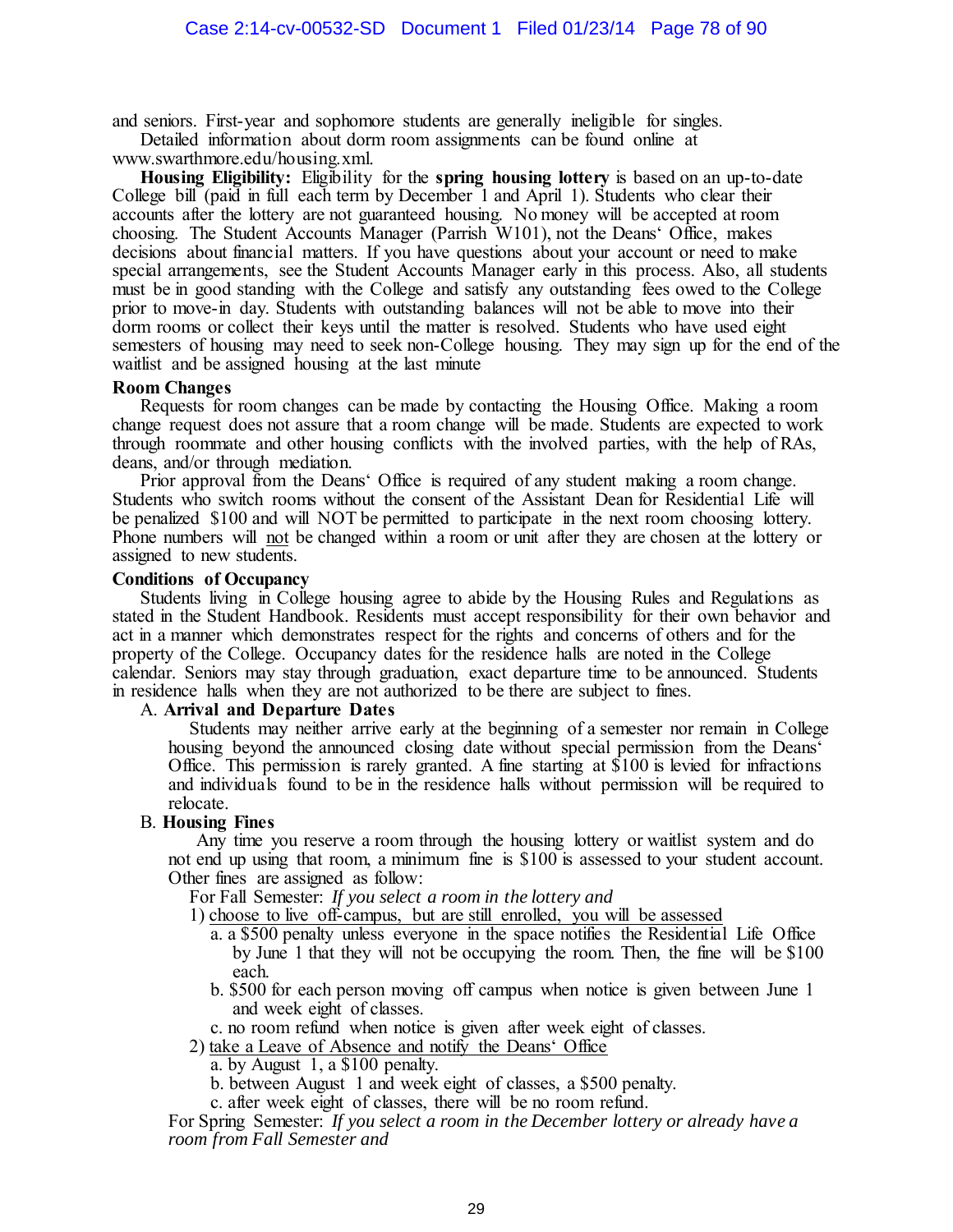and seniors. First-year and sophomore students are generally ineligible for singles.

Detailed information about dorm room assignments can be found online at www.swarthmore.edu/housing.xml.

**Housing Eligibility:** Eligibility for the **spring housing lottery** is based on an up-to-date College bill (paid in full each term by December 1 and April 1). Students who clear their accounts after the lottery are not guaranteed housing. No money will be accepted at room choosing. The Student Accounts Manager (Parrish W101), not the Deans' Office, makes decisions about financial matters. If you have questions about your account or need to make special arrangements, see the Student Accounts Manager early in this process. Also, all students must be in good standing with the College and satisfy any outstanding fees owed to the College prior to move-in day. Students with outstanding balances will not be able to move into their dorm rooms or collect their keys until the matter is resolved. Students who have used eight semesters of housing may need to seek non-College housing. They may sign up for the end of the waitlist and be assigned housing at the last minute

**Room Changes**

Requests for room changes can be made by contacting the Housing Office. Making a room change request does not assure that a room change will be made. Students are expected to work through roommate and other housing conflicts with the involved parties, with the help of RAs, deans, and/or through mediation.

Prior approval from the Deans' Office is required of any student making a room change. Students who switch rooms without the consent of the Assistant Dean for Residential Life will be penalized $100 and will NOT be permitted to participate in the next room choosing lottery. Phone numbers will not be changed within a room or unit after they are chosen at the lottery or assigned to new students.

**Conditions of Occupancy**

Students living in College housing agree to abide by the Housing Rules and Regulations as stated in the Student Handbook. Residents must accept responsibility for their own behavior and act in a manner which demonstrates respect for the rights and concerns of others and for the property of the College. Occupancy dates for the residence halls are noted in the College calendar. Seniors may stay through graduation, exact departure time to be announced. Students in residence halls when they are not authorized to be there are subject to fines.

A. **Arrival and Departure Dates**

Students may neither arrive early at the beginning of a semester nor remain in College housing beyond the announced closing date without special permission from the Deans' Office. This permission is rarely granted. A fine starting at $100 is levied for infractions and individuals found to be in the residence halls without permission will be required to relocate.

B. **Housing Fines**

Any time you reserve a room through the housing lottery or waitlist system and do not end up using that room, a minimum fine is $100 is assessed to your student account. Other fines are assigned as follow:

For Fall Semester: *If you select a room in the lottery and*

1) choose to live off-campus, but are still enrolled, you will be assessed
   - a. a $500 penalty unless everyone in the space notifies the Residential Life Office by June 1 that they will not be occupying the room. Then, the fine will be $100 each.
   - b. $500 for each person moving off campus when notice is given between June 1 and week eight of classes.
   - c. no room refund when notice is given after week eight of classes.
2) take a Leave of Absence and notify the Deans' Office
   - a. by August 1, a $100 penalty.
   - b. between August 1 and week eight of classes, a $500 penalty.
   - c. after week eight of classes, there will be no room refund.

For Spring Semester: *If you select a room in the December lottery or already have a room from Fall Semester and*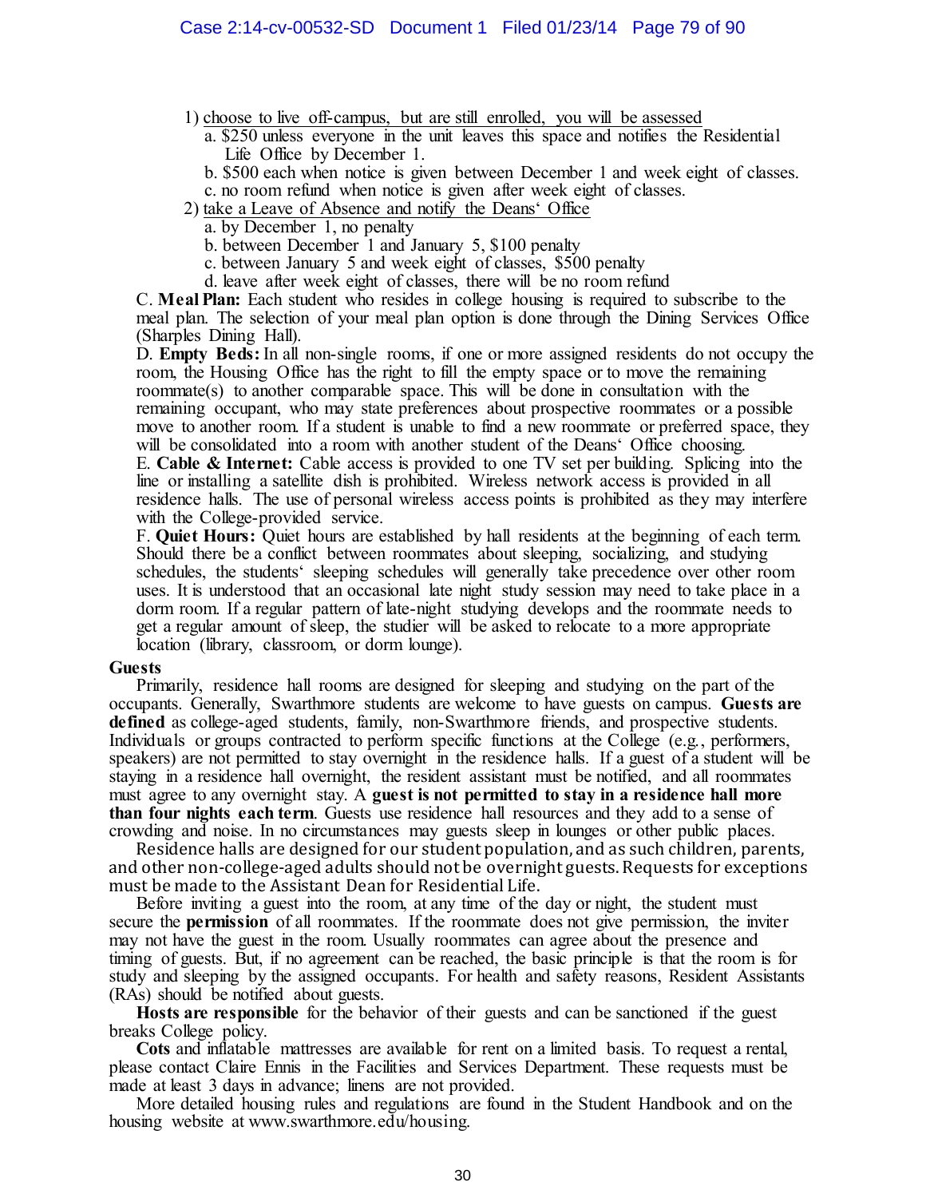1) choose to live off-campus, but are still enrolled, you will be assessed
   - a. $250 unless everyone in the unit leaves this space and notifies the Residential Life Office by December 1.
   - b. $500 each when notice is given between December 1 and week eight of classes.
   - c. no room refund when notice is given after week eight of classes.

2) take a Leave of Absence and notify the Deans' Office
   - a. by December 1, no penalty
   - b. between December 1 and January 5, $100 penalty
   - c. between January 5 and week eight of classes, $500 penalty
   - d. leave after week eight of classes, there will be no room refund

C. **Meal Plan:** Each student who resides in college housing is required to subscribe to the meal plan. The selection of your meal plan option is done through the Dining Services Office (Sharples Dining Hall).

D. **Empty Beds:** In all non-single rooms, if one or more assigned residents do not occupy the room, the Housing Office has the right to fill the empty space or to move the remaining roommate(s) to another comparable space. This will be done in consultation with the remaining occupant, who may state preferences about prospective roommates or a possible move to another room. If a student is unable to find a new roommate or preferred space, they will be consolidated into a room with another student of the Deans' Office choosing.

E. **Cable & Internet:** Cable access is provided to one TV set per building. Splicing into the line or installing a satellite dish is prohibited. Wireless network access is provided in all residence halls. The use of personal wireless access points is prohibited as they may interfere with the College-provided service.

F. **Quiet Hours:** Quiet hours are established by hall residents at the beginning of each term. Should there be a conflict between roommates about sleeping, socializing, and studying schedules, the students' sleeping schedules will generally take precedence over other room uses. It is understood that an occasional late night study session may need to take place in a dorm room. If a regular pattern of late-night studying develops and the roommate needs to get a regular amount of sleep, the studier will be asked to relocate to a more appropriate location (library, classroom, or dorm lounge).

**Guests**

Primarily, residence hall rooms are designed for sleeping and studying on the part of the occupants. Generally, Swarthmore students are welcome to have guests on campus. **Guests are defined** as college-aged students, family, non-Swarthmore friends, and prospective students. Individuals or groups contracted to perform specific functions at the College (e.g., performers, speakers) are not permitted to stay overnight in the residence halls. If a guest of a student will be staying in a residence hall overnight, the resident assistant must be notified, and all roommates must agree to any overnight stay. A **guest is not permitted to stay in a residence hall more than four nights each term**. Guests use residence hall resources and they add to a sense of crowding and noise. In no circumstances may guests sleep in lounges or other public places.

Residence halls are designed for our student population, and as such children, parents, and other non-college-aged adults should not be overnight guests. Requests for exceptions must be made to the Assistant Dean for Residential Life.

Before inviting a guest into the room, at any time of the day or night, the student must secure the **permission** of all roommates. If the roommate does not give permission, the inviter may not have the guest in the room. Usually roommates can agree about the presence and timing of guests. But, if no agreement can be reached, the basic principle is that the room is for study and sleeping by the assigned occupants. For health and safety reasons, Resident Assistants (RAs) should be notified about guests.

**Hosts are responsible** for the behavior of their guests and can be sanctioned if the guest breaks College policy.

**Cots** and inflatable mattresses are available for rent on a limited basis. To request a rental, please contact Claire Ennis in the Facilities and Services Department. These requests must be made at least 3 days in advance; linens are not provided.

More detailed housing rules and regulations are found in the Student Handbook and on the housing website at www.swarthmore.edu/housing.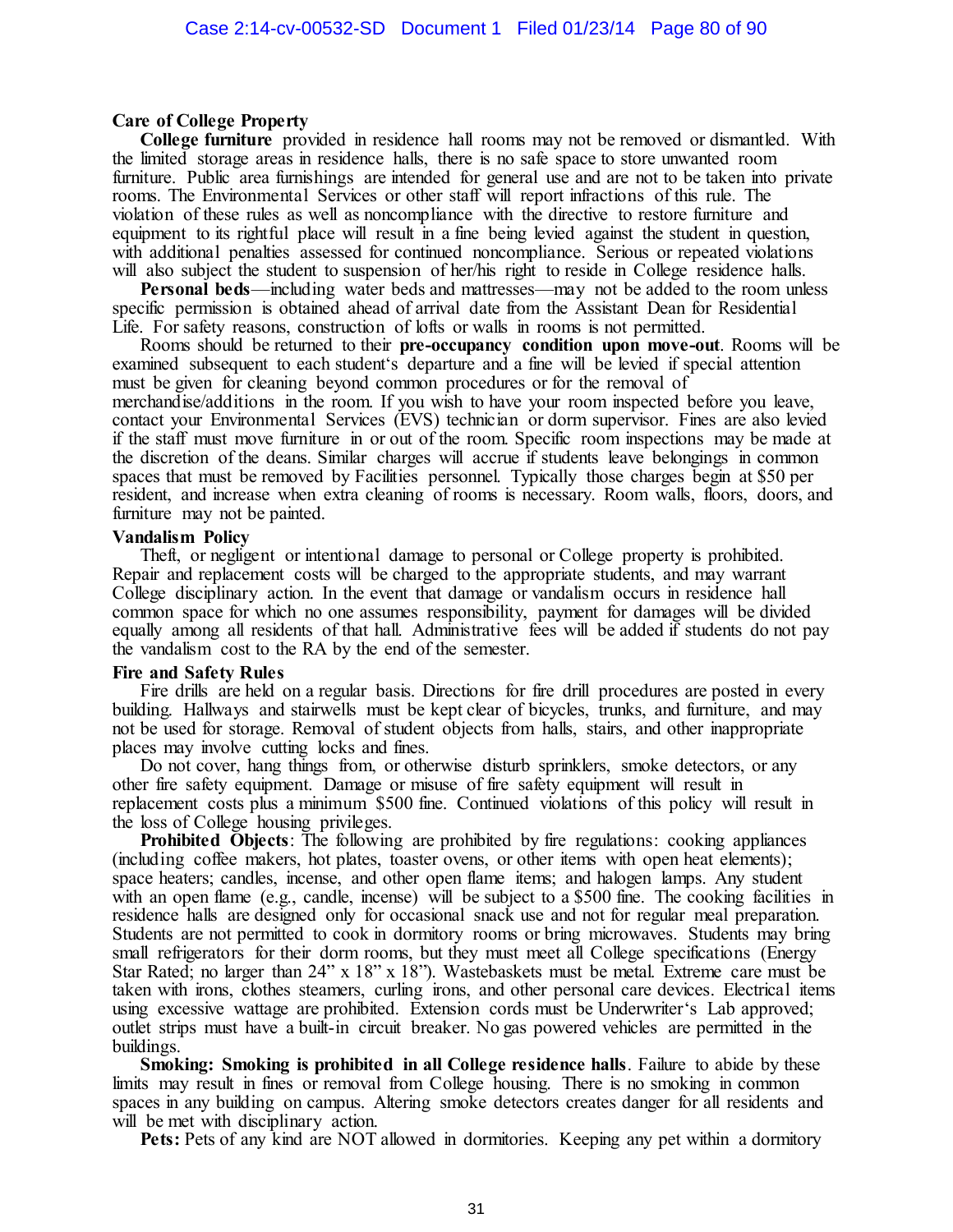### Care of College Property

**College furniture** provided in residence hall rooms may not be removed or dismantled. With the limited storage areas in residence halls, there is no safe space to store unwanted room furniture. Public area furnishings are intended for general use and are not to be taken into private rooms. The Environmental Services or other staff will report infractions of this rule. The violation of these rules as well as noncompliance with the directive to restore furniture and equipment to its rightful place will result in a fine being levied against the student in question, with additional penalties assessed for continued noncompliance. Serious or repeated violations will also subject the student to suspension of her/his right to reside in College residence halls.

**Personal beds**—including water beds and mattresses—may not be added to the room unless specific permission is obtained ahead of arrival date from the Assistant Dean for Residential Life. For safety reasons, construction of lofts or walls in rooms is not permitted.

Rooms should be returned to their **pre-occupancy condition upon move-out**. Rooms will be examined subsequent to each student's departure and a fine will be levied if special attention must be given for cleaning beyond common procedures or for the removal of merchandise/additions in the room. If you wish to have your room inspected before you leave, contact your Environmental Services (EVS) technician or dorm supervisor. Fines are also levied if the staff must move furniture in or out of the room. Specific room inspections may be made at the discretion of the deans. Similar charges will accrue if students leave belongings in common spaces that must be removed by Facilities personnel. Typically those charges begin at $50 per resident, and increase when extra cleaning of rooms is necessary. Room walls, floors, doors, and furniture may not be painted.

### Vandalism Policy

Theft, or negligent or intentional damage to personal or College property is prohibited. Repair and replacement costs will be charged to the appropriate students, and may warrant College disciplinary action. In the event that damage or vandalism occurs in residence hall common space for which no one assumes responsibility, payment for damages will be divided equally among all residents of that hall. Administrative fees will be added if students do not pay the vandalism cost to the RA by the end of the semester.

### Fire and Safety Rules

Fire drills are held on a regular basis. Directions for fire drill procedures are posted in every building. Hallways and stairwells must be kept clear of bicycles, trunks, and furniture, and may not be used for storage. Removal of student objects from halls, stairs, and other inappropriate places may involve cutting locks and fines.

Do not cover, hang things from, or otherwise disturb sprinklers, smoke detectors, or any other fire safety equipment. Damage or misuse of fire safety equipment will result in replacement costs plus a minimum $500 fine. Continued violations of this policy will result in the loss of College housing privileges.

**Prohibited Objects**: The following are prohibited by fire regulations: cooking appliances (including coffee makers, hot plates, toaster ovens, or other items with open heat elements); space heaters; candles, incense, and other open flame items; and halogen lamps. Any student with an open flame (e.g., candle, incense) will be subject to a $500 fine. The cooking facilities in residence halls are designed only for occasional snack use and not for regular meal preparation. Students are not permitted to cook in dormitory rooms or bring microwaves. Students may bring small refrigerators for their dorm rooms, but they must meet all College specifications (Energy Star Rated; no larger than 24" x 18" x 18"). Wastebaskets must be metal. Extreme care must be taken with irons, clothes steamers, curling irons, and other personal care devices. Electrical items using excessive wattage are prohibited. Extension cords must be Underwriter's Lab approved; outlet strips must have a built-in circuit breaker. No gas powered vehicles are permitted in the buildings.

**Smoking: Smoking is prohibited in all College residence halls**. Failure to abide by these limits may result in fines or removal from College housing. There is no smoking in common spaces in any building on campus. Altering smoke detectors creates danger for all residents and will be met with disciplinary action.

**Pets:** Pets of any kind are NOT allowed in dormitories. Keeping any pet within a dormitory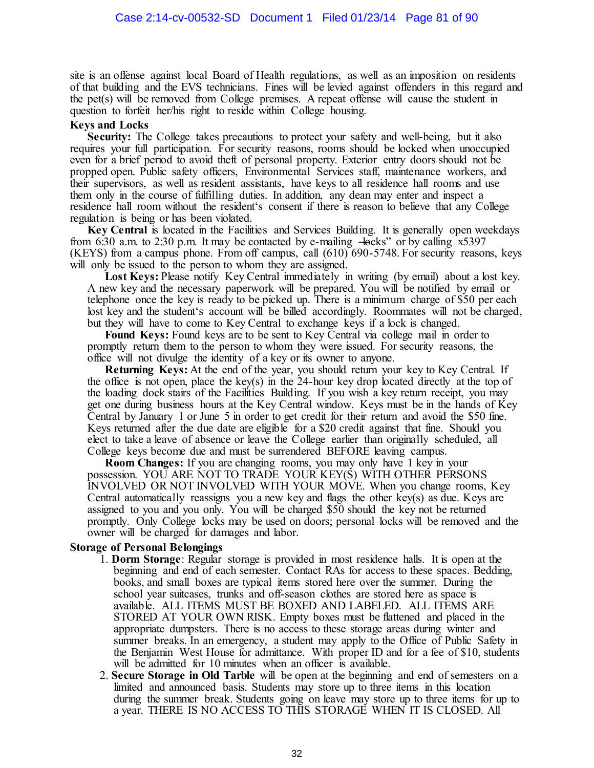site is an offense against local Board of Health regulations, as well as an imposition on residents of that building and the EVS technicians. Fines will be levied against offenders in this regard and the pet(s) will be removed from College premises. A repeat offense will cause the student in question to forfeit her/his right to reside within College housing.

**Keys and Locks**

**Security:** The College takes precautions to protect your safety and well-being, but it also requires your full participation. For security reasons, rooms should be locked when unoccupied even for a brief period to avoid theft of personal property. Exterior entry doors should not be propped open. Public safety officers, Environmental Services staff, maintenance workers, and their supervisors, as well as resident assistants, have keys to all residence hall rooms and use them only in the course of fulfilling duties. In addition, any dean may enter and inspect a residence hall room without the resident‘s consent if there is reason to believe that any College regulation is being or has been violated.

**Key Central** is located in the Facilities and Services Building. It is generally open weekdays from 6:30 a.m. to 2:30 p.m. It may be contacted by e-mailing ―locks" or by calling x5397 (KEYS) from a campus phone. From off campus, call (610) 690-5748. For security reasons, keys will only be issued to the person to whom they are assigned.

**Lost Keys:** Please notify Key Central immediately in writing (by email) about a lost key. A new key and the necessary paperwork will be prepared. You will be notified by email or telephone once the key is ready to be picked up. There is a minimum charge of $50 per each lost key and the student‘s account will be billed accordingly. Roommates will not be charged, but they will have to come to Key Central to exchange keys if a lock is changed.

**Found Keys:** Found keys are to be sent to Key Central via college mail in order to promptly return them to the person to whom they were issued. For security reasons, the office will not divulge the identity of a key or its owner to anyone.

**Returning Keys:** At the end of the year, you should return your key to Key Central. If the office is not open, place the key(s) in the 24-hour key drop located directly at the top of the loading dock stairs of the Facilities Building. If you wish a key return receipt, you may get one during business hours at the Key Central window. Keys must be in the hands of Key Central by January 1 or June 5 in order to get credit for their return and avoid the $50 fine. Keys returned after the due date are eligible for a $20 credit against that fine. Should you elect to take a leave of absence or leave the College earlier than originally scheduled, all College keys become due and must be surrendered BEFORE leaving campus.

**Room Changes:** If you are changing rooms, you may only have 1 key in your possession. YOU ARE NOT TO TRADE YOUR KEY(S) WITH OTHER PERSONS INVOLVED OR NOT INVOLVED WITH YOUR MOVE. When you change rooms, Key Central automatically reassigns you a new key and flags the other key(s) as due. Keys are assigned to you and you only. You will be charged $50 should the key not be returned promptly. Only College locks may be used on doors; personal locks will be removed and the owner will be charged for damages and labor.

**Storage of Personal Belongings**

1. **Dorm Storage**: Regular storage is provided in most residence halls. It is open at the beginning and end of each semester. Contact RAs for access to these spaces. Bedding, books, and small boxes are typical items stored here over the summer. During the school year suitcases, trunks and off-season clothes are stored here as space is available. ALL ITEMS MUST BE BOXED AND LABELED. ALL ITEMS ARE STORED AT YOUR OWN RISK. Empty boxes must be flattened and placed in the appropriate dumpsters. There is no access to these storage areas during winter and summer breaks. In an emergency, a student may apply to the Office of Public Safety in the Benjamin West House for admittance. With proper ID and for a fee of $10, students will be admitted for 10 minutes when an officer is available.
2. **Secure Storage in Old Tarble** will be open at the beginning and end of semesters on a limited and announced basis. Students may store up to three items in this location during the summer break. Students going on leave may store up to three items for up to a year. THERE IS NO ACCESS TO THIS STORAGE WHEN IT IS CLOSED. All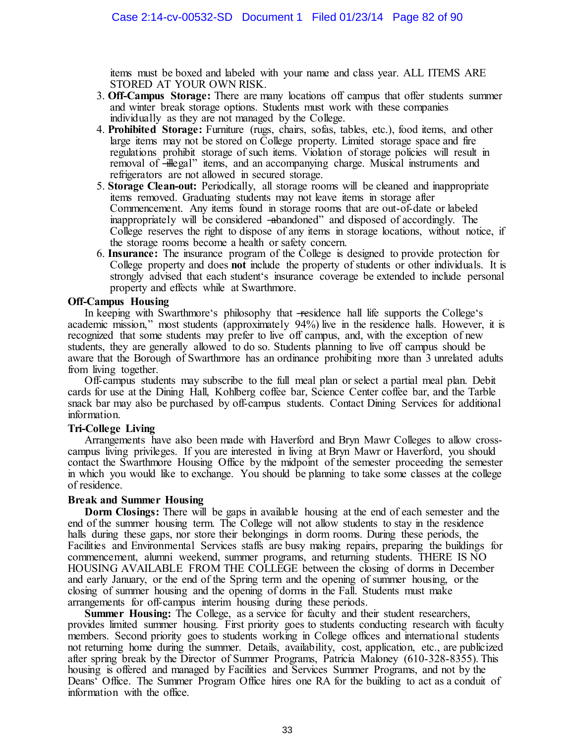items must be boxed and labeled with your name and class year. ALL ITEMS ARE STORED AT YOUR OWN RISK.

3. **Off-Campus Storage:** There are many locations off campus that offer students summer and winter break storage options. Students must work with these companies individually as they are not managed by the College.
4. **Prohibited Storage:** Furniture (rugs, chairs, sofas, tables, etc.), food items, and other large items may not be stored on College property. Limited storage space and fire regulations prohibit storage of such items. Violation of storage policies will result in removal of ―illegal" items, and an accompanying charge. Musical instruments and refrigerators are not allowed in secured storage.
5. **Storage Clean-out:** Periodically, all storage rooms will be cleaned and inappropriate items removed. Graduating students may not leave items in storage after Commencement. Any items found in storage rooms that are out-of-date or labeled inappropriately will be considered ―abandoned" and disposed of accordingly. The College reserves the right to dispose of any items in storage locations, without notice, if the storage rooms become a health or safety concern.
6. **Insurance:** The insurance program of the College is designed to provide protection for College property and does **not** include the property of students or other individuals. It is strongly advised that each student‗s insurance coverage be extended to include personal property and effects while at Swarthmore.

**Off-Campus Housing**

In keeping with Swarthmore‗s philosophy that ―residence hall life supports the College‗s academic mission," most students (approximately 94%) live in the residence halls. However, it is recognized that some students may prefer to live off campus, and, with the exception of new students, they are generally allowed to do so. Students planning to live off campus should be aware that the Borough of Swarthmore has an ordinance prohibiting more than 3 unrelated adults from living together.

Off-campus students may subscribe to the full meal plan or select a partial meal plan. Debit cards for use at the Dining Hall, Kohlberg coffee bar, Science Center coffee bar, and the Tarble snack bar may also be purchased by off-campus students. Contact Dining Services for additional information.

**Tri-College Living**

Arrangements have also been made with Haverford and Bryn Mawr Colleges to allow cross-campus living privileges. If you are interested in living at Bryn Mawr or Haverford, you should contact the Swarthmore Housing Office by the midpoint of the semester proceeding the semester in which you would like to exchange. You should be planning to take some classes at the college of residence.

**Break and Summer Housing**

**Dorm Closings:** There will be gaps in available housing at the end of each semester and the end of the summer housing term. The College will not allow students to stay in the residence halls during these gaps, nor store their belongings in dorm rooms. During these periods, the Facilities and Environmental Services staffs are busy making repairs, preparing the buildings for commencement, alumni weekend, summer programs, and returning students. THERE IS NO HOUSING AVAILABLE FROM THE COLLEGE between the closing of dorms in December and early January, or the end of the Spring term and the opening of summer housing, or the closing of summer housing and the opening of dorms in the Fall. Students must make arrangements for off-campus interim housing during these periods.

**Summer Housing:** The College, as a service for faculty and their student researchers, provides limited summer housing. First priority goes to students conducting research with faculty members. Second priority goes to students working in College offices and international students not returning home during the summer. Details, availability, cost, application, etc., are publicized after spring break by the Director of Summer Programs, Patricia Maloney (610-328-8355). This housing is offered and managed by Facilities and Services Summer Programs, and not by the Deans‗ Office. The Summer Program Office hires one RA for the building to act as a conduit of information with the office.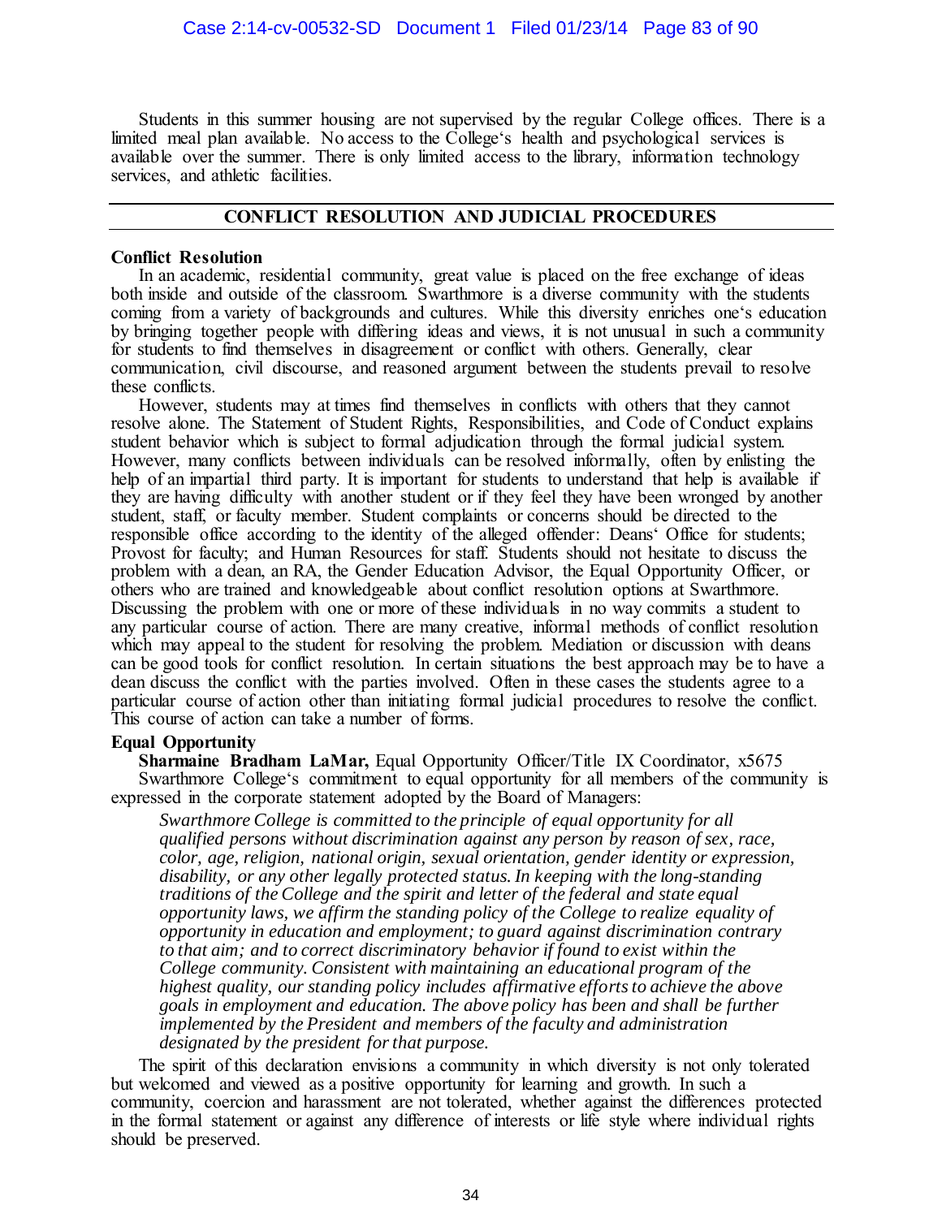Students in this summer housing are not supervised by the regular College offices. There is a limited meal plan available. No access to the College's health and psychological services is available over the summer. There is only limited access to the library, information technology services, and athletic facilities.

## CONFLICT RESOLUTION AND JUDICIAL PROCEDURES

**Conflict Resolution**

In an academic, residential community, great value is placed on the free exchange of ideas both inside and outside of the classroom. Swarthmore is a diverse community with the students coming from a variety of backgrounds and cultures. While this diversity enriches one's education by bringing together people with differing ideas and views, it is not unusual in such a community for students to find themselves in disagreement or conflict with others. Generally, clear communication, civil discourse, and reasoned argument between the students prevail to resolve these conflicts.

However, students may at times find themselves in conflicts with others that they cannot resolve alone. The Statement of Student Rights, Responsibilities, and Code of Conduct explains student behavior which is subject to formal adjudication through the formal judicial system. However, many conflicts between individuals can be resolved informally, often by enlisting the help of an impartial third party. It is important for students to understand that help is available if they are having difficulty with another student or if they feel they have been wronged by another student, staff, or faculty member. Student complaints or concerns should be directed to the responsible office according to the identity of the alleged offender: Deans' Office for students; Provost for faculty; and Human Resources for staff. Students should not hesitate to discuss the problem with a dean, an RA, the Gender Education Advisor, the Equal Opportunity Officer, or others who are trained and knowledgeable about conflict resolution options at Swarthmore. Discussing the problem with one or more of these individuals in no way commits a student to any particular course of action. There are many creative, informal methods of conflict resolution which may appeal to the student for resolving the problem. Mediation or discussion with deans can be good tools for conflict resolution. In certain situations the best approach may be to have a dean discuss the conflict with the parties involved. Often in these cases the students agree to a particular course of action other than initiating formal judicial procedures to resolve the conflict. This course of action can take a number of forms.

**Equal Opportunity**

**Sharmaine Bradham LaMar,** Equal Opportunity Officer/Title IX Coordinator, x5675

Swarthmore College's commitment to equal opportunity for all members of the community is expressed in the corporate statement adopted by the Board of Managers:

> *Swarthmore College is committed to the principle of equal opportunity for all qualified persons without discrimination against any person by reason of sex, race, color, age, religion, national origin, sexual orientation, gender identity or expression, disability, or any other legally protected status. In keeping with the long-standing traditions of the College and the spirit and letter of the federal and state equal opportunity laws, we affirm the standing policy of the College to realize equality of opportunity in education and employment; to guard against discrimination contrary to that aim; and to correct discriminatory behavior if found to exist within the College community. Consistent with maintaining an educational program of the highest quality, our standing policy includes affirmative efforts to achieve the above goals in employment and education. The above policy has been and shall be further implemented by the President and members of the faculty and administration designated by the president for that purpose.*

The spirit of this declaration envisions a community in which diversity is not only tolerated but welcomed and viewed as a positive opportunity for learning and growth. In such a community, coercion and harassment are not tolerated, whether against the differences protected in the formal statement or against any difference of interests or life style where individual rights should be preserved.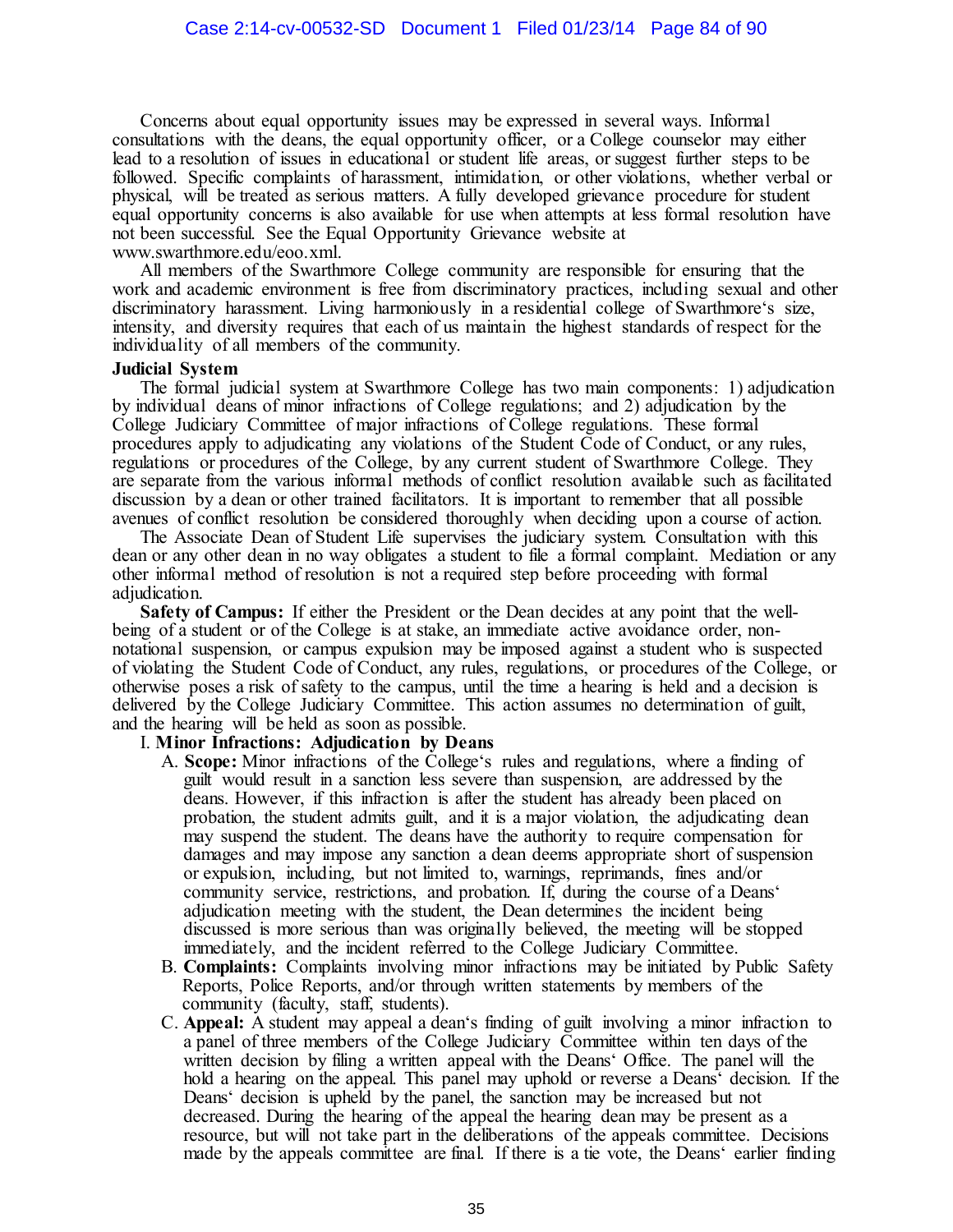Concerns about equal opportunity issues may be expressed in several ways. Informal consultations with the deans, the equal opportunity officer, or a College counselor may either lead to a resolution of issues in educational or student life areas, or suggest further steps to be followed. Specific complaints of harassment, intimidation, or other violations, whether verbal or physical, will be treated as serious matters. A fully developed grievance procedure for student equal opportunity concerns is also available for use when attempts at less formal resolution have not been successful. See the Equal Opportunity Grievance website at www.swarthmore.edu/eoo.xml.

All members of the Swarthmore College community are responsible for ensuring that the work and academic environment is free from discriminatory practices, including sexual and other discriminatory harassment. Living harmoniously in a residential college of Swarthmore's size, intensity, and diversity requires that each of us maintain the highest standards of respect for the individuality of all members of the community.

**Judicial System**

The formal judicial system at Swarthmore College has two main components: 1) adjudication by individual deans of minor infractions of College regulations; and 2) adjudication by the College Judiciary Committee of major infractions of College regulations. These formal procedures apply to adjudicating any violations of the Student Code of Conduct, or any rules, regulations or procedures of the College, by any current student of Swarthmore College. They are separate from the various informal methods of conflict resolution available such as facilitated discussion by a dean or other trained facilitators. It is important to remember that all possible avenues of conflict resolution be considered thoroughly when deciding upon a course of action.

The Associate Dean of Student Life supervises the judiciary system. Consultation with this dean or any other dean in no way obligates a student to file a formal complaint. Mediation or any other informal method of resolution is not a required step before proceeding with formal adjudication.

**Safety of Campus:** If either the President or the Dean decides at any point that the well-being of a student or of the College is at stake, an immediate active avoidance order, non-notational suspension, or campus expulsion may be imposed against a student who is suspected of violating the Student Code of Conduct, any rules, regulations, or procedures of the College, or otherwise poses a risk of safety to the campus, until the time a hearing is held and a decision is delivered by the College Judiciary Committee. This action assumes no determination of guilt, and the hearing will be held as soon as possible.

I. **Minor Infractions: Adjudication by Deans**

A. **Scope:** Minor infractions of the College's rules and regulations, where a finding of guilt would result in a sanction less severe than suspension, are addressed by the deans. However, if this infraction is after the student has already been placed on probation, the student admits guilt, and it is a major violation, the adjudicating dean may suspend the student. The deans have the authority to require compensation for damages and may impose any sanction a dean deems appropriate short of suspension or expulsion, including, but not limited to, warnings, reprimands, fines and/or community service, restrictions, and probation. If, during the course of a Deans' adjudication meeting with the student, the Dean determines the incident being discussed is more serious than was originally believed, the meeting will be stopped immediately, and the incident referred to the College Judiciary Committee.

B. **Complaints:** Complaints involving minor infractions may be initiated by Public Safety Reports, Police Reports, and/or through written statements by members of the community (faculty, staff, students).

C. **Appeal:** A student may appeal a dean's finding of guilt involving a minor infraction to a panel of three members of the College Judiciary Committee within ten days of the written decision by filing a written appeal with the Deans' Office. The panel will the hold a hearing on the appeal. This panel may uphold or reverse a Deans' decision. If the Deans' decision is upheld by the panel, the sanction may be increased but not decreased. During the hearing of the appeal the hearing dean may be present as a resource, but will not take part in the deliberations of the appeals committee. Decisions made by the appeals committee are final. If there is a tie vote, the Deans' earlier finding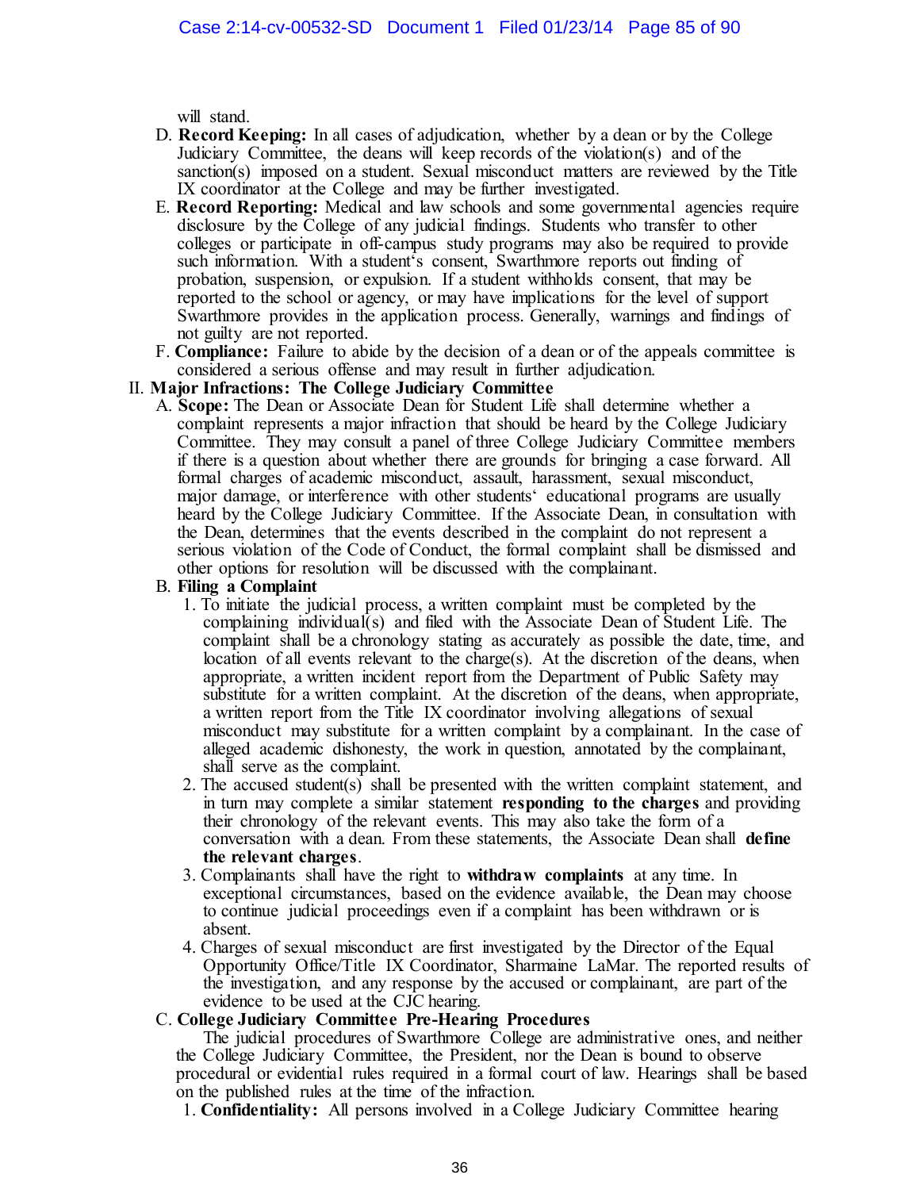will stand.

D. **Record Keeping:** In all cases of adjudication, whether by a dean or by the College Judiciary Committee, the deans will keep records of the violation(s) and of the sanction(s) imposed on a student. Sexual misconduct matters are reviewed by the Title IX coordinator at the College and may be further investigated.

E. **Record Reporting:** Medical and law schools and some governmental agencies require disclosure by the College of any judicial findings. Students who transfer to other colleges or participate in off-campus study programs may also be required to provide such information. With a student's consent, Swarthmore reports out finding of probation, suspension, or expulsion. If a student withholds consent, that may be reported to the school or agency, or may have implications for the level of support Swarthmore provides in the application process. Generally, warnings and findings of not guilty are not reported.

F. **Compliance:** Failure to abide by the decision of a dean or of the appeals committee is considered a serious offense and may result in further adjudication.

II. **Major Infractions: The College Judiciary Committee**

A. **Scope:** The Dean or Associate Dean for Student Life shall determine whether a complaint represents a major infraction that should be heard by the College Judiciary Committee. They may consult a panel of three College Judiciary Committee members if there is a question about whether there are grounds for bringing a case forward. All formal charges of academic misconduct, assault, harassment, sexual misconduct, major damage, or interference with other students' educational programs are usually heard by the College Judiciary Committee. If the Associate Dean, in consultation with the Dean, determines that the events described in the complaint do not represent a serious violation of the Code of Conduct, the formal complaint shall be dismissed and other options for resolution will be discussed with the complainant.

B. **Filing a Complaint**

1. To initiate the judicial process, a written complaint must be completed by the complaining individual(s) and filed with the Associate Dean of Student Life. The complaint shall be a chronology stating as accurately as possible the date, time, and location of all events relevant to the charge(s). At the discretion of the deans, when appropriate, a written incident report from the Department of Public Safety may substitute for a written complaint. At the discretion of the deans, when appropriate, a written report from the Title IX coordinator involving allegations of sexual misconduct may substitute for a written complaint by a complainant. In the case of alleged academic dishonesty, the work in question, annotated by the complainant, shall serve as the complaint.
2. The accused student(s) shall be presented with the written complaint statement, and in turn may complete a similar statement **responding to the charges** and providing their chronology of the relevant events. This may also take the form of a conversation with a dean. From these statements, the Associate Dean shall **define the relevant charges**.
3. Complainants shall have the right to **withdraw complaints** at any time. In exceptional circumstances, based on the evidence available, the Dean may choose to continue judicial proceedings even if a complaint has been withdrawn or is absent.
4. Charges of sexual misconduct are first investigated by the Director of the Equal Opportunity Office/Title IX Coordinator, Sharmaine LaMar. The reported results of the investigation, and any response by the accused or complainant, are part of the evidence to be used at the CJC hearing.

C. **College Judiciary Committee Pre-Hearing Procedures**

The judicial procedures of Swarthmore College are administrative ones, and neither the College Judiciary Committee, the President, nor the Dean is bound to observe procedural or evidential rules required in a formal court of law. Hearings shall be based on the published rules at the time of the infraction.

1. **Confidentiality:** All persons involved in a College Judiciary Committee hearing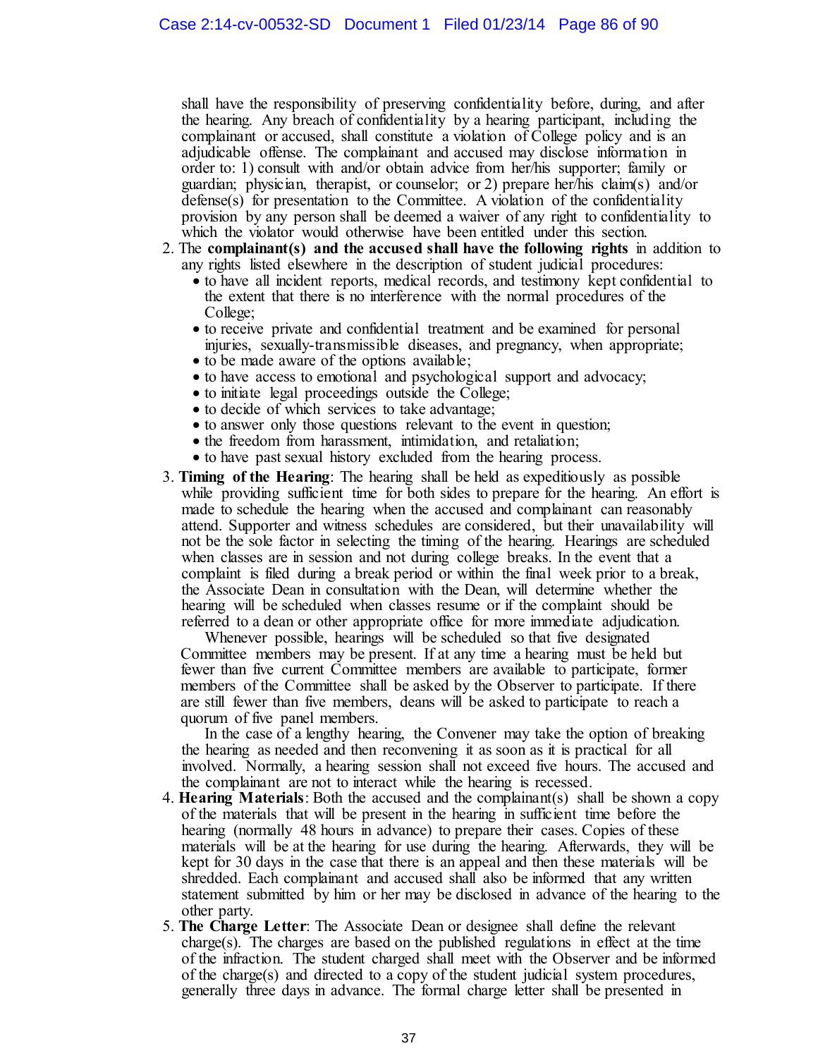shall have the responsibility of preserving confidentiality before, during, and after the hearing. Any breach of confidentiality by a hearing participant, including the complainant or accused, shall constitute a violation of College policy and is an adjudicable offense. The complainant and accused may disclose information in order to: 1) consult with and/or obtain advice from her/his supporter; family or guardian; physician, therapist, or counselor; or 2) prepare her/his claim(s) and/or defense(s) for presentation to the Committee. A violation of the confidentiality provision by any person shall be deemed a waiver of any right to confidentiality to which the violator would otherwise have been entitled under this section.

2. The **complainant(s) and the accused shall have the following rights** in addition to any rights listed elsewhere in the description of student judicial procedures:
   - to have all incident reports, medical records, and testimony kept confidential to the extent that there is no interference with the normal procedures of the College;
   - to receive private and confidential treatment and be examined for personal injuries, sexually-transmissible diseases, and pregnancy, when appropriate;
   - to be made aware of the options available;
   - to have access to emotional and psychological support and advocacy;
   - to initiate legal proceedings outside the College;
   - to decide of which services to take advantage;
   - to answer only those questions relevant to the event in question;
   - the freedom from harassment, intimidation, and retaliation;
   - to have past sexual history excluded from the hearing process.
3. **Timing of the Hearing**: The hearing shall be held as expeditiously as possible while providing sufficient time for both sides to prepare for the hearing. An effort is made to schedule the hearing when the accused and complainant can reasonably attend. Supporter and witness schedules are considered, but their unavailability will not be the sole factor in selecting the timing of the hearing. Hearings are scheduled when classes are in session and not during college breaks. In the event that a complaint is filed during a break period or within the final week prior to a break, the Associate Dean in consultation with the Dean, will determine whether the hearing will be scheduled when classes resume or if the complaint should be referred to a dean or other appropriate office for more immediate adjudication.

   Whenever possible, hearings will be scheduled so that five designated Committee members may be present. If at any time a hearing must be held but fewer than five current Committee members are available to participate, former members of the Committee shall be asked by the Observer to participate. If there are still fewer than five members, deans will be asked to participate to reach a quorum of five panel members.

   In the case of a lengthy hearing, the Convener may take the option of breaking the hearing as needed and then reconvening it as soon as it is practical for all involved. Normally, a hearing session shall not exceed five hours. The accused and the complainant are not to interact while the hearing is recessed.
4. **Hearing Materials**: Both the accused and the complainant(s) shall be shown a copy of the materials that will be present in the hearing in sufficient time before the hearing (normally 48 hours in advance) to prepare their cases. Copies of these materials will be at the hearing for use during the hearing. Afterwards, they will be kept for 30 days in the case that there is an appeal and then these materials will be shredded. Each complainant and accused shall also be informed that any written statement submitted by him or her may be disclosed in advance of the hearing to the other party.
5. **The Charge Letter**: The Associate Dean or designee shall define the relevant charge(s). The charges are based on the published regulations in effect at the time of the infraction. The student charged shall meet with the Observer and be informed of the charge(s) and directed to a copy of the student judicial system procedures, generally three days in advance. The formal charge letter shall be presented in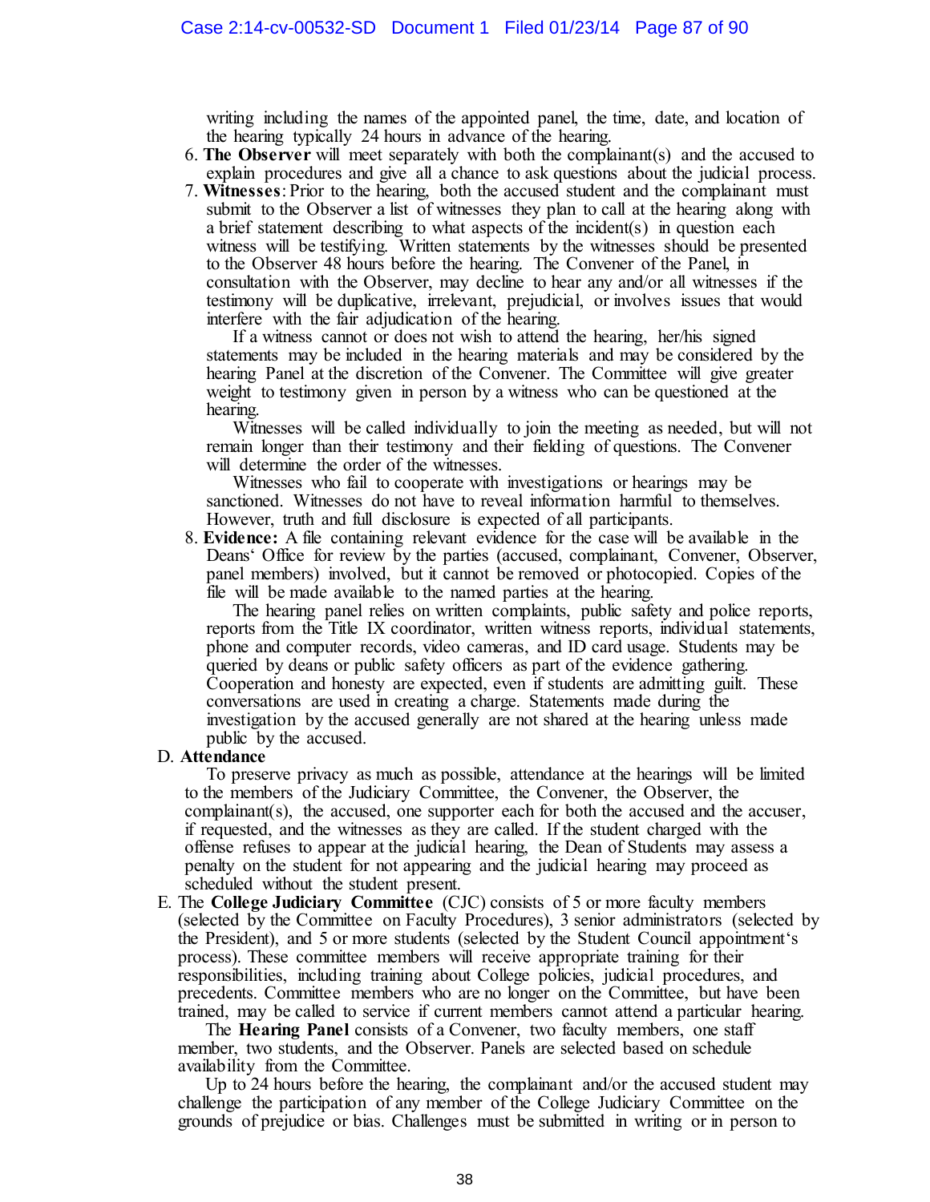writing including the names of the appointed panel, the time, date, and location of the hearing typically 24 hours in advance of the hearing.

6. **The Observer** will meet separately with both the complainant(s) and the accused to explain procedures and give all a chance to ask questions about the judicial process.
7. **Witnesses**: Prior to the hearing, both the accused student and the complainant must submit to the Observer a list of witnesses they plan to call at the hearing along with a brief statement describing to what aspects of the incident(s) in question each witness will be testifying. Written statements by the witnesses should be presented to the Observer 48 hours before the hearing. The Convener of the Panel, in consultation with the Observer, may decline to hear any and/or all witnesses if the testimony will be duplicative, irrelevant, prejudicial, or involves issues that would interfere with the fair adjudication of the hearing.

   If a witness cannot or does not wish to attend the hearing, her/his signed statements may be included in the hearing materials and may be considered by the hearing Panel at the discretion of the Convener. The Committee will give greater weight to testimony given in person by a witness who can be questioned at the hearing.

   Witnesses will be called individually to join the meeting as needed, but will not remain longer than their testimony and their fielding of questions. The Convener will determine the order of the witnesses.

   Witnesses who fail to cooperate with investigations or hearings may be sanctioned. Witnesses do not have to reveal information harmful to themselves. However, truth and full disclosure is expected of all participants.
8. **Evidence:** A file containing relevant evidence for the case will be available in the Deans' Office for review by the parties (accused, complainant, Convener, Observer, panel members) involved, but it cannot be removed or photocopied. Copies of the file will be made available to the named parties at the hearing.

   The hearing panel relies on written complaints, public safety and police reports, reports from the Title IX coordinator, written witness reports, individual statements, phone and computer records, video cameras, and ID card usage. Students may be queried by deans or public safety officers as part of the evidence gathering. Cooperation and honesty are expected, even if students are admitting guilt. These conversations are used in creating a charge. Statements made during the investigation by the accused generally are not shared at the hearing unless made public by the accused.

D. **Attendance**

To preserve privacy as much as possible, attendance at the hearings will be limited to the members of the Judiciary Committee, the Convener, the Observer, the complainant(s), the accused, one supporter each for both the accused and the accuser, if requested, and the witnesses as they are called. If the student charged with the offense refuses to appear at the judicial hearing, the Dean of Students may assess a penalty on the student for not appearing and the judicial hearing may proceed as scheduled without the student present.

E. The **College Judiciary Committee** (CJC) consists of 5 or more faculty members (selected by the Committee on Faculty Procedures), 3 senior administrators (selected by the President), and 5 or more students (selected by the Student Council appointment's process). These committee members will receive appropriate training for their responsibilities, including training about College policies, judicial procedures, and precedents. Committee members who are no longer on the Committee, but have been trained, may be called to service if current members cannot attend a particular hearing.

The **Hearing Panel** consists of a Convener, two faculty members, one staff member, two students, and the Observer. Panels are selected based on schedule availability from the Committee.

Up to 24 hours before the hearing, the complainant and/or the accused student may challenge the participation of any member of the College Judiciary Committee on the grounds of prejudice or bias. Challenges must be submitted in writing or in person to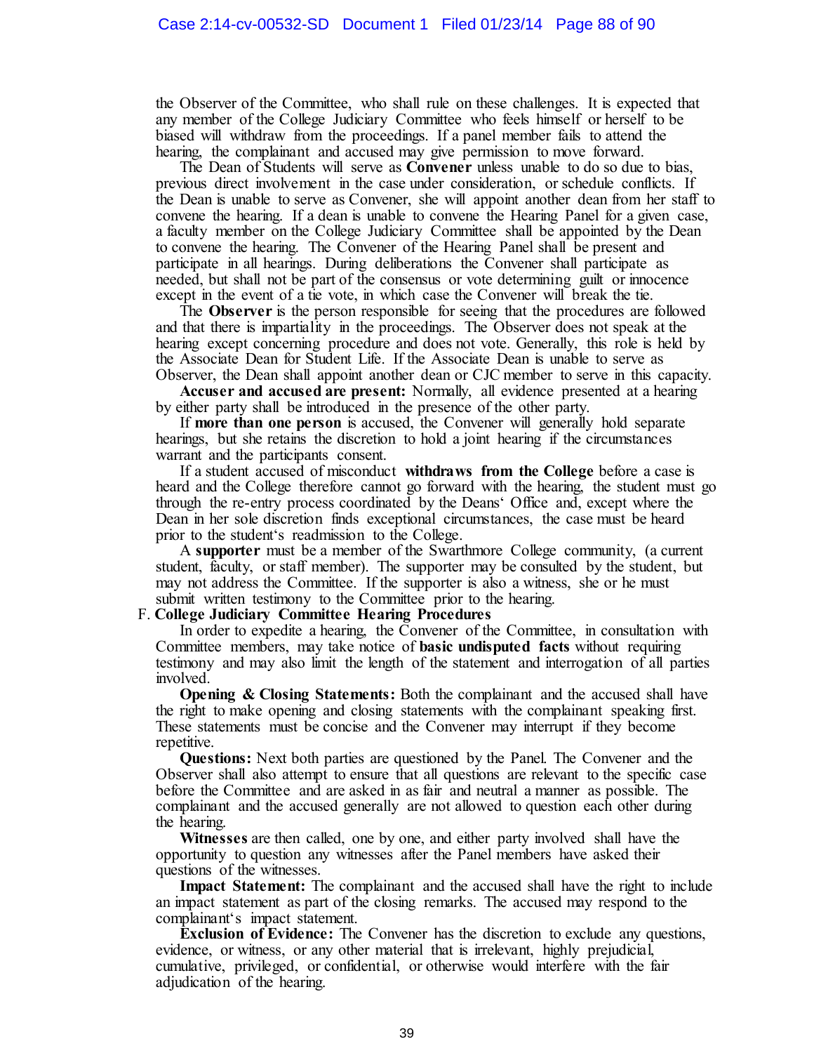the Observer of the Committee, who shall rule on these challenges. It is expected that any member of the College Judiciary Committee who feels himself or herself to be biased will withdraw from the proceedings. If a panel member fails to attend the hearing, the complainant and accused may give permission to move forward.

The Dean of Students will serve as **Convener** unless unable to do so due to bias, previous direct involvement in the case under consideration, or schedule conflicts. If the Dean is unable to serve as Convener, she will appoint another dean from her staff to convene the hearing. If a dean is unable to convene the Hearing Panel for a given case, a faculty member on the College Judiciary Committee shall be appointed by the Dean to convene the hearing. The Convener of the Hearing Panel shall be present and participate in all hearings. During deliberations the Convener shall participate as needed, but shall not be part of the consensus or vote determining guilt or innocence except in the event of a tie vote, in which case the Convener will break the tie.

The **Observer** is the person responsible for seeing that the procedures are followed and that there is impartiality in the proceedings. The Observer does not speak at the hearing except concerning procedure and does not vote. Generally, this role is held by the Associate Dean for Student Life. If the Associate Dean is unable to serve as Observer, the Dean shall appoint another dean or CJC member to serve in this capacity.

**Accuser and accused are present:** Normally, all evidence presented at a hearing by either party shall be introduced in the presence of the other party.

If **more than one person** is accused, the Convener will generally hold separate hearings, but she retains the discretion to hold a joint hearing if the circumstances warrant and the participants consent.

If a student accused of misconduct **withdraws from the College** before a case is heard and the College therefore cannot go forward with the hearing, the student must go through the re-entry process coordinated by the Deans' Office and, except where the Dean in her sole discretion finds exceptional circumstances, the case must be heard prior to the student's readmission to the College.

A **supporter** must be a member of the Swarthmore College community, (a current student, faculty, or staff member). The supporter may be consulted by the student, but may not address the Committee. If the supporter is also a witness, she or he must submit written testimony to the Committee prior to the hearing.

F. **College Judiciary Committee Hearing Procedures**

In order to expedite a hearing, the Convener of the Committee, in consultation with Committee members, may take notice of **basic undisputed facts** without requiring testimony and may also limit the length of the statement and interrogation of all parties involved.

**Opening & Closing Statements:** Both the complainant and the accused shall have the right to make opening and closing statements with the complainant speaking first. These statements must be concise and the Convener may interrupt if they become repetitive.

**Questions:** Next both parties are questioned by the Panel. The Convener and the Observer shall also attempt to ensure that all questions are relevant to the specific case before the Committee and are asked in as fair and neutral a manner as possible. The complainant and the accused generally are not allowed to question each other during the hearing.

**Witnesses** are then called, one by one, and either party involved shall have the opportunity to question any witnesses after the Panel members have asked their questions of the witnesses.

**Impact Statement:** The complainant and the accused shall have the right to include an impact statement as part of the closing remarks. The accused may respond to the complainant's impact statement.

**Exclusion of Evidence:** The Convener has the discretion to exclude any questions, evidence, or witness, or any other material that is irrelevant, highly prejudicial, cumulative, privileged, or confidential, or otherwise would interfere with the fair adjudication of the hearing.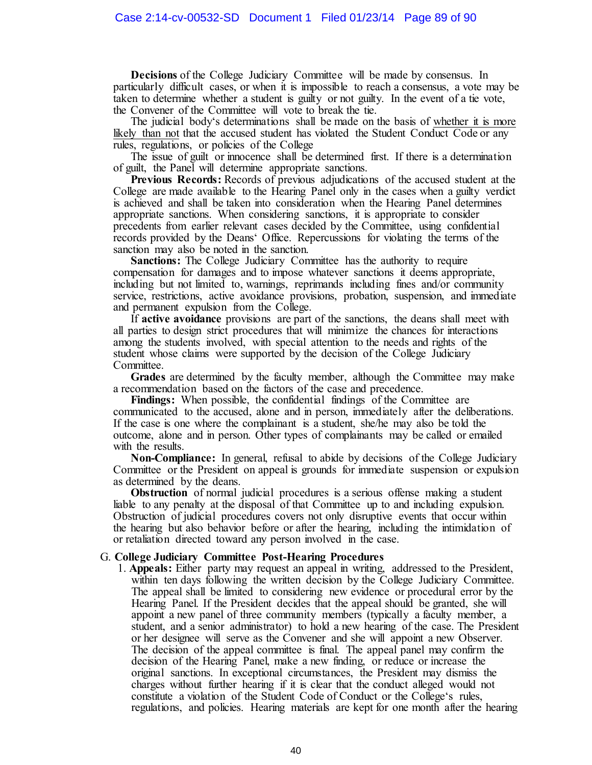**Decisions** of the College Judiciary Committee will be made by consensus. In particularly difficult cases, or when it is impossible to reach a consensus, a vote may be taken to determine whether a student is guilty or not guilty. In the event of a tie vote, the Convener of the Committee will vote to break the tie.

The judicial body's determinations shall be made on the basis of <u>whether it is more likely than not</u> that the accused student has violated the Student Conduct Code or any rules, regulations, or policies of the College

The issue of guilt or innocence shall be determined first. If there is a determination of guilt, the Panel will determine appropriate sanctions.

**Previous Records:** Records of previous adjudications of the accused student at the College are made available to the Hearing Panel only in the cases when a guilty verdict is achieved and shall be taken into consideration when the Hearing Panel determines appropriate sanctions. When considering sanctions, it is appropriate to consider precedents from earlier relevant cases decided by the Committee, using confidential records provided by the Deans' Office. Repercussions for violating the terms of the sanction may also be noted in the sanction.

**Sanctions:** The College Judiciary Committee has the authority to require compensation for damages and to impose whatever sanctions it deems appropriate, including but not limited to, warnings, reprimands including fines and/or community service, restrictions, active avoidance provisions, probation, suspension, and immediate and permanent expulsion from the College.

If **active avoidance** provisions are part of the sanctions, the deans shall meet with all parties to design strict procedures that will minimize the chances for interactions among the students involved, with special attention to the needs and rights of the student whose claims were supported by the decision of the College Judiciary Committee.

**Grades** are determined by the faculty member, although the Committee may make a recommendation based on the factors of the case and precedence.

**Findings:** When possible, the confidential findings of the Committee are communicated to the accused, alone and in person, immediately after the deliberations. If the case is one where the complainant is a student, she/he may also be told the outcome, alone and in person. Other types of complainants may be called or emailed with the results.

**Non-Compliance:** In general, refusal to abide by decisions of the College Judiciary Committee or the President on appeal is grounds for immediate suspension or expulsion as determined by the deans.

**Obstruction** of normal judicial procedures is a serious offense making a student liable to any penalty at the disposal of that Committee up to and including expulsion. Obstruction of judicial procedures covers not only disruptive events that occur within the hearing but also behavior before or after the hearing, including the intimidation of or retaliation directed toward any person involved in the case.

G. **College Judiciary Committee Post-Hearing Procedures**

1. **Appeals:** Either party may request an appeal in writing, addressed to the President, within ten days following the written decision by the College Judiciary Committee. The appeal shall be limited to considering new evidence or procedural error by the Hearing Panel. If the President decides that the appeal should be granted, she will appoint a new panel of three community members (typically a faculty member, a student, and a senior administrator) to hold a new hearing of the case. The President or her designee will serve as the Convener and she will appoint a new Observer. The decision of the appeal committee is final. The appeal panel may confirm the decision of the Hearing Panel, make a new finding, or reduce or increase the original sanctions. In exceptional circumstances, the President may dismiss the charges without further hearing if it is clear that the conduct alleged would not constitute a violation of the Student Code of Conduct or the College's rules, regulations, and policies. Hearing materials are kept for one month after the hearing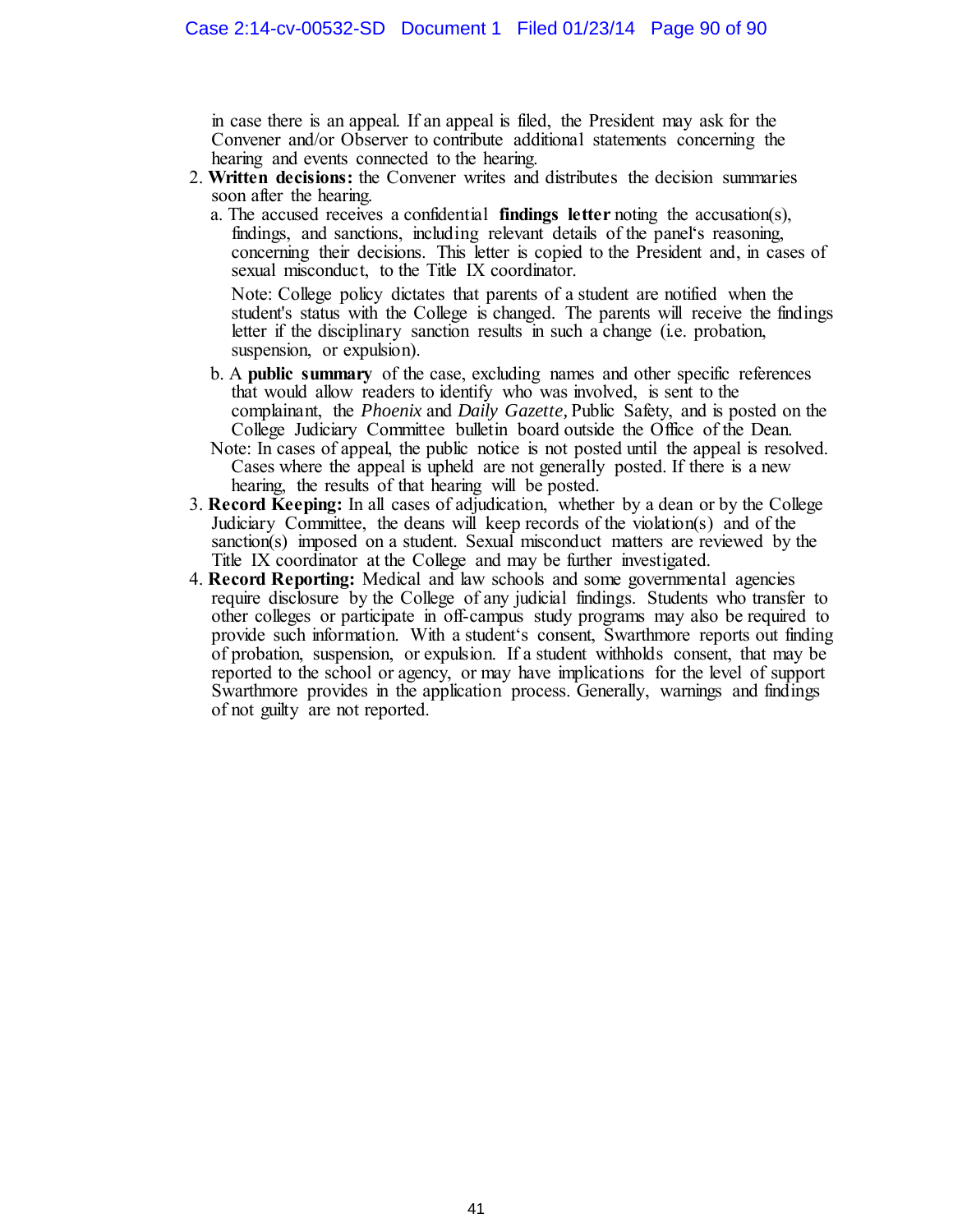in case there is an appeal. If an appeal is filed, the President may ask for the Convener and/or Observer to contribute additional statements concerning the hearing and events connected to the hearing.

2. **Written decisions:** the Convener writes and distributes the decision summaries soon after the hearing.
   a. The accused receives a confidential **findings letter** noting the accusation(s), findings, and sanctions, including relevant details of the panel's reasoning, concerning their decisions. This letter is copied to the President and, in cases of sexual misconduct, to the Title IX coordinator.

      Note: College policy dictates that parents of a student are notified when the student's status with the College is changed. The parents will receive the findings letter if the disciplinary sanction results in such a change (i.e. probation, suspension, or expulsion).

   b. A **public summary** of the case, excluding names and other specific references that would allow readers to identify who was involved, is sent to the complainant, the *Phoenix* and *Daily Gazette,* Public Safety, and is posted on the College Judiciary Committee bulletin board outside the Office of the Dean.

   Note: In cases of appeal, the public notice is not posted until the appeal is resolved. Cases where the appeal is upheld are not generally posted. If there is a new hearing, the results of that hearing will be posted.

3. **Record Keeping:** In all cases of adjudication, whether by a dean or by the College Judiciary Committee, the deans will keep records of the violation(s) and of the sanction(s) imposed on a student. Sexual misconduct matters are reviewed by the Title IX coordinator at the College and may be further investigated.

4. **Record Reporting:** Medical and law schools and some governmental agencies require disclosure by the College of any judicial findings. Students who transfer to other colleges or participate in off-campus study programs may also be required to provide such information. With a student's consent, Swarthmore reports out finding of probation, suspension, or expulsion. If a student withholds consent, that may be reported to the school or agency, or may have implications for the level of support Swarthmore provides in the application process. Generally, warnings and findings of not guilty are not reported.